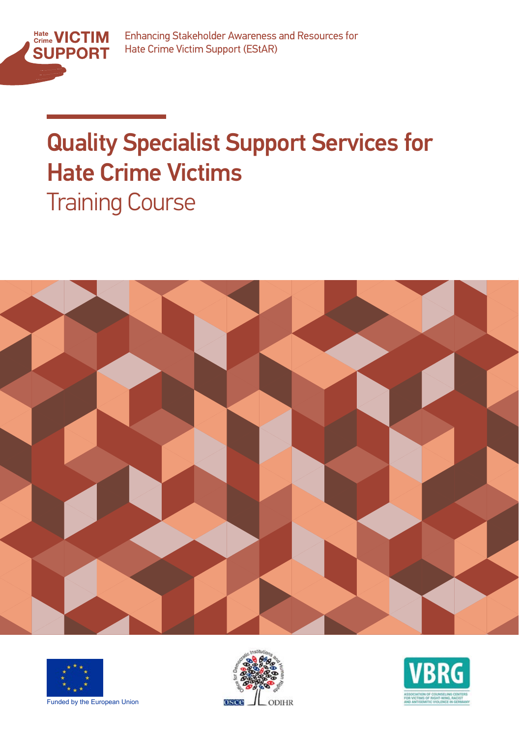Hate Crime VICTIM SUPPORT

Enhancing Stakeholder Awareness and Resources for Hate Crime Victim Support (EStAR)

# Quality Specialist Support Services for Hate Crime Victims

## Training Course

Funded by the European Union

OSCE ODIHR

VBRG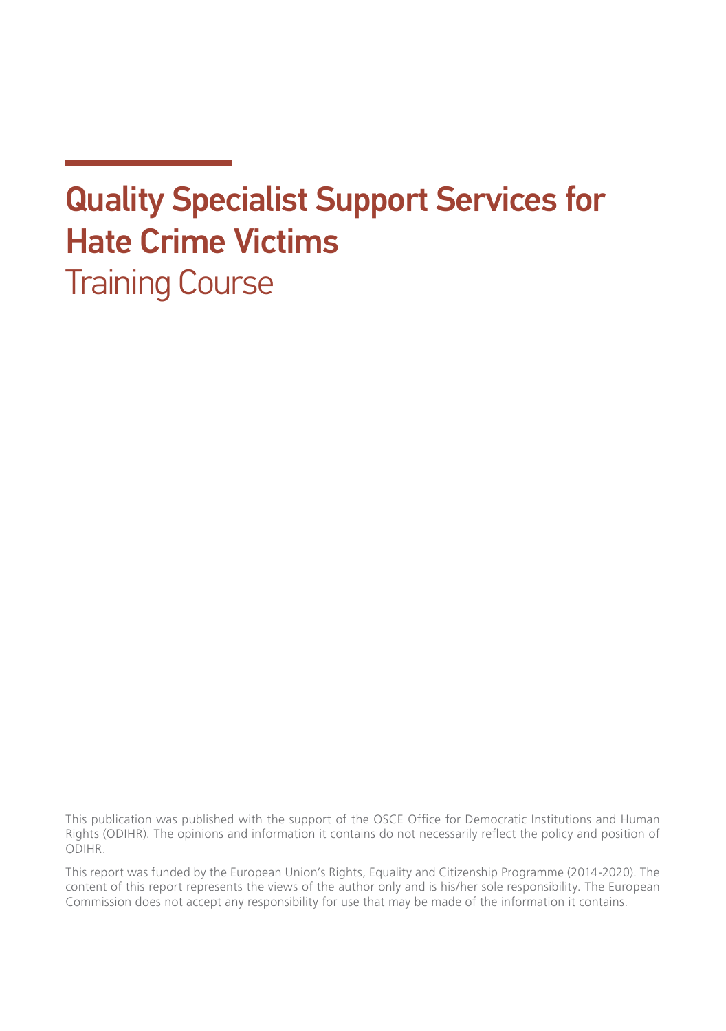# Quality Specialist Support Services for Hate Crime Victims

## Training Course

This publication was published with the support of the OSCE Office for Democratic Institutions and Human Rights (ODIHR). The opinions and information it contains do not necessarily reflect the policy and position of ODIHR.

This report was funded by the European Union's Rights, Equality and Citizenship Programme (2014-2020). The content of this report represents the views of the author only and is his/her sole responsibility. The European Commission does not accept any responsibility for use that may be made of the information it contains.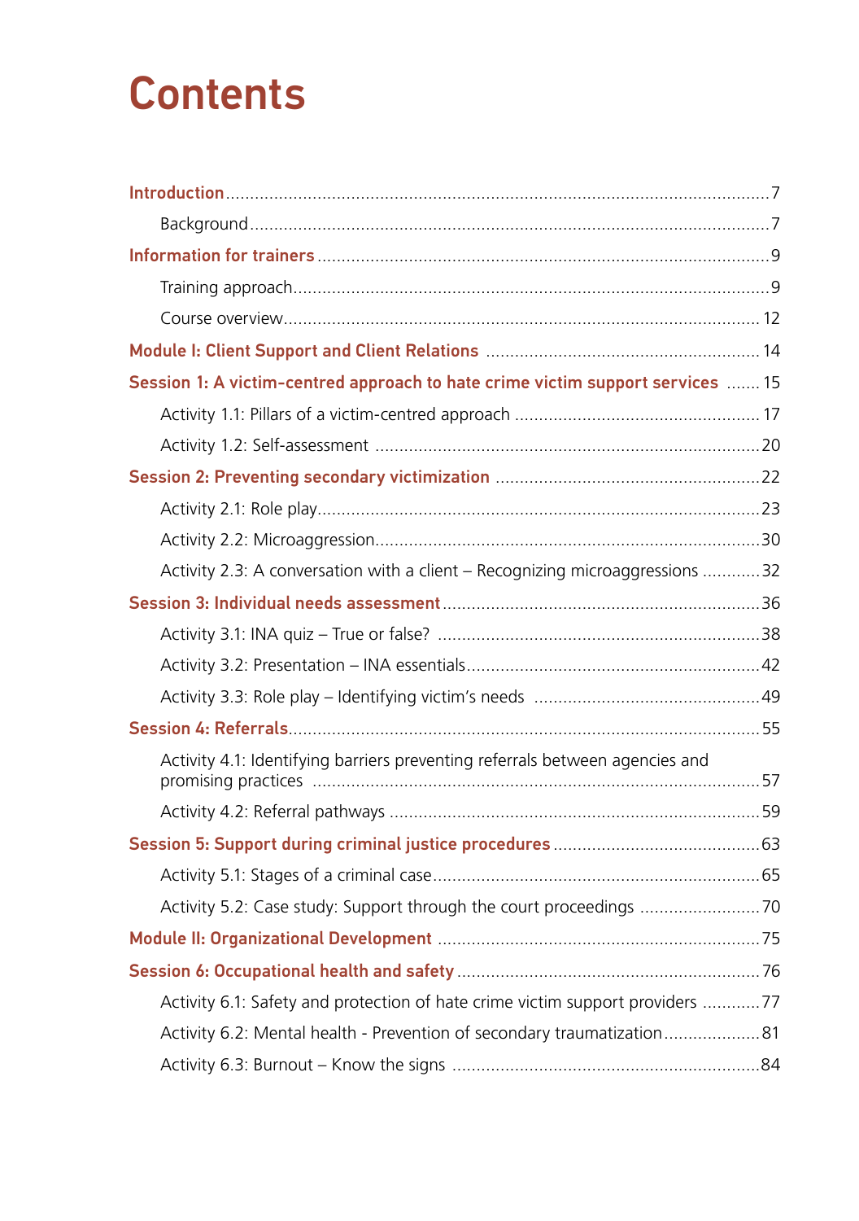# Contents

Introduction ........................................................................................................ 7

Background ........................................................................................................ 7

Information for trainers ........................................................................................ 9

Training approach ................................................................................................ 9

Course overview .................................................................................................. 12

Module I: Client Support and Client Relations ..................................................... 14

Session 1: A victim-centred approach to hate crime victim support services ....... 15

Activity 1.1: Pillars of a victim-centred approach ................................................. 17

Activity 1.2: Self-assessment .............................................................................. 20

Session 2: Preventing secondary victimization ..................................................... 22

Activity 2.1: Role play ......................................................................................... 23

Activity 2.2: Microaggression .............................................................................. 30

Activity 2.3: A conversation with a client – Recognizing microaggressions ........... 32

Session 3: Individual needs assessment ............................................................... 36

Activity 3.1: INA quiz – True or false? ................................................................. 38

Activity 3.2: Presentation – INA essentials ........................................................... 42

Activity 3.3: Role play – Identifying victim's needs .............................................. 49

Session 4: Referrals ............................................................................................. 55

Activity 4.1: Identifying barriers preventing referrals between agencies and promising practices .......................................................................................... 57

Activity 4.2: Referral pathways ........................................................................... 59

Session 5: Support during criminal justice procedures ......................................... 63

Activity 5.1: Stages of a criminal case ................................................................. 65

Activity 5.2: Case study: Support through the court proceedings ........................ 70

Module II: Organizational Development .............................................................. 75

Session 6: Occupational health and safety ........................................................... 76

Activity 6.1: Safety and protection of hate crime victim support providers ........... 77

Activity 6.2: Mental health - Prevention of secondary traumatization ................... 81

Activity 6.3: Burnout – Know the signs ................................................................ 84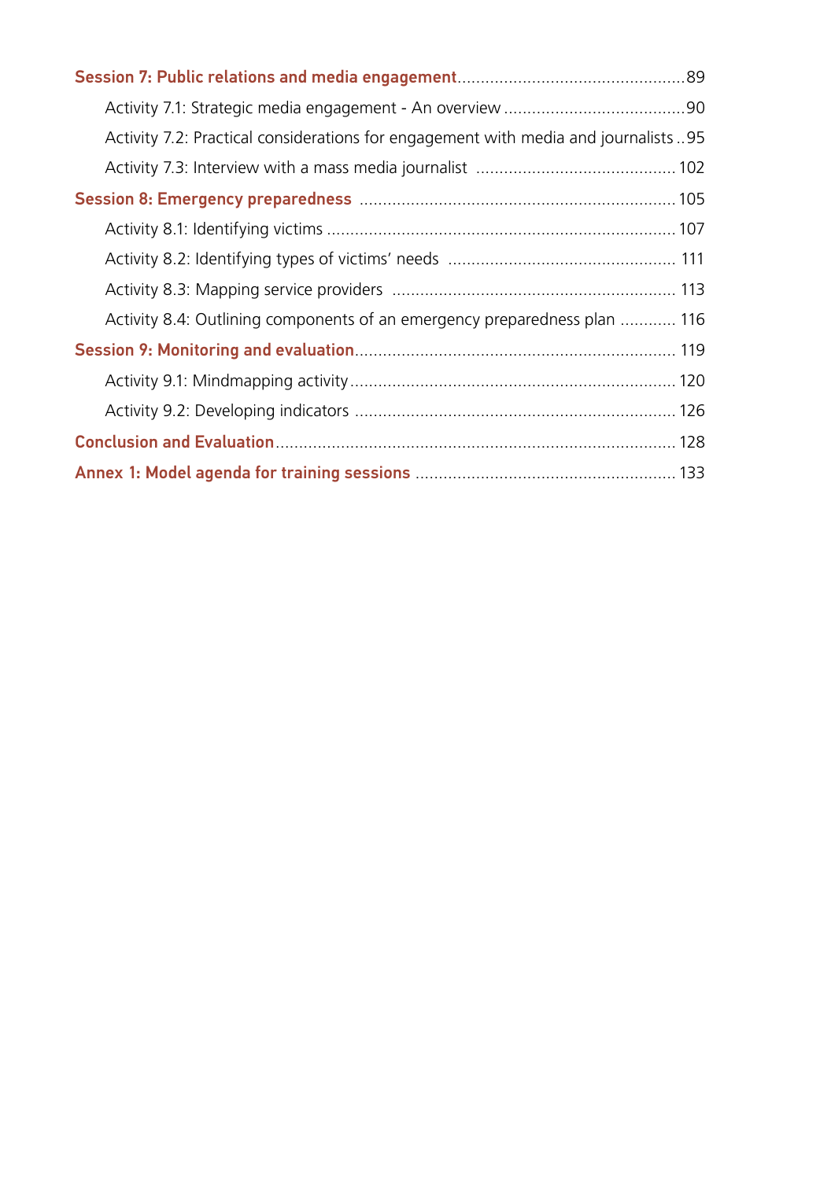**Session 7: Public relations and media engagement** ... 89

- Activity 7.1: Strategic media engagement - An overview ... 90
- Activity 7.2: Practical considerations for engagement with media and journalists ... 95
- Activity 7.3: Interview with a mass media journalist ... 102

**Session 8: Emergency preparedness** ... 105

- Activity 8.1: Identifying victims ... 107
- Activity 8.2: Identifying types of victims' needs ... 111
- Activity 8.3: Mapping service providers ... 113
- Activity 8.4: Outlining components of an emergency preparedness plan ... 116

**Session 9: Monitoring and evaluation** ... 119

- Activity 9.1: Mindmapping activity ... 120
- Activity 9.2: Developing indicators ... 126

**Conclusion and Evaluation** ... 128

**Annex 1: Model agenda for training sessions** ... 133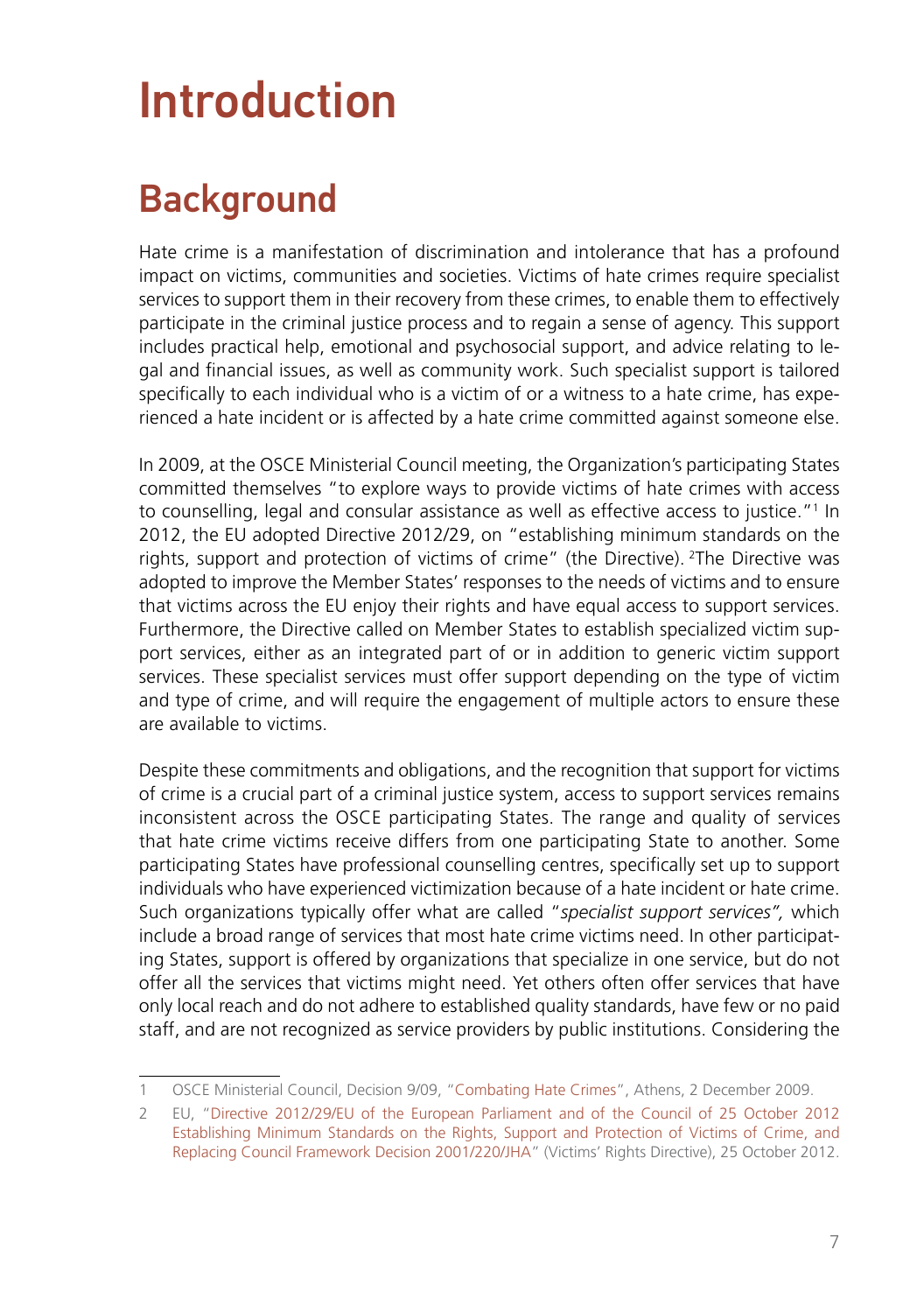# Introduction

## Background

Hate crime is a manifestation of discrimination and intolerance that has a profound impact on victims, communities and societies. Victims of hate crimes require specialist services to support them in their recovery from these crimes, to enable them to effectively participate in the criminal justice process and to regain a sense of agency. This support includes practical help, emotional and psychosocial support, and advice relating to legal and financial issues, as well as community work. Such specialist support is tailored specifically to each individual who is a victim of or a witness to a hate crime, has experienced a hate incident or is affected by a hate crime committed against someone else.

In 2009, at the OSCE Ministerial Council meeting, the Organization's participating States committed themselves "to explore ways to provide victims of hate crimes with access to counselling, legal and consular assistance as well as effective access to justice."[1] In 2012, the EU adopted Directive 2012/29, on "establishing minimum standards on the rights, support and protection of victims of crime" (the Directive). [2]The Directive was adopted to improve the Member States' responses to the needs of victims and to ensure that victims across the EU enjoy their rights and have equal access to support services. Furthermore, the Directive called on Member States to establish specialized victim support services, either as an integrated part of or in addition to generic victim support services. These specialist services must offer support depending on the type of victim and type of crime, and will require the engagement of multiple actors to ensure these are available to victims.

Despite these commitments and obligations, and the recognition that support for victims of crime is a crucial part of a criminal justice system, access to support services remains inconsistent across the OSCE participating States. The range and quality of services that hate crime victims receive differs from one participating State to another. Some participating States have professional counselling centres, specifically set up to support individuals who have experienced victimization because of a hate incident or hate crime. Such organizations typically offer what are called "*specialist support services",* which include a broad range of services that most hate crime victims need. In other participating States, support is offered by organizations that specialize in one service, but do not offer all the services that victims might need. Yet others often offer services that have only local reach and do not adhere to established quality standards, have few or no paid staff, and are not recognized as service providers by public institutions. Considering the

---

1 OSCE Ministerial Council, Decision 9/09, "Combating Hate Crimes", Athens, 2 December 2009.

2 EU, "Directive 2012/29/EU of the European Parliament and of the Council of 25 October 2012 Establishing Minimum Standards on the Rights, Support and Protection of Victims of Crime, and Replacing Council Framework Decision 2001/220/JHA" (Victims' Rights Directive), 25 October 2012.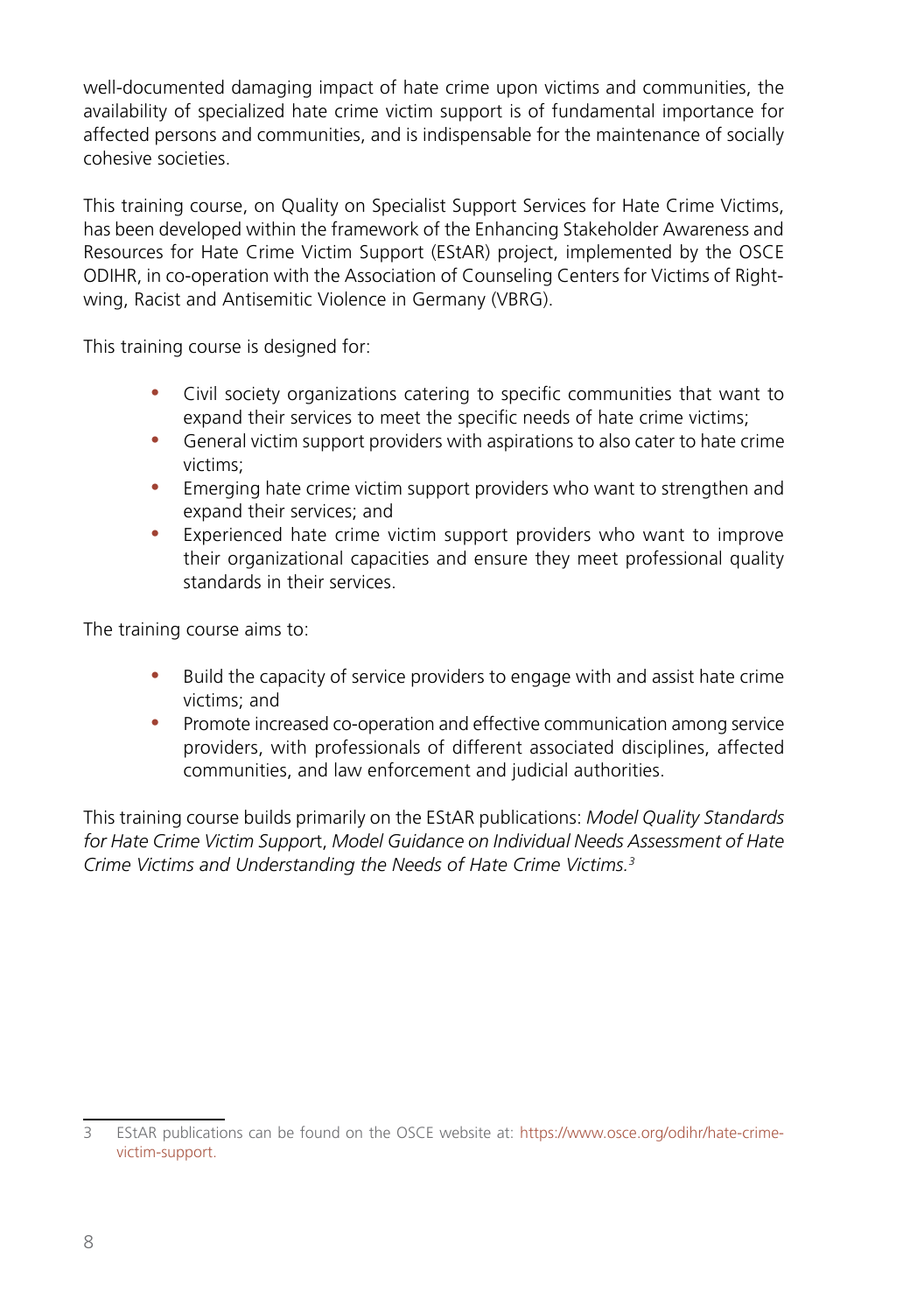well-documented damaging impact of hate crime upon victims and communities, the availability of specialized hate crime victim support is of fundamental importance for affected persons and communities, and is indispensable for the maintenance of socially cohesive societies.

This training course, on Quality on Specialist Support Services for Hate Crime Victims, has been developed within the framework of the Enhancing Stakeholder Awareness and Resources for Hate Crime Victim Support (EStAR) project, implemented by the OSCE ODIHR, in co-operation with the Association of Counseling Centers for Victims of Right-wing, Racist and Antisemitic Violence in Germany (VBRG).

This training course is designed for:

- Civil society organizations catering to specific communities that want to expand their services to meet the specific needs of hate crime victims;
- General victim support providers with aspirations to also cater to hate crime victims;
- Emerging hate crime victim support providers who want to strengthen and expand their services; and
- Experienced hate crime victim support providers who want to improve their organizational capacities and ensure they meet professional quality standards in their services.

The training course aims to:

- Build the capacity of service providers to engage with and assist hate crime victims; and
- Promote increased co-operation and effective communication among service providers, with professionals of different associated disciplines, affected communities, and law enforcement and judicial authorities.

This training course builds primarily on the EStAR publications: *Model Quality Standards for Hate Crime Victim Support*, *Model Guidance on Individual Needs Assessment of Hate Crime Victims and Understanding the Needs of Hate Crime Victims.*[3]

---

3 EStAR publications can be found on the OSCE website at: https://www.osce.org/odihr/hate-crime-victim-support.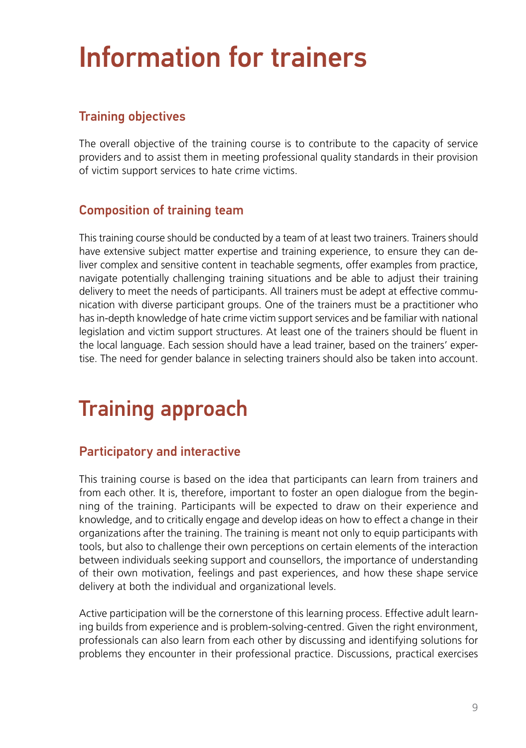# Information for trainers

## Training objectives

The overall objective of the training course is to contribute to the capacity of service providers and to assist them in meeting professional quality standards in their provision of victim support services to hate crime victims.

## Composition of training team

This training course should be conducted by a team of at least two trainers. Trainers should have extensive subject matter expertise and training experience, to ensure they can deliver complex and sensitive content in teachable segments, offer examples from practice, navigate potentially challenging training situations and be able to adjust their training delivery to meet the needs of participants. All trainers must be adept at effective communication with diverse participant groups. One of the trainers must be a practitioner who has in-depth knowledge of hate crime victim support services and be familiar with national legislation and victim support structures. At least one of the trainers should be fluent in the local language. Each session should have a lead trainer, based on the trainers' expertise. The need for gender balance in selecting trainers should also be taken into account.

# Training approach

## Participatory and interactive

This training course is based on the idea that participants can learn from trainers and from each other. It is, therefore, important to foster an open dialogue from the beginning of the training. Participants will be expected to draw on their experience and knowledge, and to critically engage and develop ideas on how to effect a change in their organizations after the training. The training is meant not only to equip participants with tools, but also to challenge their own perceptions on certain elements of the interaction between individuals seeking support and counsellors, the importance of understanding of their own motivation, feelings and past experiences, and how these shape service delivery at both the individual and organizational levels.

Active participation will be the cornerstone of this learning process. Effective adult learning builds from experience and is problem-solving-centred. Given the right environment, professionals can also learn from each other by discussing and identifying solutions for problems they encounter in their professional practice. Discussions, practical exercises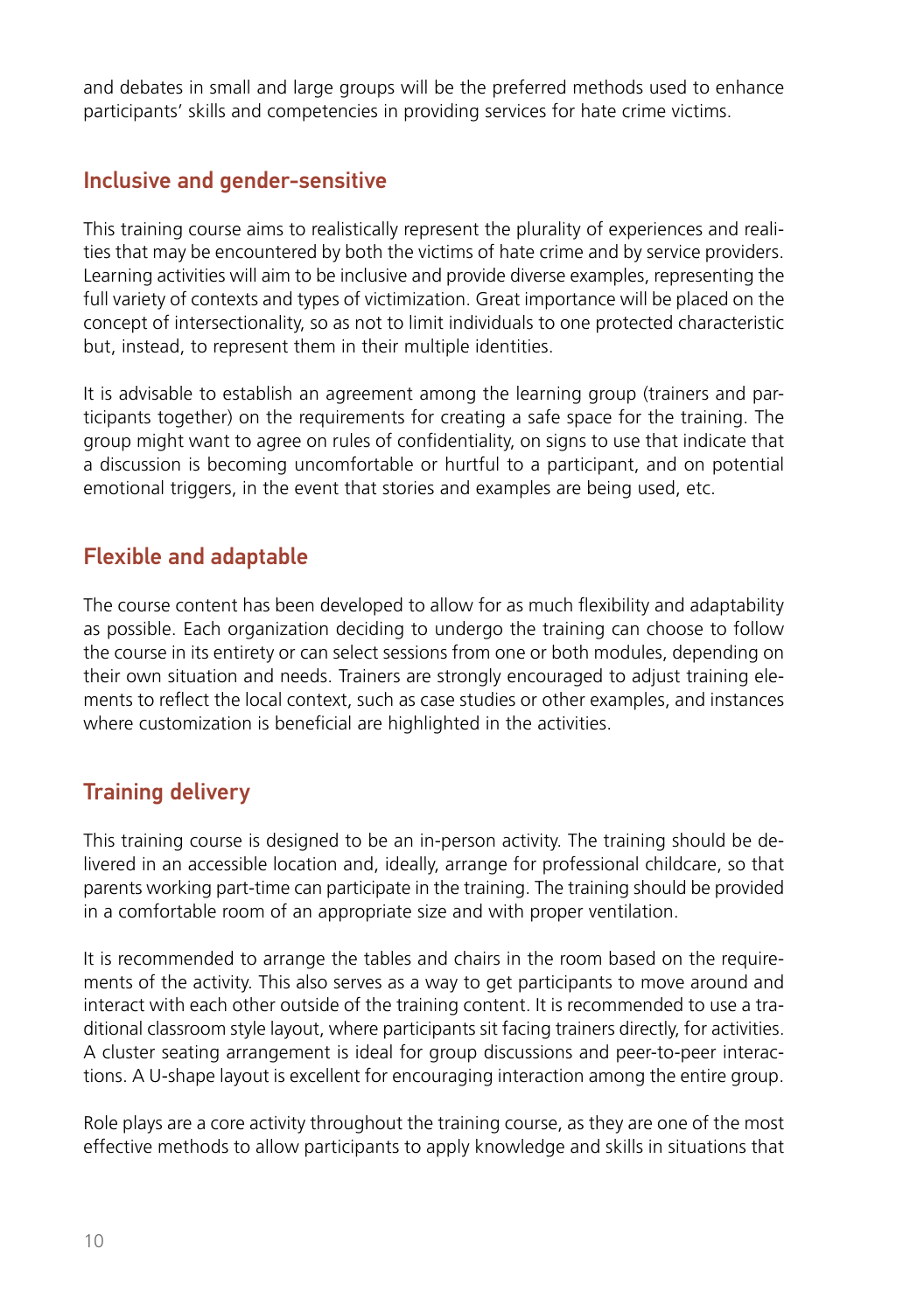and debates in small and large groups will be the preferred methods used to enhance participants' skills and competencies in providing services for hate crime victims.

## Inclusive and gender-sensitive

This training course aims to realistically represent the plurality of experiences and realities that may be encountered by both the victims of hate crime and by service providers. Learning activities will aim to be inclusive and provide diverse examples, representing the full variety of contexts and types of victimization. Great importance will be placed on the concept of intersectionality, so as not to limit individuals to one protected characteristic but, instead, to represent them in their multiple identities.

It is advisable to establish an agreement among the learning group (trainers and participants together) on the requirements for creating a safe space for the training. The group might want to agree on rules of confidentiality, on signs to use that indicate that a discussion is becoming uncomfortable or hurtful to a participant, and on potential emotional triggers, in the event that stories and examples are being used, etc.

## Flexible and adaptable

The course content has been developed to allow for as much flexibility and adaptability as possible. Each organization deciding to undergo the training can choose to follow the course in its entirety or can select sessions from one or both modules, depending on their own situation and needs. Trainers are strongly encouraged to adjust training elements to reflect the local context, such as case studies or other examples, and instances where customization is beneficial are highlighted in the activities.

## Training delivery

This training course is designed to be an in-person activity. The training should be delivered in an accessible location and, ideally, arrange for professional childcare, so that parents working part-time can participate in the training. The training should be provided in a comfortable room of an appropriate size and with proper ventilation.

It is recommended to arrange the tables and chairs in the room based on the requirements of the activity. This also serves as a way to get participants to move around and interact with each other outside of the training content. It is recommended to use a traditional classroom style layout, where participants sit facing trainers directly, for activities. A cluster seating arrangement is ideal for group discussions and peer-to-peer interactions. A U-shape layout is excellent for encouraging interaction among the entire group.

Role plays are a core activity throughout the training course, as they are one of the most effective methods to allow participants to apply knowledge and skills in situations that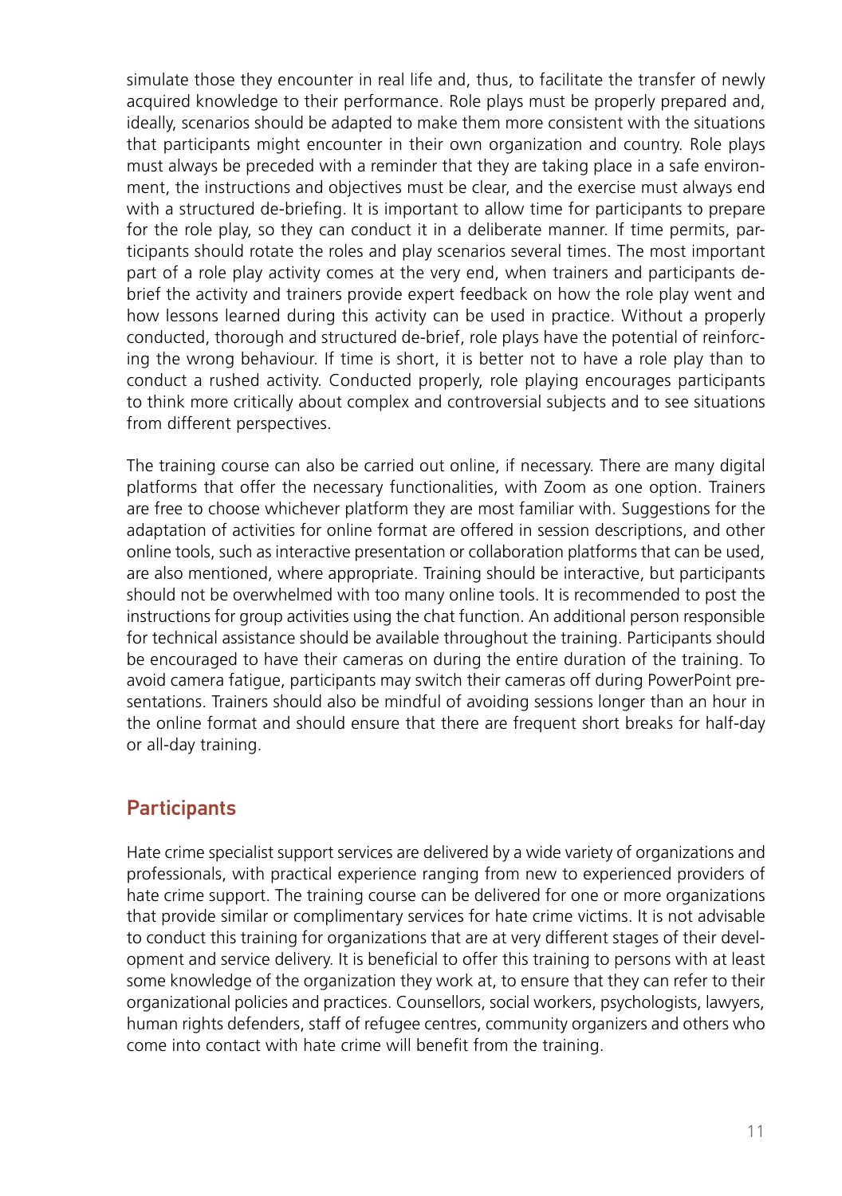simulate those they encounter in real life and, thus, to facilitate the transfer of newly acquired knowledge to their performance. Role plays must be properly prepared and, ideally, scenarios should be adapted to make them more consistent with the situations that participants might encounter in their own organization and country. Role plays must always be preceded with a reminder that they are taking place in a safe environment, the instructions and objectives must be clear, and the exercise must always end with a structured de-briefing. It is important to allow time for participants to prepare for the role play, so they can conduct it in a deliberate manner. If time permits, participants should rotate the roles and play scenarios several times. The most important part of a role play activity comes at the very end, when trainers and participants de-brief the activity and trainers provide expert feedback on how the role play went and how lessons learned during this activity can be used in practice. Without a properly conducted, thorough and structured de-brief, role plays have the potential of reinforcing the wrong behaviour. If time is short, it is better not to have a role play than to conduct a rushed activity. Conducted properly, role playing encourages participants to think more critically about complex and controversial subjects and to see situations from different perspectives.

The training course can also be carried out online, if necessary. There are many digital platforms that offer the necessary functionalities, with Zoom as one option. Trainers are free to choose whichever platform they are most familiar with. Suggestions for the adaptation of activities for online format are offered in session descriptions, and other online tools, such as interactive presentation or collaboration platforms that can be used, are also mentioned, where appropriate. Training should be interactive, but participants should not be overwhelmed with too many online tools. It is recommended to post the instructions for group activities using the chat function. An additional person responsible for technical assistance should be available throughout the training. Participants should be encouraged to have their cameras on during the entire duration of the training. To avoid camera fatigue, participants may switch their cameras off during PowerPoint presentations. Trainers should also be mindful of avoiding sessions longer than an hour in the online format and should ensure that there are frequent short breaks for half-day or all-day training.

## Participants

Hate crime specialist support services are delivered by a wide variety of organizations and professionals, with practical experience ranging from new to experienced providers of hate crime support. The training course can be delivered for one or more organizations that provide similar or complimentary services for hate crime victims. It is not advisable to conduct this training for organizations that are at very different stages of their development and service delivery. It is beneficial to offer this training to persons with at least some knowledge of the organization they work at, to ensure that they can refer to their organizational policies and practices. Counsellors, social workers, psychologists, lawyers, human rights defenders, staff of refugee centres, community organizers and others who come into contact with hate crime will benefit from the training.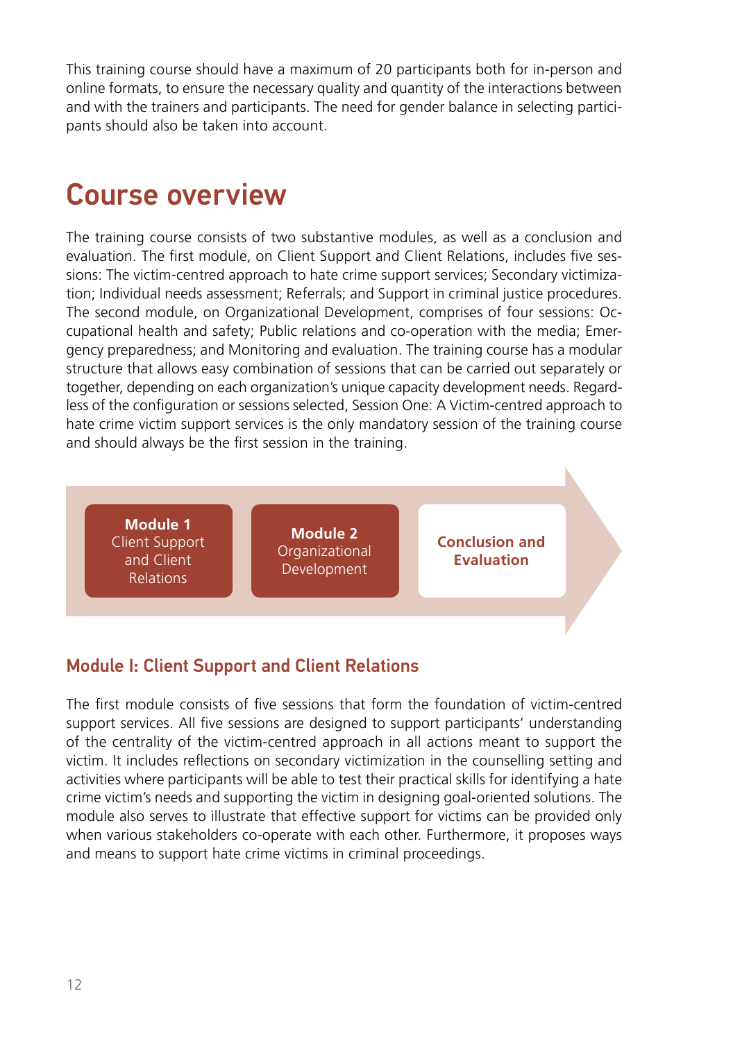This training course should have a maximum of 20 participants both for in-person and online formats, to ensure the necessary quality and quantity of the interactions between and with the trainers and participants. The need for gender balance in selecting participants should also be taken into account.

# Course overview

The training course consists of two substantive modules, as well as a conclusion and evaluation. The first module, on Client Support and Client Relations, includes five sessions: The victim-centred approach to hate crime support services; Secondary victimization; Individual needs assessment; Referrals; and Support in criminal justice procedures. The second module, on Organizational Development, comprises of four sessions: Occupational health and safety; Public relations and co-operation with the media; Emergency preparedness; and Monitoring and evaluation. The training course has a modular structure that allows easy combination of sessions that can be carried out separately or together, depending on each organization's unique capacity development needs. Regardless of the configuration or sessions selected, Session One: A Victim-centred approach to hate crime victim support services is the only mandatory session of the training course and should always be the first session in the training.

**Module 1** Client Support and Client Relations → **Module 2** Organizational Development → **Conclusion and Evaluation**

## Module I: Client Support and Client Relations

The first module consists of five sessions that form the foundation of victim-centred support services. All five sessions are designed to support participants' understanding of the centrality of the victim-centred approach in all actions meant to support the victim. It includes reflections on secondary victimization in the counselling setting and activities where participants will be able to test their practical skills for identifying a hate crime victim's needs and supporting the victim in designing goal-oriented solutions. The module also serves to illustrate that effective support for victims can be provided only when various stakeholders co-operate with each other. Furthermore, it proposes ways and means to support hate crime victims in criminal proceedings.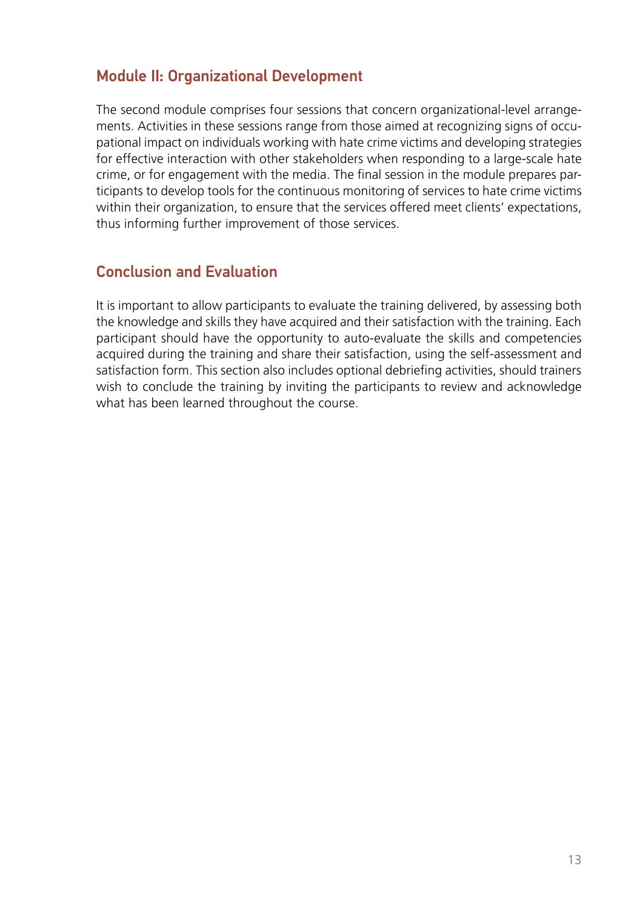## Module II: Organizational Development

The second module comprises four sessions that concern organizational-level arrangements. Activities in these sessions range from those aimed at recognizing signs of occupational impact on individuals working with hate crime victims and developing strategies for effective interaction with other stakeholders when responding to a large-scale hate crime, or for engagement with the media. The final session in the module prepares participants to develop tools for the continuous monitoring of services to hate crime victims within their organization, to ensure that the services offered meet clients' expectations, thus informing further improvement of those services.

## Conclusion and Evaluation

It is important to allow participants to evaluate the training delivered, by assessing both the knowledge and skills they have acquired and their satisfaction with the training. Each participant should have the opportunity to auto-evaluate the skills and competencies acquired during the training and share their satisfaction, using the self-assessment and satisfaction form. This section also includes optional debriefing activities, should trainers wish to conclude the training by inviting the participants to review and acknowledge what has been learned throughout the course.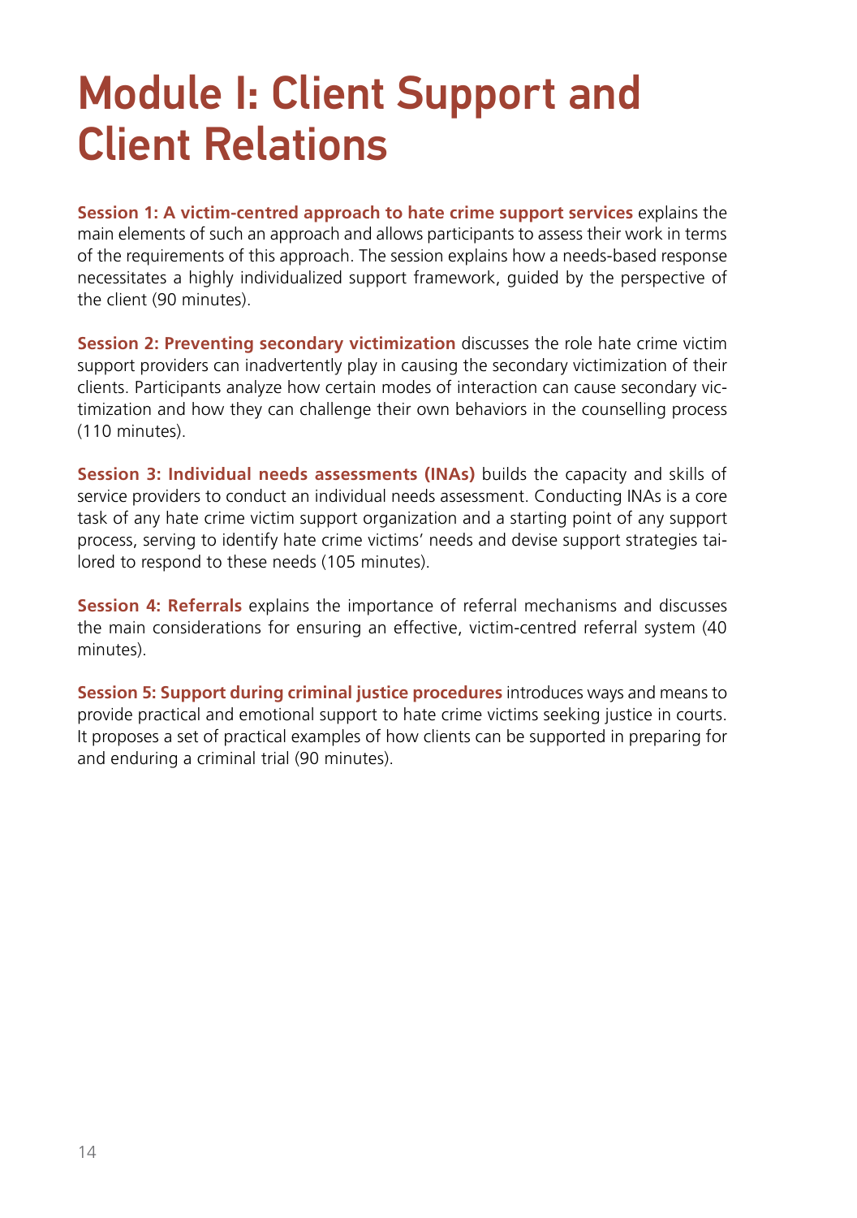# Module I: Client Support and Client Relations

**Session 1: A victim-centred approach to hate crime support services** explains the main elements of such an approach and allows participants to assess their work in terms of the requirements of this approach. The session explains how a needs-based response necessitates a highly individualized support framework, guided by the perspective of the client (90 minutes).

**Session 2: Preventing secondary victimization** discusses the role hate crime victim support providers can inadvertently play in causing the secondary victimization of their clients. Participants analyze how certain modes of interaction can cause secondary victimization and how they can challenge their own behaviors in the counselling process (110 minutes).

**Session 3: Individual needs assessments (INAs)** builds the capacity and skills of service providers to conduct an individual needs assessment. Conducting INAs is a core task of any hate crime victim support organization and a starting point of any support process, serving to identify hate crime victims' needs and devise support strategies tailored to respond to these needs (105 minutes).

**Session 4: Referrals** explains the importance of referral mechanisms and discusses the main considerations for ensuring an effective, victim-centred referral system (40 minutes).

**Session 5: Support during criminal justice procedures** introduces ways and means to provide practical and emotional support to hate crime victims seeking justice in courts. It proposes a set of practical examples of how clients can be supported in preparing for and enduring a criminal trial (90 minutes).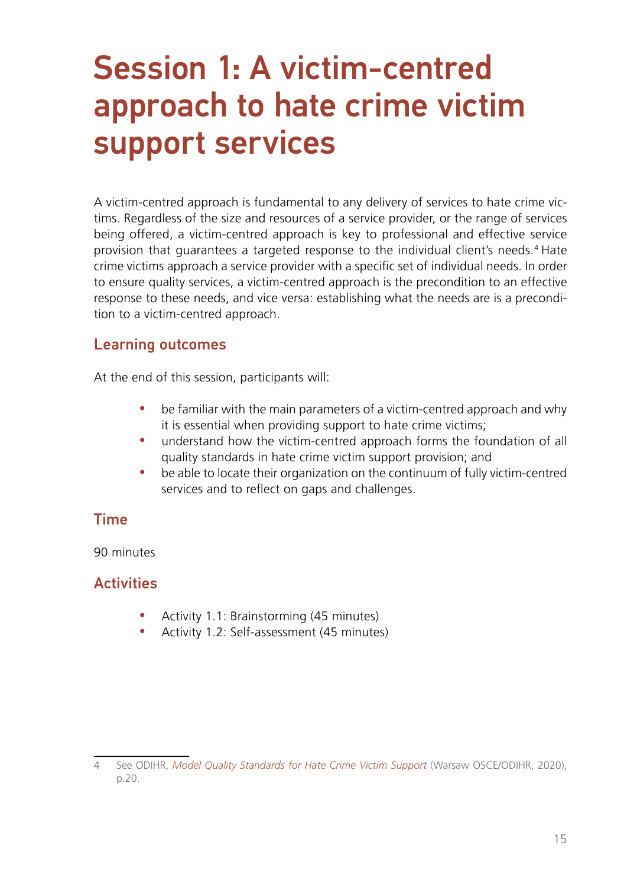# Session 1: A victim-centred approach to hate crime victim support services

A victim-centred approach is fundamental to any delivery of services to hate crime victims. Regardless of the size and resources of a service provider, or the range of services being offered, a victim-centred approach is key to professional and effective service provision that guarantees a targeted response to the individual client's needs.[4] Hate crime victims approach a service provider with a specific set of individual needs. In order to ensure quality services, a victim-centred approach is the precondition to an effective response to these needs, and vice versa: establishing what the needs are is a precondition to a victim-centred approach.

## Learning outcomes

At the end of this session, participants will:

- be familiar with the main parameters of a victim-centred approach and why it is essential when providing support to hate crime victims;
- understand how the victim-centred approach forms the foundation of all quality standards in hate crime victim support provision; and
- be able to locate their organization on the continuum of fully victim-centred services and to reflect on gaps and challenges.

## Time

90 minutes

## Activities

- Activity 1.1: Brainstorming (45 minutes)
- Activity 1.2: Self-assessment (45 minutes)

---

4 See ODIHR, *Model Quality Standards for Hate Crime Victim Support* (Warsaw OSCE/ODIHR, 2020), p.20.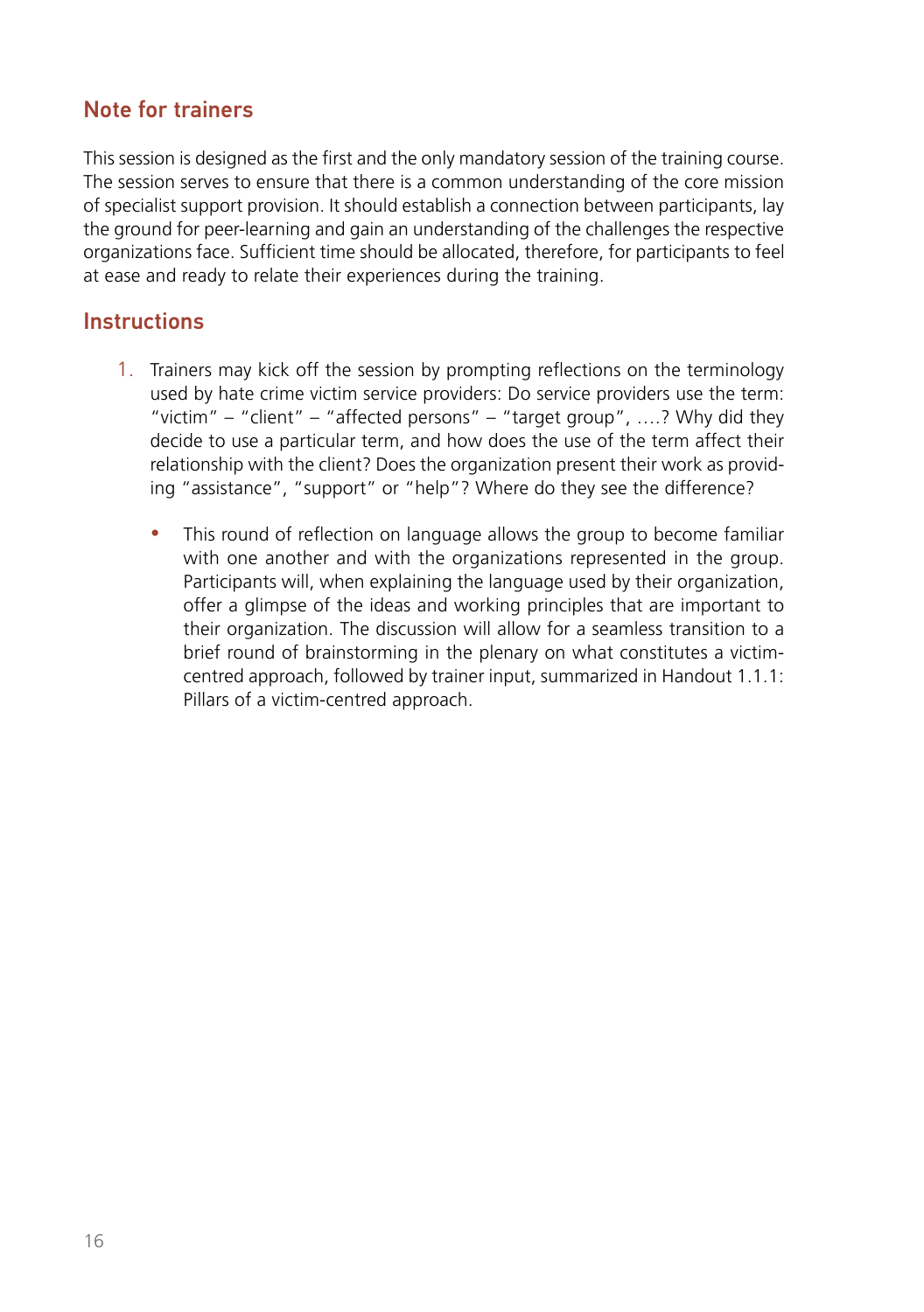## Note for trainers

This session is designed as the first and the only mandatory session of the training course. The session serves to ensure that there is a common understanding of the core mission of specialist support provision. It should establish a connection between participants, lay the ground for peer-learning and gain an understanding of the challenges the respective organizations face. Sufficient time should be allocated, therefore, for participants to feel at ease and ready to relate their experiences during the training.

## Instructions

1. Trainers may kick off the session by prompting reflections on the terminology used by hate crime victim service providers: Do service providers use the term: "victim" – "client" – "affected persons" – "target group", ….? Why did they decide to use a particular term, and how does the use of the term affect their relationship with the client? Does the organization present their work as providing "assistance", "support" or "help"? Where do they see the difference?

    - This round of reflection on language allows the group to become familiar with one another and with the organizations represented in the group. Participants will, when explaining the language used by their organization, offer a glimpse of the ideas and working principles that are important to their organization. The discussion will allow for a seamless transition to a brief round of brainstorming in the plenary on what constitutes a victim-centred approach, followed by trainer input, summarized in Handout 1.1.1: Pillars of a victim-centred approach.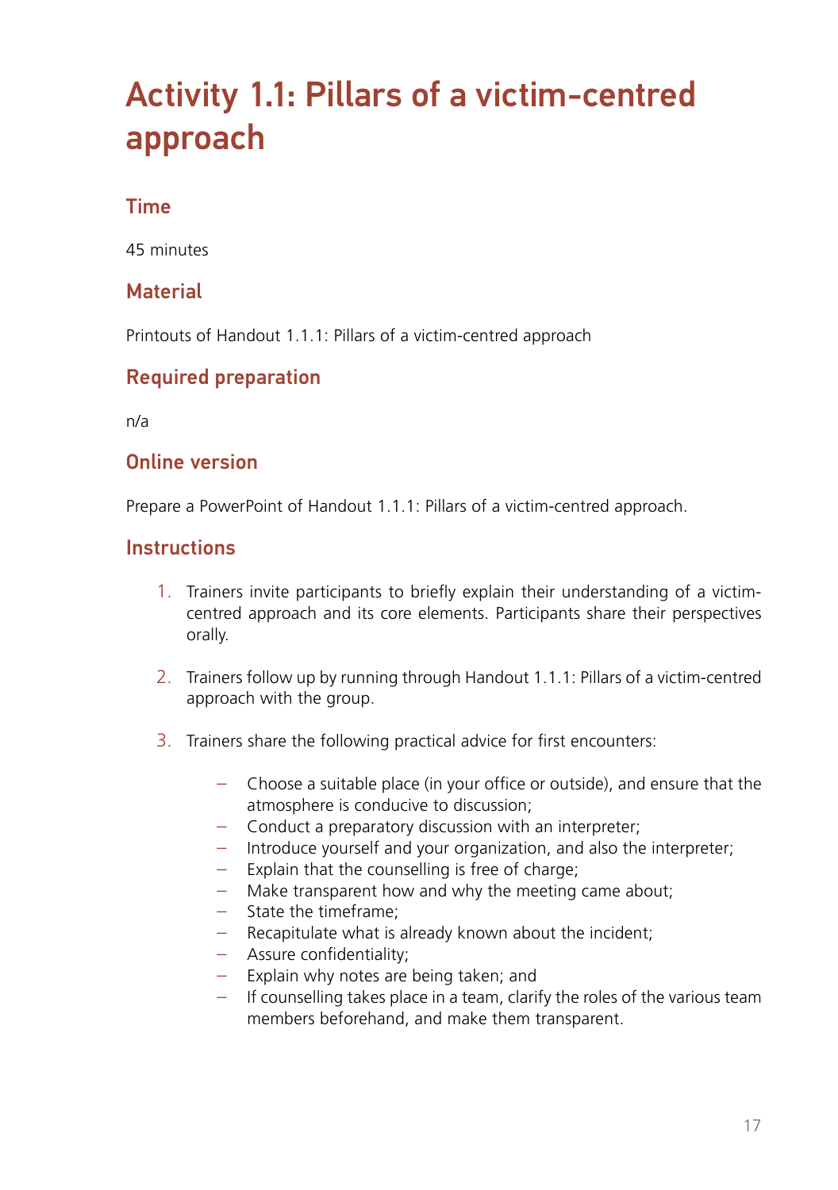# Activity 1.1: Pillars of a victim-centred approach

## Time

45 minutes

## Material

Printouts of Handout 1.1.1: Pillars of a victim-centred approach

## Required preparation

n/a

## Online version

Prepare a PowerPoint of Handout 1.1.1: Pillars of a victim-centred approach.

## Instructions

1. Trainers invite participants to briefly explain their understanding of a victim-centred approach and its core elements. Participants share their perspectives orally.

2. Trainers follow up by running through Handout 1.1.1: Pillars of a victim-centred approach with the group.

3. Trainers share the following practical advice for first encounters:

   - Choose a suitable place (in your office or outside), and ensure that the atmosphere is conducive to discussion;
   - Conduct a preparatory discussion with an interpreter;
   - Introduce yourself and your organization, and also the interpreter;
   - Explain that the counselling is free of charge;
   - Make transparent how and why the meeting came about;
   - State the timeframe;
   - Recapitulate what is already known about the incident;
   - Assure confidentiality;
   - Explain why notes are being taken; and
   - If counselling takes place in a team, clarify the roles of the various team members beforehand, and make them transparent.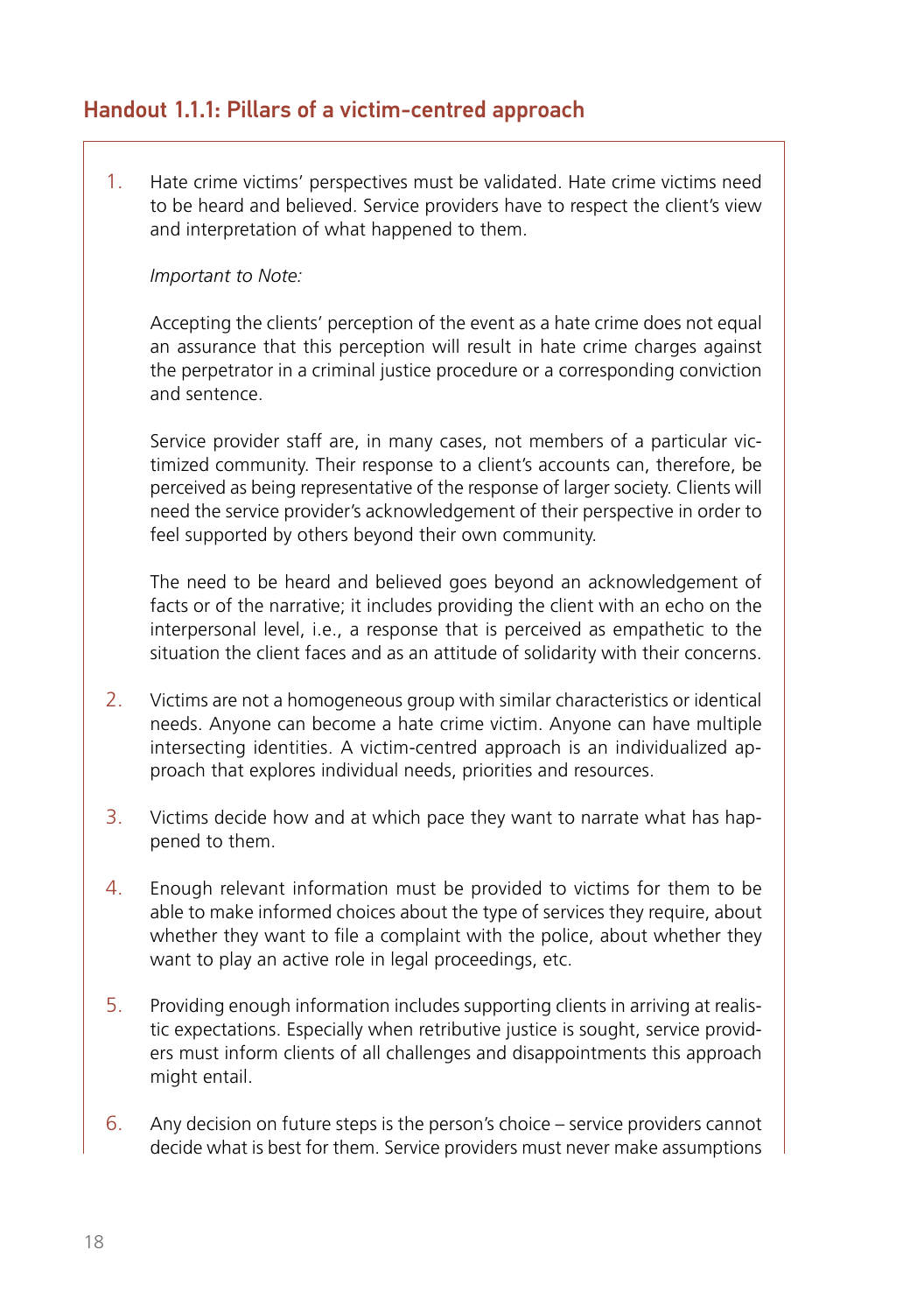## Handout 1.1.1: Pillars of a victim-centred approach

1. Hate crime victims' perspectives must be validated. Hate crime victims need to be heard and believed. Service providers have to respect the client's view and interpretation of what happened to them.

   *Important to Note:*

   Accepting the clients' perception of the event as a hate crime does not equal an assurance that this perception will result in hate crime charges against the perpetrator in a criminal justice procedure or a corresponding conviction and sentence.

   Service provider staff are, in many cases, not members of a particular victimized community. Their response to a client's accounts can, therefore, be perceived as being representative of the response of larger society. Clients will need the service provider's acknowledgement of their perspective in order to feel supported by others beyond their own community.

   The need to be heard and believed goes beyond an acknowledgement of facts or of the narrative; it includes providing the client with an echo on the interpersonal level, i.e., a response that is perceived as empathetic to the situation the client faces and as an attitude of solidarity with their concerns.

2. Victims are not a homogeneous group with similar characteristics or identical needs. Anyone can become a hate crime victim. Anyone can have multiple intersecting identities. A victim-centred approach is an individualized approach that explores individual needs, priorities and resources.

3. Victims decide how and at which pace they want to narrate what has happened to them.

4. Enough relevant information must be provided to victims for them to be able to make informed choices about the type of services they require, about whether they want to file a complaint with the police, about whether they want to play an active role in legal proceedings, etc.

5. Providing enough information includes supporting clients in arriving at realistic expectations. Especially when retributive justice is sought, service providers must inform clients of all challenges and disappointments this approach might entail.

6. Any decision on future steps is the person's choice – service providers cannot decide what is best for them. Service providers must never make assumptions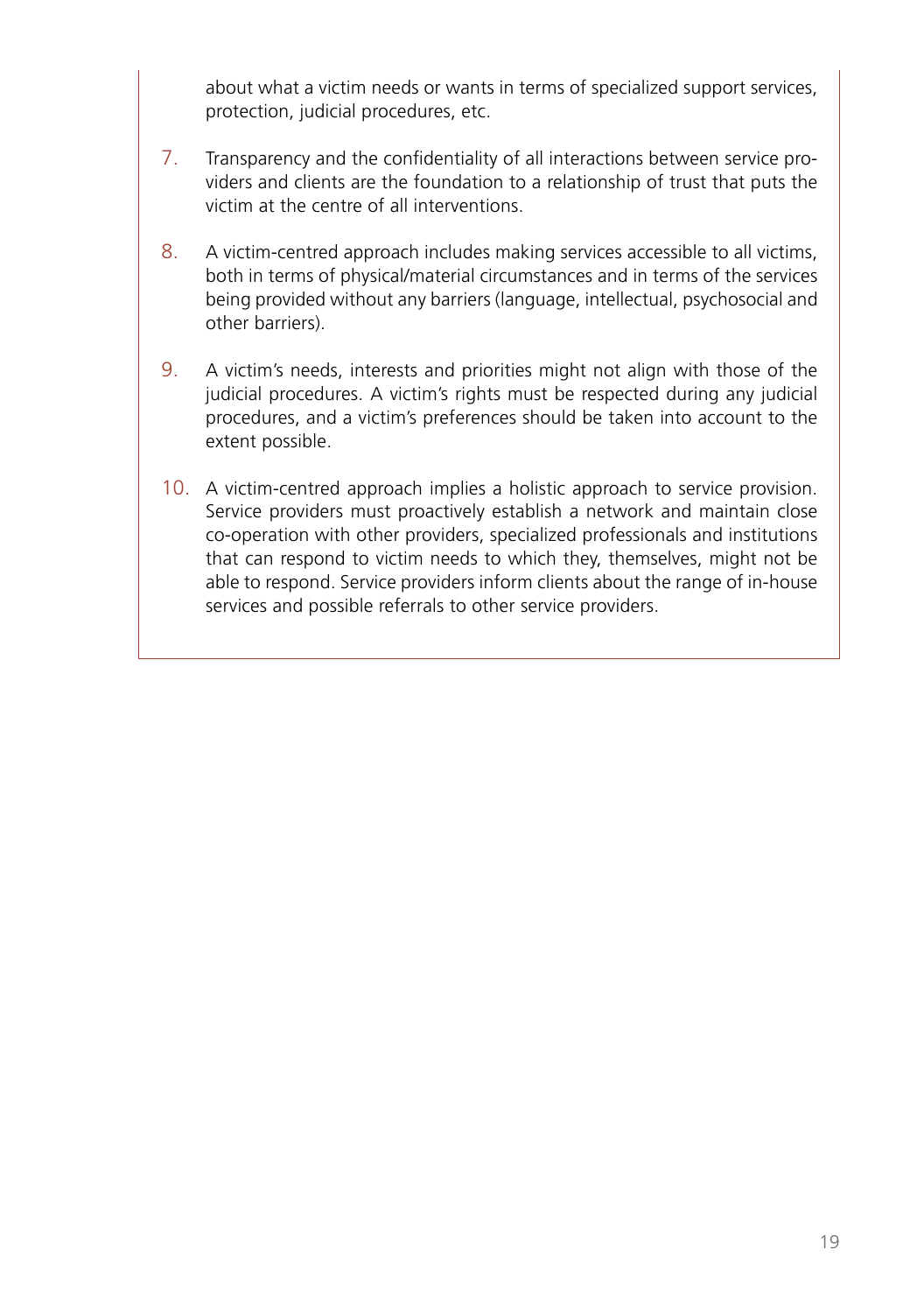about what a victim needs or wants in terms of specialized support services, protection, judicial procedures, etc.

7. Transparency and the confidentiality of all interactions between service providers and clients are the foundation to a relationship of trust that puts the victim at the centre of all interventions.

8. A victim-centred approach includes making services accessible to all victims, both in terms of physical/material circumstances and in terms of the services being provided without any barriers (language, intellectual, psychosocial and other barriers).

9. A victim's needs, interests and priorities might not align with those of the judicial procedures. A victim's rights must be respected during any judicial procedures, and a victim's preferences should be taken into account to the extent possible.

10. A victim-centred approach implies a holistic approach to service provision. Service providers must proactively establish a network and maintain close co-operation with other providers, specialized professionals and institutions that can respond to victim needs to which they, themselves, might not be able to respond. Service providers inform clients about the range of in-house services and possible referrals to other service providers.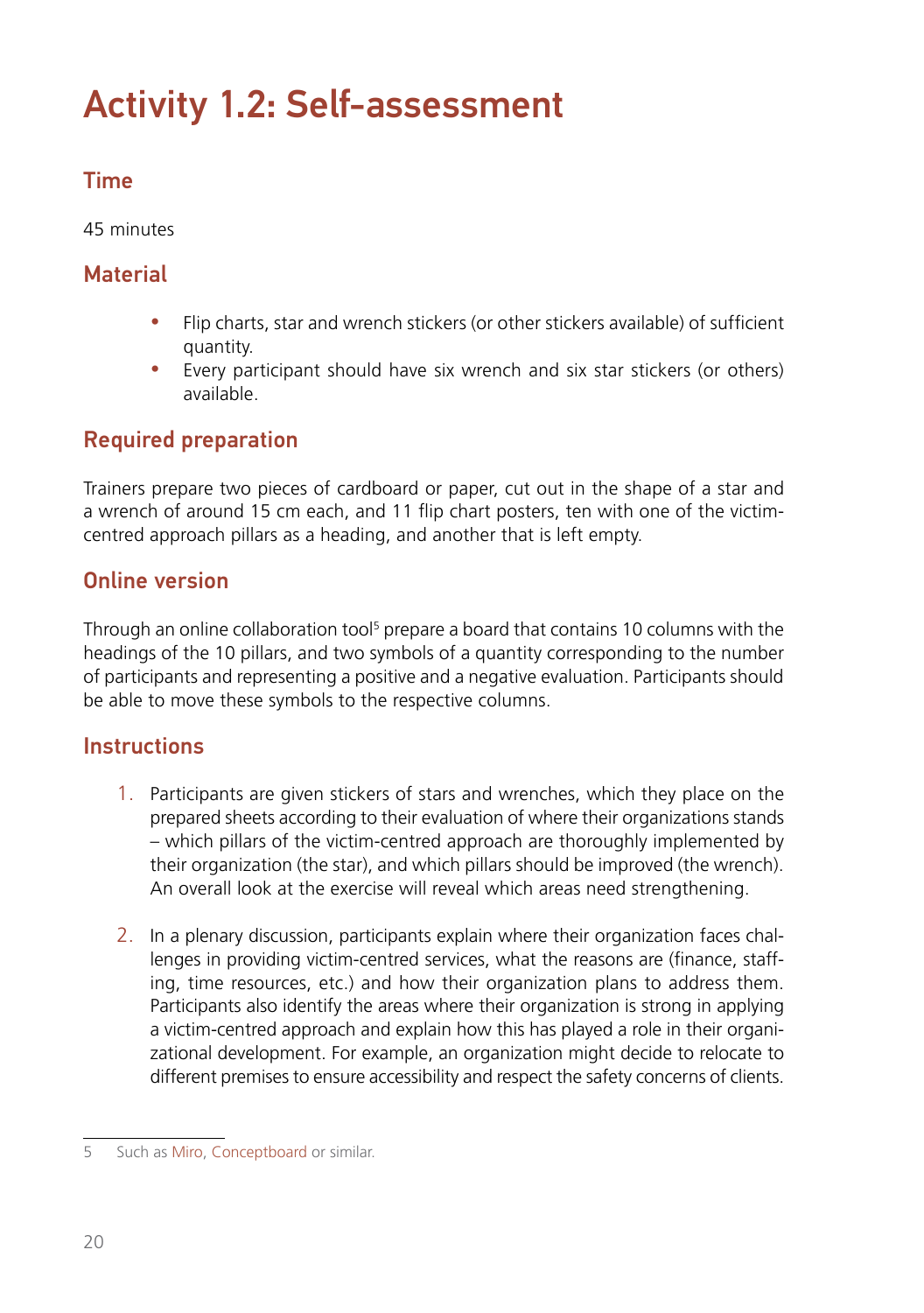# Activity 1.2: Self-assessment

## Time

45 minutes

## Material

- Flip charts, star and wrench stickers (or other stickers available) of sufficient quantity.
- Every participant should have six wrench and six star stickers (or others) available.

## Required preparation

Trainers prepare two pieces of cardboard or paper, cut out in the shape of a star and a wrench of around 15 cm each, and 11 flip chart posters, ten with one of the victim-centred approach pillars as a heading, and another that is left empty.

## Online version

Through an online collaboration tool[5] prepare a board that contains 10 columns with the headings of the 10 pillars, and two symbols of a quantity corresponding to the number of participants and representing a positive and a negative evaluation. Participants should be able to move these symbols to the respective columns.

## Instructions

1. Participants are given stickers of stars and wrenches, which they place on the prepared sheets according to their evaluation of where their organizations stands – which pillars of the victim-centred approach are thoroughly implemented by their organization (the star), and which pillars should be improved (the wrench). An overall look at the exercise will reveal which areas need strengthening.

2. In a plenary discussion, participants explain where their organization faces challenges in providing victim-centred services, what the reasons are (finance, staffing, time resources, etc.) and how their organization plans to address them. Participants also identify the areas where their organization is strong in applying a victim-centred approach and explain how this has played a role in their organizational development. For example, an organization might decide to relocate to different premises to ensure accessibility and respect the safety concerns of clients.

---

5 Such as Miro, Conceptboard or similar.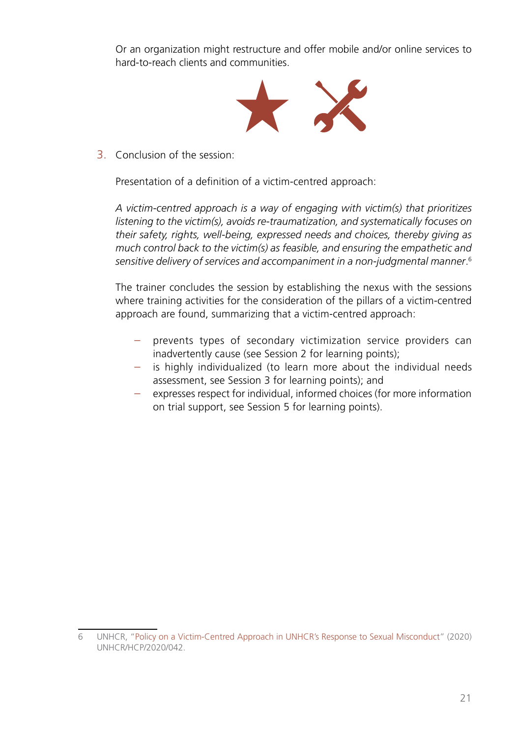Or an organization might restructure and offer mobile and/or online services to hard-to-reach clients and communities.

3. Conclusion of the session:

   Presentation of a definition of a victim-centred approach:

   *A victim-centred approach is a way of engaging with victim(s) that prioritizes listening to the victim(s), avoids re-traumatization, and systematically focuses on their safety, rights, well-being, expressed needs and choices, thereby giving as much control back to the victim(s) as feasible, and ensuring the empathetic and sensitive delivery of services and accompaniment in a non-judgmental manner*.[6]

   The trainer concludes the session by establishing the nexus with the sessions where training activities for the consideration of the pillars of a victim-centred approach are found, summarizing that a victim-centred approach:

   - prevents types of secondary victimization service providers can inadvertently cause (see Session 2 for learning points);
   - is highly individualized (to learn more about the individual needs assessment, see Session 3 for learning points); and
   - expresses respect for individual, informed choices (for more information on trial support, see Session 5 for learning points).

---

6 UNHCR, "Policy on a Victim-Centred Approach in UNHCR's Response to Sexual Misconduct" (2020) UNHCR/HCP/2020/042.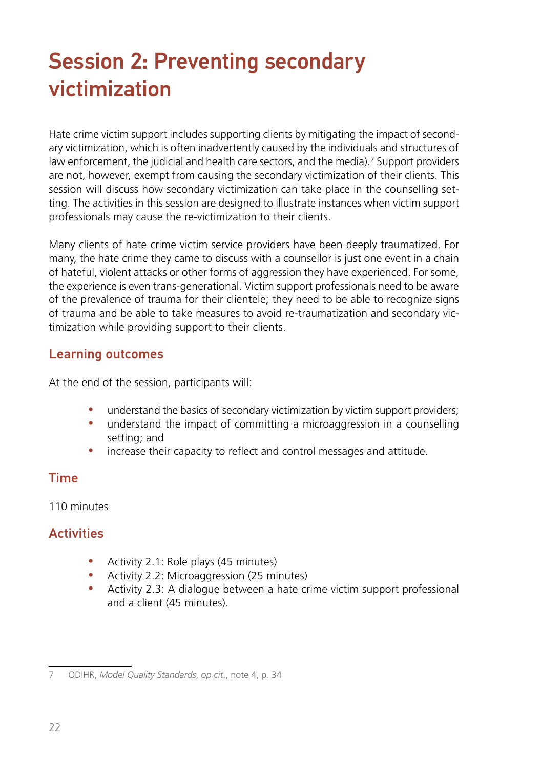# Session 2: Preventing secondary victimization

Hate crime victim support includes supporting clients by mitigating the impact of secondary victimization, which is often inadvertently caused by the individuals and structures of law enforcement, the judicial and health care sectors, and the media).[7] Support providers are not, however, exempt from causing the secondary victimization of their clients. This session will discuss how secondary victimization can take place in the counselling setting. The activities in this session are designed to illustrate instances when victim support professionals may cause the re-victimization to their clients.

Many clients of hate crime victim service providers have been deeply traumatized. For many, the hate crime they came to discuss with a counsellor is just one event in a chain of hateful, violent attacks or other forms of aggression they have experienced. For some, the experience is even trans-generational. Victim support professionals need to be aware of the prevalence of trauma for their clientele; they need to be able to recognize signs of trauma and be able to take measures to avoid re-traumatization and secondary victimization while providing support to their clients.

## Learning outcomes

At the end of the session, participants will:

- understand the basics of secondary victimization by victim support providers;
- understand the impact of committing a microaggression in a counselling setting; and
- increase their capacity to reflect and control messages and attitude.

## Time

110 minutes

## Activities

- Activity 2.1: Role plays (45 minutes)
- Activity 2.2: Microaggression (25 minutes)
- Activity 2.3: A dialogue between a hate crime victim support professional and a client (45 minutes).

---

7 ODIHR, *Model Quality Standards*, *op cit*., note 4, p. 34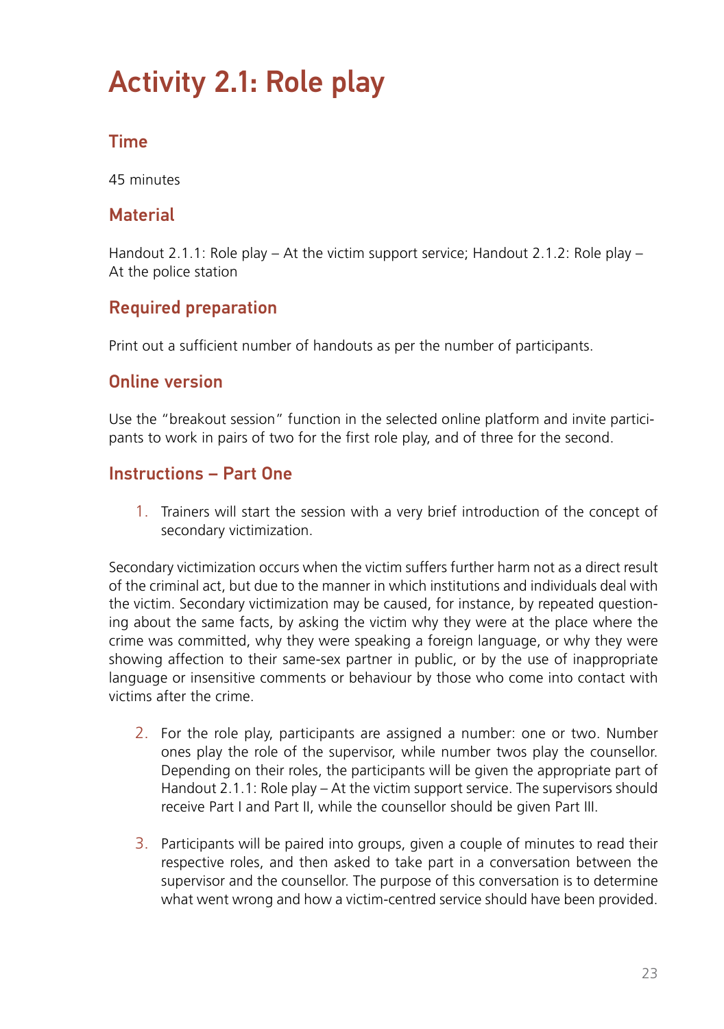# Activity 2.1: Role play

## Time

45 minutes

## Material

Handout 2.1.1: Role play – At the victim support service; Handout 2.1.2: Role play – At the police station

## Required preparation

Print out a sufficient number of handouts as per the number of participants.

## Online version

Use the "breakout session" function in the selected online platform and invite participants to work in pairs of two for the first role play, and of three for the second.

## Instructions – Part One

1. Trainers will start the session with a very brief introduction of the concept of secondary victimization.

Secondary victimization occurs when the victim suffers further harm not as a direct result of the criminal act, but due to the manner in which institutions and individuals deal with the victim. Secondary victimization may be caused, for instance, by repeated questioning about the same facts, by asking the victim why they were at the place where the crime was committed, why they were speaking a foreign language, or why they were showing affection to their same-sex partner in public, or by the use of inappropriate language or insensitive comments or behaviour by those who come into contact with victims after the crime.

2. For the role play, participants are assigned a number: one or two. Number ones play the role of the supervisor, while number twos play the counsellor. Depending on their roles, the participants will be given the appropriate part of Handout 2.1.1: Role play – At the victim support service. The supervisors should receive Part I and Part II, while the counsellor should be given Part III.
3. Participants will be paired into groups, given a couple of minutes to read their respective roles, and then asked to take part in a conversation between the supervisor and the counsellor. The purpose of this conversation is to determine what went wrong and how a victim-centred service should have been provided.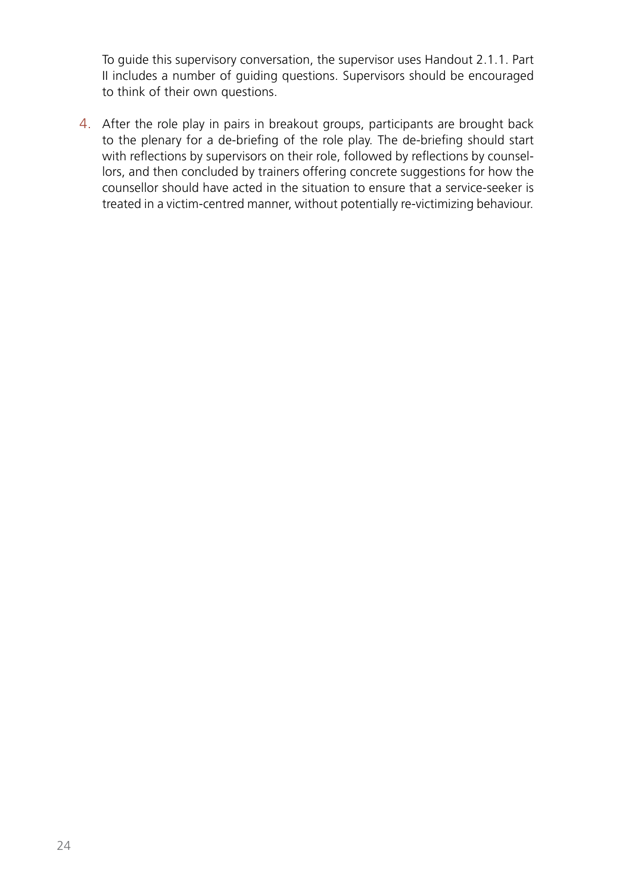To guide this supervisory conversation, the supervisor uses Handout 2.1.1. Part II includes a number of guiding questions. Supervisors should be encouraged to think of their own questions.

4. After the role play in pairs in breakout groups, participants are brought back to the plenary for a de-briefing of the role play. The de-briefing should start with reflections by supervisors on their role, followed by reflections by counsellors, and then concluded by trainers offering concrete suggestions for how the counsellor should have acted in the situation to ensure that a service-seeker is treated in a victim-centred manner, without potentially re-victimizing behaviour.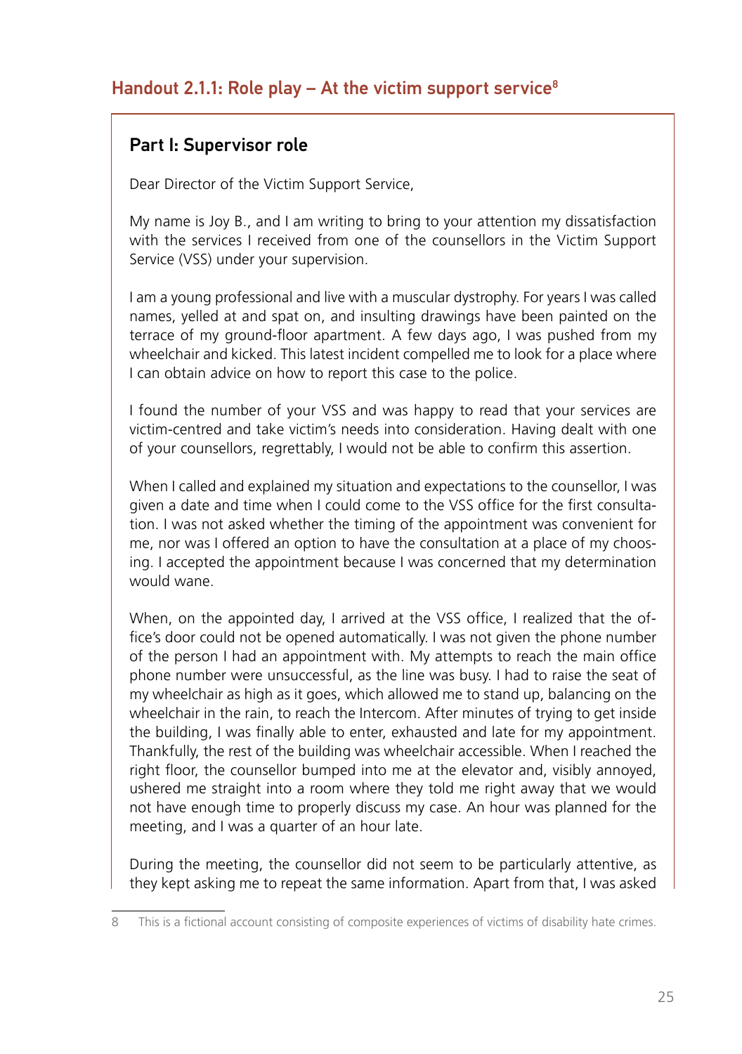## Handout 2.1.1: Role play – At the victim support service[8]

### Part I: Supervisor role

Dear Director of the Victim Support Service,

My name is Joy B., and I am writing to bring to your attention my dissatisfaction with the services I received from one of the counsellors in the Victim Support Service (VSS) under your supervision.

I am a young professional and live with a muscular dystrophy. For years I was called names, yelled at and spat on, and insulting drawings have been painted on the terrace of my ground-floor apartment. A few days ago, I was pushed from my wheelchair and kicked. This latest incident compelled me to look for a place where I can obtain advice on how to report this case to the police.

I found the number of your VSS and was happy to read that your services are victim-centred and take victim's needs into consideration. Having dealt with one of your counsellors, regrettably, I would not be able to confirm this assertion.

When I called and explained my situation and expectations to the counsellor, I was given a date and time when I could come to the VSS office for the first consultation. I was not asked whether the timing of the appointment was convenient for me, nor was I offered an option to have the consultation at a place of my choosing. I accepted the appointment because I was concerned that my determination would wane.

When, on the appointed day, I arrived at the VSS office, I realized that the office's door could not be opened automatically. I was not given the phone number of the person I had an appointment with. My attempts to reach the main office phone number were unsuccessful, as the line was busy. I had to raise the seat of my wheelchair as high as it goes, which allowed me to stand up, balancing on the wheelchair in the rain, to reach the Intercom. After minutes of trying to get inside the building, I was finally able to enter, exhausted and late for my appointment. Thankfully, the rest of the building was wheelchair accessible. When I reached the right floor, the counsellor bumped into me at the elevator and, visibly annoyed, ushered me straight into a room where they told me right away that we would not have enough time to properly discuss my case. An hour was planned for the meeting, and I was a quarter of an hour late.

During the meeting, the counsellor did not seem to be particularly attentive, as they kept asking me to repeat the same information. Apart from that, I was asked

---

8 This is a fictional account consisting of composite experiences of victims of disability hate crimes.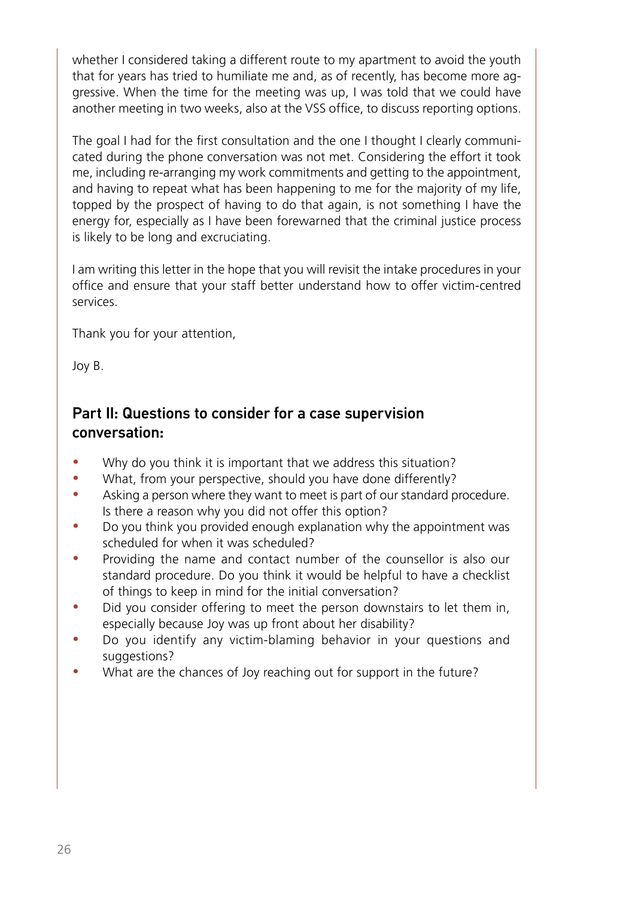whether I considered taking a different route to my apartment to avoid the youth that for years has tried to humiliate me and, as of recently, has become more aggressive. When the time for the meeting was up, I was told that we could have another meeting in two weeks, also at the VSS office, to discuss reporting options.

The goal I had for the first consultation and the one I thought I clearly communicated during the phone conversation was not met. Considering the effort it took me, including re-arranging my work commitments and getting to the appointment, and having to repeat what has been happening to me for the majority of my life, topped by the prospect of having to do that again, is not something I have the energy for, especially as I have been forewarned that the criminal justice process is likely to be long and excruciating.

I am writing this letter in the hope that you will revisit the intake procedures in your office and ensure that your staff better understand how to offer victim-centred services.

Thank you for your attention,

Joy B.

## Part II: Questions to consider for a case supervision conversation:

- Why do you think it is important that we address this situation?
- What, from your perspective, should you have done differently?
- Asking a person where they want to meet is part of our standard procedure. Is there a reason why you did not offer this option?
- Do you think you provided enough explanation why the appointment was scheduled for when it was scheduled?
- Providing the name and contact number of the counsellor is also our standard procedure. Do you think it would be helpful to have a checklist of things to keep in mind for the initial conversation?
- Did you consider offering to meet the person downstairs to let them in, especially because Joy was up front about her disability?
- Do you identify any victim-blaming behavior in your questions and suggestions?
- What are the chances of Joy reaching out for support in the future?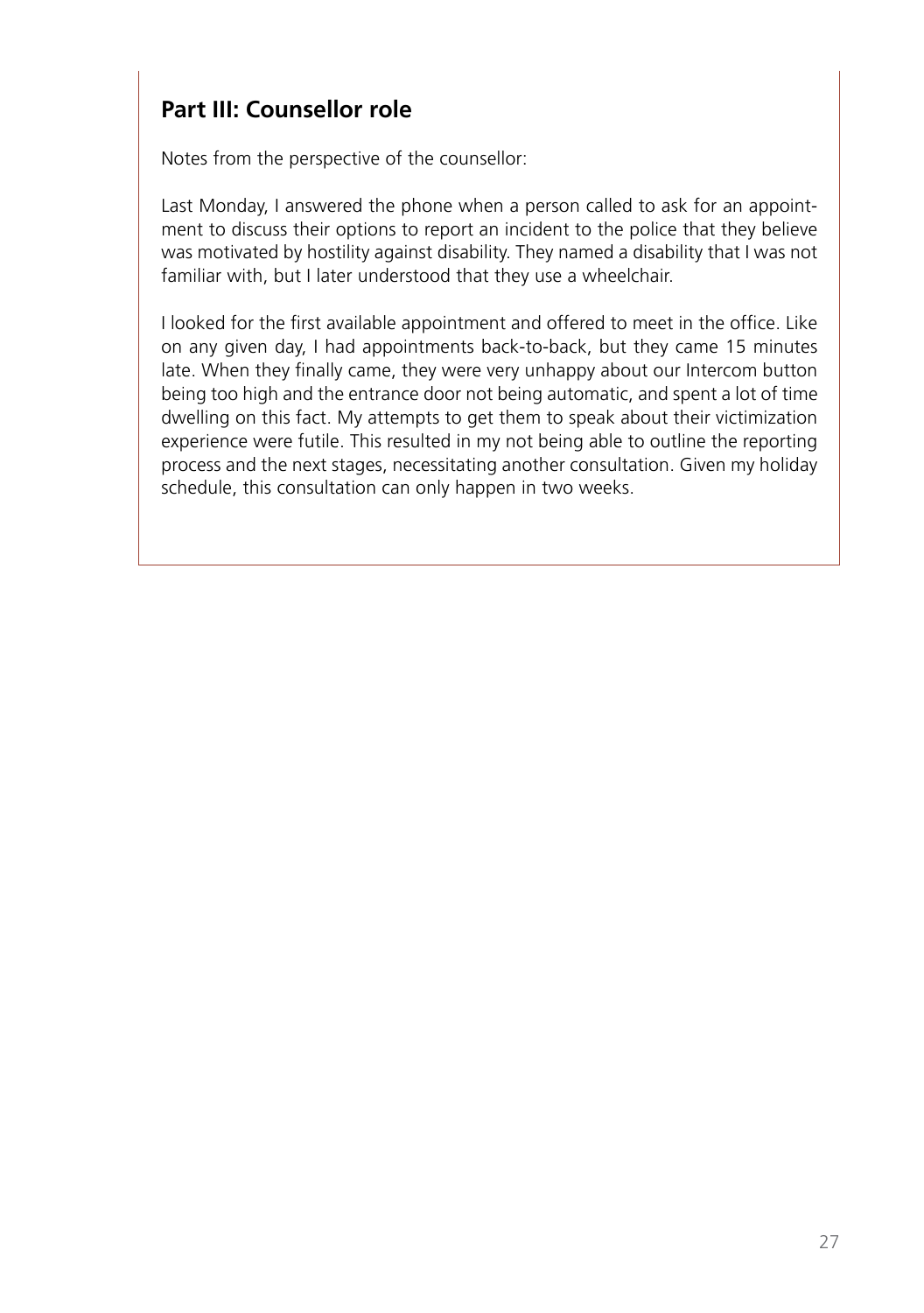## Part III: Counsellor role

Notes from the perspective of the counsellor:

Last Monday, I answered the phone when a person called to ask for an appointment to discuss their options to report an incident to the police that they believe was motivated by hostility against disability. They named a disability that I was not familiar with, but I later understood that they use a wheelchair.

I looked for the first available appointment and offered to meet in the office. Like on any given day, I had appointments back-to-back, but they came 15 minutes late. When they finally came, they were very unhappy about our Intercom button being too high and the entrance door not being automatic, and spent a lot of time dwelling on this fact. My attempts to get them to speak about their victimization experience were futile. This resulted in my not being able to outline the reporting process and the next stages, necessitating another consultation. Given my holiday schedule, this consultation can only happen in two weeks.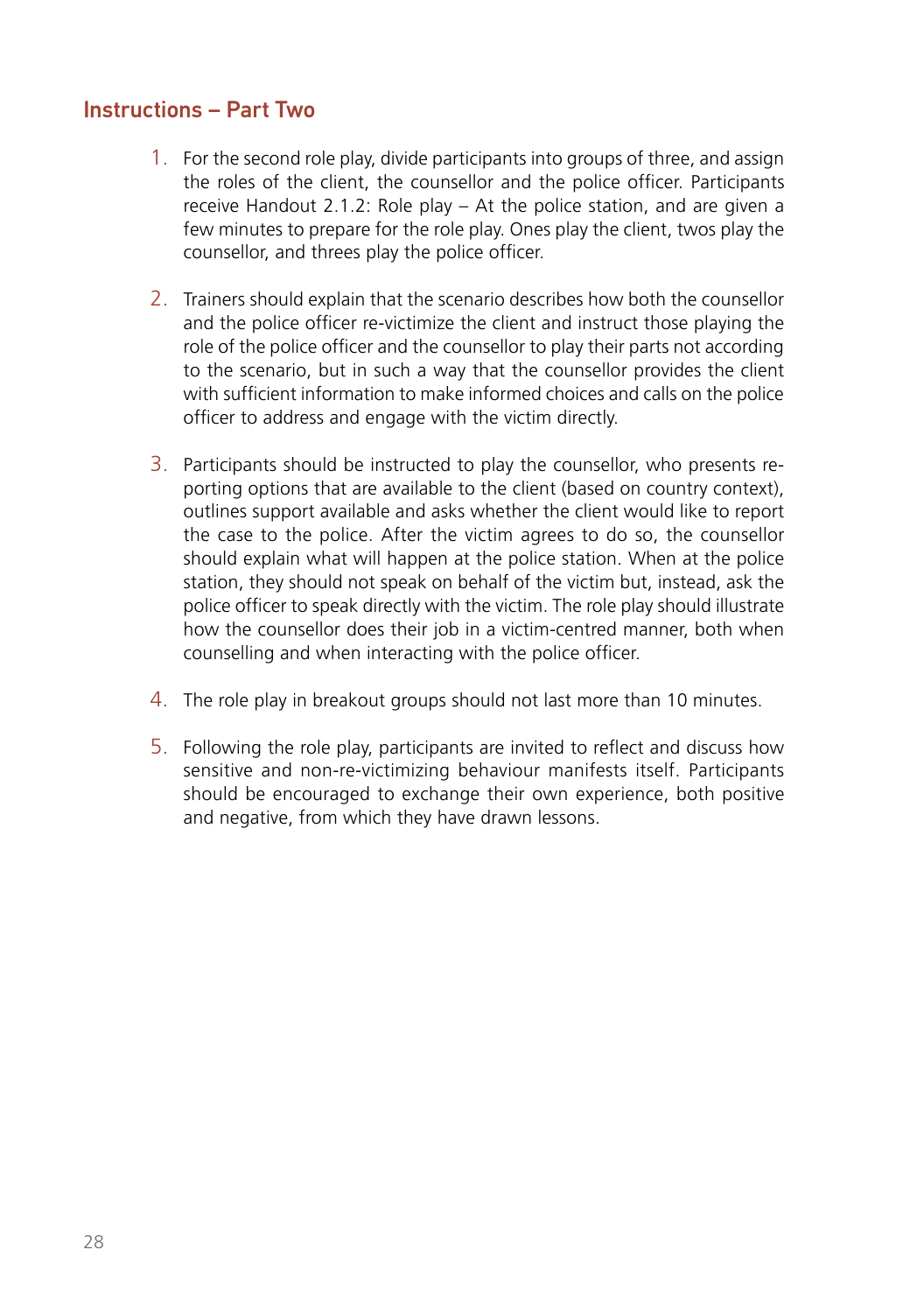## Instructions – Part Two

1. For the second role play, divide participants into groups of three, and assign the roles of the client, the counsellor and the police officer. Participants receive Handout 2.1.2: Role play – At the police station, and are given a few minutes to prepare for the role play. Ones play the client, twos play the counsellor, and threes play the police officer.

2. Trainers should explain that the scenario describes how both the counsellor and the police officer re-victimize the client and instruct those playing the role of the police officer and the counsellor to play their parts not according to the scenario, but in such a way that the counsellor provides the client with sufficient information to make informed choices and calls on the police officer to address and engage with the victim directly.

3. Participants should be instructed to play the counsellor, who presents reporting options that are available to the client (based on country context), outlines support available and asks whether the client would like to report the case to the police. After the victim agrees to do so, the counsellor should explain what will happen at the police station. When at the police station, they should not speak on behalf of the victim but, instead, ask the police officer to speak directly with the victim. The role play should illustrate how the counsellor does their job in a victim-centred manner, both when counselling and when interacting with the police officer.

4. The role play in breakout groups should not last more than 10 minutes.

5. Following the role play, participants are invited to reflect and discuss how sensitive and non-re-victimizing behaviour manifests itself. Participants should be encouraged to exchange their own experience, both positive and negative, from which they have drawn lessons.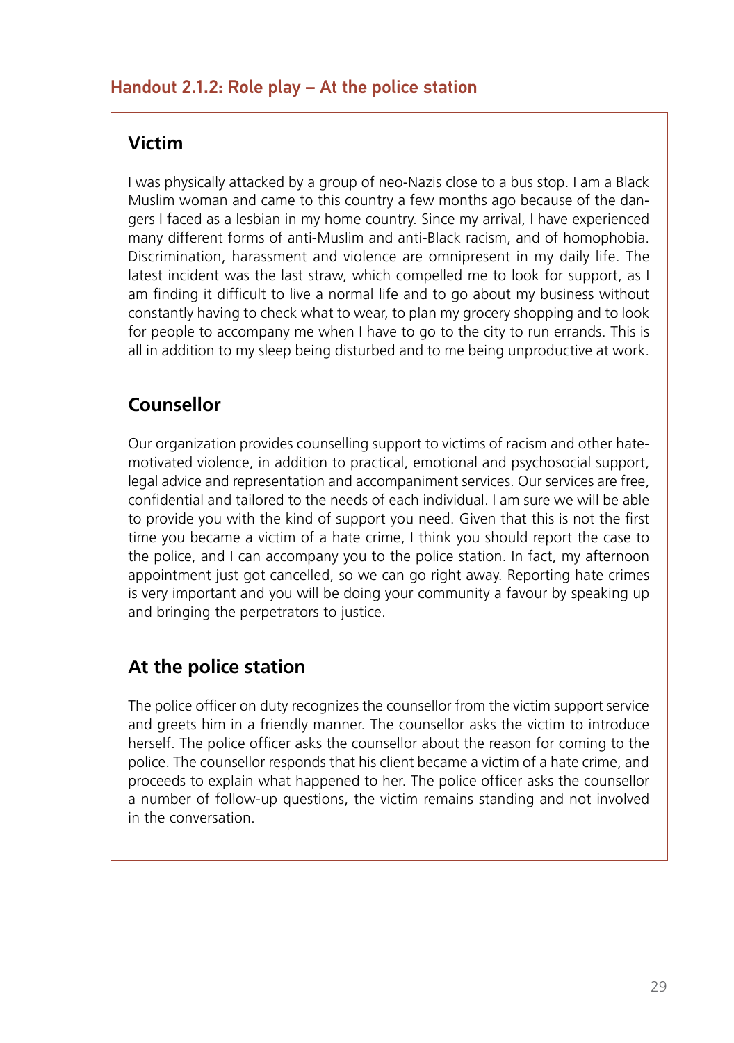## Handout 2.1.2: Role play – At the police station

### Victim

I was physically attacked by a group of neo-Nazis close to a bus stop. I am a Black Muslim woman and came to this country a few months ago because of the dangers I faced as a lesbian in my home country. Since my arrival, I have experienced many different forms of anti-Muslim and anti-Black racism, and of homophobia. Discrimination, harassment and violence are omnipresent in my daily life. The latest incident was the last straw, which compelled me to look for support, as I am finding it difficult to live a normal life and to go about my business without constantly having to check what to wear, to plan my grocery shopping and to look for people to accompany me when I have to go to the city to run errands. This is all in addition to my sleep being disturbed and to me being unproductive at work.

### Counsellor

Our organization provides counselling support to victims of racism and other hate-motivated violence, in addition to practical, emotional and psychosocial support, legal advice and representation and accompaniment services. Our services are free, confidential and tailored to the needs of each individual. I am sure we will be able to provide you with the kind of support you need. Given that this is not the first time you became a victim of a hate crime, I think you should report the case to the police, and I can accompany you to the police station. In fact, my afternoon appointment just got cancelled, so we can go right away. Reporting hate crimes is very important and you will be doing your community a favour by speaking up and bringing the perpetrators to justice.

### At the police station

The police officer on duty recognizes the counsellor from the victim support service and greets him in a friendly manner. The counsellor asks the victim to introduce herself. The police officer asks the counsellor about the reason for coming to the police. The counsellor responds that his client became a victim of a hate crime, and proceeds to explain what happened to her. The police officer asks the counsellor a number of follow-up questions, the victim remains standing and not involved in the conversation.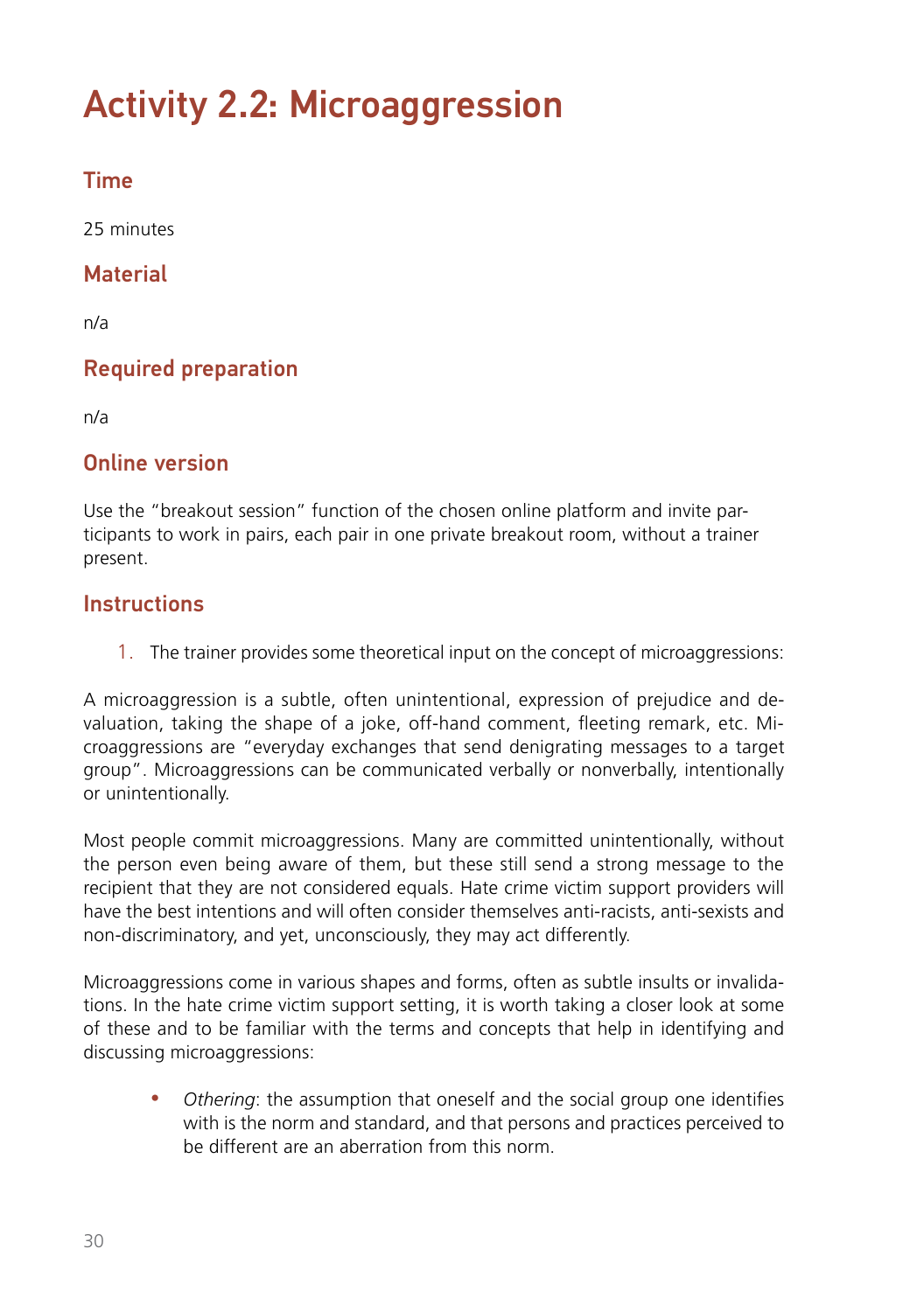# Activity 2.2: Microaggression

## Time

25 minutes

## Material

n/a

## Required preparation

n/a

## Online version

Use the "breakout session" function of the chosen online platform and invite participants to work in pairs, each pair in one private breakout room, without a trainer present.

## Instructions

1. The trainer provides some theoretical input on the concept of microaggressions:

A microaggression is a subtle, often unintentional, expression of prejudice and devaluation, taking the shape of a joke, off-hand comment, fleeting remark, etc. Microaggressions are "everyday exchanges that send denigrating messages to a target group". Microaggressions can be communicated verbally or nonverbally, intentionally or unintentionally.

Most people commit microaggressions. Many are committed unintentionally, without the person even being aware of them, but these still send a strong message to the recipient that they are not considered equals. Hate crime victim support providers will have the best intentions and will often consider themselves anti-racists, anti-sexists and non-discriminatory, and yet, unconsciously, they may act differently.

Microaggressions come in various shapes and forms, often as subtle insults or invalidations. In the hate crime victim support setting, it is worth taking a closer look at some of these and to be familiar with the terms and concepts that help in identifying and discussing microaggressions:

- *Othering*: the assumption that oneself and the social group one identifies with is the norm and standard, and that persons and practices perceived to be different are an aberration from this norm.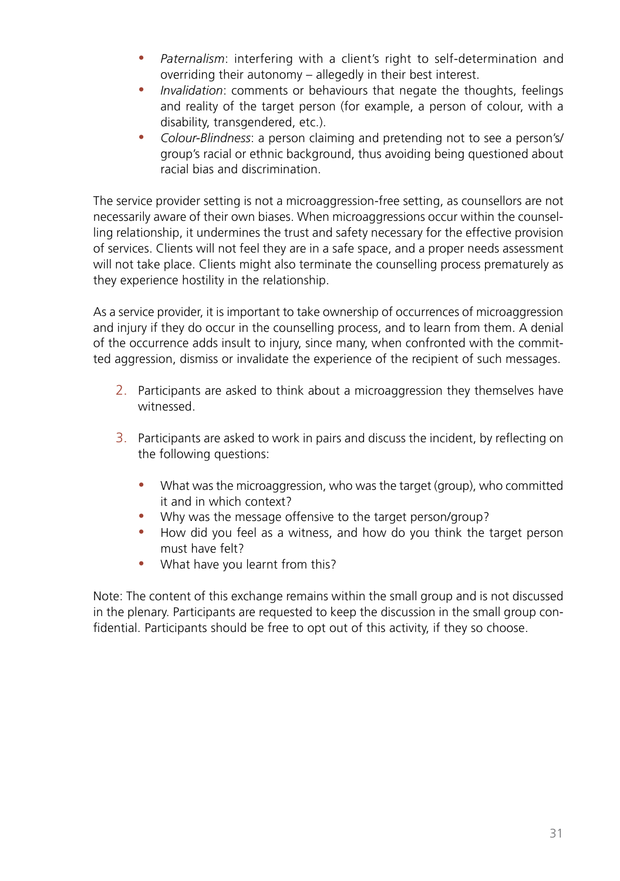- *Paternalism*: interfering with a client's right to self-determination and overriding their autonomy – allegedly in their best interest.
- *Invalidation*: comments or behaviours that negate the thoughts, feelings and reality of the target person (for example, a person of colour, with a disability, transgendered, etc.).
- *Colour-Blindness*: a person claiming and pretending not to see a person's/group's racial or ethnic background, thus avoiding being questioned about racial bias and discrimination.

The service provider setting is not a microaggression-free setting, as counsellors are not necessarily aware of their own biases. When microaggressions occur within the counselling relationship, it undermines the trust and safety necessary for the effective provision of services. Clients will not feel they are in a safe space, and a proper needs assessment will not take place. Clients might also terminate the counselling process prematurely as they experience hostility in the relationship.

As a service provider, it is important to take ownership of occurrences of microaggression and injury if they do occur in the counselling process, and to learn from them. A denial of the occurrence adds insult to injury, since many, when confronted with the committed aggression, dismiss or invalidate the experience of the recipient of such messages.

2. Participants are asked to think about a microaggression they themselves have witnessed.

3. Participants are asked to work in pairs and discuss the incident, by reflecting on the following questions:

    - What was the microaggression, who was the target (group), who committed it and in which context?
    - Why was the message offensive to the target person/group?
    - How did you feel as a witness, and how do you think the target person must have felt?
    - What have you learnt from this?

Note: The content of this exchange remains within the small group and is not discussed in the plenary. Participants are requested to keep the discussion in the small group confidential. Participants should be free to opt out of this activity, if they so choose.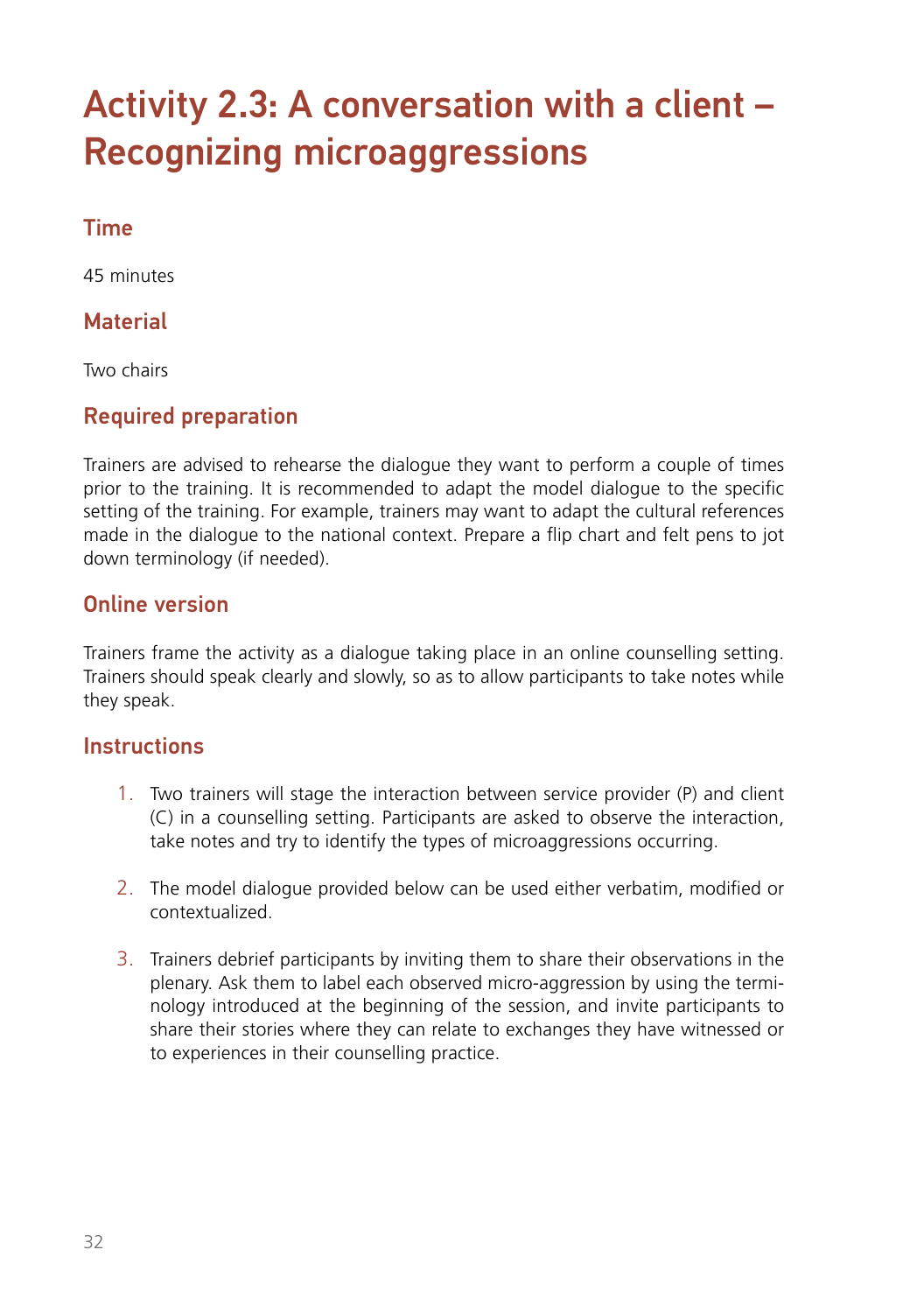# Activity 2.3: A conversation with a client – Recognizing microaggressions

## Time

45 minutes

## Material

Two chairs

## Required preparation

Trainers are advised to rehearse the dialogue they want to perform a couple of times prior to the training. It is recommended to adapt the model dialogue to the specific setting of the training. For example, trainers may want to adapt the cultural references made in the dialogue to the national context. Prepare a flip chart and felt pens to jot down terminology (if needed).

## Online version

Trainers frame the activity as a dialogue taking place in an online counselling setting. Trainers should speak clearly and slowly, so as to allow participants to take notes while they speak.

## Instructions

1. Two trainers will stage the interaction between service provider (P) and client (C) in a counselling setting. Participants are asked to observe the interaction, take notes and try to identify the types of microaggressions occurring.
2. The model dialogue provided below can be used either verbatim, modified or contextualized.
3. Trainers debrief participants by inviting them to share their observations in the plenary. Ask them to label each observed micro-aggression by using the terminology introduced at the beginning of the session, and invite participants to share their stories where they can relate to exchanges they have witnessed or to experiences in their counselling practice.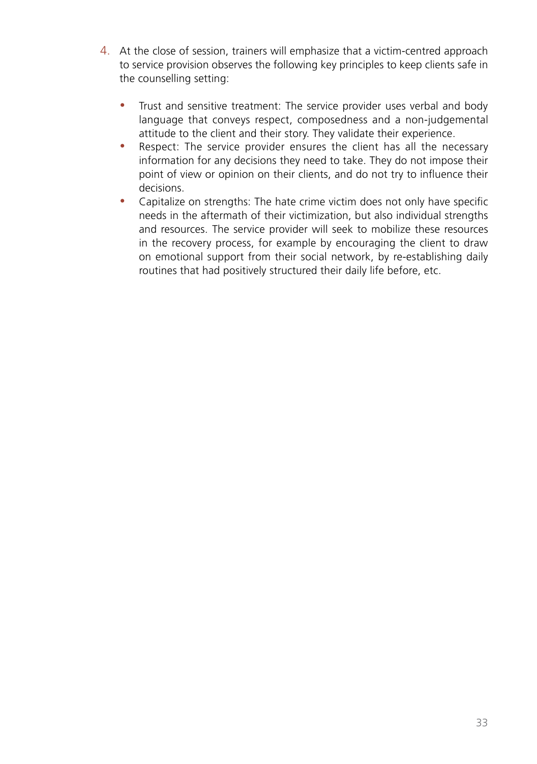4. At the close of session, trainers will emphasize that a victim-centred approach to service provision observes the following key principles to keep clients safe in the counselling setting:

   - Trust and sensitive treatment: The service provider uses verbal and body language that conveys respect, composedness and a non-judgemental attitude to the client and their story. They validate their experience.
   - Respect: The service provider ensures the client has all the necessary information for any decisions they need to take. They do not impose their point of view or opinion on their clients, and do not try to influence their decisions.
   - Capitalize on strengths: The hate crime victim does not only have specific needs in the aftermath of their victimization, but also individual strengths and resources. The service provider will seek to mobilize these resources in the recovery process, for example by encouraging the client to draw on emotional support from their social network, by re-establishing daily routines that had positively structured their daily life before, etc.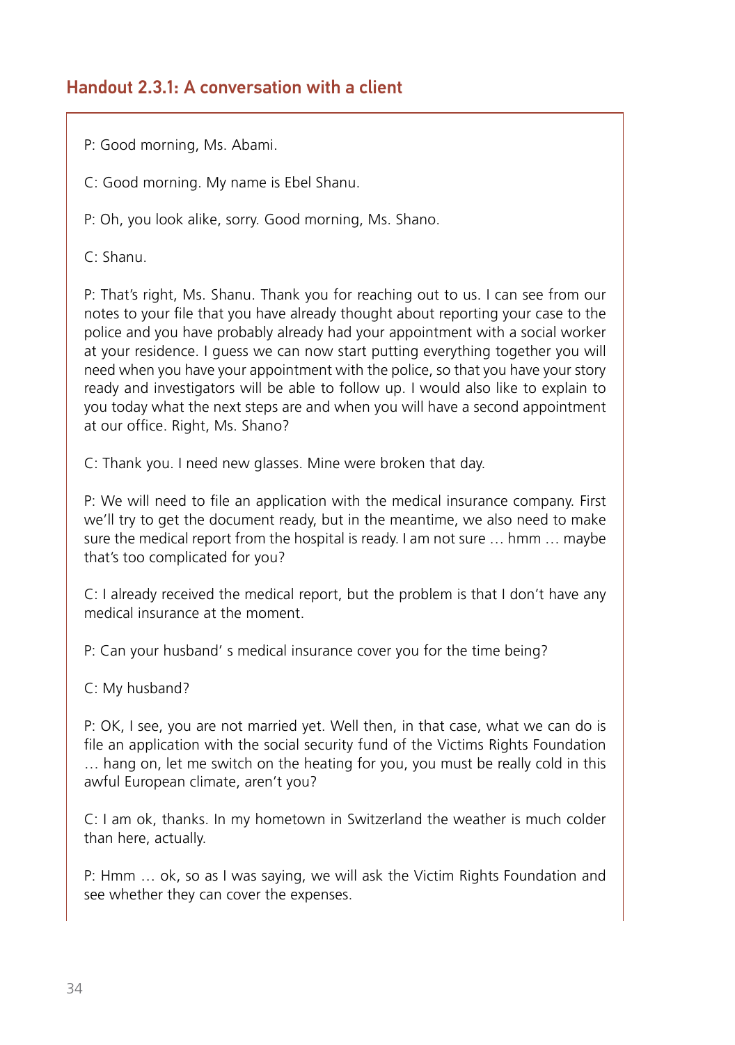## Handout 2.3.1: A conversation with a client

P: Good morning, Ms. Abami.

C: Good morning. My name is Ebel Shanu.

P: Oh, you look alike, sorry. Good morning, Ms. Shano.

C: Shanu.

P: That's right, Ms. Shanu. Thank you for reaching out to us. I can see from our notes to your file that you have already thought about reporting your case to the police and you have probably already had your appointment with a social worker at your residence. I guess we can now start putting everything together you will need when you have your appointment with the police, so that you have your story ready and investigators will be able to follow up. I would also like to explain to you today what the next steps are and when you will have a second appointment at our office. Right, Ms. Shano?

C: Thank you. I need new glasses. Mine were broken that day.

P: We will need to file an application with the medical insurance company. First we'll try to get the document ready, but in the meantime, we also need to make sure the medical report from the hospital is ready. I am not sure … hmm … maybe that's too complicated for you?

C: I already received the medical report, but the problem is that I don't have any medical insurance at the moment.

P: Can your husband' s medical insurance cover you for the time being?

C: My husband?

P: OK, I see, you are not married yet. Well then, in that case, what we can do is file an application with the social security fund of the Victims Rights Foundation … hang on, let me switch on the heating for you, you must be really cold in this awful European climate, aren't you?

C: I am ok, thanks. In my hometown in Switzerland the weather is much colder than here, actually.

P: Hmm … ok, so as I was saying, we will ask the Victim Rights Foundation and see whether they can cover the expenses.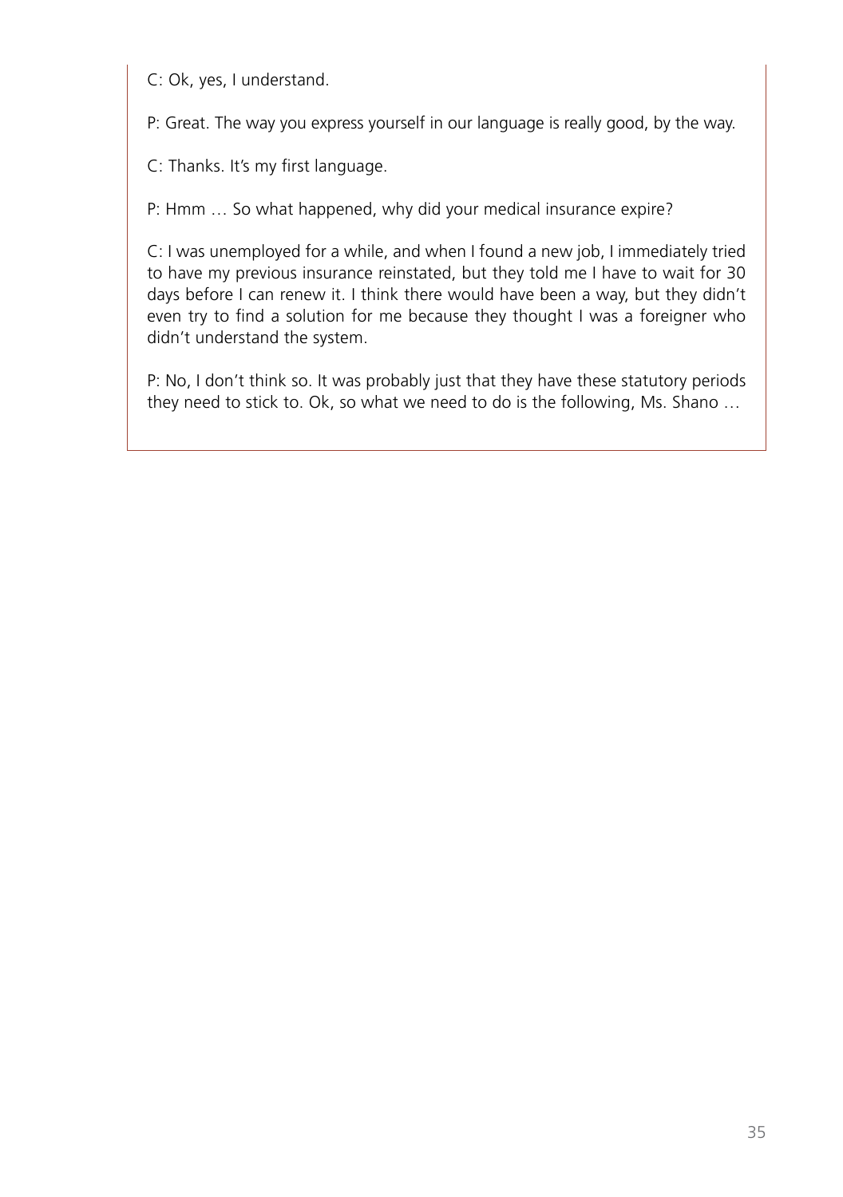C: Ok, yes, I understand.

P: Great. The way you express yourself in our language is really good, by the way.

C: Thanks. It's my first language.

P: Hmm … So what happened, why did your medical insurance expire?

C: I was unemployed for a while, and when I found a new job, I immediately tried to have my previous insurance reinstated, but they told me I have to wait for 30 days before I can renew it. I think there would have been a way, but they didn't even try to find a solution for me because they thought I was a foreigner who didn't understand the system.

P: No, I don't think so. It was probably just that they have these statutory periods they need to stick to. Ok, so what we need to do is the following, Ms. Shano …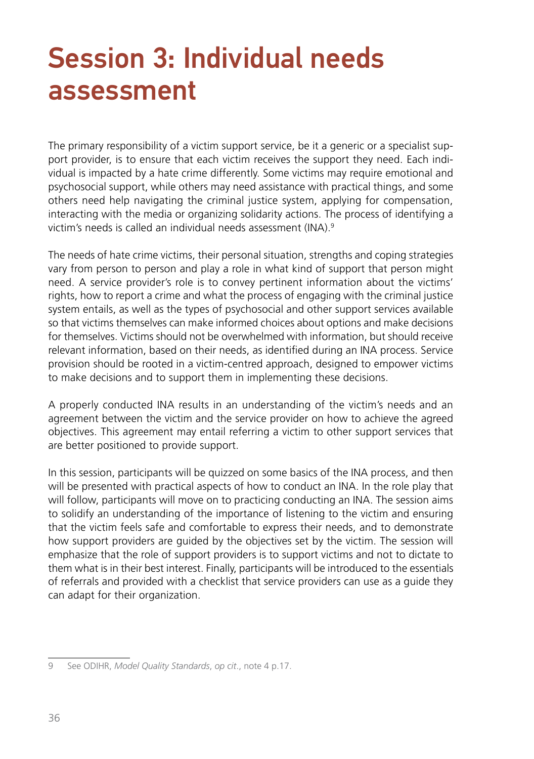# Session 3: Individual needs assessment

The primary responsibility of a victim support service, be it a generic or a specialist support provider, is to ensure that each victim receives the support they need. Each individual is impacted by a hate crime differently. Some victims may require emotional and psychosocial support, while others may need assistance with practical things, and some others need help navigating the criminal justice system, applying for compensation, interacting with the media or organizing solidarity actions. The process of identifying a victim's needs is called an individual needs assessment (INA).[9]

The needs of hate crime victims, their personal situation, strengths and coping strategies vary from person to person and play a role in what kind of support that person might need. A service provider's role is to convey pertinent information about the victims' rights, how to report a crime and what the process of engaging with the criminal justice system entails, as well as the types of psychosocial and other support services available so that victims themselves can make informed choices about options and make decisions for themselves. Victims should not be overwhelmed with information, but should receive relevant information, based on their needs, as identified during an INA process. Service provision should be rooted in a victim-centred approach, designed to empower victims to make decisions and to support them in implementing these decisions.

A properly conducted INA results in an understanding of the victim's needs and an agreement between the victim and the service provider on how to achieve the agreed objectives. This agreement may entail referring a victim to other support services that are better positioned to provide support.

In this session, participants will be quizzed on some basics of the INA process, and then will be presented with practical aspects of how to conduct an INA. In the role play that will follow, participants will move on to practicing conducting an INA. The session aims to solidify an understanding of the importance of listening to the victim and ensuring that the victim feels safe and comfortable to express their needs, and to demonstrate how support providers are guided by the objectives set by the victim. The session will emphasize that the role of support providers is to support victims and not to dictate to them what is in their best interest. Finally, participants will be introduced to the essentials of referrals and provided with a checklist that service providers can use as a guide they can adapt for their organization.

---

9 See ODIHR, *Model Quality Standards*, *op cit.*, note 4 p.17.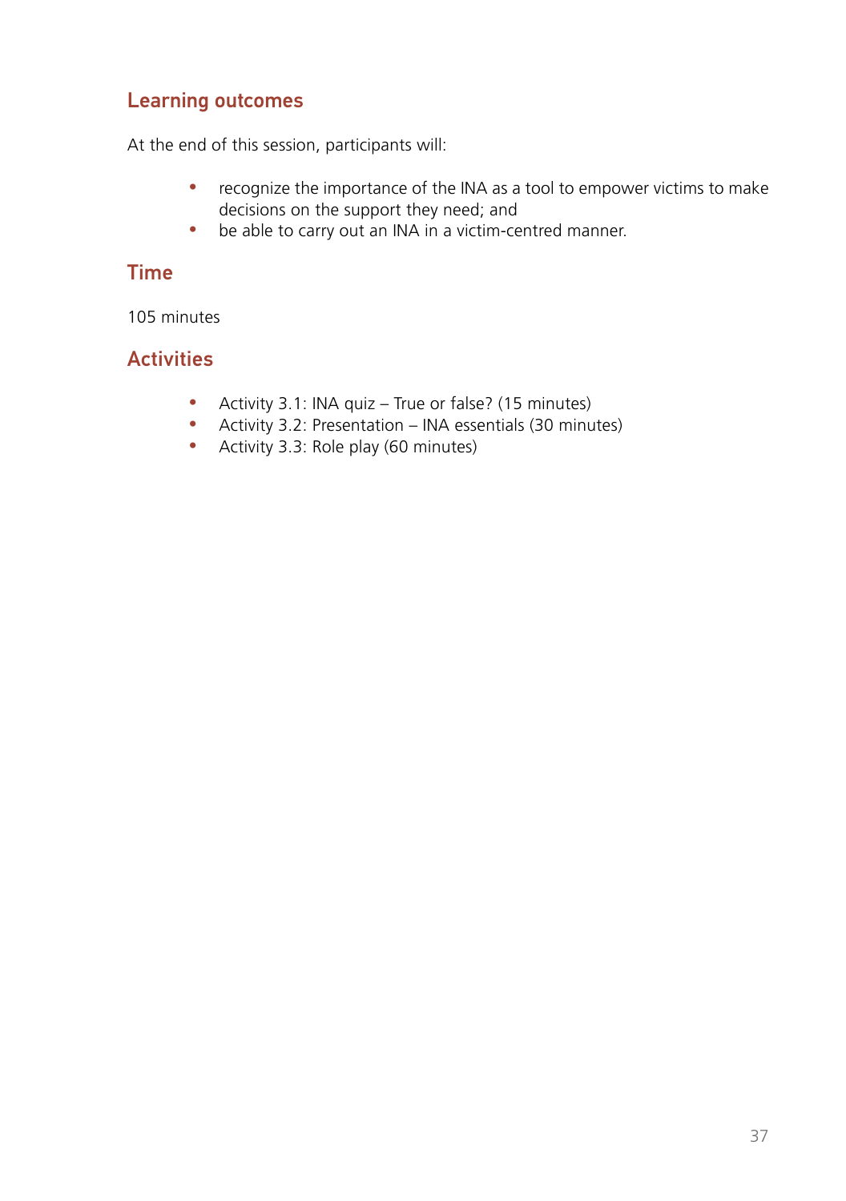## Learning outcomes

At the end of this session, participants will:

- recognize the importance of the INA as a tool to empower victims to make decisions on the support they need; and
- be able to carry out an INA in a victim-centred manner.

## Time

105 minutes

## Activities

- Activity 3.1: INA quiz – True or false? (15 minutes)
- Activity 3.2: Presentation – INA essentials (30 minutes)
- Activity 3.3: Role play (60 minutes)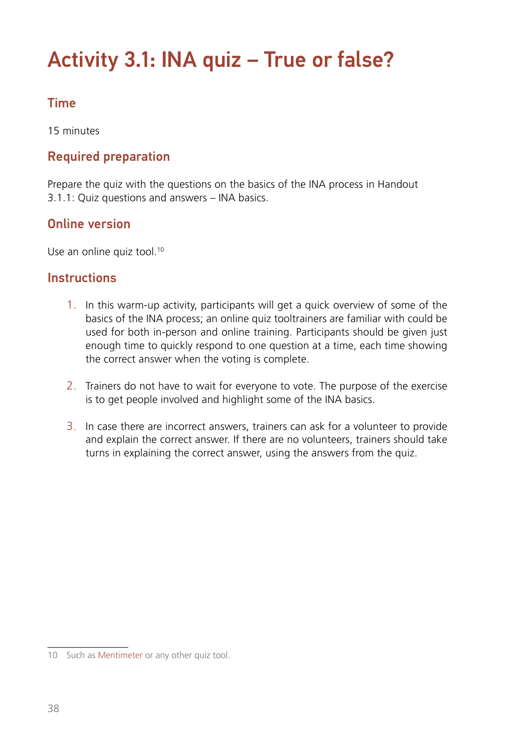# Activity 3.1: INA quiz – True or false?

## Time

15 minutes

## Required preparation

Prepare the quiz with the questions on the basics of the INA process in Handout 3.1.1: Quiz questions and answers – INA basics.

## Online version

Use an online quiz tool.[10]

## Instructions

1. In this warm-up activity, participants will get a quick overview of some of the basics of the INA process; an online quiz tooltrainers are familiar with could be used for both in-person and online training. Participants should be given just enough time to quickly respond to one question at a time, each time showing the correct answer when the voting is complete.

2. Trainers do not have to wait for everyone to vote. The purpose of the exercise is to get people involved and highlight some of the INA basics.

3. In case there are incorrect answers, trainers can ask for a volunteer to provide and explain the correct answer. If there are no volunteers, trainers should take turns in explaining the correct answer, using the answers from the quiz.

---

10 Such as Mentimeter or any other quiz tool.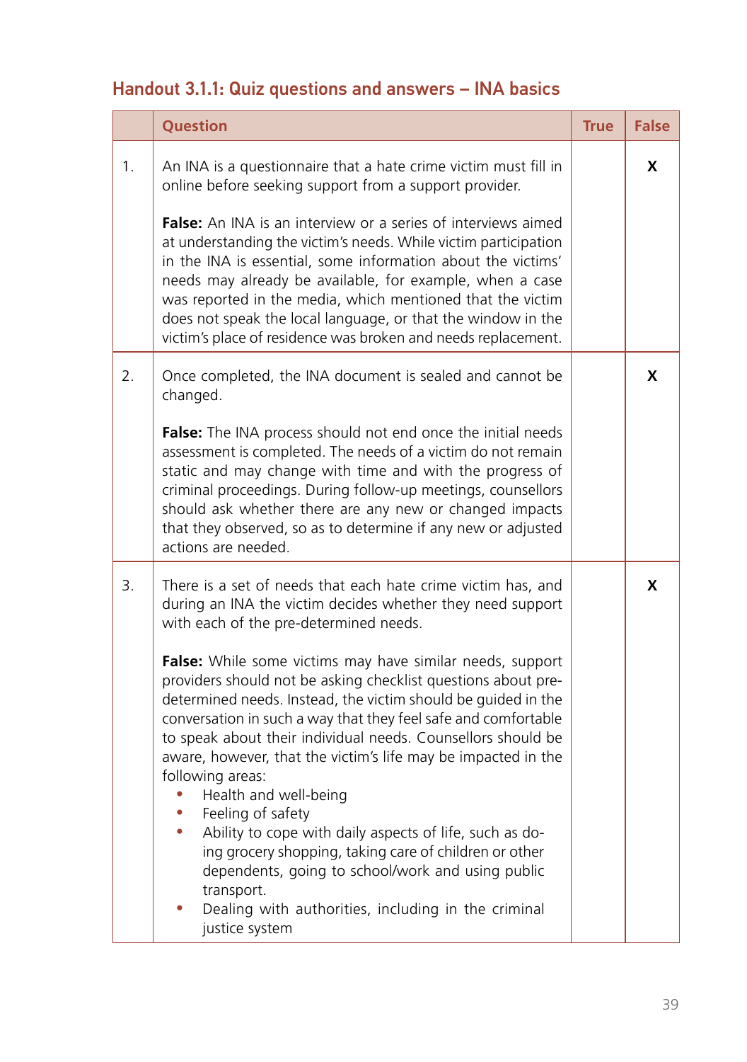## Handout 3.1.1: Quiz questions and answers – INA basics

| | Question | True | False |
|---|---|---|---|
| 1. | An INA is a questionnaire that a hate crime victim must fill in online before seeking support from a support provider.<br><br>**False:** An INA is an interview or a series of interviews aimed at understanding the victim's needs. While victim participation in the INA is essential, some information about the victims' needs may already be available, for example, when a case was reported in the media, which mentioned that the victim does not speak the local language, or that the window in the victim's place of residence was broken and needs replacement. | | X |
| 2. | Once completed, the INA document is sealed and cannot be changed.<br><br>**False:** The INA process should not end once the initial needs assessment is completed. The needs of a victim do not remain static and may change with time and with the progress of criminal proceedings. During follow-up meetings, counsellors should ask whether there are any new or changed impacts that they observed, so as to determine if any new or adjusted actions are needed. | | X |
| 3. | There is a set of needs that each hate crime victim has, and during an INA the victim decides whether they need support with each of the pre-determined needs.<br><br>**False:** While some victims may have similar needs, support providers should not be asking checklist questions about pre-determined needs. Instead, the victim should be guided in the conversation in such a way that they feel safe and comfortable to speak about their individual needs. Counsellors should be aware, however, that the victim's life may be impacted in the following areas:<br>• Health and well-being<br>• Feeling of safety<br>• Ability to cope with daily aspects of life, such as doing grocery shopping, taking care of children or other dependents, going to school/work and using public transport.<br>• Dealing with authorities, including in the criminal justice system | | X |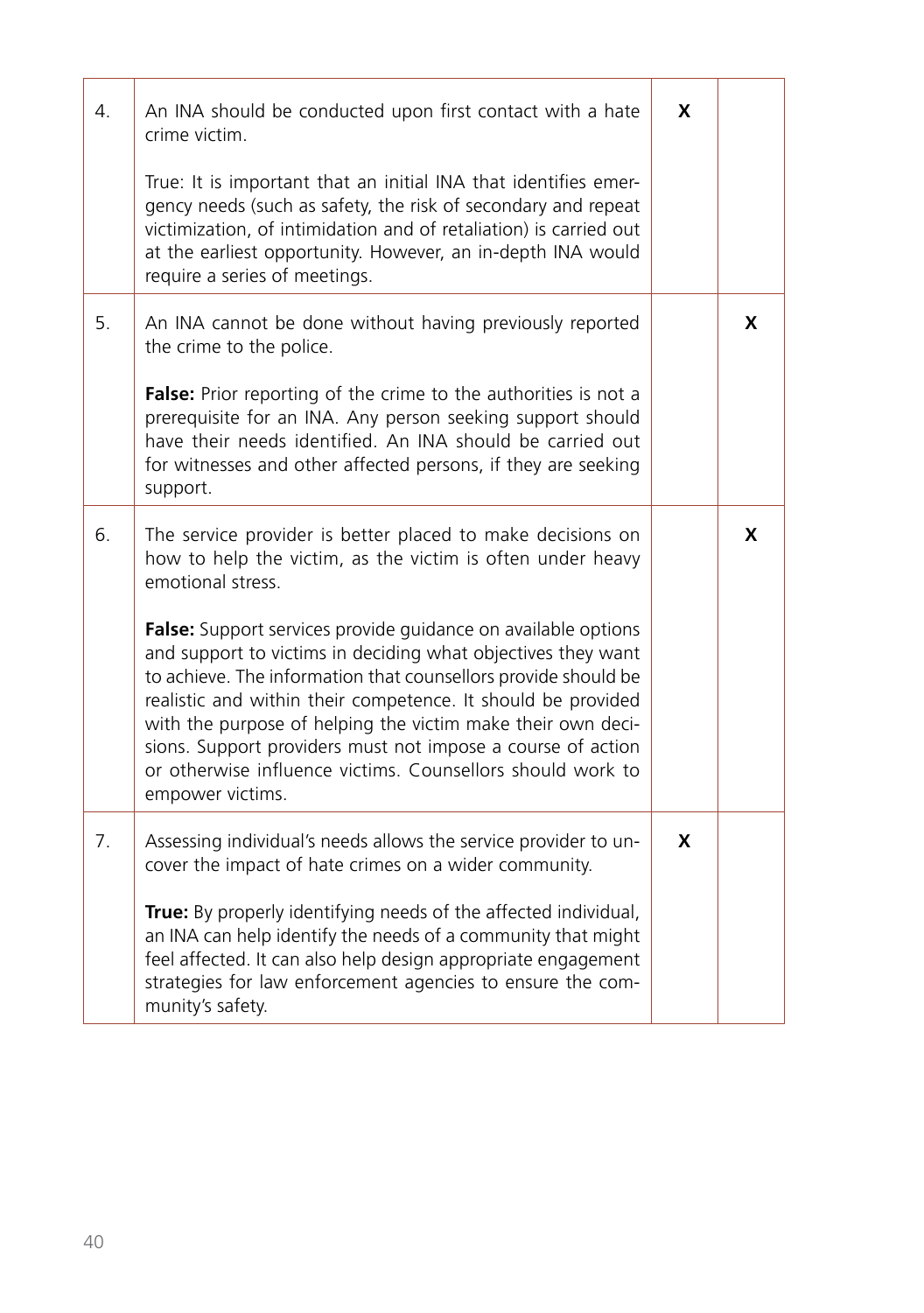| | | | |
|---|---|---|---|
| 4. | An INA should be conducted upon first contact with a hate crime victim.<br><br>True: It is important that an initial INA that identifies emergency needs (such as safety, the risk of secondary and repeat victimization, of intimidation and of retaliation) is carried out at the earliest opportunity. However, an in-depth INA would require a series of meetings. | **X** | |
| 5. | An INA cannot be done without having previously reported the crime to the police.<br><br>**False:** Prior reporting of the crime to the authorities is not a prerequisite for an INA. Any person seeking support should have their needs identified. An INA should be carried out for witnesses and other affected persons, if they are seeking support. | | **X** |
| 6. | The service provider is better placed to make decisions on how to help the victim, as the victim is often under heavy emotional stress.<br><br>**False:** Support services provide guidance on available options and support to victims in deciding what objectives they want to achieve. The information that counsellors provide should be realistic and within their competence. It should be provided with the purpose of helping the victim make their own decisions. Support providers must not impose a course of action or otherwise influence victims. Counsellors should work to empower victims. | | **X** |
| 7. | Assessing individual's needs allows the service provider to uncover the impact of hate crimes on a wider community.<br><br>**True:** By properly identifying needs of the affected individual, an INA can help identify the needs of a community that might feel affected. It can also help design appropriate engagement strategies for law enforcement agencies to ensure the community's safety. | **X** | |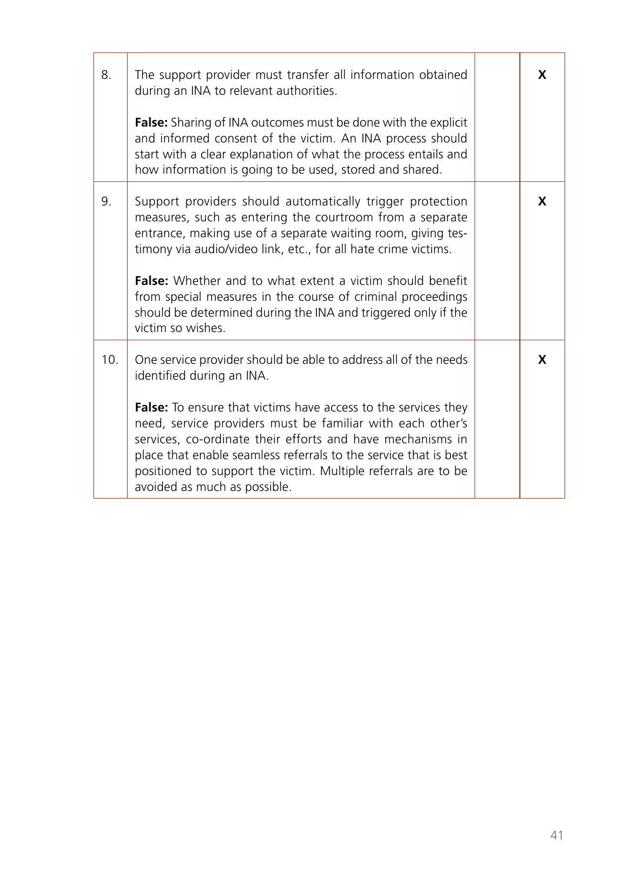| | | | |
|---|---|---|---|
| 8. | The support provider must transfer all information obtained during an INA to relevant authorities.<br><br>**False:** Sharing of INA outcomes must be done with the explicit and informed consent of the victim. An INA process should start with a clear explanation of what the process entails and how information is going to be used, stored and shared. | | **X** |
| 9. | Support providers should automatically trigger protection measures, such as entering the courtroom from a separate entrance, making use of a separate waiting room, giving testimony via audio/video link, etc., for all hate crime victims.<br><br>**False:** Whether and to what extent a victim should benefit from special measures in the course of criminal proceedings should be determined during the INA and triggered only if the victim so wishes. | | **X** |
| 10. | One service provider should be able to address all of the needs identified during an INA.<br><br>**False:** To ensure that victims have access to the services they need, service providers must be familiar with each other's services, co-ordinate their efforts and have mechanisms in place that enable seamless referrals to the service that is best positioned to support the victim. Multiple referrals are to be avoided as much as possible. | | **X** |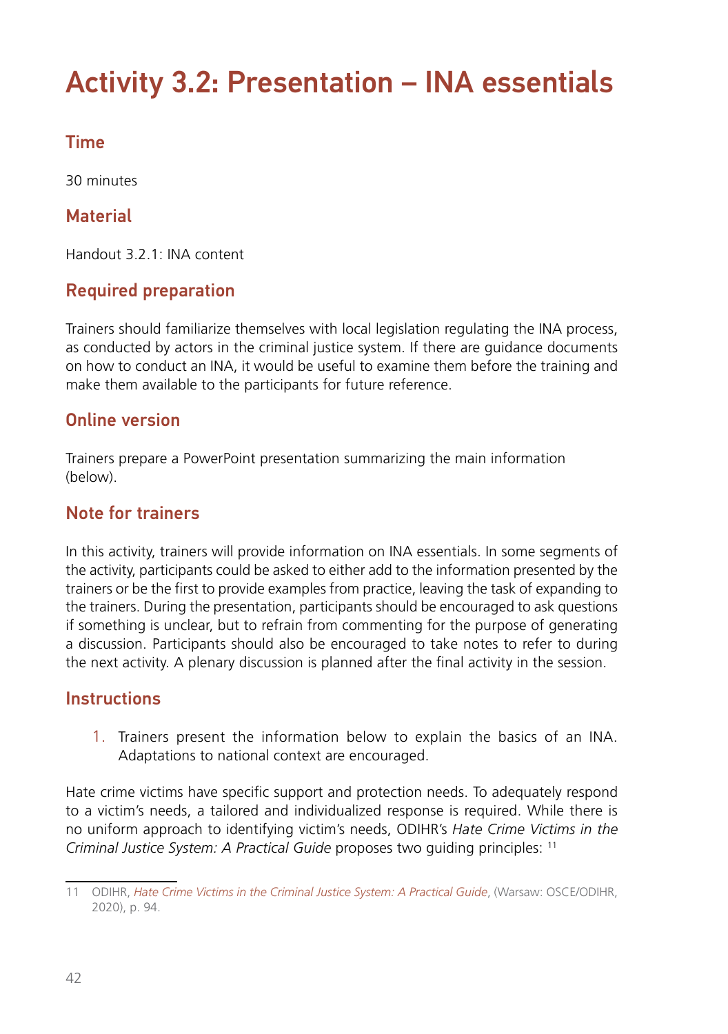# Activity 3.2: Presentation – INA essentials

## Time

30 minutes

## Material

Handout 3.2.1: INA content

## Required preparation

Trainers should familiarize themselves with local legislation regulating the INA process, as conducted by actors in the criminal justice system. If there are guidance documents on how to conduct an INA, it would be useful to examine them before the training and make them available to the participants for future reference.

## Online version

Trainers prepare a PowerPoint presentation summarizing the main information (below).

## Note for trainers

In this activity, trainers will provide information on INA essentials. In some segments of the activity, participants could be asked to either add to the information presented by the trainers or be the first to provide examples from practice, leaving the task of expanding to the trainers. During the presentation, participants should be encouraged to ask questions if something is unclear, but to refrain from commenting for the purpose of generating a discussion. Participants should also be encouraged to take notes to refer to during the next activity. A plenary discussion is planned after the final activity in the session.

## Instructions

1. Trainers present the information below to explain the basics of an INA. Adaptations to national context are encouraged.

Hate crime victims have specific support and protection needs. To adequately respond to a victim's needs, a tailored and individualized response is required. While there is no uniform approach to identifying victim's needs, ODIHR's *Hate Crime Victims in the Criminal Justice System: A Practical Guide* proposes two guiding principles: [11]

---

11 ODIHR, *Hate Crime Victims in the Criminal Justice System: A Practical Guide*, (Warsaw: OSCE/ODIHR, 2020), p. 94.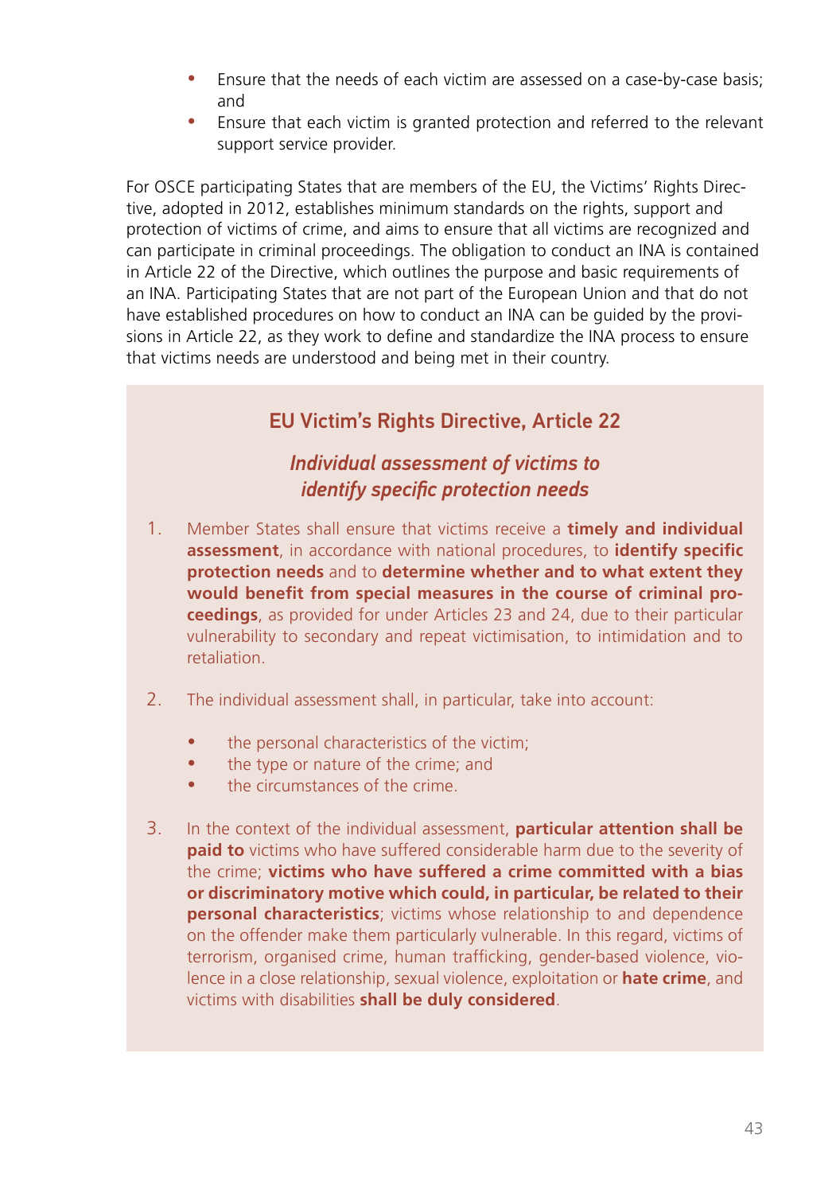- Ensure that the needs of each victim are assessed on a case-by-case basis; and
- Ensure that each victim is granted protection and referred to the relevant support service provider.

For OSCE participating States that are members of the EU, the Victims' Rights Directive, adopted in 2012, establishes minimum standards on the rights, support and protection of victims of crime, and aims to ensure that all victims are recognized and can participate in criminal proceedings. The obligation to conduct an INA is contained in Article 22 of the Directive, which outlines the purpose and basic requirements of an INA. Participating States that are not part of the European Union and that do not have established procedures on how to conduct an INA can be guided by the provisions in Article 22, as they work to define and standardize the INA process to ensure that victims needs are understood and being met in their country.

### EU Victim's Rights Directive, Article 22

#### *Individual assessment of victims to identify specific protection needs*

1. Member States shall ensure that victims receive a **timely and individual assessment**, in accordance with national procedures, to **identify specific protection needs** and to **determine whether and to what extent they would benefit from special measures in the course of criminal proceedings**, as provided for under Articles 23 and 24, due to their particular vulnerability to secondary and repeat victimisation, to intimidation and to retaliation.

2. The individual assessment shall, in particular, take into account:

   - the personal characteristics of the victim;
   - the type or nature of the crime; and
   - the circumstances of the crime.

3. In the context of the individual assessment, **particular attention shall be paid to** victims who have suffered considerable harm due to the severity of the crime; **victims who have suffered a crime committed with a bias or discriminatory motive which could, in particular, be related to their personal characteristics**; victims whose relationship to and dependence on the offender make them particularly vulnerable. In this regard, victims of terrorism, organised crime, human trafficking, gender-based violence, violence in a close relationship, sexual violence, exploitation or **hate crime**, and victims with disabilities **shall be duly considered**.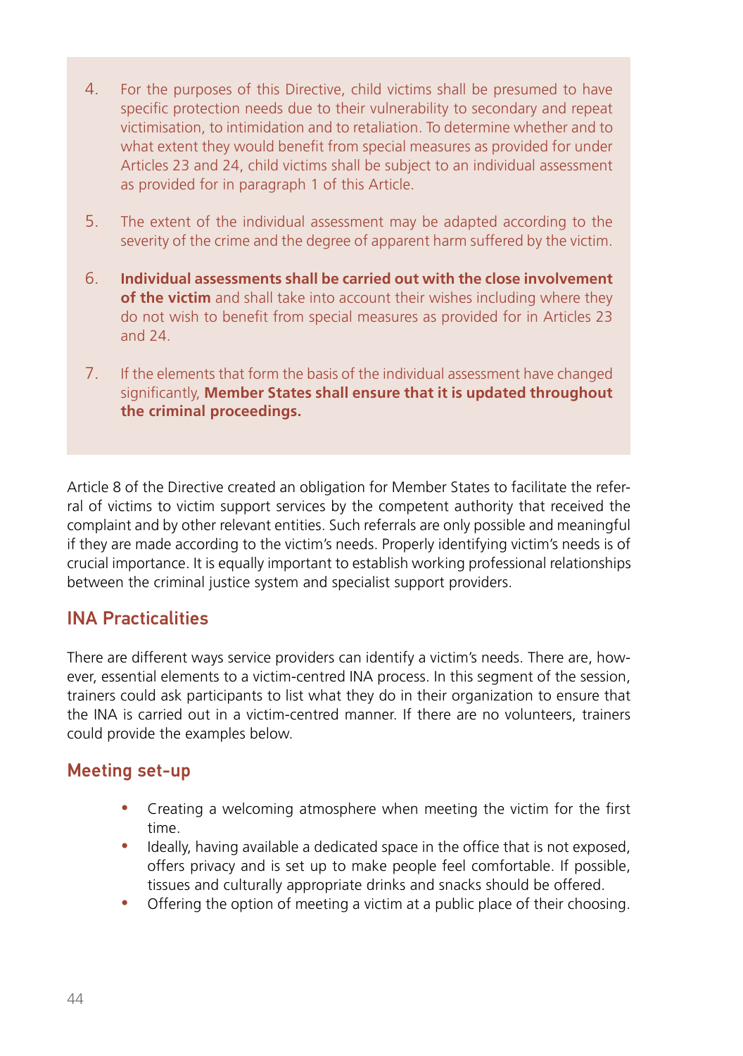4. For the purposes of this Directive, child victims shall be presumed to have specific protection needs due to their vulnerability to secondary and repeat victimisation, to intimidation and to retaliation. To determine whether and to what extent they would benefit from special measures as provided for under Articles 23 and 24, child victims shall be subject to an individual assessment as provided for in paragraph 1 of this Article.

5. The extent of the individual assessment may be adapted according to the severity of the crime and the degree of apparent harm suffered by the victim.

6. **Individual assessments shall be carried out with the close involvement of the victim** and shall take into account their wishes including where they do not wish to benefit from special measures as provided for in Articles 23 and 24.

7. If the elements that form the basis of the individual assessment have changed significantly, **Member States shall ensure that it is updated throughout the criminal proceedings.**

Article 8 of the Directive created an obligation for Member States to facilitate the referral of victims to victim support services by the competent authority that received the complaint and by other relevant entities. Such referrals are only possible and meaningful if they are made according to the victim's needs. Properly identifying victim's needs is of crucial importance. It is equally important to establish working professional relationships between the criminal justice system and specialist support providers.

## INA Practicalities

There are different ways service providers can identify a victim's needs. There are, however, essential elements to a victim-centred INA process. In this segment of the session, trainers could ask participants to list what they do in their organization to ensure that the INA is carried out in a victim-centred manner. If there are no volunteers, trainers could provide the examples below.

### Meeting set-up

- Creating a welcoming atmosphere when meeting the victim for the first time.
- Ideally, having available a dedicated space in the office that is not exposed, offers privacy and is set up to make people feel comfortable. If possible, tissues and culturally appropriate drinks and snacks should be offered.
- Offering the option of meeting a victim at a public place of their choosing.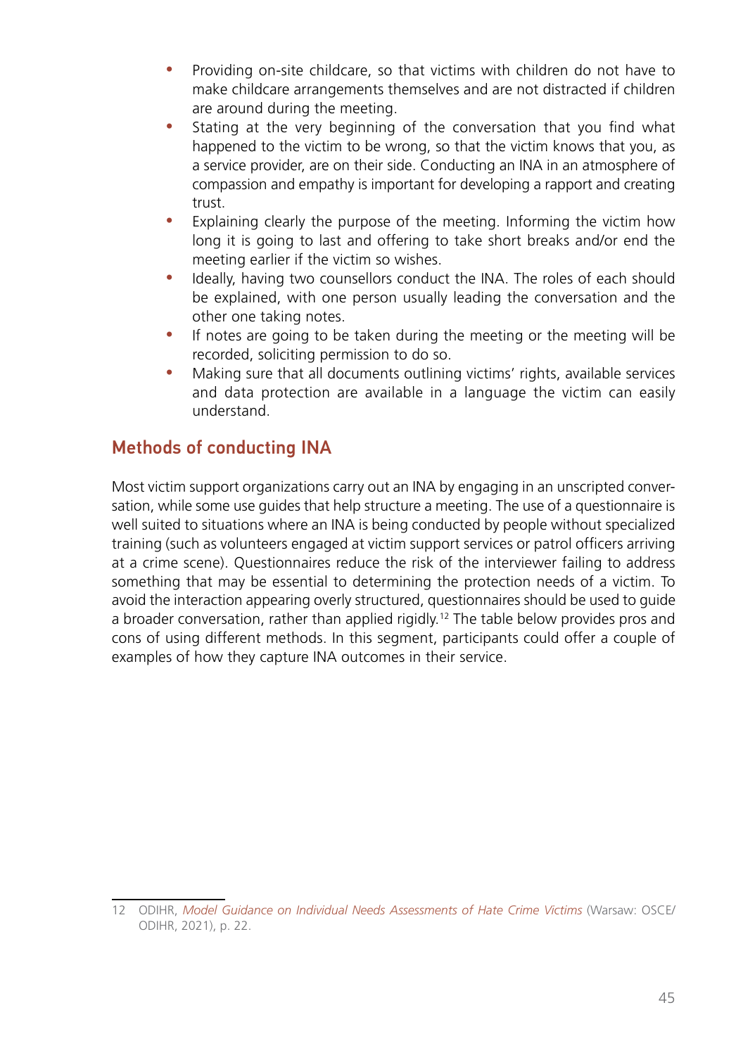- Providing on-site childcare, so that victims with children do not have to make childcare arrangements themselves and are not distracted if children are around during the meeting.
- Stating at the very beginning of the conversation that you find what happened to the victim to be wrong, so that the victim knows that you, as a service provider, are on their side. Conducting an INA in an atmosphere of compassion and empathy is important for developing a rapport and creating trust.
- Explaining clearly the purpose of the meeting. Informing the victim how long it is going to last and offering to take short breaks and/or end the meeting earlier if the victim so wishes.
- Ideally, having two counsellors conduct the INA. The roles of each should be explained, with one person usually leading the conversation and the other one taking notes.
- If notes are going to be taken during the meeting or the meeting will be recorded, soliciting permission to do so.
- Making sure that all documents outlining victims' rights, available services and data protection are available in a language the victim can easily understand.

## Methods of conducting INA

Most victim support organizations carry out an INA by engaging in an unscripted conversation, while some use guides that help structure a meeting. The use of a questionnaire is well suited to situations where an INA is being conducted by people without specialized training (such as volunteers engaged at victim support services or patrol officers arriving at a crime scene). Questionnaires reduce the risk of the interviewer failing to address something that may be essential to determining the protection needs of a victim. To avoid the interaction appearing overly structured, questionnaires should be used to guide a broader conversation, rather than applied rigidly.[12] The table below provides pros and cons of using different methods. In this segment, participants could offer a couple of examples of how they capture INA outcomes in their service.

---

12 ODIHR, *Model Guidance on Individual Needs Assessments of Hate Crime Victims* (Warsaw: OSCE/ODIHR, 2021), p. 22.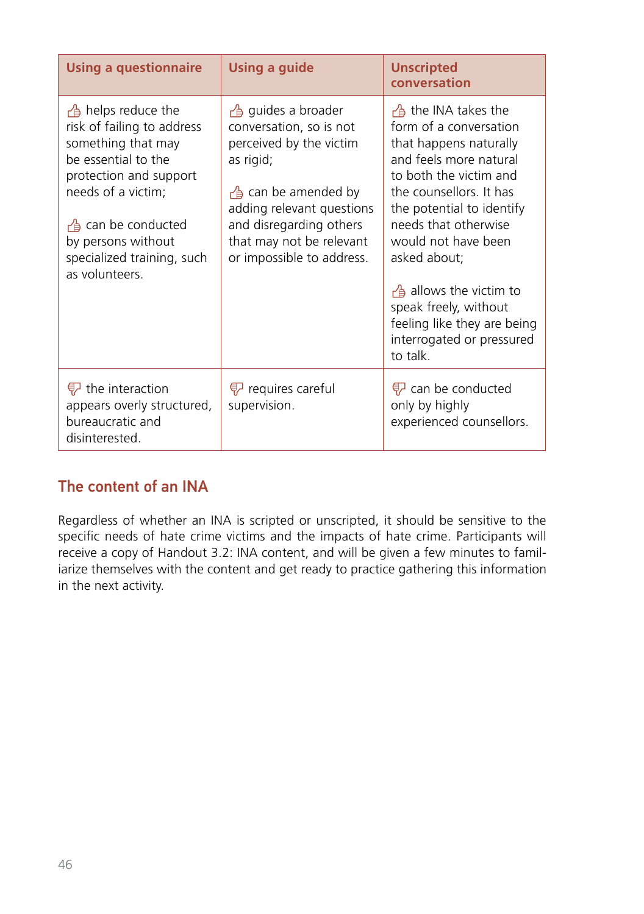| Using a questionnaire | Using a guide | Unscripted conversation |
|---|---|---|
| 👍 helps reduce the risk of failing to address something that may be essential to the protection and support needs of a victim;<br><br>👍 can be conducted by persons without specialized training, such as volunteers. | 👍 guides a broader conversation, so is not perceived by the victim as rigid;<br><br>👍 can be amended by adding relevant questions and disregarding others that may not be relevant or impossible to address. | 👍 the INA takes the form of a conversation that happens naturally and feels more natural to both the victim and the counsellors. It has the potential to identify needs that otherwise would not have been asked about;<br><br>👍 allows the victim to speak freely, without feeling like they are being interrogated or pressured to talk. |
| 👎 the interaction appears overly structured, bureaucratic and disinterested. | 👎 requires careful supervision. | 👎 can be conducted only by highly experienced counsellors. |

## The content of an INA

Regardless of whether an INA is scripted or unscripted, it should be sensitive to the specific needs of hate crime victims and the impacts of hate crime. Participants will receive a copy of Handout 3.2: INA content, and will be given a few minutes to familiarize themselves with the content and get ready to practice gathering this information in the next activity.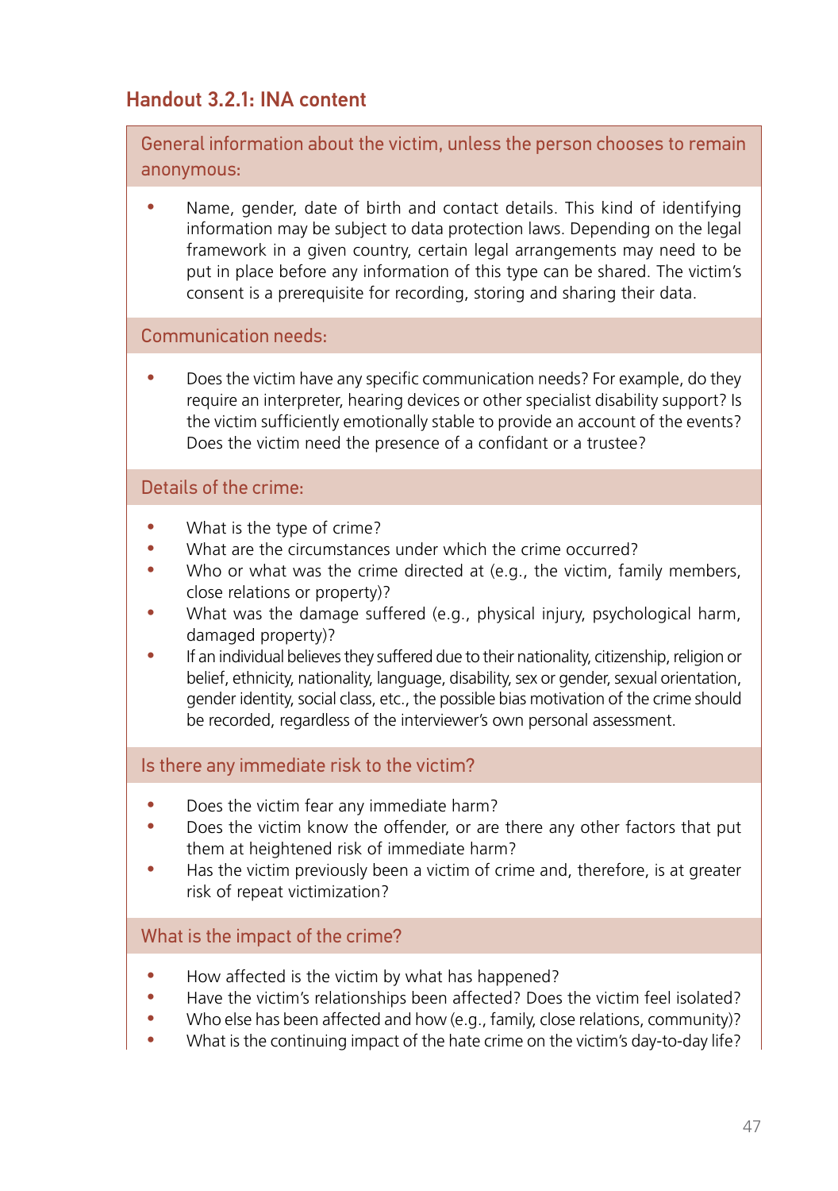## Handout 3.2.1: INA content

### General information about the victim, unless the person chooses to remain anonymous:

- Name, gender, date of birth and contact details. This kind of identifying information may be subject to data protection laws. Depending on the legal framework in a given country, certain legal arrangements may need to be put in place before any information of this type can be shared. The victim's consent is a prerequisite for recording, storing and sharing their data.

### Communication needs:

- Does the victim have any specific communication needs? For example, do they require an interpreter, hearing devices or other specialist disability support? Is the victim sufficiently emotionally stable to provide an account of the events? Does the victim need the presence of a confidant or a trustee?

### Details of the crime:

- What is the type of crime?
- What are the circumstances under which the crime occurred?
- Who or what was the crime directed at (e.g., the victim, family members, close relations or property)?
- What was the damage suffered (e.g., physical injury, psychological harm, damaged property)?
- If an individual believes they suffered due to their nationality, citizenship, religion or belief, ethnicity, nationality, language, disability, sex or gender, sexual orientation, gender identity, social class, etc., the possible bias motivation of the crime should be recorded, regardless of the interviewer's own personal assessment.

### Is there any immediate risk to the victim?

- Does the victim fear any immediate harm?
- Does the victim know the offender, or are there any other factors that put them at heightened risk of immediate harm?
- Has the victim previously been a victim of crime and, therefore, is at greater risk of repeat victimization?

### What is the impact of the crime?

- How affected is the victim by what has happened?
- Have the victim's relationships been affected? Does the victim feel isolated?
- Who else has been affected and how (e.g., family, close relations, community)?
- What is the continuing impact of the hate crime on the victim's day-to-day life?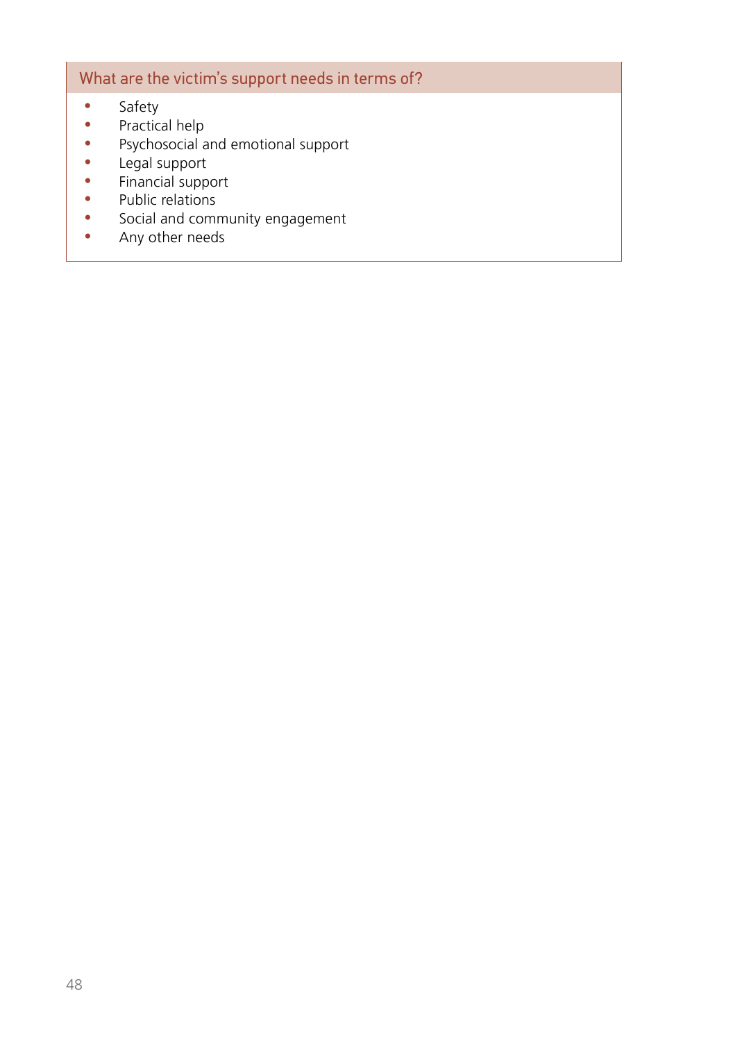### What are the victim's support needs in terms of?

- Safety
- Practical help
- Psychosocial and emotional support
- Legal support
- Financial support
- Public relations
- Social and community engagement
- Any other needs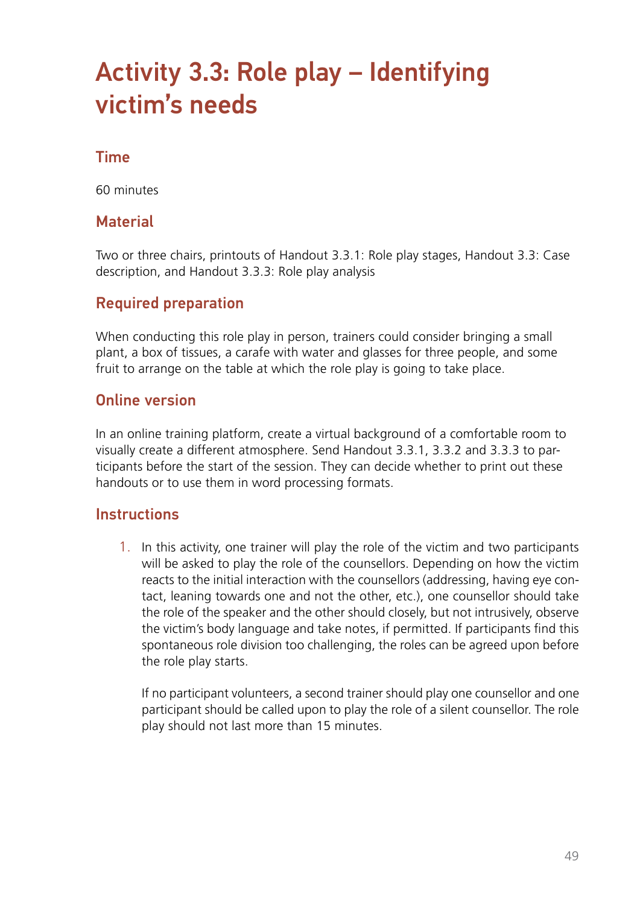# Activity 3.3: Role play – Identifying victim's needs

## Time

60 minutes

## Material

Two or three chairs, printouts of Handout 3.3.1: Role play stages, Handout 3.3: Case description, and Handout 3.3.3: Role play analysis

## Required preparation

When conducting this role play in person, trainers could consider bringing a small plant, a box of tissues, a carafe with water and glasses for three people, and some fruit to arrange on the table at which the role play is going to take place.

## Online version

In an online training platform, create a virtual background of a comfortable room to visually create a different atmosphere. Send Handout 3.3.1, 3.3.2 and 3.3.3 to participants before the start of the session. They can decide whether to print out these handouts or to use them in word processing formats.

## Instructions

1. In this activity, one trainer will play the role of the victim and two participants will be asked to play the role of the counsellors. Depending on how the victim reacts to the initial interaction with the counsellors (addressing, having eye contact, leaning towards one and not the other, etc.), one counsellor should take the role of the speaker and the other should closely, but not intrusively, observe the victim's body language and take notes, if permitted. If participants find this spontaneous role division too challenging, the roles can be agreed upon before the role play starts.

   If no participant volunteers, a second trainer should play one counsellor and one participant should be called upon to play the role of a silent counsellor. The role play should not last more than 15 minutes.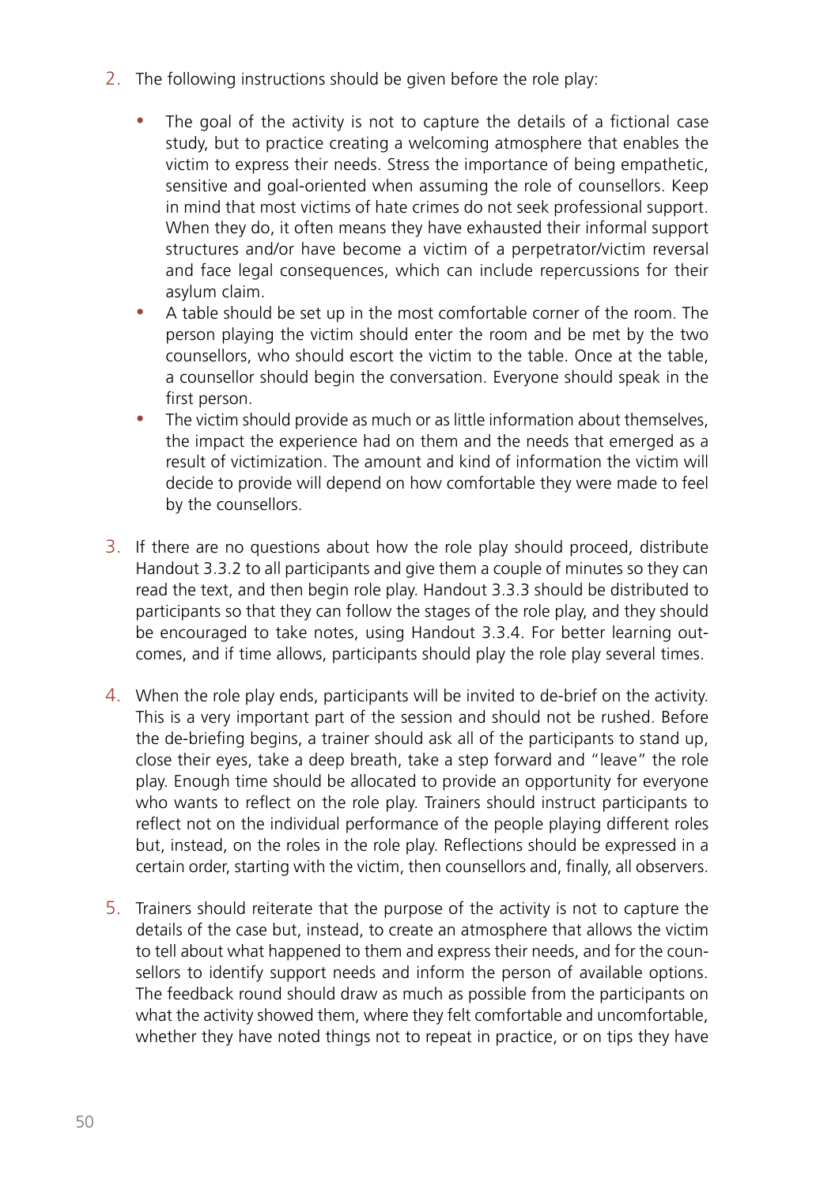2. The following instructions should be given before the role play:

   - The goal of the activity is not to capture the details of a fictional case study, but to practice creating a welcoming atmosphere that enables the victim to express their needs. Stress the importance of being empathetic, sensitive and goal-oriented when assuming the role of counsellors. Keep in mind that most victims of hate crimes do not seek professional support. When they do, it often means they have exhausted their informal support structures and/or have become a victim of a perpetrator/victim reversal and face legal consequences, which can include repercussions for their asylum claim.
   - A table should be set up in the most comfortable corner of the room. The person playing the victim should enter the room and be met by the two counsellors, who should escort the victim to the table. Once at the table, a counsellor should begin the conversation. Everyone should speak in the first person.
   - The victim should provide as much or as little information about themselves, the impact the experience had on them and the needs that emerged as a result of victimization. The amount and kind of information the victim will decide to provide will depend on how comfortable they were made to feel by the counsellors.

3. If there are no questions about how the role play should proceed, distribute Handout 3.3.2 to all participants and give them a couple of minutes so they can read the text, and then begin role play. Handout 3.3.3 should be distributed to participants so that they can follow the stages of the role play, and they should be encouraged to take notes, using Handout 3.3.4. For better learning outcomes, and if time allows, participants should play the role play several times.

4. When the role play ends, participants will be invited to de-brief on the activity. This is a very important part of the session and should not be rushed. Before the de-briefing begins, a trainer should ask all of the participants to stand up, close their eyes, take a deep breath, take a step forward and "leave" the role play. Enough time should be allocated to provide an opportunity for everyone who wants to reflect on the role play. Trainers should instruct participants to reflect not on the individual performance of the people playing different roles but, instead, on the roles in the role play. Reflections should be expressed in a certain order, starting with the victim, then counsellors and, finally, all observers.

5. Trainers should reiterate that the purpose of the activity is not to capture the details of the case but, instead, to create an atmosphere that allows the victim to tell about what happened to them and express their needs, and for the counsellors to identify support needs and inform the person of available options. The feedback round should draw as much as possible from the participants on what the activity showed them, where they felt comfortable and uncomfortable, whether they have noted things not to repeat in practice, or on tips they have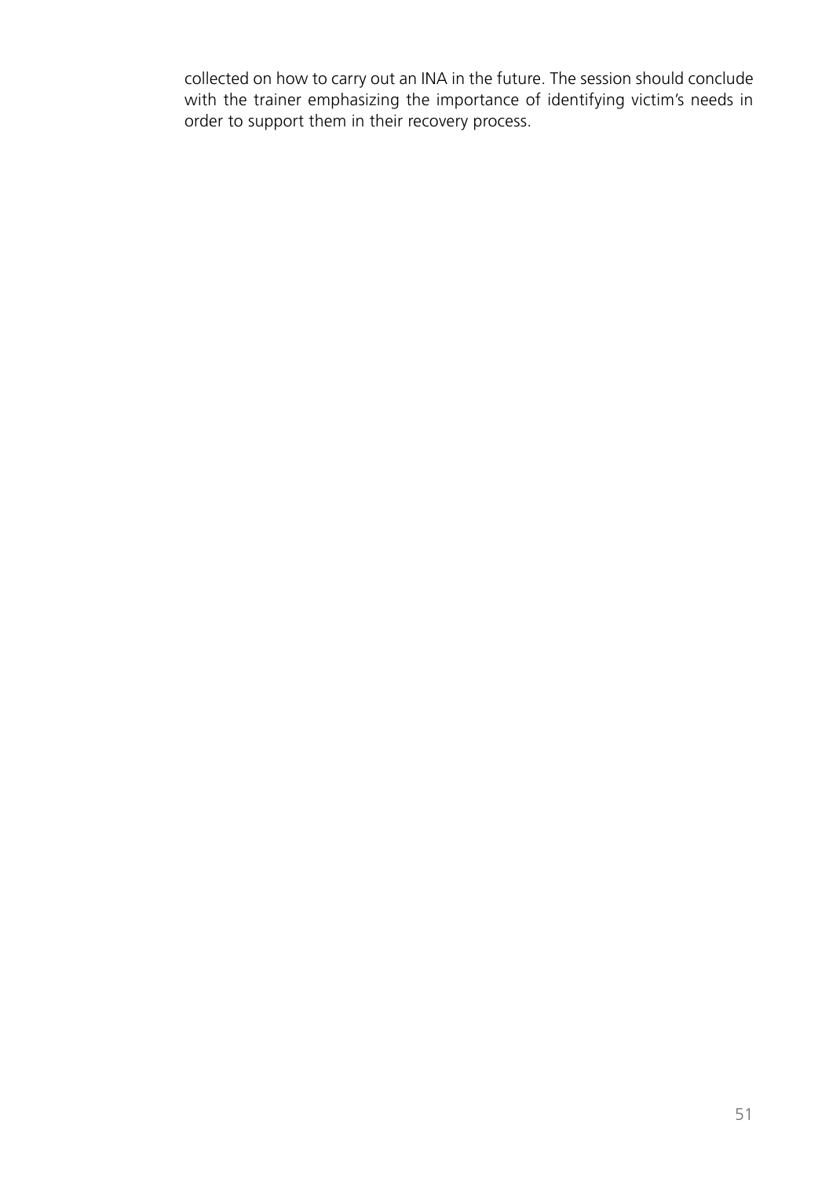collected on how to carry out an INA in the future. The session should conclude with the trainer emphasizing the importance of identifying victim's needs in order to support them in their recovery process.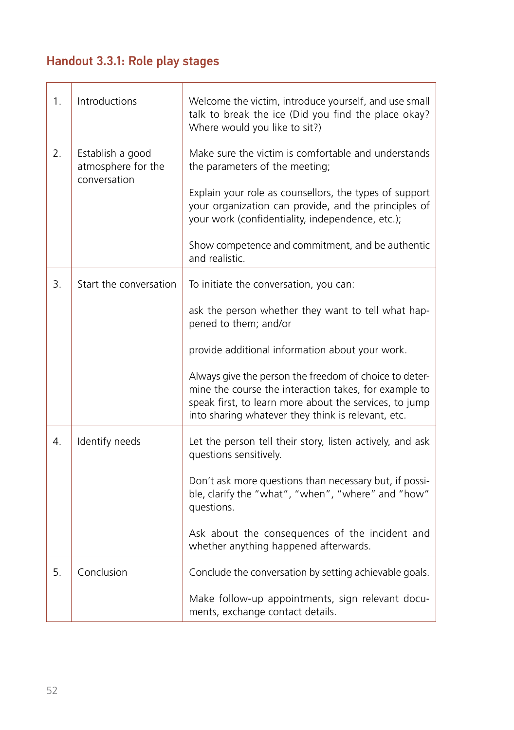## Handout 3.3.1: Role play stages

| | | |
|---|---|---|
| 1. | Introductions | Welcome the victim, introduce yourself, and use small talk to break the ice (Did you find the place okay? Where would you like to sit?) |
| 2. | Establish a good atmosphere for the conversation | Make sure the victim is comfortable and understands the parameters of the meeting;<br><br>Explain your role as counsellors, the types of support your organization can provide, and the principles of your work (confidentiality, independence, etc.);<br><br>Show competence and commitment, and be authentic and realistic. |
| 3. | Start the conversation | To initiate the conversation, you can:<br><br>ask the person whether they want to tell what happened to them; and/or<br><br>provide additional information about your work.<br><br>Always give the person the freedom of choice to determine the course the interaction takes, for example to speak first, to learn more about the services, to jump into sharing whatever they think is relevant, etc. |
| 4. | Identify needs | Let the person tell their story, listen actively, and ask questions sensitively.<br><br>Don't ask more questions than necessary but, if possible, clarify the "what", "when", "where" and "how" questions.<br><br>Ask about the consequences of the incident and whether anything happened afterwards. |
| 5. | Conclusion | Conclude the conversation by setting achievable goals.<br><br>Make follow-up appointments, sign relevant documents, exchange contact details. |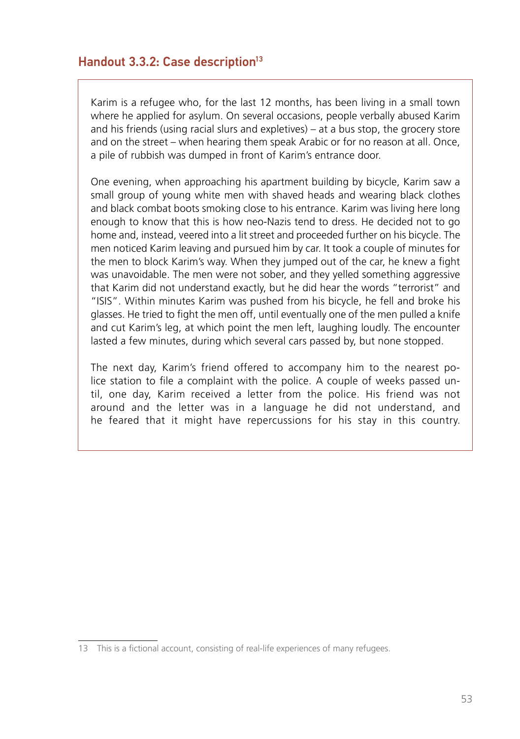## Handout 3.3.2: Case description[13]

Karim is a refugee who, for the last 12 months, has been living in a small town where he applied for asylum. On several occasions, people verbally abused Karim and his friends (using racial slurs and expletives) – at a bus stop, the grocery store and on the street – when hearing them speak Arabic or for no reason at all. Once, a pile of rubbish was dumped in front of Karim's entrance door.

One evening, when approaching his apartment building by bicycle, Karim saw a small group of young white men with shaved heads and wearing black clothes and black combat boots smoking close to his entrance. Karim was living here long enough to know that this is how neo-Nazis tend to dress. He decided not to go home and, instead, veered into a lit street and proceeded further on his bicycle. The men noticed Karim leaving and pursued him by car. It took a couple of minutes for the men to block Karim's way. When they jumped out of the car, he knew a fight was unavoidable. The men were not sober, and they yelled something aggressive that Karim did not understand exactly, but he did hear the words "terrorist" and "ISIS". Within minutes Karim was pushed from his bicycle, he fell and broke his glasses. He tried to fight the men off, until eventually one of the men pulled a knife and cut Karim's leg, at which point the men left, laughing loudly. The encounter lasted a few minutes, during which several cars passed by, but none stopped.

The next day, Karim's friend offered to accompany him to the nearest police station to file a complaint with the police. A couple of weeks passed until, one day, Karim received a letter from the police. His friend was not around and the letter was in a language he did not understand, and he feared that it might have repercussions for his stay in this country.

---

13 This is a fictional account, consisting of real-life experiences of many refugees.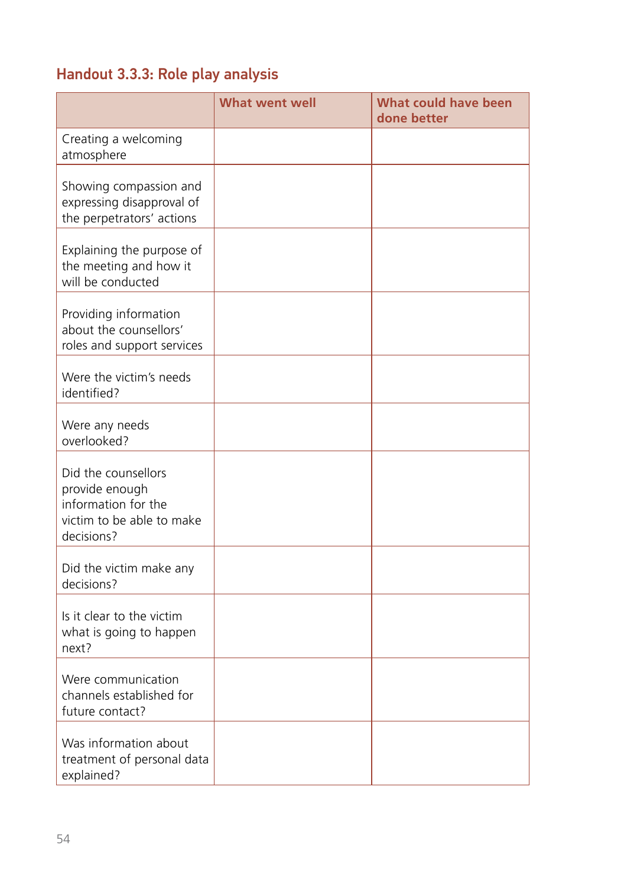### Handout 3.3.3: Role play analysis

| | What went well | What could have been done better |
|---|---|---|
| Creating a welcoming atmosphere | | |
| Showing compassion and expressing disapproval of the perpetrators' actions | | |
| Explaining the purpose of the meeting and how it will be conducted | | |
| Providing information about the counsellors' roles and support services | | |
| Were the victim's needs identified? | | |
| Were any needs overlooked? | | |
| Did the counsellors provide enough information for the victim to be able to make decisions? | | |
| Did the victim make any decisions? | | |
| Is it clear to the victim what is going to happen next? | | |
| Were communication channels established for future contact? | | |
| Was information about treatment of personal data explained? | | |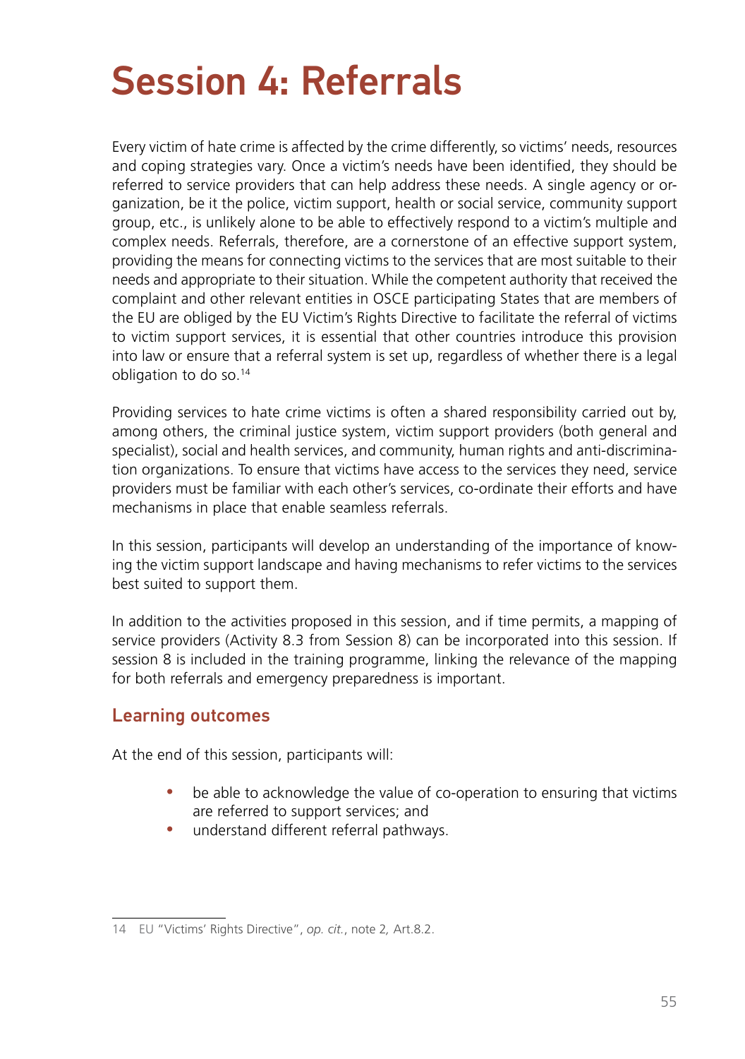# Session 4: Referrals

Every victim of hate crime is affected by the crime differently, so victims' needs, resources and coping strategies vary. Once a victim's needs have been identified, they should be referred to service providers that can help address these needs. A single agency or organization, be it the police, victim support, health or social service, community support group, etc., is unlikely alone to be able to effectively respond to a victim's multiple and complex needs. Referrals, therefore, are a cornerstone of an effective support system, providing the means for connecting victims to the services that are most suitable to their needs and appropriate to their situation. While the competent authority that received the complaint and other relevant entities in OSCE participating States that are members of the EU are obliged by the EU Victim's Rights Directive to facilitate the referral of victims to victim support services, it is essential that other countries introduce this provision into law or ensure that a referral system is set up, regardless of whether there is a legal obligation to do so.[14]

Providing services to hate crime victims is often a shared responsibility carried out by, among others, the criminal justice system, victim support providers (both general and specialist), social and health services, and community, human rights and anti-discrimination organizations. To ensure that victims have access to the services they need, service providers must be familiar with each other's services, co-ordinate their efforts and have mechanisms in place that enable seamless referrals.

In this session, participants will develop an understanding of the importance of knowing the victim support landscape and having mechanisms to refer victims to the services best suited to support them.

In addition to the activities proposed in this session, and if time permits, a mapping of service providers (Activity 8.3 from Session 8) can be incorporated into this session. If session 8 is included in the training programme, linking the relevance of the mapping for both referrals and emergency preparedness is important.

## Learning outcomes

At the end of this session, participants will:

- be able to acknowledge the value of co-operation to ensuring that victims are referred to support services; and
- understand different referral pathways.

---

14 EU "Victims' Rights Directive", *op. cit.*, note 2, Art.8.2.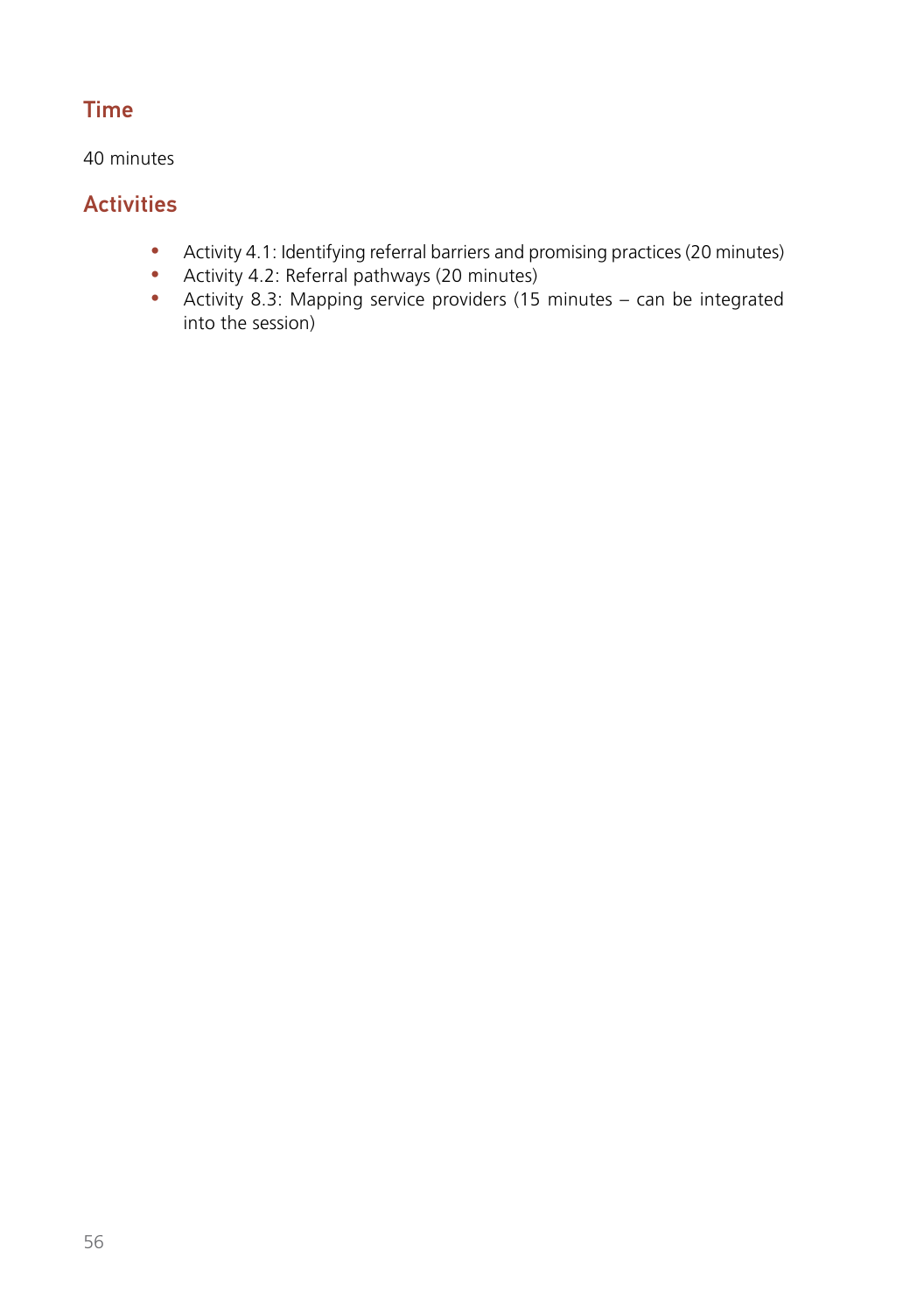## Time

40 minutes

## Activities

- Activity 4.1: Identifying referral barriers and promising practices (20 minutes)
- Activity 4.2: Referral pathways (20 minutes)
- Activity 8.3: Mapping service providers (15 minutes – can be integrated into the session)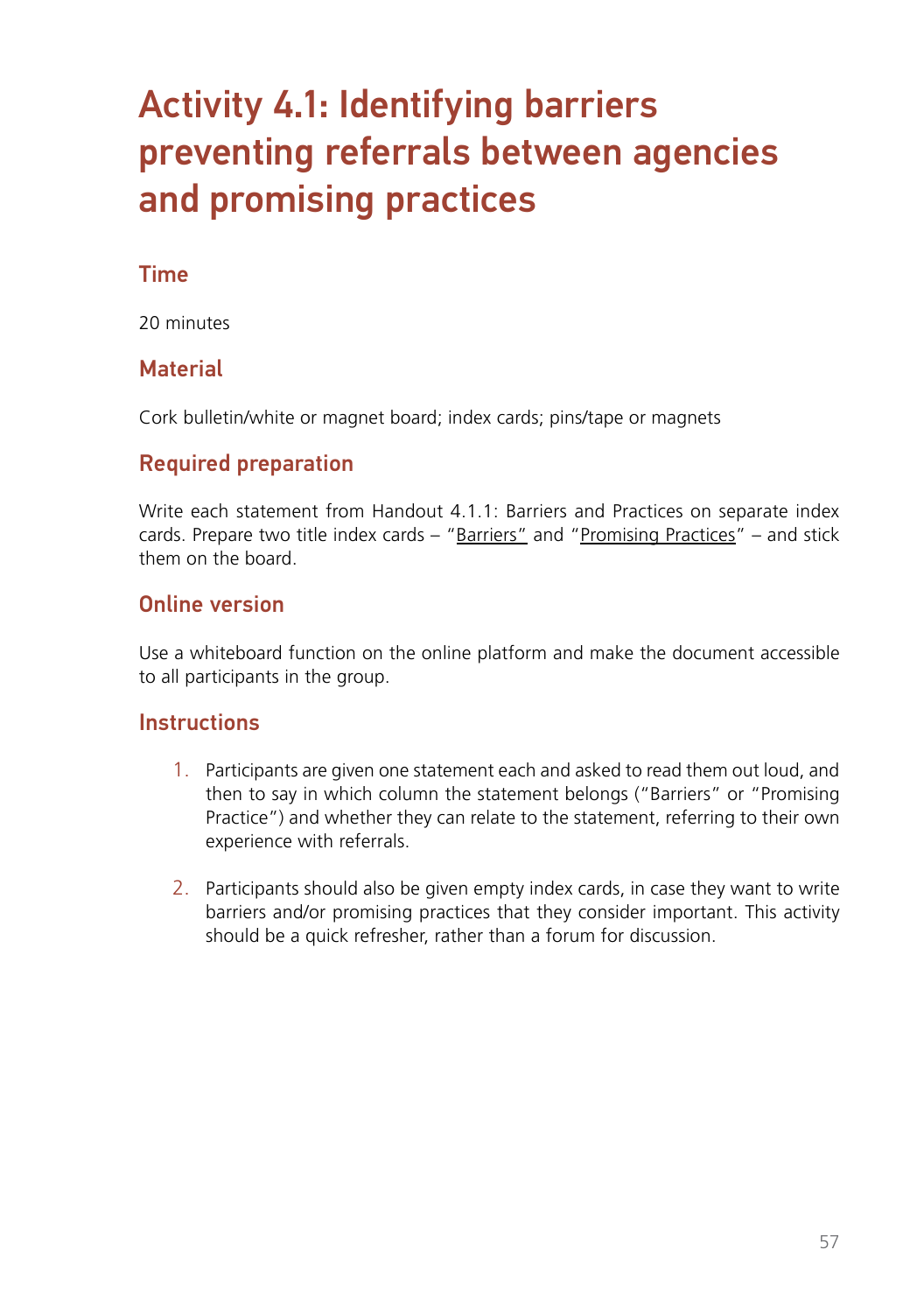# Activity 4.1: Identifying barriers preventing referrals between agencies and promising practices

## Time

20 minutes

## Material

Cork bulletin/white or magnet board; index cards; pins/tape or magnets

## Required preparation

Write each statement from Handout 4.1.1: Barriers and Practices on separate index cards. Prepare two title index cards – "Barriers" and "Promising Practices" – and stick them on the board.

## Online version

Use a whiteboard function on the online platform and make the document accessible to all participants in the group.

## Instructions

1. Participants are given one statement each and asked to read them out loud, and then to say in which column the statement belongs ("Barriers" or "Promising Practice") and whether they can relate to the statement, referring to their own experience with referrals.

2. Participants should also be given empty index cards, in case they want to write barriers and/or promising practices that they consider important. This activity should be a quick refresher, rather than a forum for discussion.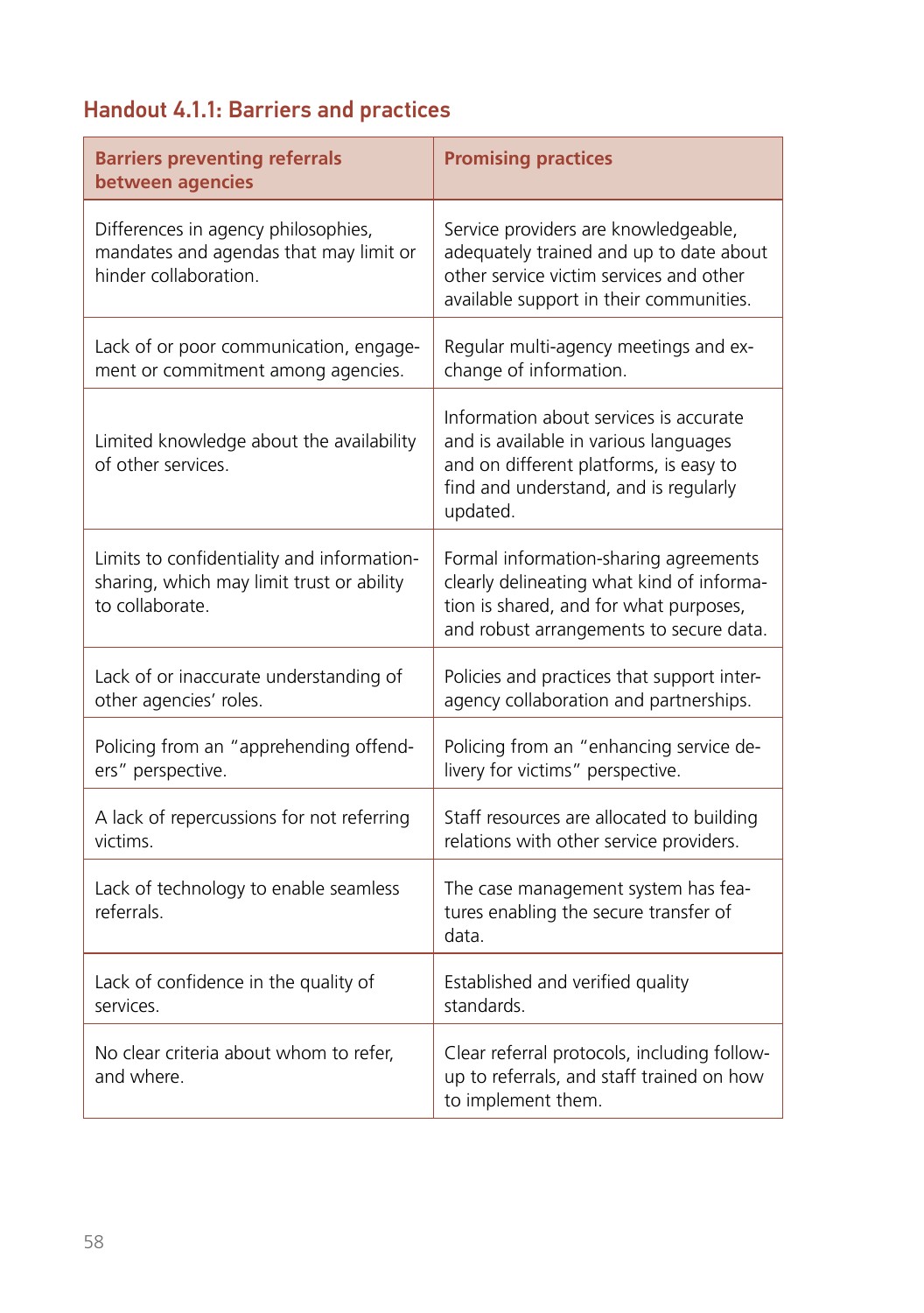## Handout 4.1.1: Barriers and practices

| Barriers preventing referrals between agencies | Promising practices |
| --- | --- |
| Differences in agency philosophies, mandates and agendas that may limit or hinder collaboration. | Service providers are knowledgeable, adequately trained and up to date about other service victim services and other available support in their communities. |
| Lack of or poor communication, engagement or commitment among agencies. | Regular multi-agency meetings and exchange of information. |
| Limited knowledge about the availability of other services. | Information about services is accurate and is available in various languages and on different platforms, is easy to find and understand, and is regularly updated. |
| Limits to confidentiality and information-sharing, which may limit trust or ability to collaborate. | Formal information-sharing agreements clearly delineating what kind of information is shared, and for what purposes, and robust arrangements to secure data. |
| Lack of or inaccurate understanding of other agencies' roles. | Policies and practices that support inter-agency collaboration and partnerships. |
| Policing from an "apprehending offenders" perspective. | Policing from an "enhancing service delivery for victims" perspective. |
| A lack of repercussions for not referring victims. | Staff resources are allocated to building relations with other service providers. |
| Lack of technology to enable seamless referrals. | The case management system has features enabling the secure transfer of data. |
| Lack of confidence in the quality of services. | Established and verified quality standards. |
| No clear criteria about whom to refer, and where. | Clear referral protocols, including follow-up to referrals, and staff trained on how to implement them. |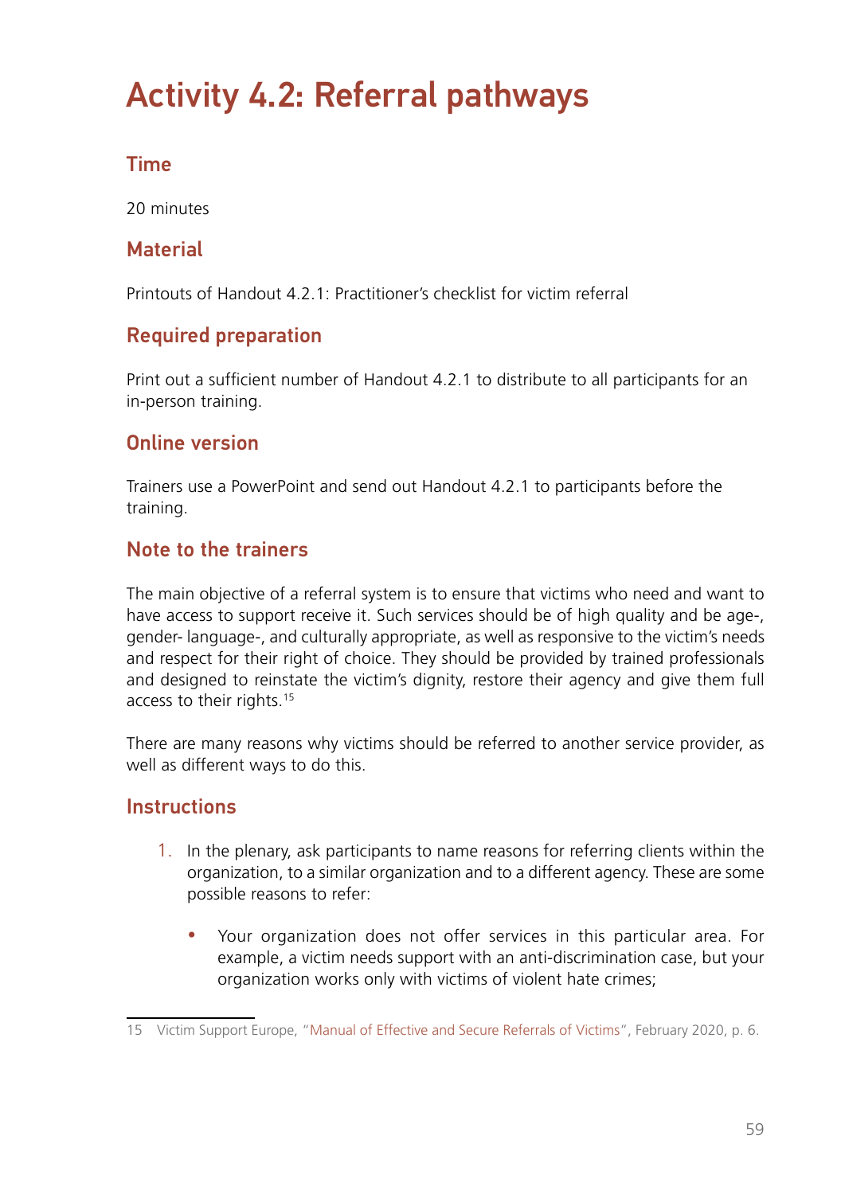# Activity 4.2: Referral pathways

## Time

20 minutes

## Material

Printouts of Handout 4.2.1: Practitioner's checklist for victim referral

## Required preparation

Print out a sufficient number of Handout 4.2.1 to distribute to all participants for an in-person training.

## Online version

Trainers use a PowerPoint and send out Handout 4.2.1 to participants before the training.

## Note to the trainers

The main objective of a referral system is to ensure that victims who need and want to have access to support receive it. Such services should be of high quality and be age-, gender- language-, and culturally appropriate, as well as responsive to the victim's needs and respect for their right of choice. They should be provided by trained professionals and designed to reinstate the victim's dignity, restore their agency and give them full access to their rights.[15]

There are many reasons why victims should be referred to another service provider, as well as different ways to do this.

## Instructions

1. In the plenary, ask participants to name reasons for referring clients within the organization, to a similar organization and to a different agency. These are some possible reasons to refer:

    - Your organization does not offer services in this particular area. For example, a victim needs support with an anti-discrimination case, but your organization works only with victims of violent hate crimes;

---

15 Victim Support Europe, "Manual of Effective and Secure Referrals of Victims", February 2020, p. 6.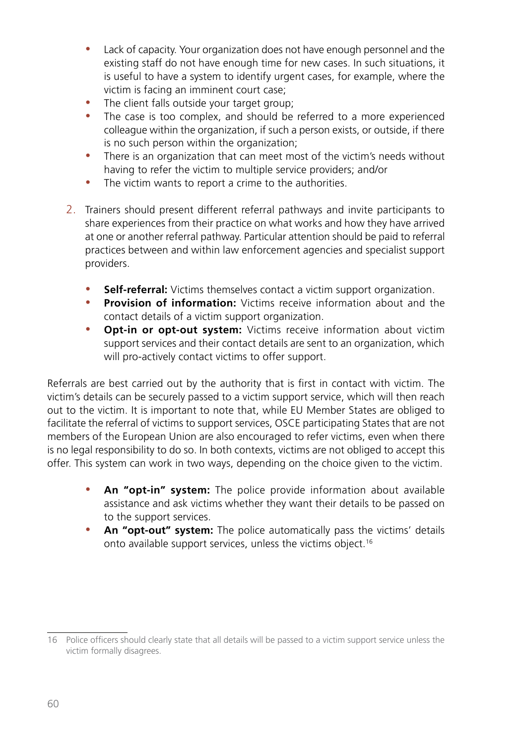- Lack of capacity. Your organization does not have enough personnel and the existing staff do not have enough time for new cases. In such situations, it is useful to have a system to identify urgent cases, for example, where the victim is facing an imminent court case;
- The client falls outside your target group;
- The case is too complex, and should be referred to a more experienced colleague within the organization, if such a person exists, or outside, if there is no such person within the organization;
- There is an organization that can meet most of the victim's needs without having to refer the victim to multiple service providers; and/or
- The victim wants to report a crime to the authorities.

2. Trainers should present different referral pathways and invite participants to share experiences from their practice on what works and how they have arrived at one or another referral pathway. Particular attention should be paid to referral practices between and within law enforcement agencies and specialist support providers.

   - **Self-referral:** Victims themselves contact a victim support organization.
   - **Provision of information:** Victims receive information about and the contact details of a victim support organization.
   - **Opt-in or opt-out system:** Victims receive information about victim support services and their contact details are sent to an organization, which will pro-actively contact victims to offer support.

Referrals are best carried out by the authority that is first in contact with victim. The victim's details can be securely passed to a victim support service, which will then reach out to the victim. It is important to note that, while EU Member States are obliged to facilitate the referral of victims to support services, OSCE participating States that are not members of the European Union are also encouraged to refer victims, even when there is no legal responsibility to do so. In both contexts, victims are not obliged to accept this offer. This system can work in two ways, depending on the choice given to the victim.

- **An "opt-in" system:** The police provide information about available assistance and ask victims whether they want their details to be passed on to the support services.
- **An "opt-out" system:** The police automatically pass the victims' details onto available support services, unless the victims object.[16]

16 Police officers should clearly state that all details will be passed to a victim support service unless the victim formally disagrees.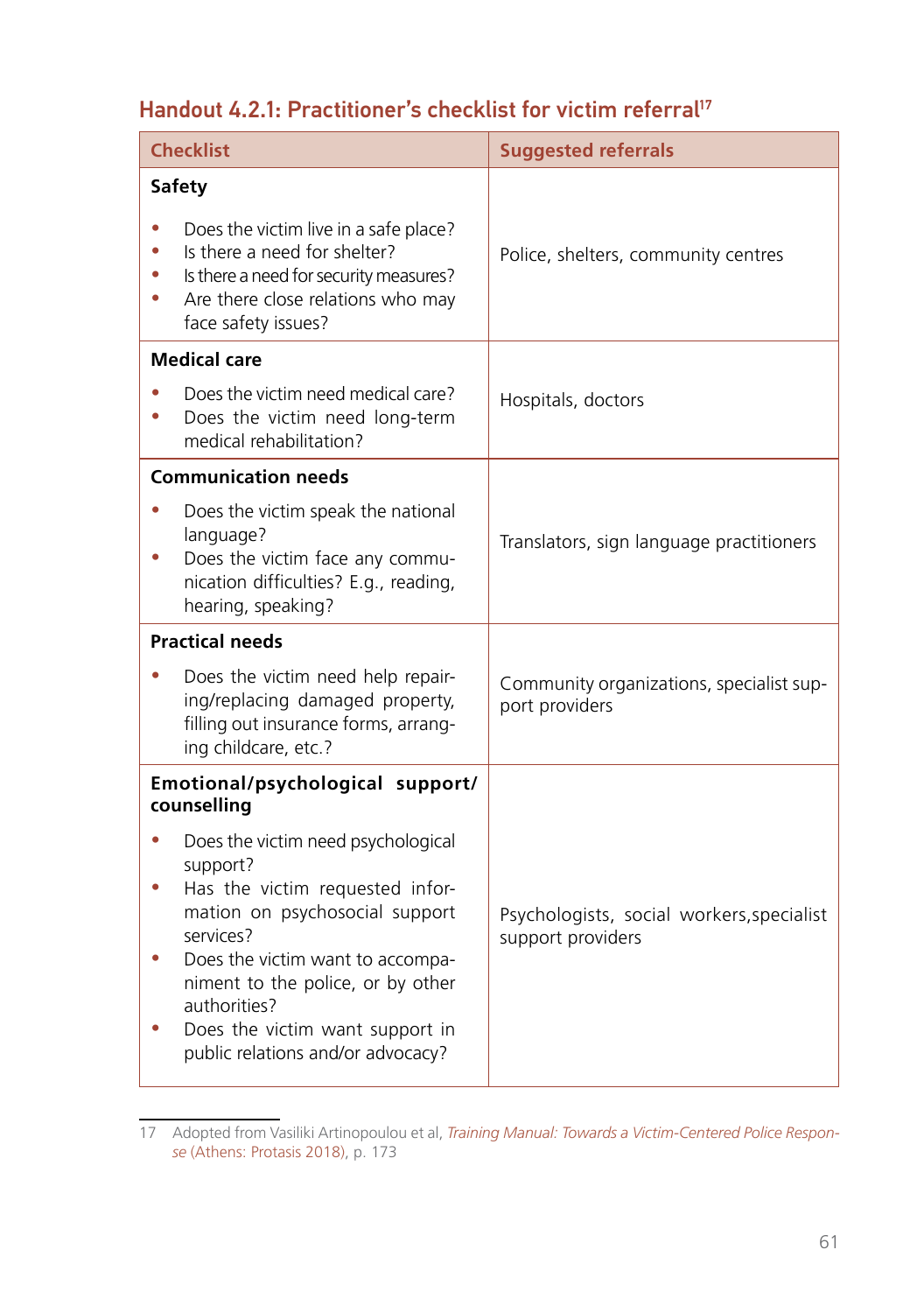## Handout 4.2.1: Practitioner's checklist for victim referral[17]

| Checklist | Suggested referrals |
| --- | --- |
| **Safety**<br>• Does the victim live in a safe place?<br>• Is there a need for shelter?<br>• Is there a need for security measures?<br>• Are there close relations who may face safety issues? | Police, shelters, community centres |
| **Medical care**<br>• Does the victim need medical care?<br>• Does the victim need long-term medical rehabilitation? | Hospitals, doctors |
| **Communication needs**<br>• Does the victim speak the national language?<br>• Does the victim face any communication difficulties? E.g., reading, hearing, speaking? | Translators, sign language practitioners |
| **Practical needs**<br>• Does the victim need help repairing/replacing damaged property, filling out insurance forms, arranging childcare, etc.? | Community organizations, specialist support providers |
| **Emotional/psychological support/ counselling**<br>• Does the victim need psychological support?<br>• Has the victim requested information on psychosocial support services?<br>• Does the victim want to accompaniment to the police, or by other authorities?<br>• Does the victim want support in public relations and/or advocacy? | Psychologists, social workers,specialist support providers |

17 Adopted from Vasiliki Artinopoulou et al, *Training Manual: Towards a Victim-Centered Police Response* (Athens: Protasis 2018), p. 173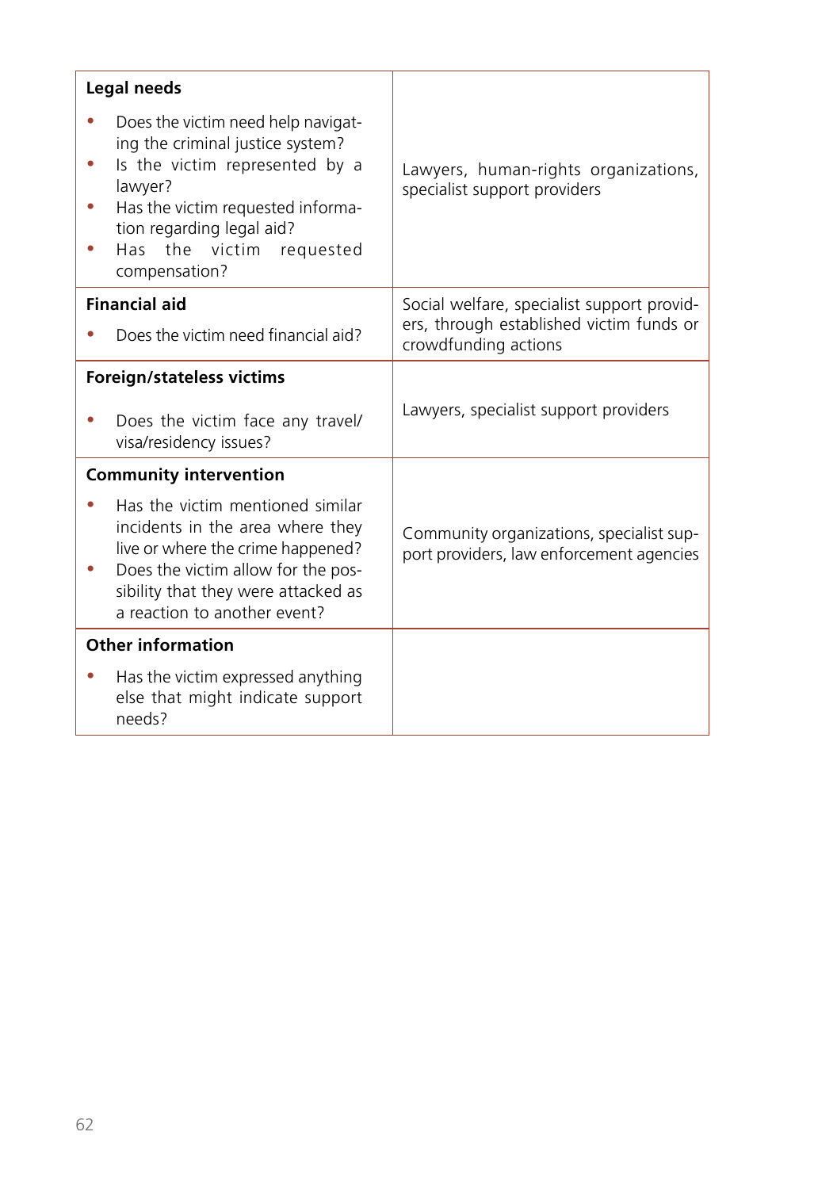| **Legal needs**<br>• Does the victim need help navigating the criminal justice system?<br>• Is the victim represented by a lawyer?<br>• Has the victim requested information regarding legal aid?<br>• Has the victim requested compensation? | Lawyers, human-rights organizations, specialist support providers |
|---|---|
| **Financial aid**<br>• Does the victim need financial aid? | Social welfare, specialist support providers, through established victim funds or crowdfunding actions |
| **Foreign/stateless victims**<br>• Does the victim face any travel/visa/residency issues? | Lawyers, specialist support providers |
| **Community intervention**<br>• Has the victim mentioned similar incidents in the area where they live or where the crime happened?<br>• Does the victim allow for the possibility that they were attacked as a reaction to another event? | Community organizations, specialist support providers, law enforcement agencies |
| **Other information**<br>• Has the victim expressed anything else that might indicate support needs? | |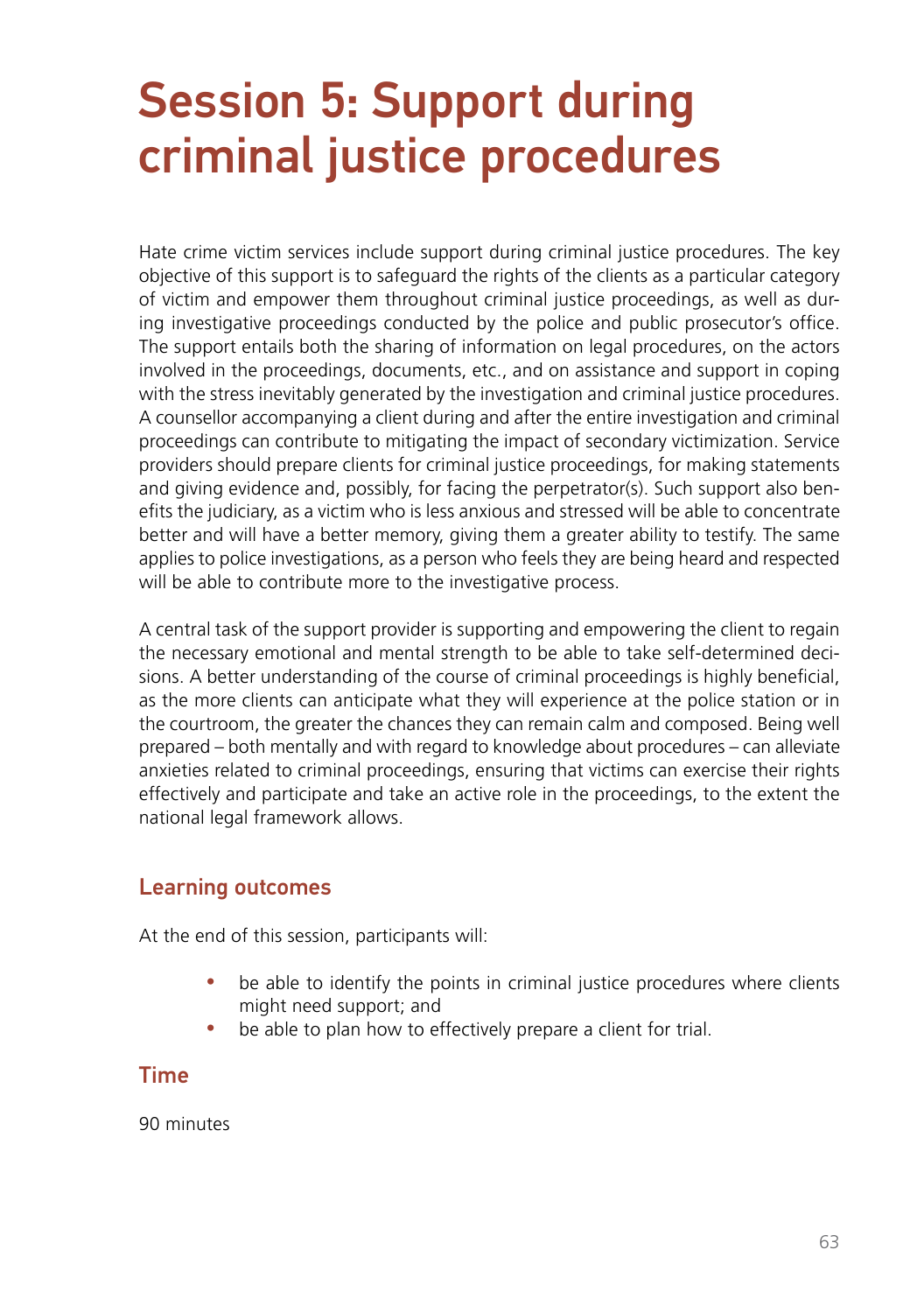# Session 5: Support during criminal justice procedures

Hate crime victim services include support during criminal justice procedures. The key objective of this support is to safeguard the rights of the clients as a particular category of victim and empower them throughout criminal justice proceedings, as well as during investigative proceedings conducted by the police and public prosecutor's office. The support entails both the sharing of information on legal procedures, on the actors involved in the proceedings, documents, etc., and on assistance and support in coping with the stress inevitably generated by the investigation and criminal justice procedures. A counsellor accompanying a client during and after the entire investigation and criminal proceedings can contribute to mitigating the impact of secondary victimization. Service providers should prepare clients for criminal justice proceedings, for making statements and giving evidence and, possibly, for facing the perpetrator(s). Such support also benefits the judiciary, as a victim who is less anxious and stressed will be able to concentrate better and will have a better memory, giving them a greater ability to testify. The same applies to police investigations, as a person who feels they are being heard and respected will be able to contribute more to the investigative process.

A central task of the support provider is supporting and empowering the client to regain the necessary emotional and mental strength to be able to take self-determined decisions. A better understanding of the course of criminal proceedings is highly beneficial, as the more clients can anticipate what they will experience at the police station or in the courtroom, the greater the chances they can remain calm and composed. Being well prepared – both mentally and with regard to knowledge about procedures – can alleviate anxieties related to criminal proceedings, ensuring that victims can exercise their rights effectively and participate and take an active role in the proceedings, to the extent the national legal framework allows.

## Learning outcomes

At the end of this session, participants will:

- be able to identify the points in criminal justice procedures where clients might need support; and
- be able to plan how to effectively prepare a client for trial.

## Time

90 minutes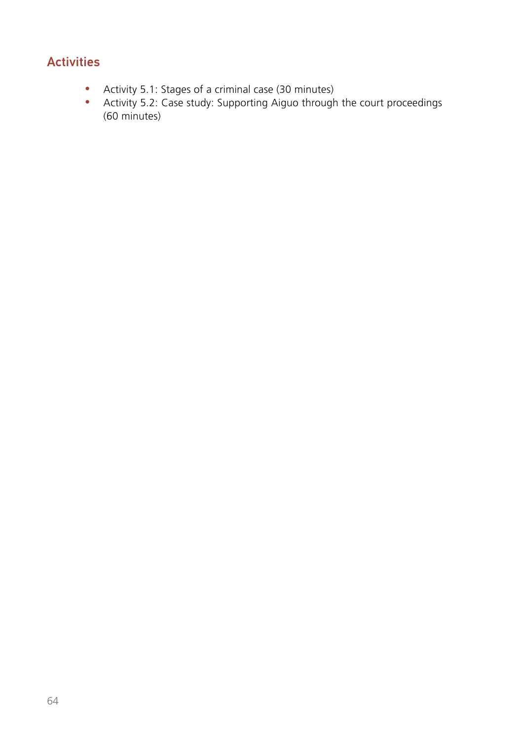## Activities

- Activity 5.1: Stages of a criminal case (30 minutes)
- Activity 5.2: Case study: Supporting Aiguo through the court proceedings (60 minutes)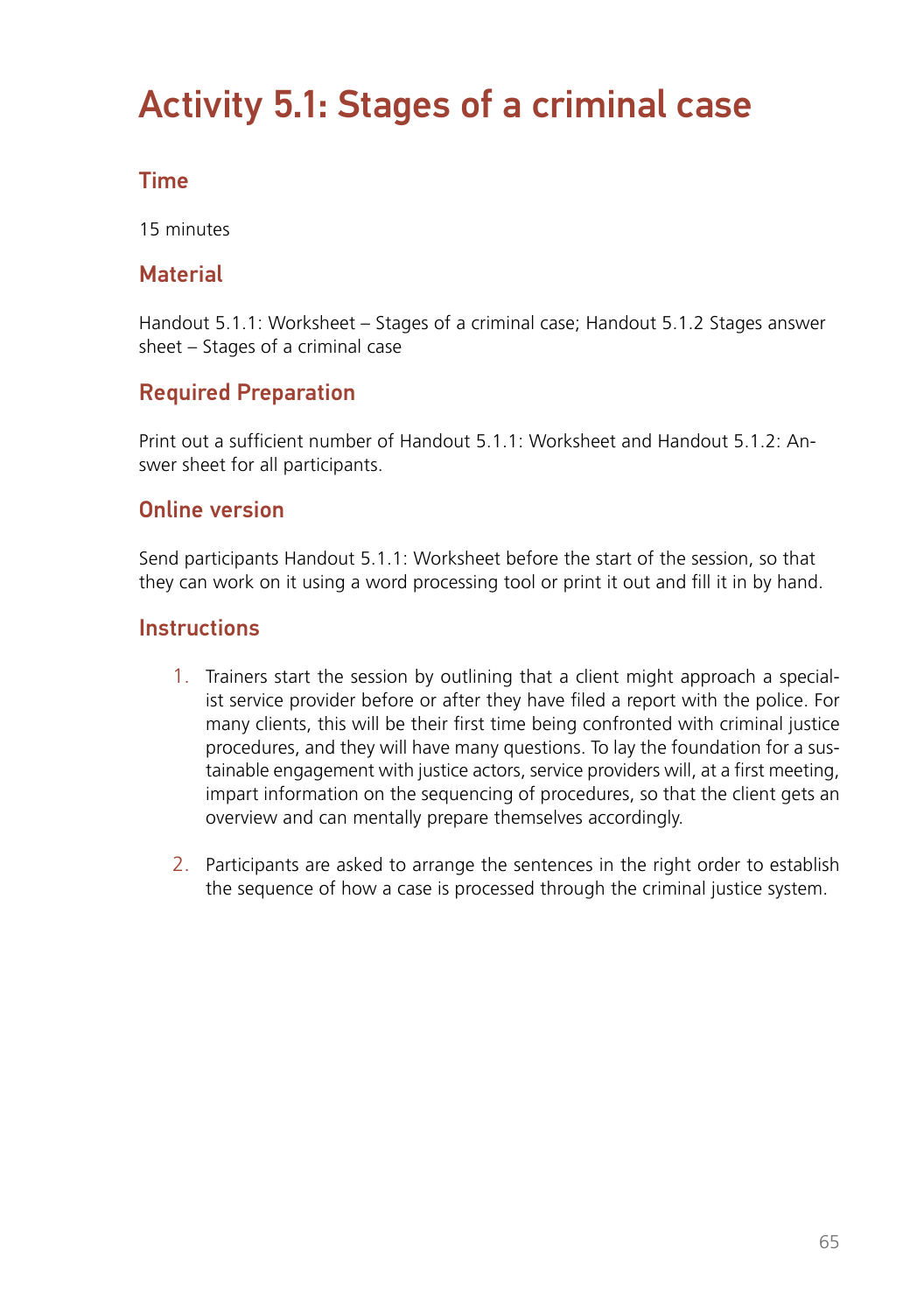# Activity 5.1: Stages of a criminal case

## Time

15 minutes

## Material

Handout 5.1.1: Worksheet – Stages of a criminal case; Handout 5.1.2 Stages answer sheet – Stages of a criminal case

## Required Preparation

Print out a sufficient number of Handout 5.1.1: Worksheet and Handout 5.1.2: Answer sheet for all participants.

## Online version

Send participants Handout 5.1.1: Worksheet before the start of the session, so that they can work on it using a word processing tool or print it out and fill it in by hand.

## Instructions

1. Trainers start the session by outlining that a client might approach a specialist service provider before or after they have filed a report with the police. For many clients, this will be their first time being confronted with criminal justice procedures, and they will have many questions. To lay the foundation for a sustainable engagement with justice actors, service providers will, at a first meeting, impart information on the sequencing of procedures, so that the client gets an overview and can mentally prepare themselves accordingly.

2. Participants are asked to arrange the sentences in the right order to establish the sequence of how a case is processed through the criminal justice system.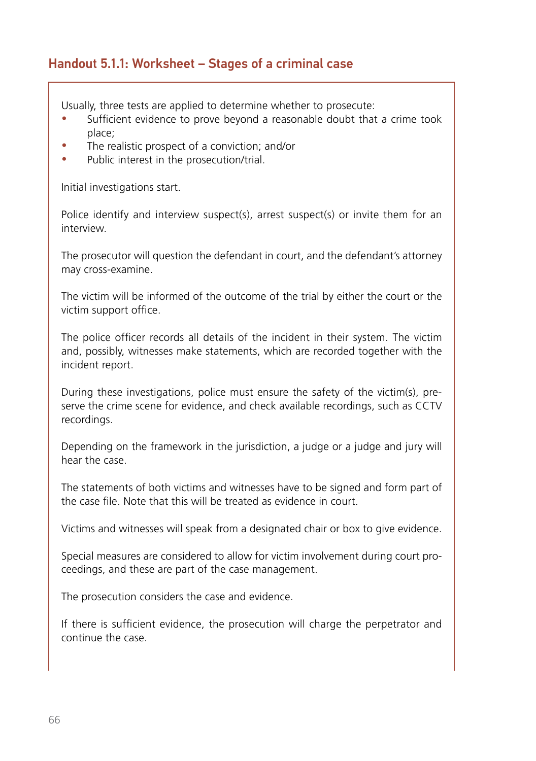## Handout 5.1.1: Worksheet – Stages of a criminal case

Usually, three tests are applied to determine whether to prosecute:

- Sufficient evidence to prove beyond a reasonable doubt that a crime took place;
- The realistic prospect of a conviction; and/or
- Public interest in the prosecution/trial.

Initial investigations start.

Police identify and interview suspect(s), arrest suspect(s) or invite them for an interview.

The prosecutor will question the defendant in court, and the defendant's attorney may cross-examine.

The victim will be informed of the outcome of the trial by either the court or the victim support office.

The police officer records all details of the incident in their system. The victim and, possibly, witnesses make statements, which are recorded together with the incident report.

During these investigations, police must ensure the safety of the victim(s), preserve the crime scene for evidence, and check available recordings, such as CCTV recordings.

Depending on the framework in the jurisdiction, a judge or a judge and jury will hear the case.

The statements of both victims and witnesses have to be signed and form part of the case file. Note that this will be treated as evidence in court.

Victims and witnesses will speak from a designated chair or box to give evidence.

Special measures are considered to allow for victim involvement during court proceedings, and these are part of the case management.

The prosecution considers the case and evidence.

If there is sufficient evidence, the prosecution will charge the perpetrator and continue the case.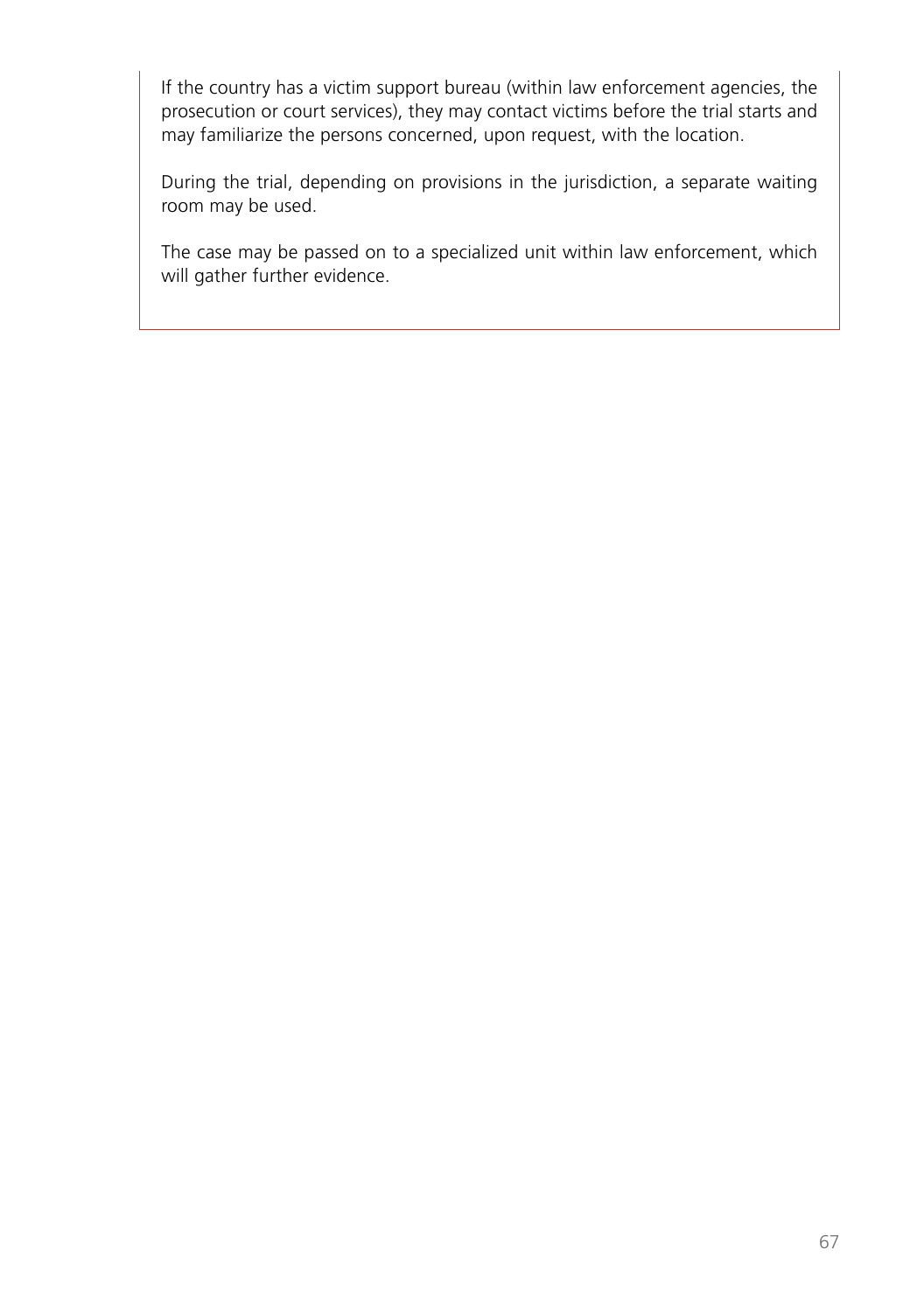If the country has a victim support bureau (within law enforcement agencies, the prosecution or court services), they may contact victims before the trial starts and may familiarize the persons concerned, upon request, with the location.

During the trial, depending on provisions in the jurisdiction, a separate waiting room may be used.

The case may be passed on to a specialized unit within law enforcement, which will gather further evidence.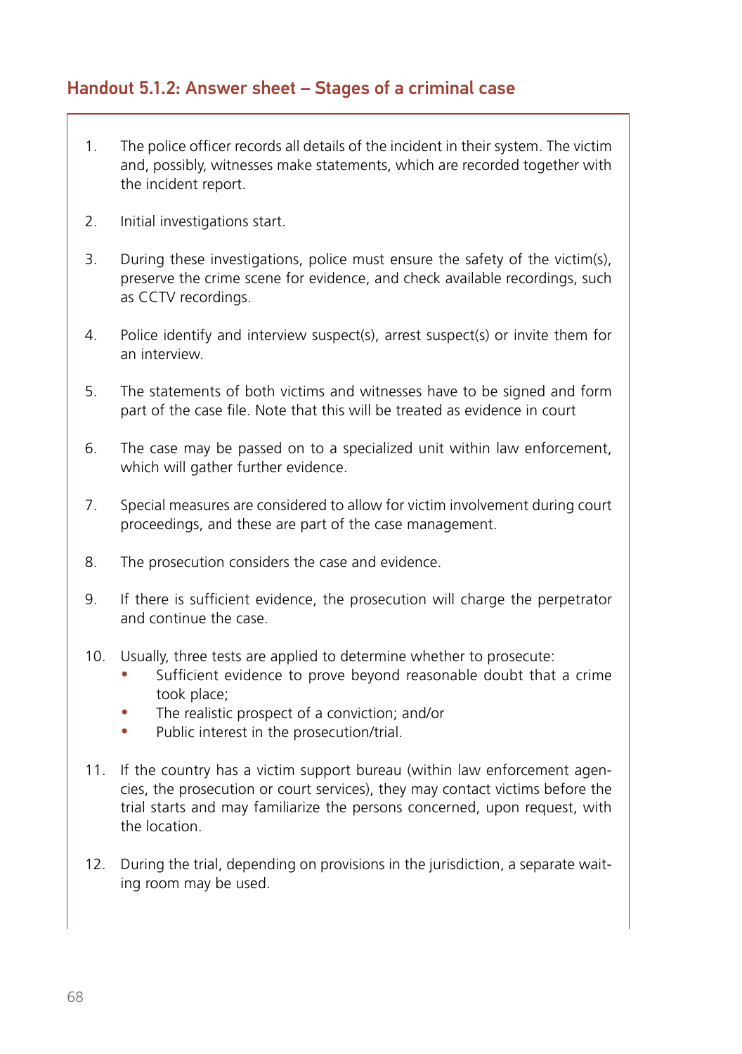## Handout 5.1.2: Answer sheet – Stages of a criminal case

1. The police officer records all details of the incident in their system. The victim and, possibly, witnesses make statements, which are recorded together with the incident report.

2. Initial investigations start.

3. During these investigations, police must ensure the safety of the victim(s), preserve the crime scene for evidence, and check available recordings, such as CCTV recordings.

4. Police identify and interview suspect(s), arrest suspect(s) or invite them for an interview.

5. The statements of both victims and witnesses have to be signed and form part of the case file. Note that this will be treated as evidence in court

6. The case may be passed on to a specialized unit within law enforcement, which will gather further evidence.

7. Special measures are considered to allow for victim involvement during court proceedings, and these are part of the case management.

8. The prosecution considers the case and evidence.

9. If there is sufficient evidence, the prosecution will charge the perpetrator and continue the case.

10. Usually, three tests are applied to determine whether to prosecute:
    - Sufficient evidence to prove beyond reasonable doubt that a crime took place;
    - The realistic prospect of a conviction; and/or
    - Public interest in the prosecution/trial.

11. If the country has a victim support bureau (within law enforcement agencies, the prosecution or court services), they may contact victims before the trial starts and may familiarize the persons concerned, upon request, with the location.

12. During the trial, depending on provisions in the jurisdiction, a separate waiting room may be used.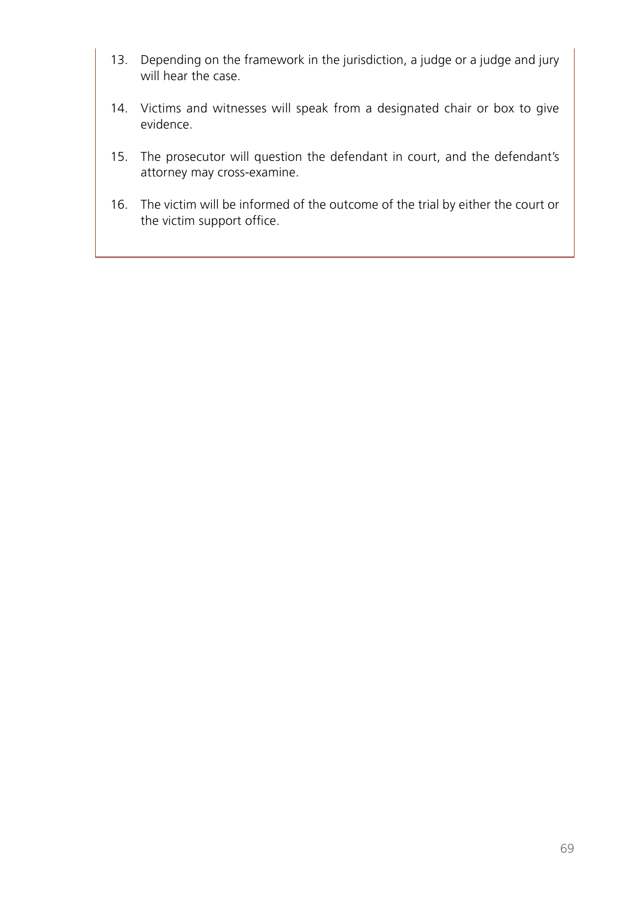13. Depending on the framework in the jurisdiction, a judge or a judge and jury will hear the case.

14. Victims and witnesses will speak from a designated chair or box to give evidence.

15. The prosecutor will question the defendant in court, and the defendant's attorney may cross-examine.

16. The victim will be informed of the outcome of the trial by either the court or the victim support office.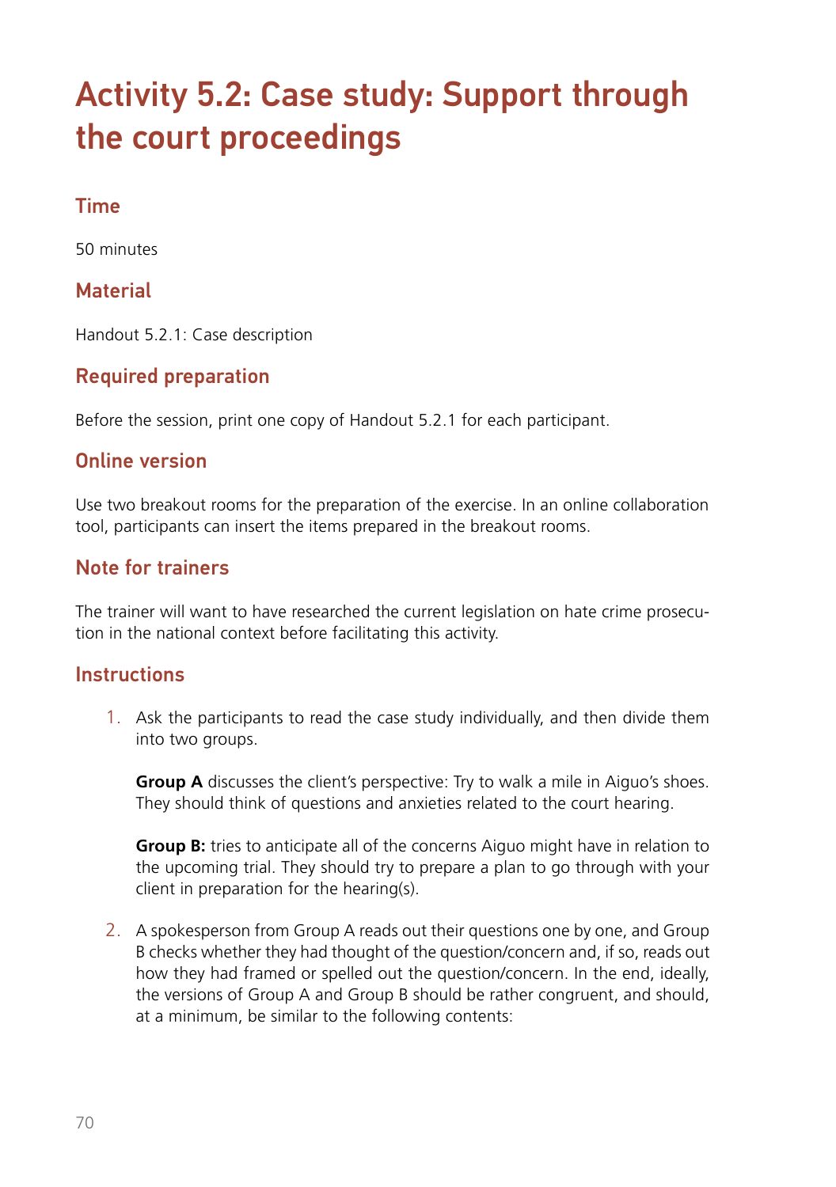# Activity 5.2: Case study: Support through the court proceedings

## Time

50 minutes

## Material

Handout 5.2.1: Case description

## Required preparation

Before the session, print one copy of Handout 5.2.1 for each participant.

## Online version

Use two breakout rooms for the preparation of the exercise. In an online collaboration tool, participants can insert the items prepared in the breakout rooms.

## Note for trainers

The trainer will want to have researched the current legislation on hate crime prosecution in the national context before facilitating this activity.

## Instructions

1. Ask the participants to read the case study individually, and then divide them into two groups.

   **Group A** discusses the client's perspective: Try to walk a mile in Aiguo's shoes. They should think of questions and anxieties related to the court hearing.

   **Group B:** tries to anticipate all of the concerns Aiguo might have in relation to the upcoming trial. They should try to prepare a plan to go through with your client in preparation for the hearing(s).

2. A spokesperson from Group A reads out their questions one by one, and Group B checks whether they had thought of the question/concern and, if so, reads out how they had framed or spelled out the question/concern. In the end, ideally, the versions of Group A and Group B should be rather congruent, and should, at a minimum, be similar to the following contents: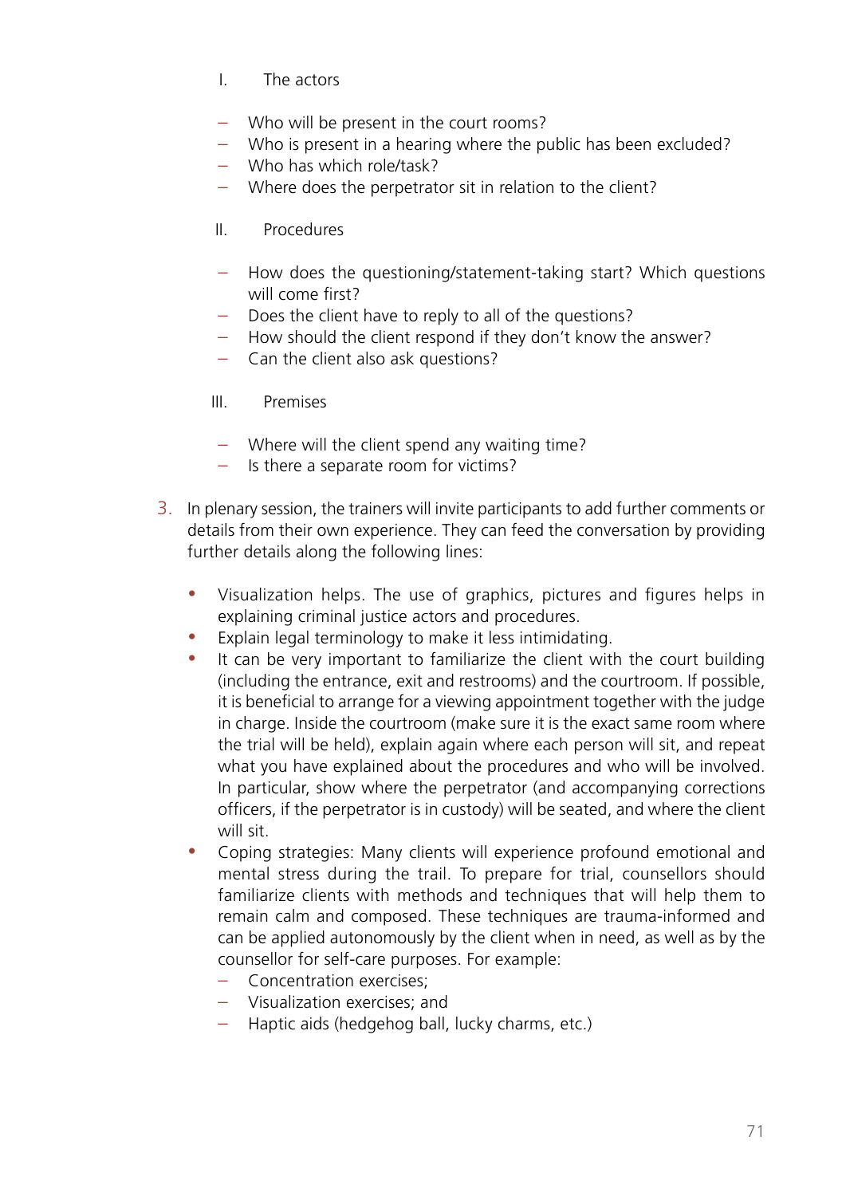I. The actors

- Who will be present in the court rooms?
- Who is present in a hearing where the public has been excluded?
- Who has which role/task?
- Where does the perpetrator sit in relation to the client?

II. Procedures

- How does the questioning/statement-taking start? Which questions will come first?
- Does the client have to reply to all of the questions?
- How should the client respond if they don't know the answer?
- Can the client also ask questions?

III. Premises

- Where will the client spend any waiting time?
- Is there a separate room for victims?

3. In plenary session, the trainers will invite participants to add further comments or details from their own experience. They can feed the conversation by providing further details along the following lines:

   - Visualization helps. The use of graphics, pictures and figures helps in explaining criminal justice actors and procedures.
   - Explain legal terminology to make it less intimidating.
   - It can be very important to familiarize the client with the court building (including the entrance, exit and restrooms) and the courtroom. If possible, it is beneficial to arrange for a viewing appointment together with the judge in charge. Inside the courtroom (make sure it is the exact same room where the trial will be held), explain again where each person will sit, and repeat what you have explained about the procedures and who will be involved. In particular, show where the perpetrator (and accompanying corrections officers, if the perpetrator is in custody) will be seated, and where the client will sit.
   - Coping strategies: Many clients will experience profound emotional and mental stress during the trail. To prepare for trial, counsellors should familiarize clients with methods and techniques that will help them to remain calm and composed. These techniques are trauma-informed and can be applied autonomously by the client when in need, as well as by the counsellor for self-care purposes. For example:
     - Concentration exercises;
     - Visualization exercises; and
     - Haptic aids (hedgehog ball, lucky charms, etc.)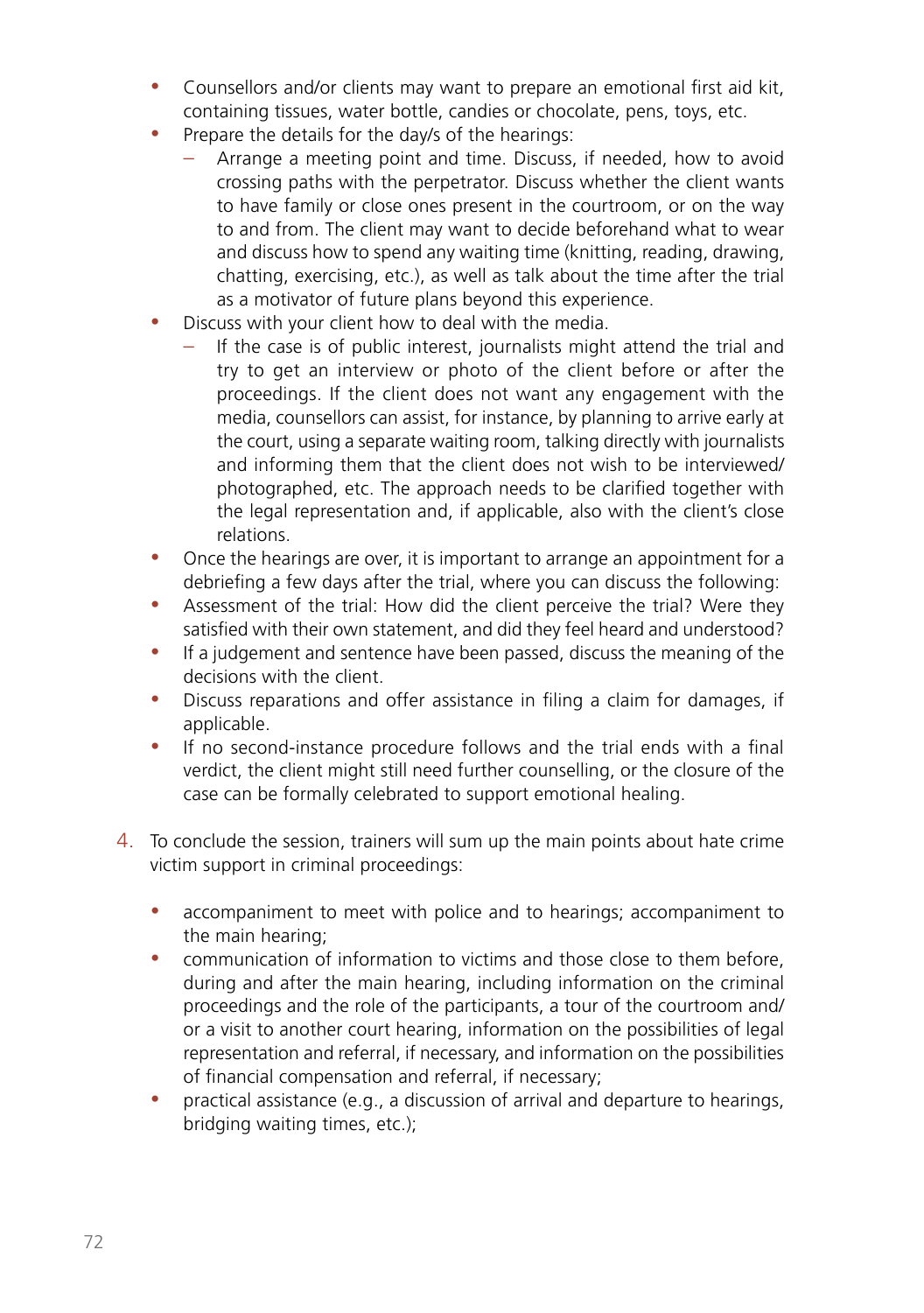- Counsellors and/or clients may want to prepare an emotional first aid kit, containing tissues, water bottle, candies or chocolate, pens, toys, etc.
- Prepare the details for the day/s of the hearings:
  - Arrange a meeting point and time. Discuss, if needed, how to avoid crossing paths with the perpetrator. Discuss whether the client wants to have family or close ones present in the courtroom, or on the way to and from. The client may want to decide beforehand what to wear and discuss how to spend any waiting time (knitting, reading, drawing, chatting, exercising, etc.), as well as talk about the time after the trial as a motivator of future plans beyond this experience.
- Discuss with your client how to deal with the media.
  - If the case is of public interest, journalists might attend the trial and try to get an interview or photo of the client before or after the proceedings. If the client does not want any engagement with the media, counsellors can assist, for instance, by planning to arrive early at the court, using a separate waiting room, talking directly with journalists and informing them that the client does not wish to be interviewed/ photographed, etc. The approach needs to be clarified together with the legal representation and, if applicable, also with the client's close relations.
- Once the hearings are over, it is important to arrange an appointment for a debriefing a few days after the trial, where you can discuss the following:
- Assessment of the trial: How did the client perceive the trial? Were they satisfied with their own statement, and did they feel heard and understood?
- If a judgement and sentence have been passed, discuss the meaning of the decisions with the client.
- Discuss reparations and offer assistance in filing a claim for damages, if applicable.
- If no second-instance procedure follows and the trial ends with a final verdict, the client might still need further counselling, or the closure of the case can be formally celebrated to support emotional healing.

4. To conclude the session, trainers will sum up the main points about hate crime victim support in criminal proceedings:

   - accompaniment to meet with police and to hearings; accompaniment to the main hearing;
   - communication of information to victims and those close to them before, during and after the main hearing, including information on the criminal proceedings and the role of the participants, a tour of the courtroom and/ or a visit to another court hearing, information on the possibilities of legal representation and referral, if necessary, and information on the possibilities of financial compensation and referral, if necessary;
   - practical assistance (e.g., a discussion of arrival and departure to hearings, bridging waiting times, etc.);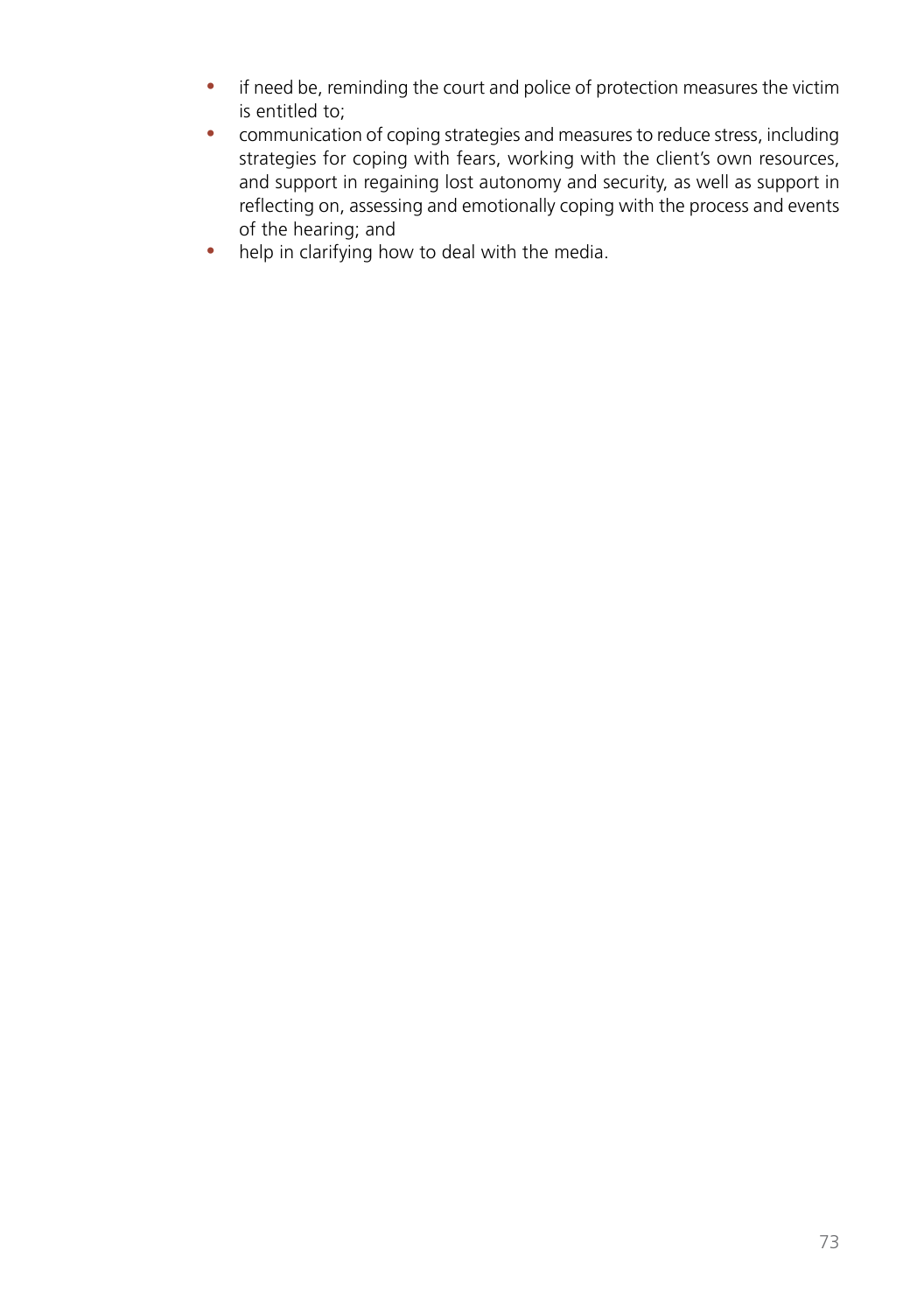- if need be, reminding the court and police of protection measures the victim is entitled to;
- communication of coping strategies and measures to reduce stress, including strategies for coping with fears, working with the client's own resources, and support in regaining lost autonomy and security, as well as support in reflecting on, assessing and emotionally coping with the process and events of the hearing; and
- help in clarifying how to deal with the media.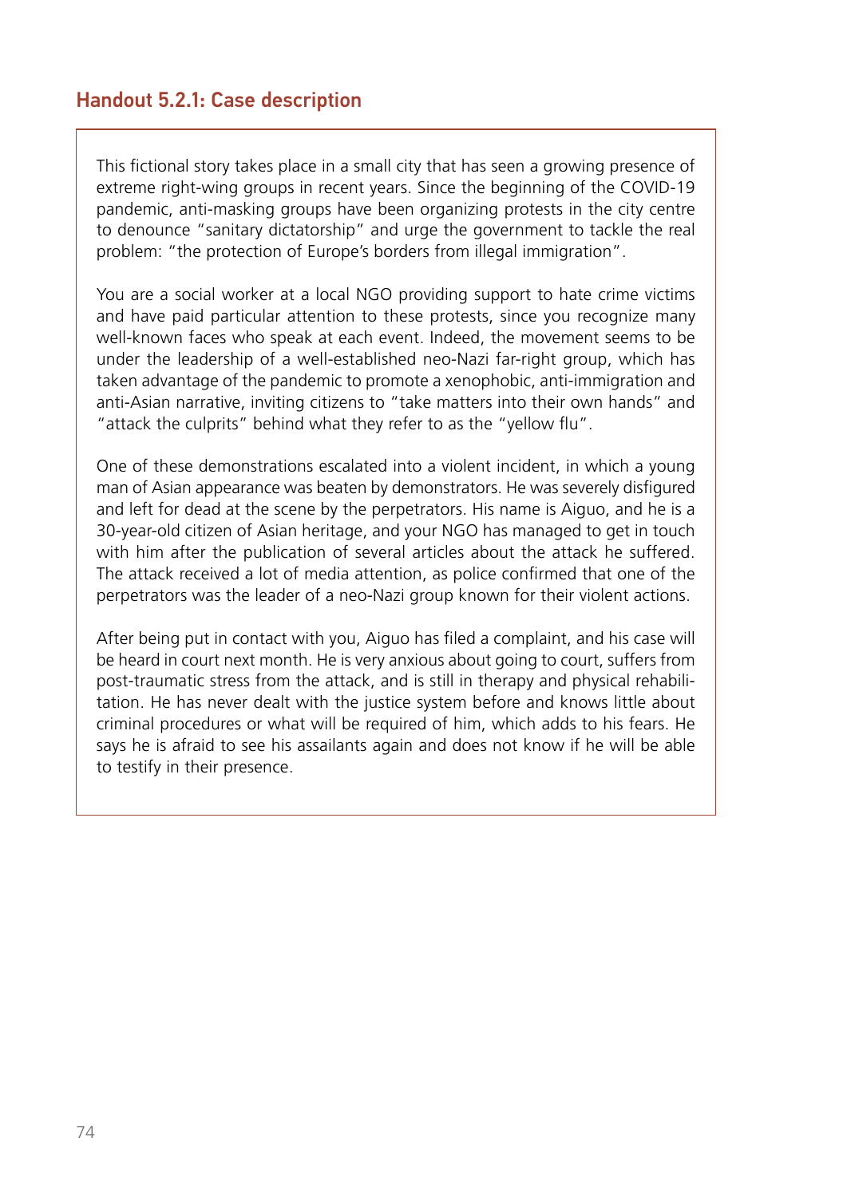## Handout 5.2.1: Case description

This fictional story takes place in a small city that has seen a growing presence of extreme right-wing groups in recent years. Since the beginning of the COVID-19 pandemic, anti-masking groups have been organizing protests in the city centre to denounce "sanitary dictatorship" and urge the government to tackle the real problem: "the protection of Europe's borders from illegal immigration".

You are a social worker at a local NGO providing support to hate crime victims and have paid particular attention to these protests, since you recognize many well-known faces who speak at each event. Indeed, the movement seems to be under the leadership of a well-established neo-Nazi far-right group, which has taken advantage of the pandemic to promote a xenophobic, anti-immigration and anti-Asian narrative, inviting citizens to "take matters into their own hands" and "attack the culprits" behind what they refer to as the "yellow flu".

One of these demonstrations escalated into a violent incident, in which a young man of Asian appearance was beaten by demonstrators. He was severely disfigured and left for dead at the scene by the perpetrators. His name is Aiguo, and he is a 30-year-old citizen of Asian heritage, and your NGO has managed to get in touch with him after the publication of several articles about the attack he suffered. The attack received a lot of media attention, as police confirmed that one of the perpetrators was the leader of a neo-Nazi group known for their violent actions.

After being put in contact with you, Aiguo has filed a complaint, and his case will be heard in court next month. He is very anxious about going to court, suffers from post-traumatic stress from the attack, and is still in therapy and physical rehabilitation. He has never dealt with the justice system before and knows little about criminal procedures or what will be required of him, which adds to his fears. He says he is afraid to see his assailants again and does not know if he will be able to testify in their presence.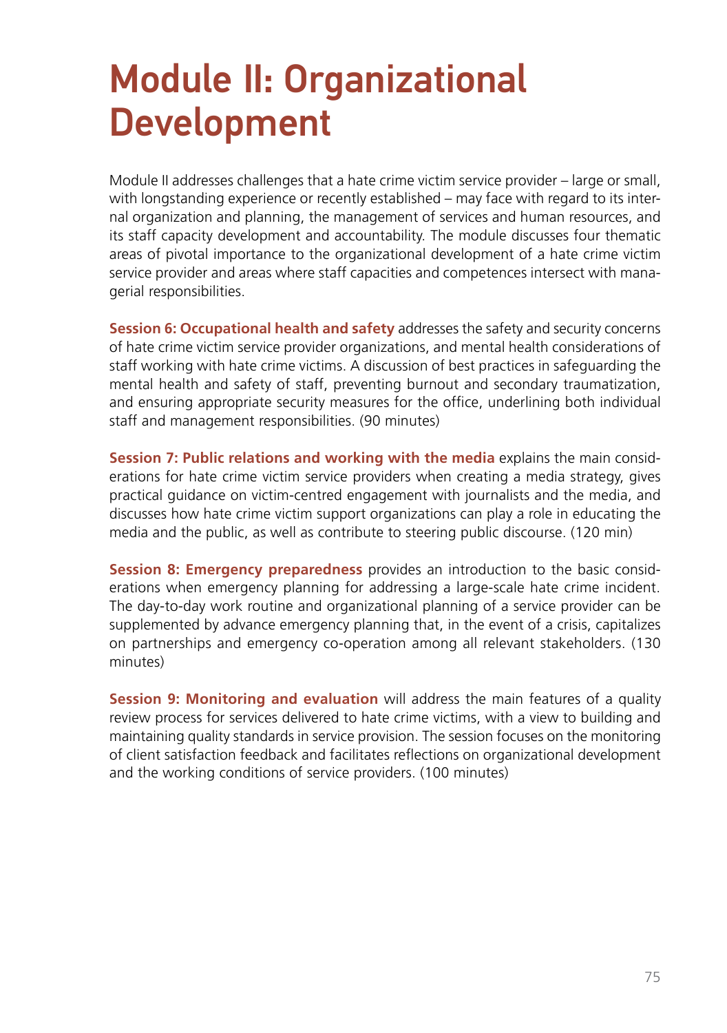# Module II: Organizational Development

Module II addresses challenges that a hate crime victim service provider – large or small, with longstanding experience or recently established – may face with regard to its internal organization and planning, the management of services and human resources, and its staff capacity development and accountability. The module discusses four thematic areas of pivotal importance to the organizational development of a hate crime victim service provider and areas where staff capacities and competences intersect with managerial responsibilities.

**Session 6: Occupational health and safety** addresses the safety and security concerns of hate crime victim service provider organizations, and mental health considerations of staff working with hate crime victims. A discussion of best practices in safeguarding the mental health and safety of staff, preventing burnout and secondary traumatization, and ensuring appropriate security measures for the office, underlining both individual staff and management responsibilities. (90 minutes)

**Session 7: Public relations and working with the media** explains the main considerations for hate crime victim service providers when creating a media strategy, gives practical guidance on victim-centred engagement with journalists and the media, and discusses how hate crime victim support organizations can play a role in educating the media and the public, as well as contribute to steering public discourse. (120 min)

**Session 8: Emergency preparedness** provides an introduction to the basic considerations when emergency planning for addressing a large-scale hate crime incident. The day-to-day work routine and organizational planning of a service provider can be supplemented by advance emergency planning that, in the event of a crisis, capitalizes on partnerships and emergency co-operation among all relevant stakeholders. (130 minutes)

**Session 9: Monitoring and evaluation** will address the main features of a quality review process for services delivered to hate crime victims, with a view to building and maintaining quality standards in service provision. The session focuses on the monitoring of client satisfaction feedback and facilitates reflections on organizational development and the working conditions of service providers. (100 minutes)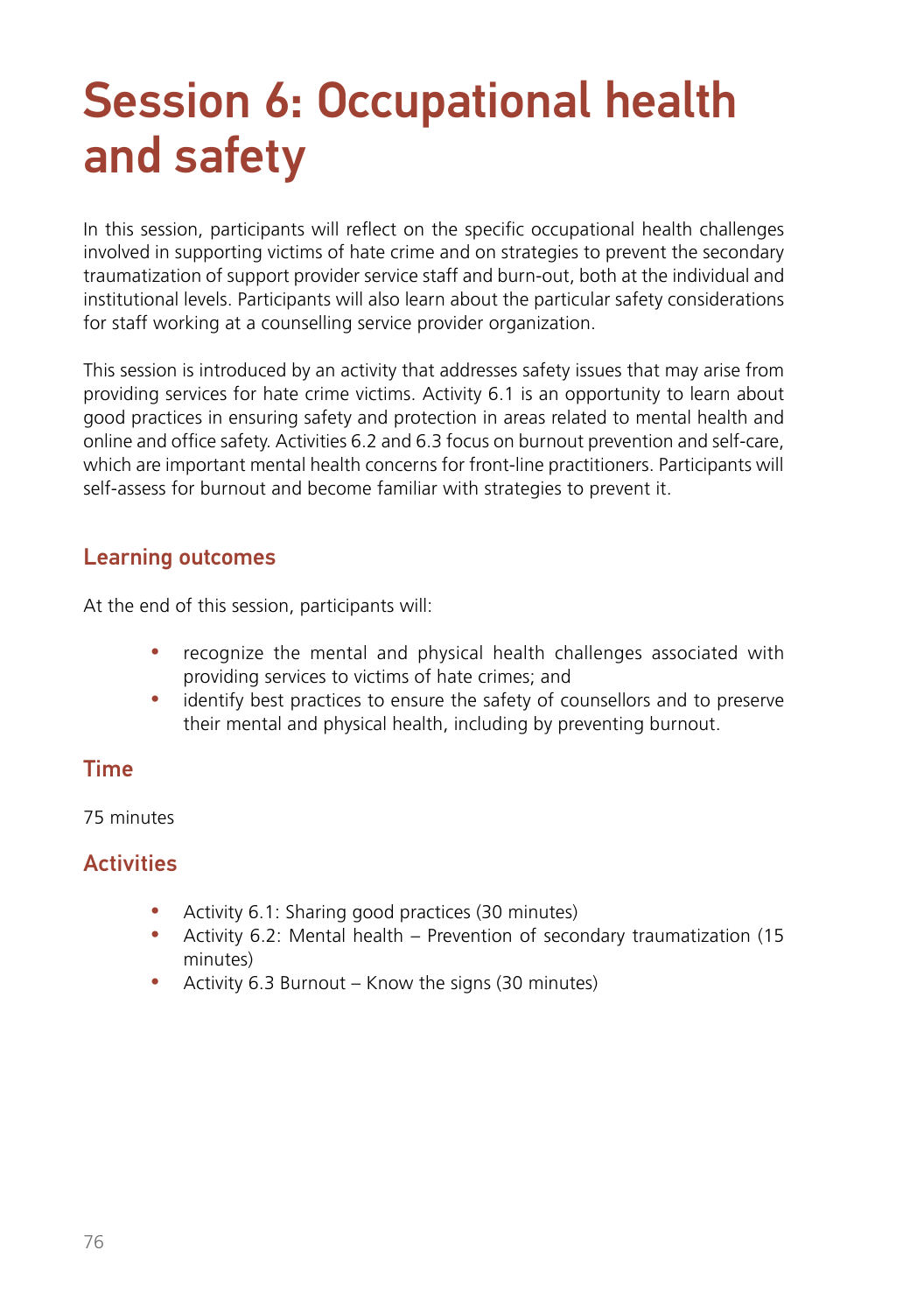# Session 6: Occupational health and safety

In this session, participants will reflect on the specific occupational health challenges involved in supporting victims of hate crime and on strategies to prevent the secondary traumatization of support provider service staff and burn-out, both at the individual and institutional levels. Participants will also learn about the particular safety considerations for staff working at a counselling service provider organization.

This session is introduced by an activity that addresses safety issues that may arise from providing services for hate crime victims. Activity 6.1 is an opportunity to learn about good practices in ensuring safety and protection in areas related to mental health and online and office safety. Activities 6.2 and 6.3 focus on burnout prevention and self-care, which are important mental health concerns for front-line practitioners. Participants will self-assess for burnout and become familiar with strategies to prevent it.

## Learning outcomes

At the end of this session, participants will:

- recognize the mental and physical health challenges associated with providing services to victims of hate crimes; and
- identify best practices to ensure the safety of counsellors and to preserve their mental and physical health, including by preventing burnout.

## Time

75 minutes

## Activities

- Activity 6.1: Sharing good practices (30 minutes)
- Activity 6.2: Mental health – Prevention of secondary traumatization (15 minutes)
- Activity 6.3 Burnout – Know the signs (30 minutes)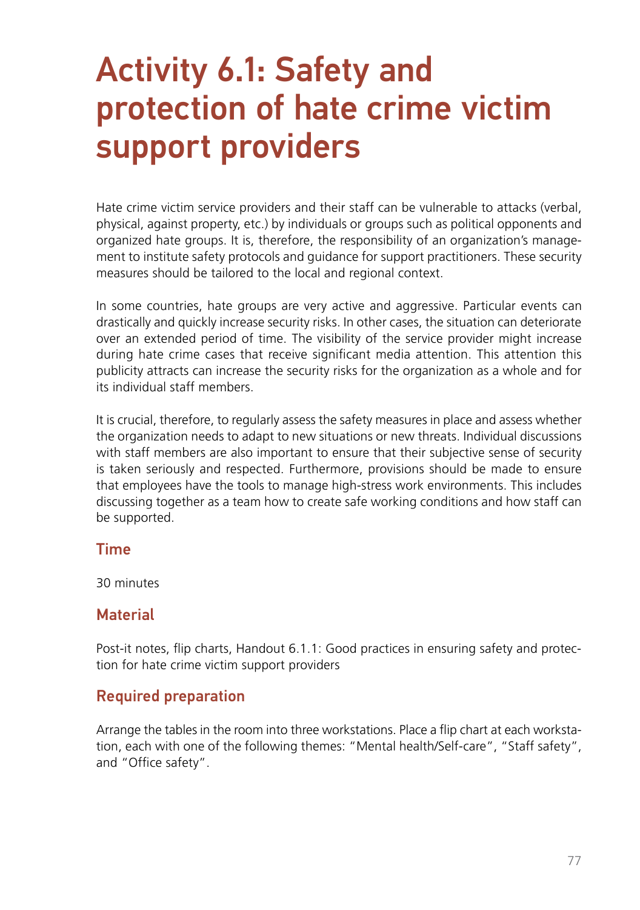# Activity 6.1: Safety and protection of hate crime victim support providers

Hate crime victim service providers and their staff can be vulnerable to attacks (verbal, physical, against property, etc.) by individuals or groups such as political opponents and organized hate groups. It is, therefore, the responsibility of an organization's management to institute safety protocols and guidance for support practitioners. These security measures should be tailored to the local and regional context.

In some countries, hate groups are very active and aggressive. Particular events can drastically and quickly increase security risks. In other cases, the situation can deteriorate over an extended period of time. The visibility of the service provider might increase during hate crime cases that receive significant media attention. This attention this publicity attracts can increase the security risks for the organization as a whole and for its individual staff members.

It is crucial, therefore, to regularly assess the safety measures in place and assess whether the organization needs to adapt to new situations or new threats. Individual discussions with staff members are also important to ensure that their subjective sense of security is taken seriously and respected. Furthermore, provisions should be made to ensure that employees have the tools to manage high-stress work environments. This includes discussing together as a team how to create safe working conditions and how staff can be supported.

## Time

30 minutes

## Material

Post-it notes, flip charts, Handout 6.1.1: Good practices in ensuring safety and protection for hate crime victim support providers

## Required preparation

Arrange the tables in the room into three workstations. Place a flip chart at each workstation, each with one of the following themes: "Mental health/Self-care", "Staff safety", and "Office safety".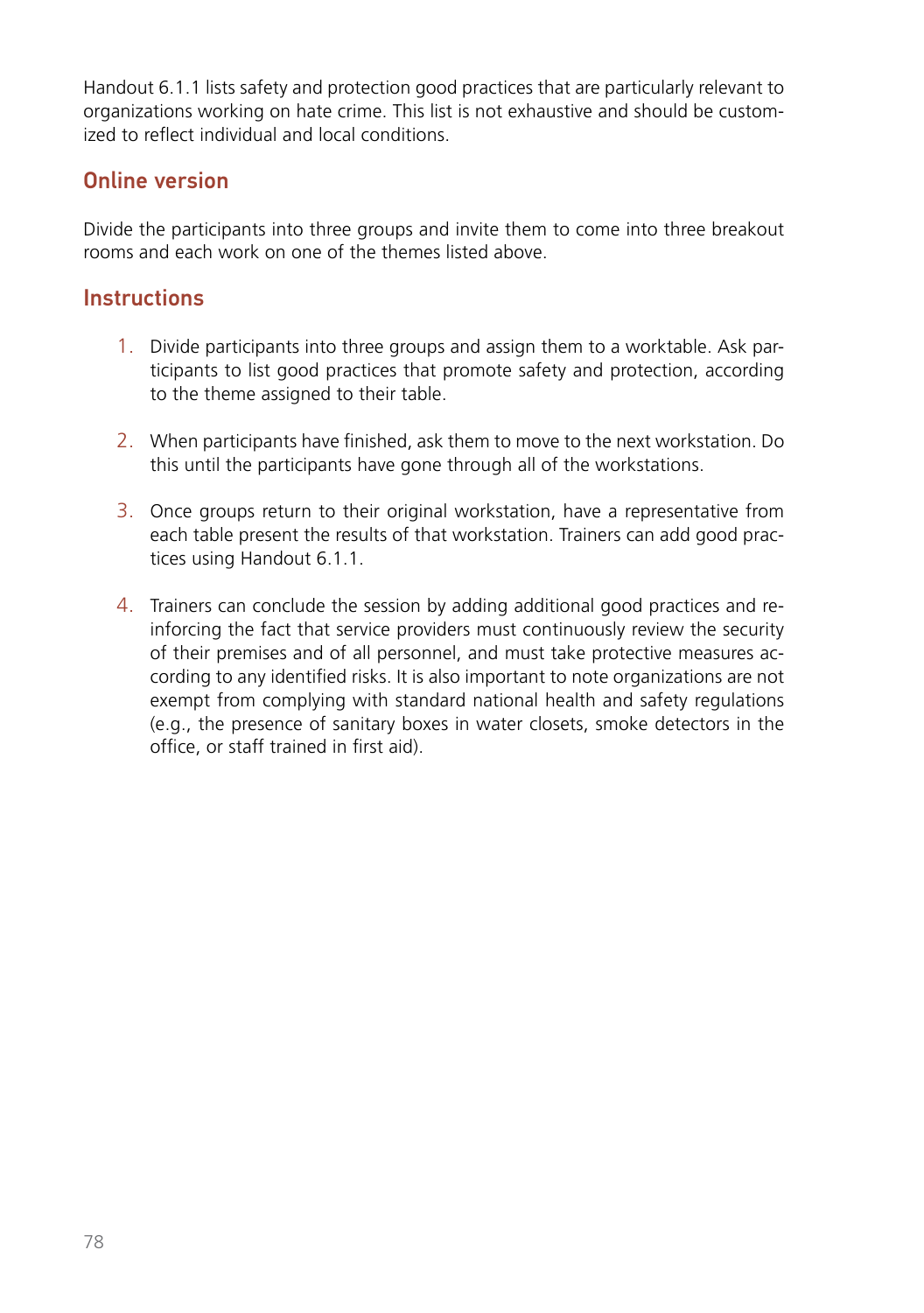Handout 6.1.1 lists safety and protection good practices that are particularly relevant to organizations working on hate crime. This list is not exhaustive and should be customized to reflect individual and local conditions.

## Online version

Divide the participants into three groups and invite them to come into three breakout rooms and each work on one of the themes listed above.

## Instructions

1. Divide participants into three groups and assign them to a worktable. Ask participants to list good practices that promote safety and protection, according to the theme assigned to their table.

2. When participants have finished, ask them to move to the next workstation. Do this until the participants have gone through all of the workstations.

3. Once groups return to their original workstation, have a representative from each table present the results of that workstation. Trainers can add good practices using Handout 6.1.1.

4. Trainers can conclude the session by adding additional good practices and reinforcing the fact that service providers must continuously review the security of their premises and of all personnel, and must take protective measures according to any identified risks. It is also important to note organizations are not exempt from complying with standard national health and safety regulations (e.g., the presence of sanitary boxes in water closets, smoke detectors in the office, or staff trained in first aid).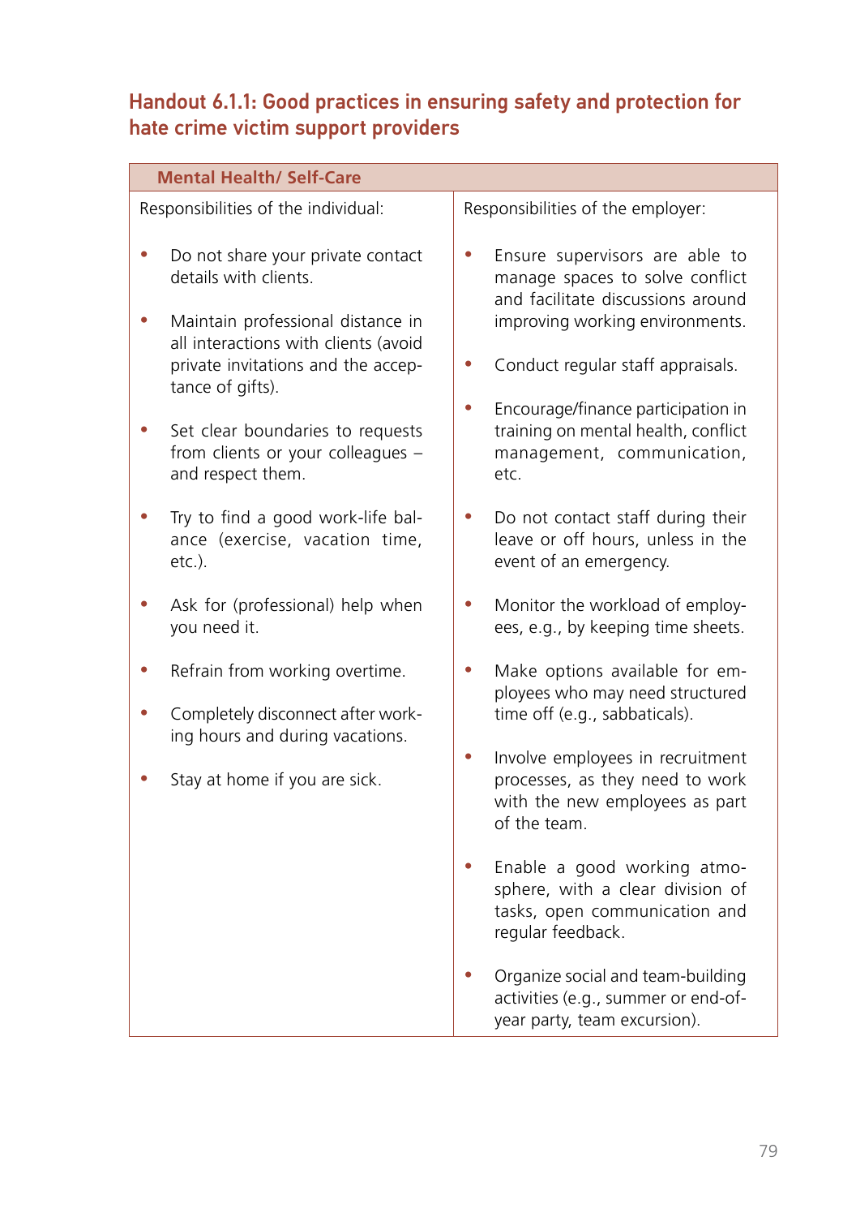## Handout 6.1.1: Good practices in ensuring safety and protection for hate crime victim support providers

| Mental Health/ Self-Care | |
|---|---|
| Responsibilities of the individual:<br><br>• Do not share your private contact details with clients.<br><br>• Maintain professional distance in all interactions with clients (avoid private invitations and the acceptance of gifts).<br><br>• Set clear boundaries to requests from clients or your colleagues – and respect them.<br><br>• Try to find a good work-life balance (exercise, vacation time, etc.).<br><br>• Ask for (professional) help when you need it.<br><br>• Refrain from working overtime.<br><br>• Completely disconnect after working hours and during vacations.<br><br>• Stay at home if you are sick. | Responsibilities of the employer:<br><br>• Ensure supervisors are able to manage spaces to solve conflict and facilitate discussions around improving working environments.<br><br>• Conduct regular staff appraisals.<br><br>• Encourage/finance participation in training on mental health, conflict management, communication, etc.<br><br>• Do not contact staff during their leave or off hours, unless in the event of an emergency.<br><br>• Monitor the workload of employees, e.g., by keeping time sheets.<br><br>• Make options available for employees who may need structured time off (e.g., sabbaticals).<br><br>• Involve employees in recruitment processes, as they need to work with the new employees as part of the team.<br><br>• Enable a good working atmosphere, with a clear division of tasks, open communication and regular feedback.<br><br>• Organize social and team-building activities (e.g., summer or end-of-year party, team excursion). |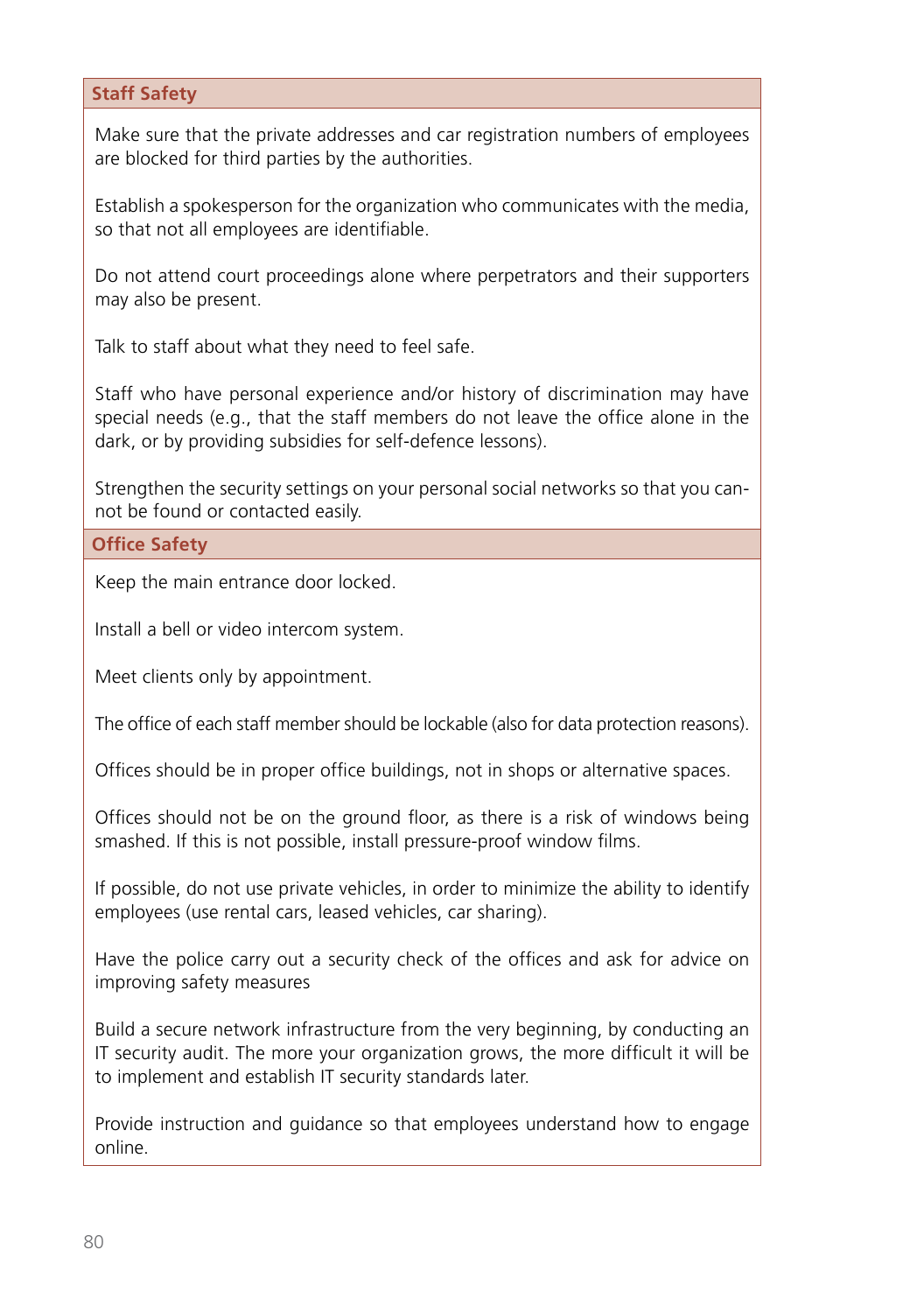| Staff Safety |
| --- |
| Make sure that the private addresses and car registration numbers of employees are blocked for third parties by the authorities.<br><br>Establish a spokesperson for the organization who communicates with the media, so that not all employees are identifiable.<br><br>Do not attend court proceedings alone where perpetrators and their supporters may also be present.<br><br>Talk to staff about what they need to feel safe.<br><br>Staff who have personal experience and/or history of discrimination may have special needs (e.g., that the staff members do not leave the office alone in the dark, or by providing subsidies for self-defence lessons).<br><br>Strengthen the security settings on your personal social networks so that you cannot be found or contacted easily. |
| **Office Safety** |
| Keep the main entrance door locked.<br><br>Install a bell or video intercom system.<br><br>Meet clients only by appointment.<br><br>The office of each staff member should be lockable (also for data protection reasons).<br><br>Offices should be in proper office buildings, not in shops or alternative spaces.<br><br>Offices should not be on the ground floor, as there is a risk of windows being smashed. If this is not possible, install pressure-proof window films.<br><br>If possible, do not use private vehicles, in order to minimize the ability to identify employees (use rental cars, leased vehicles, car sharing).<br><br>Have the police carry out a security check of the offices and ask for advice on improving safety measures<br><br>Build a secure network infrastructure from the very beginning, by conducting an IT security audit. The more your organization grows, the more difficult it will be to implement and establish IT security standards later.<br><br>Provide instruction and guidance so that employees understand how to engage online. |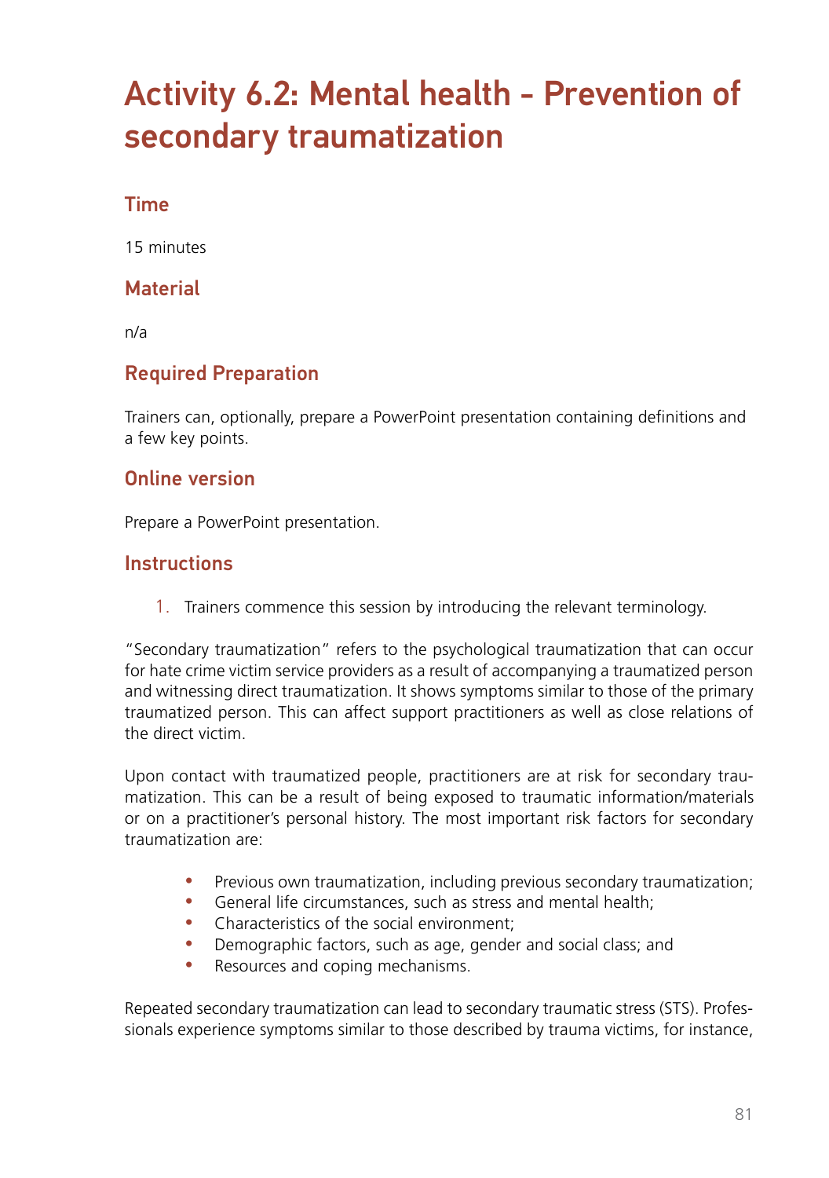# Activity 6.2: Mental health - Prevention of secondary traumatization

## Time

15 minutes

## Material

n/a

## Required Preparation

Trainers can, optionally, prepare a PowerPoint presentation containing definitions and a few key points.

## Online version

Prepare a PowerPoint presentation.

## Instructions

1. Trainers commence this session by introducing the relevant terminology.

"Secondary traumatization" refers to the psychological traumatization that can occur for hate crime victim service providers as a result of accompanying a traumatized person and witnessing direct traumatization. It shows symptoms similar to those of the primary traumatized person. This can affect support practitioners as well as close relations of the direct victim.

Upon contact with traumatized people, practitioners are at risk for secondary traumatization. This can be a result of being exposed to traumatic information/materials or on a practitioner's personal history. The most important risk factors for secondary traumatization are:

- Previous own traumatization, including previous secondary traumatization;
- General life circumstances, such as stress and mental health;
- Characteristics of the social environment;
- Demographic factors, such as age, gender and social class; and
- Resources and coping mechanisms.

Repeated secondary traumatization can lead to secondary traumatic stress (STS). Professionals experience symptoms similar to those described by trauma victims, for instance,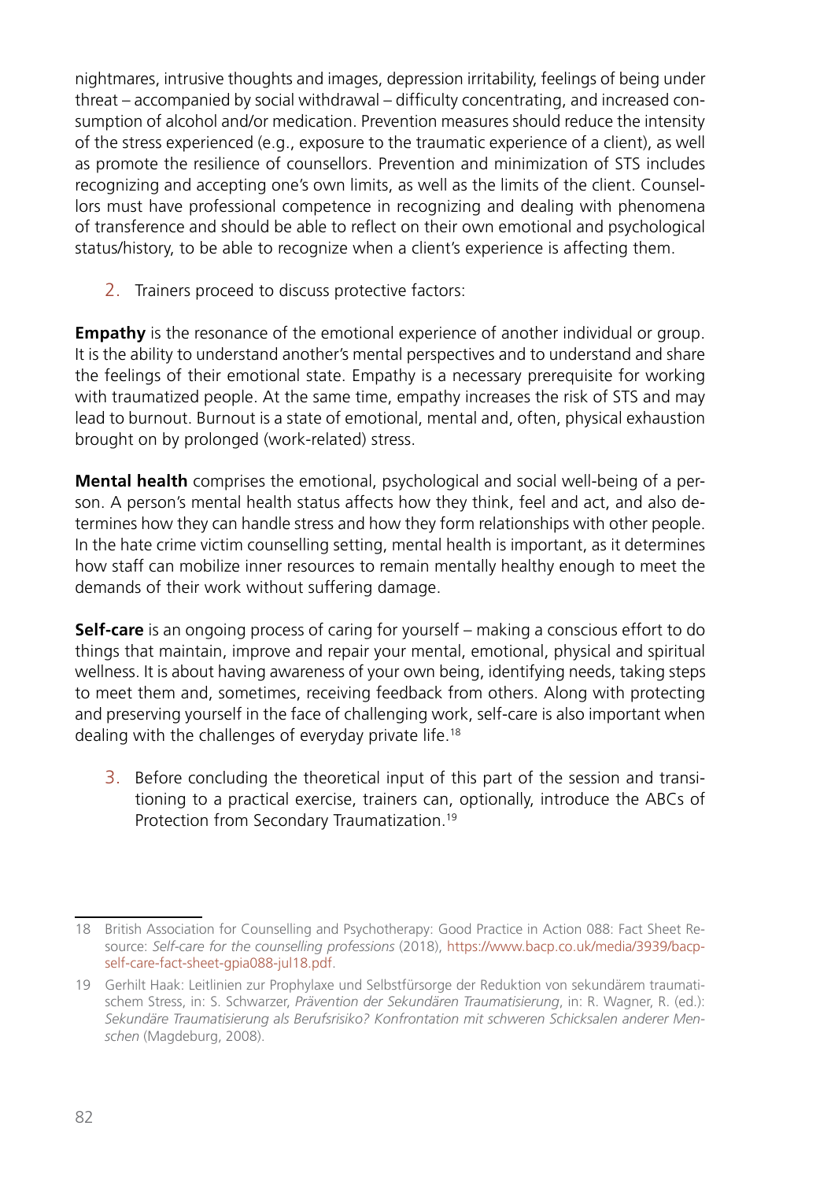nightmares, intrusive thoughts and images, depression irritability, feelings of being under threat – accompanied by social withdrawal – difficulty concentrating, and increased consumption of alcohol and/or medication. Prevention measures should reduce the intensity of the stress experienced (e.g., exposure to the traumatic experience of a client), as well as promote the resilience of counsellors. Prevention and minimization of STS includes recognizing and accepting one's own limits, as well as the limits of the client. Counsellors must have professional competence in recognizing and dealing with phenomena of transference and should be able to reflect on their own emotional and psychological status/history, to be able to recognize when a client's experience is affecting them.

2. Trainers proceed to discuss protective factors:

**Empathy** is the resonance of the emotional experience of another individual or group. It is the ability to understand another's mental perspectives and to understand and share the feelings of their emotional state. Empathy is a necessary prerequisite for working with traumatized people. At the same time, empathy increases the risk of STS and may lead to burnout. Burnout is a state of emotional, mental and, often, physical exhaustion brought on by prolonged (work-related) stress.

**Mental health** comprises the emotional, psychological and social well-being of a person. A person's mental health status affects how they think, feel and act, and also determines how they can handle stress and how they form relationships with other people. In the hate crime victim counselling setting, mental health is important, as it determines how staff can mobilize inner resources to remain mentally healthy enough to meet the demands of their work without suffering damage.

**Self-care** is an ongoing process of caring for yourself – making a conscious effort to do things that maintain, improve and repair your mental, emotional, physical and spiritual wellness. It is about having awareness of your own being, identifying needs, taking steps to meet them and, sometimes, receiving feedback from others. Along with protecting and preserving yourself in the face of challenging work, self-care is also important when dealing with the challenges of everyday private life.[18]

3. Before concluding the theoretical input of this part of the session and transitioning to a practical exercise, trainers can, optionally, introduce the ABCs of Protection from Secondary Traumatization.[19]

---

18 British Association for Counselling and Psychotherapy: Good Practice in Action 088: Fact Sheet Resource: *Self-care for the counselling professions* (2018), https://www.bacp.co.uk/media/3939/bacp-self-care-fact-sheet-gpia088-jul18.pdf.

19 Gerhilt Haak: Leitlinien zur Prophylaxe und Selbstfürsorge der Reduktion von sekundärem traumatischem Stress, in: S. Schwarzer, *Prävention der Sekundären Traumatisierung*, in: R. Wagner, R. (ed.): *Sekundäre Traumatisierung als Berufsrisiko? Konfrontation mit schweren Schicksalen anderer Menschen* (Magdeburg, 2008).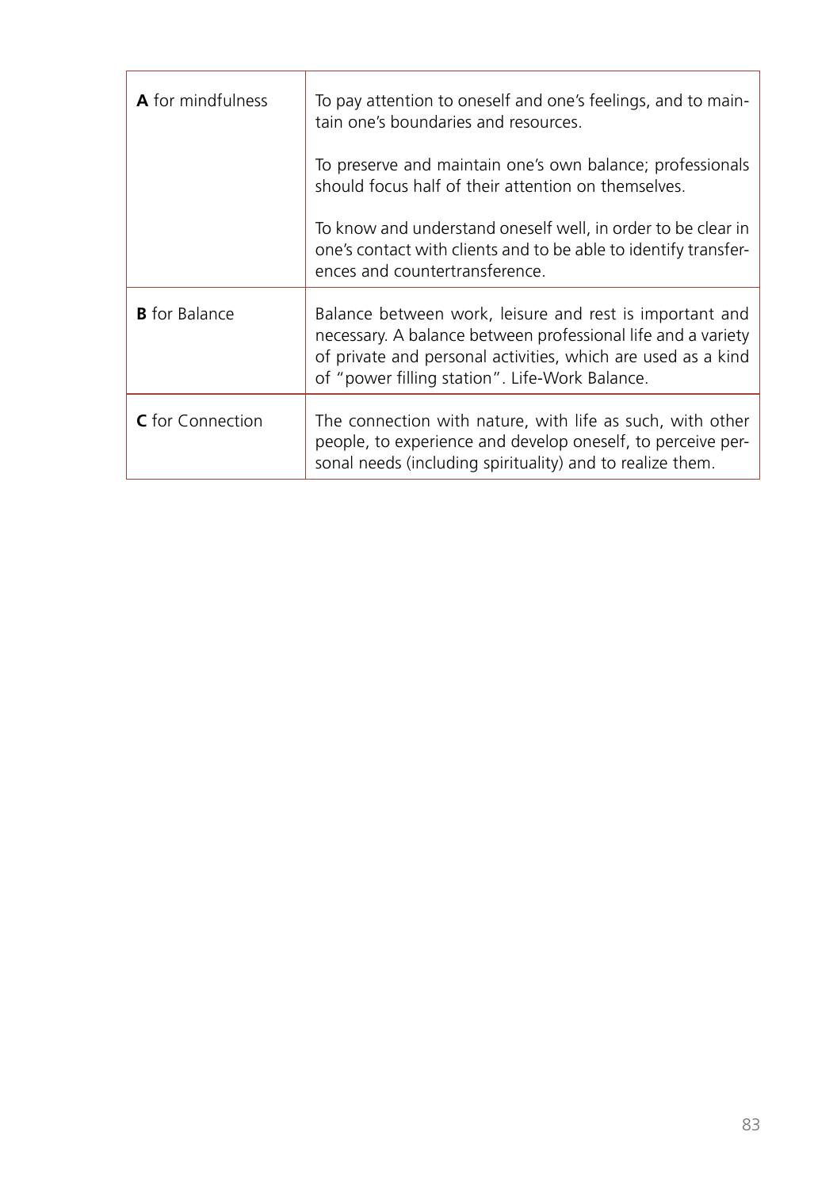| | |
|---|---|
| **A** for mindfulness | To pay attention to oneself and one's feelings, and to maintain one's boundaries and resources.<br><br>To preserve and maintain one's own balance; professionals should focus half of their attention on themselves.<br><br>To know and understand oneself well, in order to be clear in one's contact with clients and to be able to identify transferences and countertransference. |
| **B** for Balance | Balance between work, leisure and rest is important and necessary. A balance between professional life and a variety of private and personal activities, which are used as a kind of "power filling station". Life-Work Balance. |
| **C** for Connection | The connection with nature, with life as such, with other people, to experience and develop oneself, to perceive personal needs (including spirituality) and to realize them. |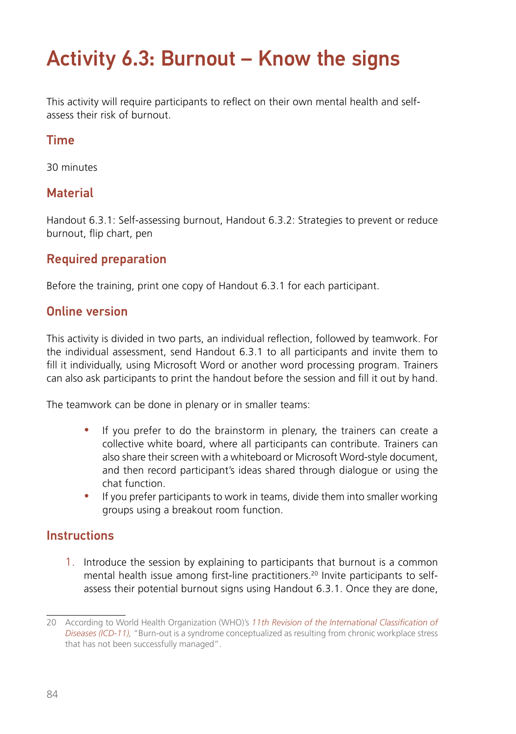# Activity 6.3: Burnout – Know the signs

This activity will require participants to reflect on their own mental health and self-assess their risk of burnout.

## Time

30 minutes

## Material

Handout 6.3.1: Self-assessing burnout, Handout 6.3.2: Strategies to prevent or reduce burnout, flip chart, pen

## Required preparation

Before the training, print one copy of Handout 6.3.1 for each participant.

## Online version

This activity is divided in two parts, an individual reflection, followed by teamwork. For the individual assessment, send Handout 6.3.1 to all participants and invite them to fill it individually, using Microsoft Word or another word processing program. Trainers can also ask participants to print the handout before the session and fill it out by hand.

The teamwork can be done in plenary or in smaller teams:

- If you prefer to do the brainstorm in plenary, the trainers can create a collective white board, where all participants can contribute. Trainers can also share their screen with a whiteboard or Microsoft Word-style document, and then record participant's ideas shared through dialogue or using the chat function.
- If you prefer participants to work in teams, divide them into smaller working groups using a breakout room function.

## Instructions

1. Introduce the session by explaining to participants that burnout is a common mental health issue among first-line practitioners.[20] Invite participants to self-assess their potential burnout signs using Handout 6.3.1. Once they are done,

---

20 According to World Health Organization (WHO)'s *11th Revision of the International Classification of Diseases (ICD-11),* "Burn-out is a syndrome conceptualized as resulting from chronic workplace stress that has not been successfully managed".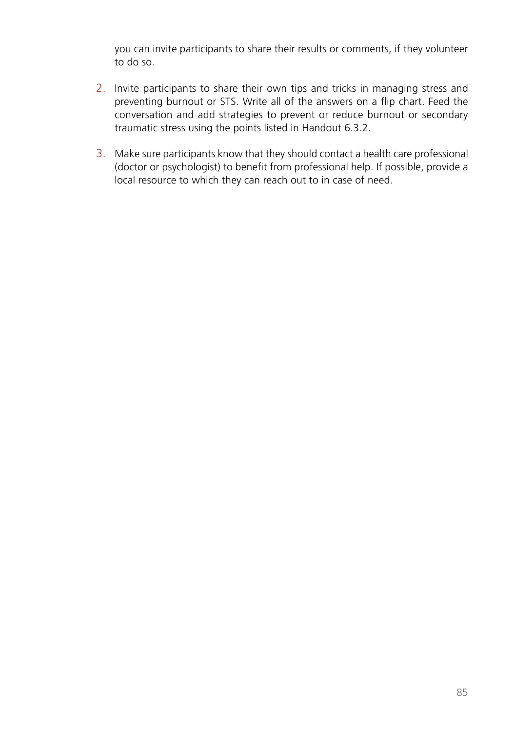you can invite participants to share their results or comments, if they volunteer to do so.

2. Invite participants to share their own tips and tricks in managing stress and preventing burnout or STS. Write all of the answers on a flip chart. Feed the conversation and add strategies to prevent or reduce burnout or secondary traumatic stress using the points listed in Handout 6.3.2.

3. Make sure participants know that they should contact a health care professional (doctor or psychologist) to benefit from professional help. If possible, provide a local resource to which they can reach out to in case of need.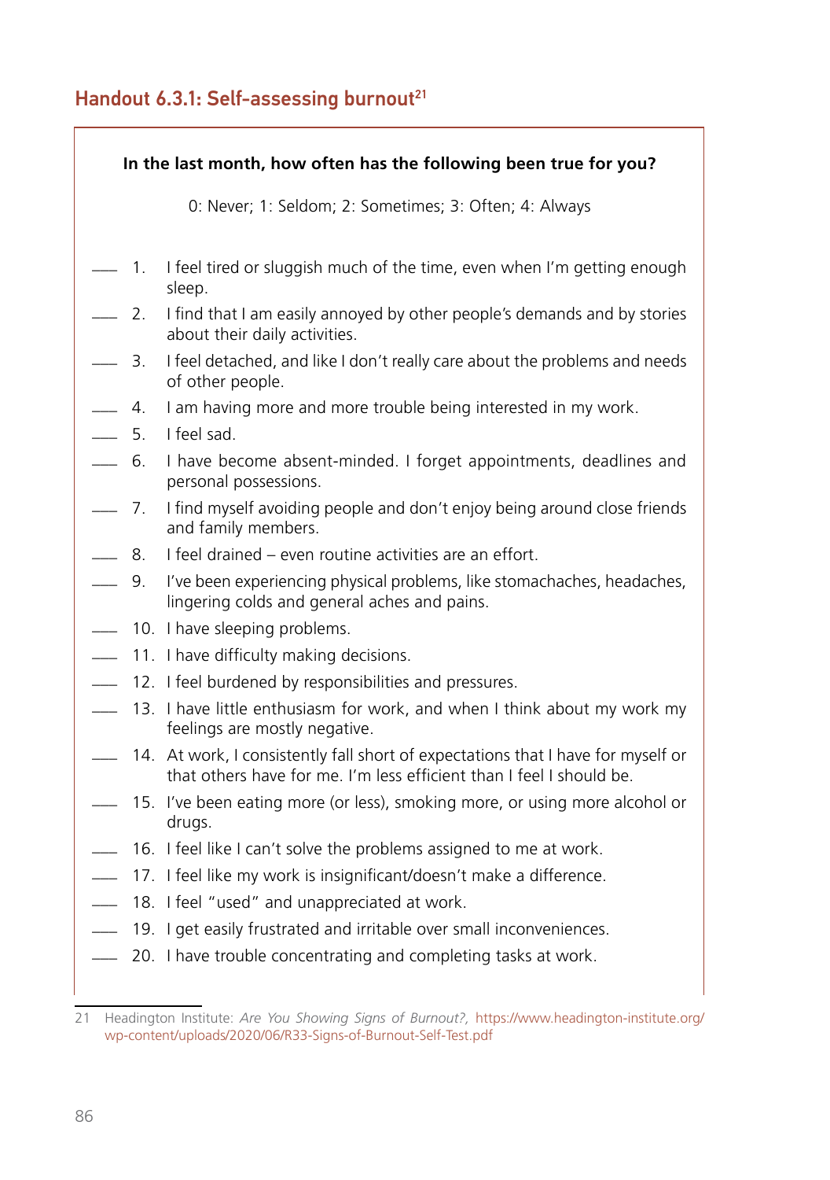## Handout 6.3.1: Self-assessing burnout[21]

**In the last month, how often has the following been true for you?**

0: Never; 1: Seldom; 2: Sometimes; 3: Often; 4: Always

___ 1. I feel tired or sluggish much of the time, even when I'm getting enough sleep.

___ 2. I find that I am easily annoyed by other people's demands and by stories about their daily activities.

___ 3. I feel detached, and like I don't really care about the problems and needs of other people.

___ 4. I am having more and more trouble being interested in my work.

___ 5. I feel sad.

___ 6. I have become absent-minded. I forget appointments, deadlines and personal possessions.

___ 7. I find myself avoiding people and don't enjoy being around close friends and family members.

___ 8. I feel drained – even routine activities are an effort.

___ 9. I've been experiencing physical problems, like stomachaches, headaches, lingering colds and general aches and pains.

___ 10. I have sleeping problems.

___ 11. I have difficulty making decisions.

___ 12. I feel burdened by responsibilities and pressures.

___ 13. I have little enthusiasm for work, and when I think about my work my feelings are mostly negative.

___ 14. At work, I consistently fall short of expectations that I have for myself or that others have for me. I'm less efficient than I feel I should be.

___ 15. I've been eating more (or less), smoking more, or using more alcohol or drugs.

___ 16. I feel like I can't solve the problems assigned to me at work.

___ 17. I feel like my work is insignificant/doesn't make a difference.

___ 18. I feel "used" and unappreciated at work.

___ 19. I get easily frustrated and irritable over small inconveniences.

___ 20. I have trouble concentrating and completing tasks at work.

---

21 Headington Institute: *Are You Showing Signs of Burnout?,* https://www.headington-institute.org/wp-content/uploads/2020/06/R33-Signs-of-Burnout-Self-Test.pdf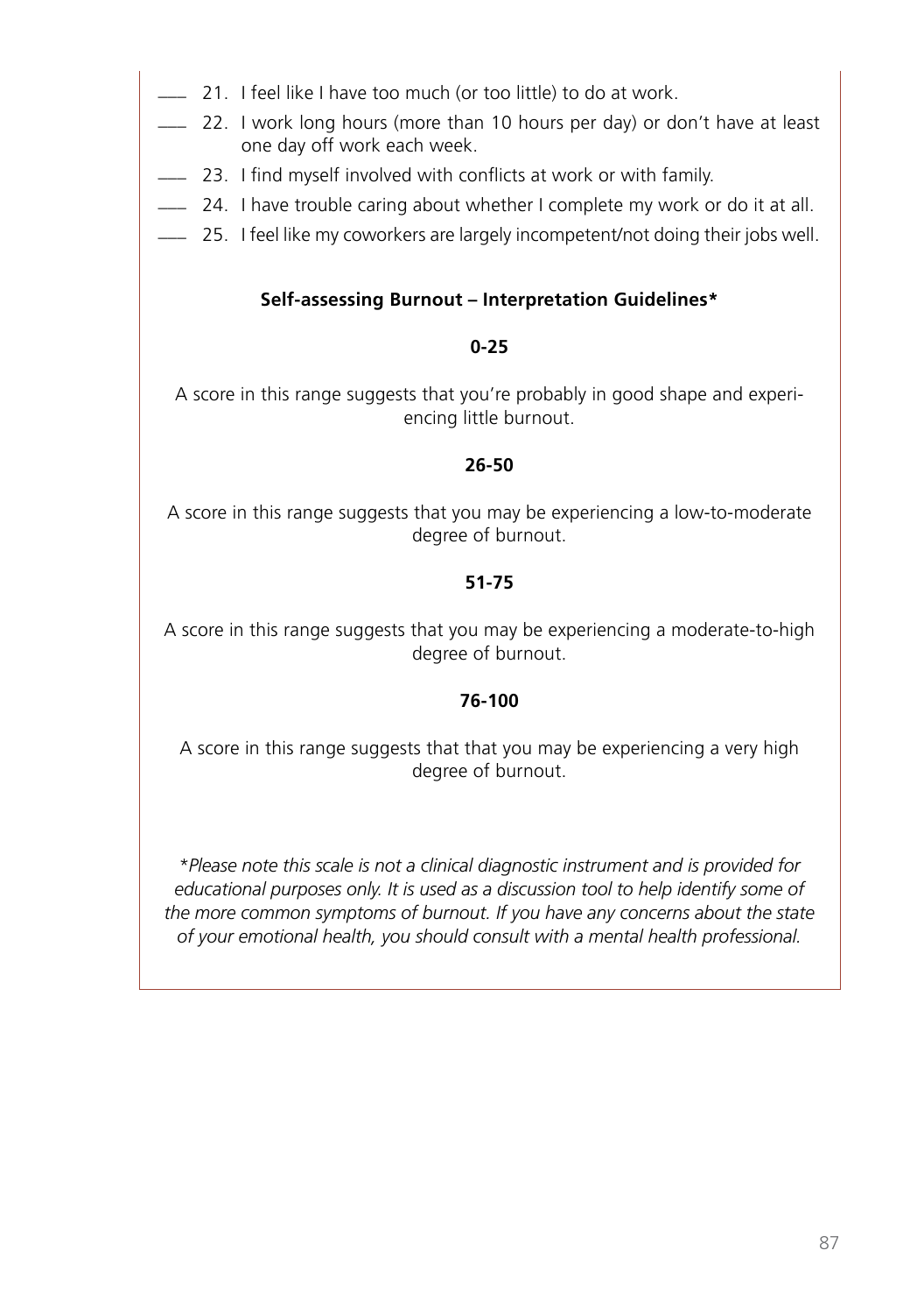____ 21. I feel like I have too much (or too little) to do at work.

____ 22. I work long hours (more than 10 hours per day) or don't have at least one day off work each week.

____ 23. I find myself involved with conflicts at work or with family.

____ 24. I have trouble caring about whether I complete my work or do it at all.

____ 25. I feel like my coworkers are largely incompetent/not doing their jobs well.

**Self-assessing Burnout – Interpretation Guidelines***

**0-25**

A score in this range suggests that you're probably in good shape and experiencing little burnout.

**26-50**

A score in this range suggests that you may be experiencing a low-to-moderate degree of burnout.

**51-75**

A score in this range suggests that you may be experiencing a moderate-to-high degree of burnout.

**76-100**

A score in this range suggests that that you may be experiencing a very high degree of burnout.

**Please note this scale is not a clinical diagnostic instrument and is provided for educational purposes only. It is used as a discussion tool to help identify some of the more common symptoms of burnout. If you have any concerns about the state of your emotional health, you should consult with a mental health professional.*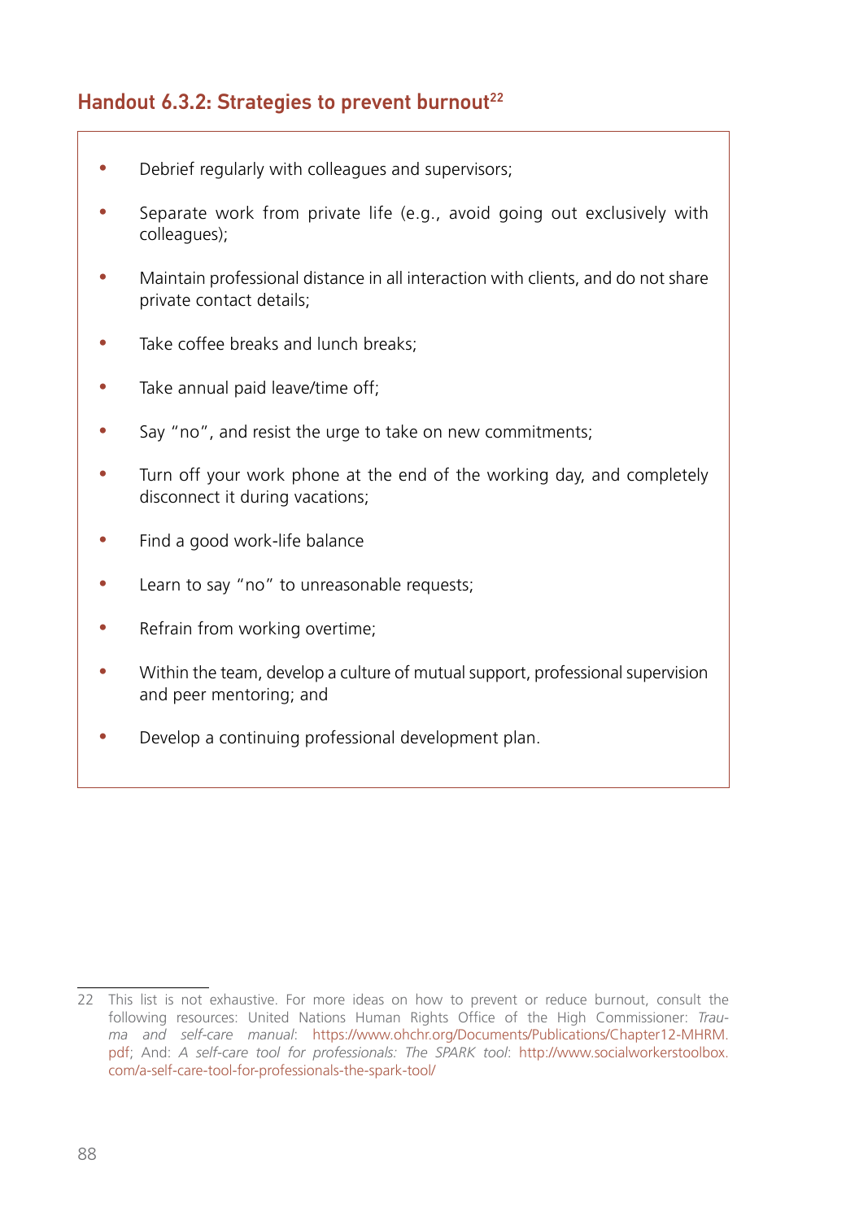### Handout 6.3.2: Strategies to prevent burnout[22]

- Debrief regularly with colleagues and supervisors;
- Separate work from private life (e.g., avoid going out exclusively with colleagues);
- Maintain professional distance in all interaction with clients, and do not share private contact details;
- Take coffee breaks and lunch breaks;
- Take annual paid leave/time off;
- Say "no", and resist the urge to take on new commitments;
- Turn off your work phone at the end of the working day, and completely disconnect it during vacations;
- Find a good work-life balance
- Learn to say "no" to unreasonable requests;
- Refrain from working overtime;
- Within the team, develop a culture of mutual support, professional supervision and peer mentoring; and
- Develop a continuing professional development plan.

---

22 This list is not exhaustive. For more ideas on how to prevent or reduce burnout, consult the following resources: United Nations Human Rights Office of the High Commissioner: *Trauma and self-care manual*: https://www.ohchr.org/Documents/Publications/Chapter12-MHRM.pdf; And: *A self-care tool for professionals: The SPARK tool*: http://www.socialworkerstoolbox.com/a-self-care-tool-for-professionals-the-spark-tool/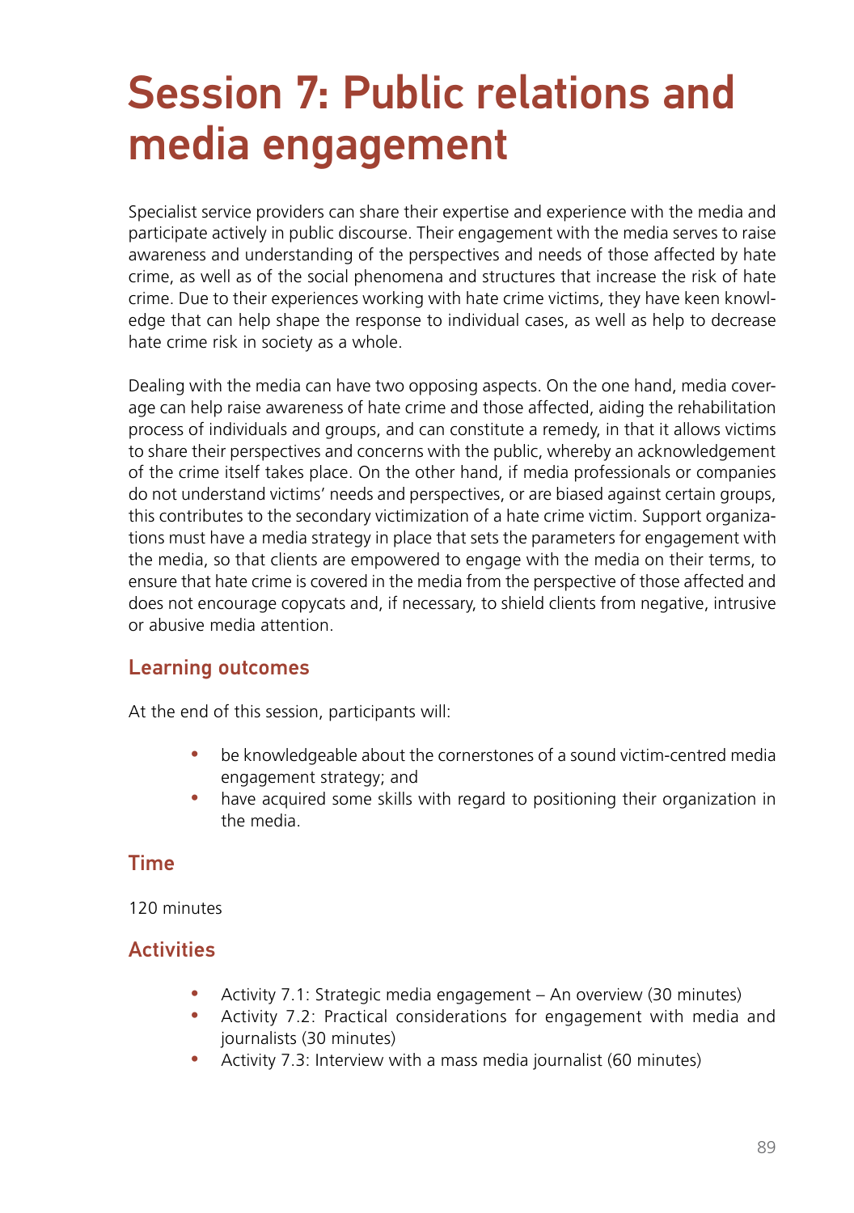# Session 7: Public relations and media engagement

Specialist service providers can share their expertise and experience with the media and participate actively in public discourse. Their engagement with the media serves to raise awareness and understanding of the perspectives and needs of those affected by hate crime, as well as of the social phenomena and structures that increase the risk of hate crime. Due to their experiences working with hate crime victims, they have keen knowledge that can help shape the response to individual cases, as well as help to decrease hate crime risk in society as a whole.

Dealing with the media can have two opposing aspects. On the one hand, media coverage can help raise awareness of hate crime and those affected, aiding the rehabilitation process of individuals and groups, and can constitute a remedy, in that it allows victims to share their perspectives and concerns with the public, whereby an acknowledgement of the crime itself takes place. On the other hand, if media professionals or companies do not understand victims' needs and perspectives, or are biased against certain groups, this contributes to the secondary victimization of a hate crime victim. Support organizations must have a media strategy in place that sets the parameters for engagement with the media, so that clients are empowered to engage with the media on their terms, to ensure that hate crime is covered in the media from the perspective of those affected and does not encourage copycats and, if necessary, to shield clients from negative, intrusive or abusive media attention.

## Learning outcomes

At the end of this session, participants will:

- be knowledgeable about the cornerstones of a sound victim-centred media engagement strategy; and
- have acquired some skills with regard to positioning their organization in the media.

## Time

120 minutes

## Activities

- Activity 7.1: Strategic media engagement – An overview (30 minutes)
- Activity 7.2: Practical considerations for engagement with media and journalists (30 minutes)
- Activity 7.3: Interview with a mass media journalist (60 minutes)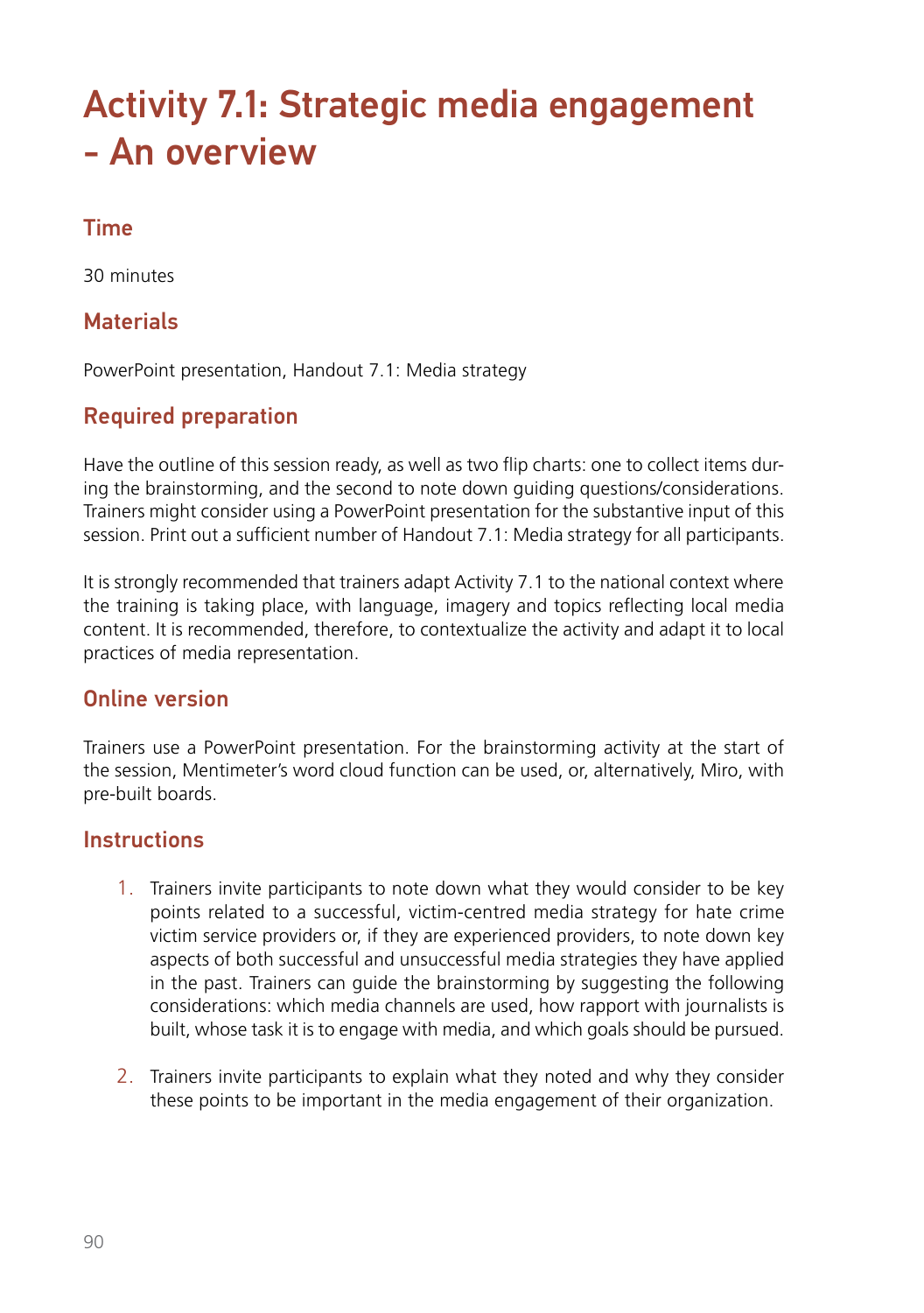# Activity 7.1: Strategic media engagement - An overview

## Time

30 minutes

## Materials

PowerPoint presentation, Handout 7.1: Media strategy

## Required preparation

Have the outline of this session ready, as well as two flip charts: one to collect items during the brainstorming, and the second to note down guiding questions/considerations. Trainers might consider using a PowerPoint presentation for the substantive input of this session. Print out a sufficient number of Handout 7.1: Media strategy for all participants.

It is strongly recommended that trainers adapt Activity 7.1 to the national context where the training is taking place, with language, imagery and topics reflecting local media content. It is recommended, therefore, to contextualize the activity and adapt it to local practices of media representation.

## Online version

Trainers use a PowerPoint presentation. For the brainstorming activity at the start of the session, Mentimeter's word cloud function can be used, or, alternatively, Miro, with pre-built boards.

## Instructions

1. Trainers invite participants to note down what they would consider to be key points related to a successful, victim-centred media strategy for hate crime victim service providers or, if they are experienced providers, to note down key aspects of both successful and unsuccessful media strategies they have applied in the past. Trainers can guide the brainstorming by suggesting the following considerations: which media channels are used, how rapport with journalists is built, whose task it is to engage with media, and which goals should be pursued.

2. Trainers invite participants to explain what they noted and why they consider these points to be important in the media engagement of their organization.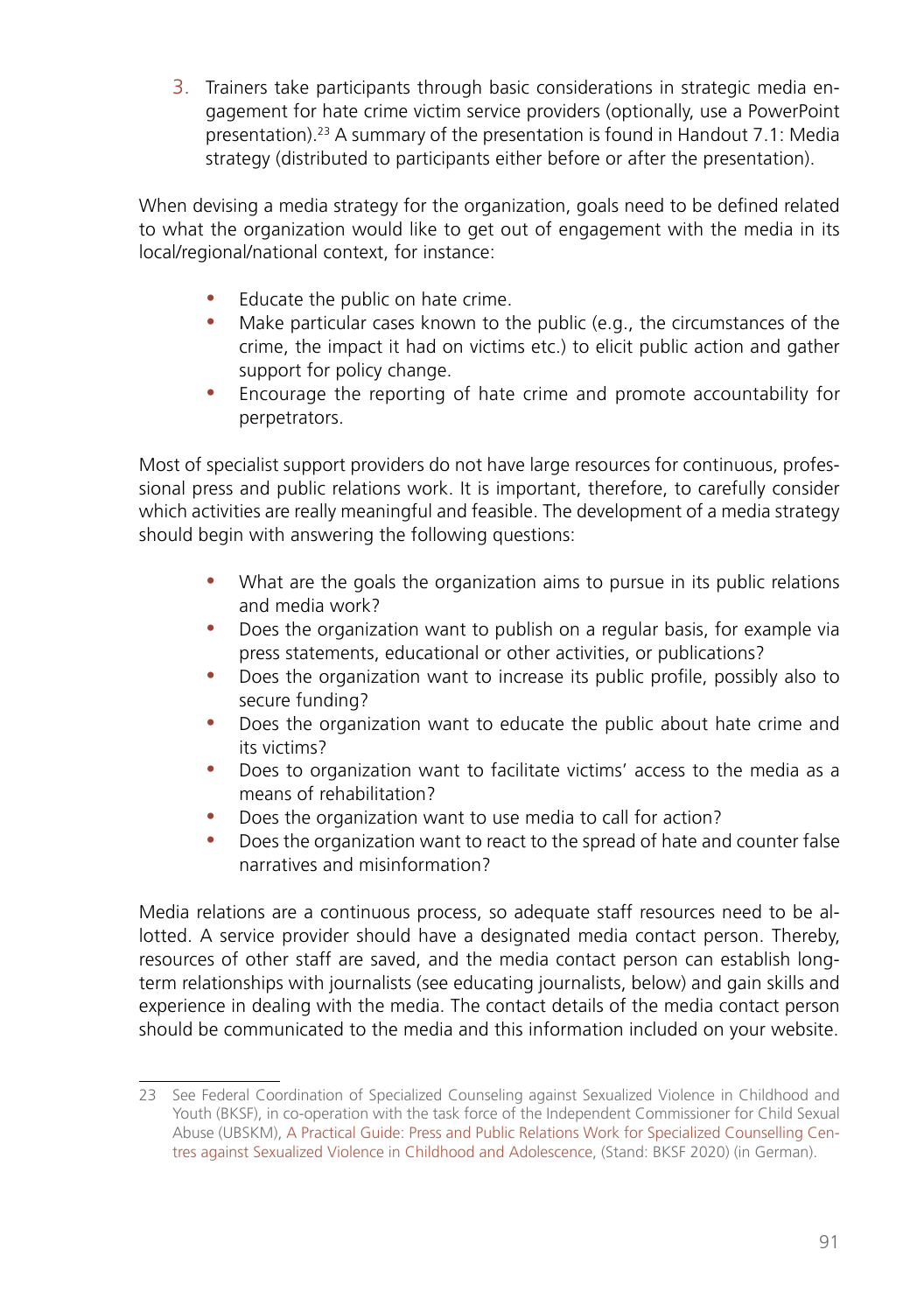3. Trainers take participants through basic considerations in strategic media engagement for hate crime victim service providers (optionally, use a PowerPoint presentation).[23] A summary of the presentation is found in Handout 7.1: Media strategy (distributed to participants either before or after the presentation).

When devising a media strategy for the organization, goals need to be defined related to what the organization would like to get out of engagement with the media in its local/regional/national context, for instance:

- Educate the public on hate crime.
- Make particular cases known to the public (e.g., the circumstances of the crime, the impact it had on victims etc.) to elicit public action and gather support for policy change.
- Encourage the reporting of hate crime and promote accountability for perpetrators.

Most of specialist support providers do not have large resources for continuous, professional press and public relations work. It is important, therefore, to carefully consider which activities are really meaningful and feasible. The development of a media strategy should begin with answering the following questions:

- What are the goals the organization aims to pursue in its public relations and media work?
- Does the organization want to publish on a regular basis, for example via press statements, educational or other activities, or publications?
- Does the organization want to increase its public profile, possibly also to secure funding?
- Does the organization want to educate the public about hate crime and its victims?
- Does to organization want to facilitate victims' access to the media as a means of rehabilitation?
- Does the organization want to use media to call for action?
- Does the organization want to react to the spread of hate and counter false narratives and misinformation?

Media relations are a continuous process, so adequate staff resources need to be allotted. A service provider should have a designated media contact person. Thereby, resources of other staff are saved, and the media contact person can establish long-term relationships with journalists (see educating journalists, below) and gain skills and experience in dealing with the media. The contact details of the media contact person should be communicated to the media and this information included on your website.

---

23 See Federal Coordination of Specialized Counseling against Sexualized Violence in Childhood and Youth (BKSF), in co-operation with the task force of the Independent Commissioner for Child Sexual Abuse (UBSKM), A Practical Guide: Press and Public Relations Work for Specialized Counselling Centres against Sexualized Violence in Childhood and Adolescence, (Stand: BKSF 2020) (in German).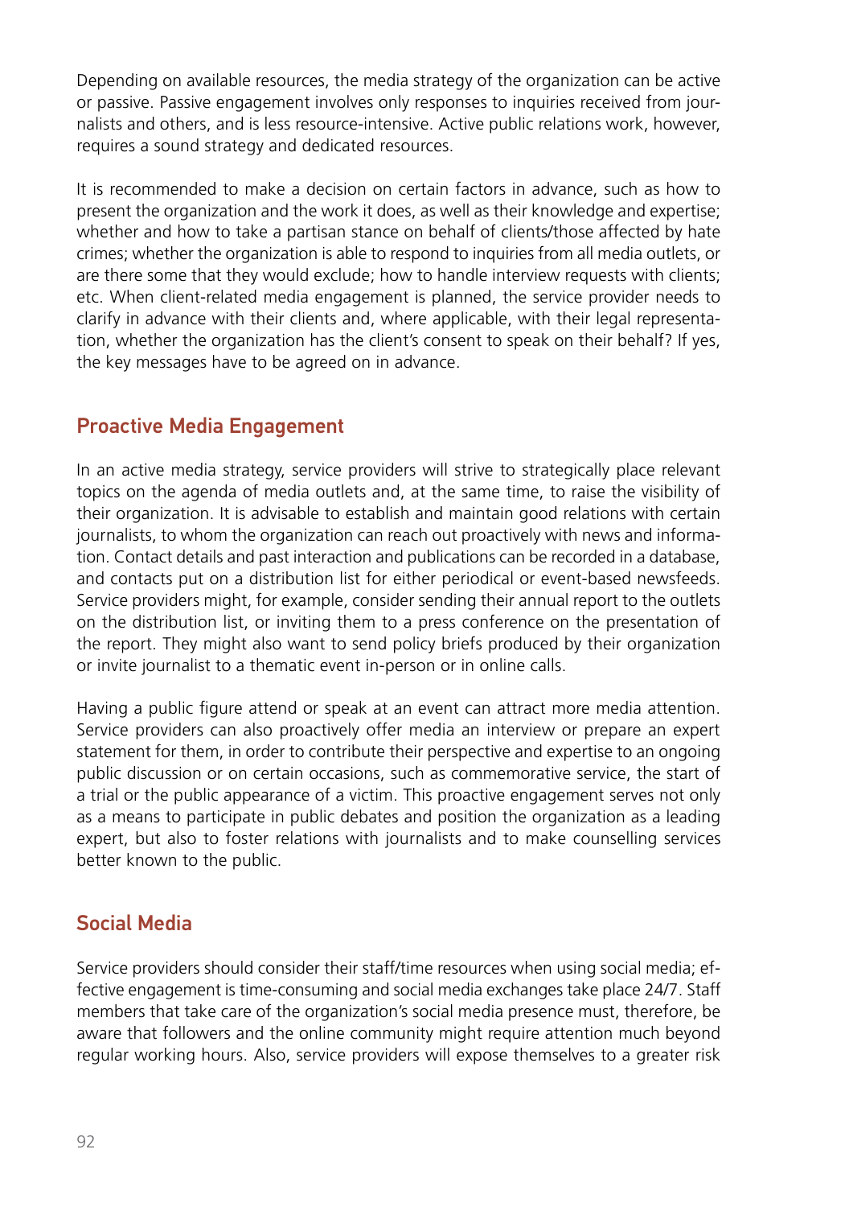Depending on available resources, the media strategy of the organization can be active or passive. Passive engagement involves only responses to inquiries received from journalists and others, and is less resource-intensive. Active public relations work, however, requires a sound strategy and dedicated resources.

It is recommended to make a decision on certain factors in advance, such as how to present the organization and the work it does, as well as their knowledge and expertise; whether and how to take a partisan stance on behalf of clients/those affected by hate crimes; whether the organization is able to respond to inquiries from all media outlets, or are there some that they would exclude; how to handle interview requests with clients; etc. When client-related media engagement is planned, the service provider needs to clarify in advance with their clients and, where applicable, with their legal representation, whether the organization has the client's consent to speak on their behalf? If yes, the key messages have to be agreed on in advance.

## Proactive Media Engagement

In an active media strategy, service providers will strive to strategically place relevant topics on the agenda of media outlets and, at the same time, to raise the visibility of their organization. It is advisable to establish and maintain good relations with certain journalists, to whom the organization can reach out proactively with news and information. Contact details and past interaction and publications can be recorded in a database, and contacts put on a distribution list for either periodical or event-based newsfeeds. Service providers might, for example, consider sending their annual report to the outlets on the distribution list, or inviting them to a press conference on the presentation of the report. They might also want to send policy briefs produced by their organization or invite journalist to a thematic event in-person or in online calls.

Having a public figure attend or speak at an event can attract more media attention. Service providers can also proactively offer media an interview or prepare an expert statement for them, in order to contribute their perspective and expertise to an ongoing public discussion or on certain occasions, such as commemorative service, the start of a trial or the public appearance of a victim. This proactive engagement serves not only as a means to participate in public debates and position the organization as a leading expert, but also to foster relations with journalists and to make counselling services better known to the public.

## Social Media

Service providers should consider their staff/time resources when using social media; effective engagement is time-consuming and social media exchanges take place 24/7. Staff members that take care of the organization's social media presence must, therefore, be aware that followers and the online community might require attention much beyond regular working hours. Also, service providers will expose themselves to a greater risk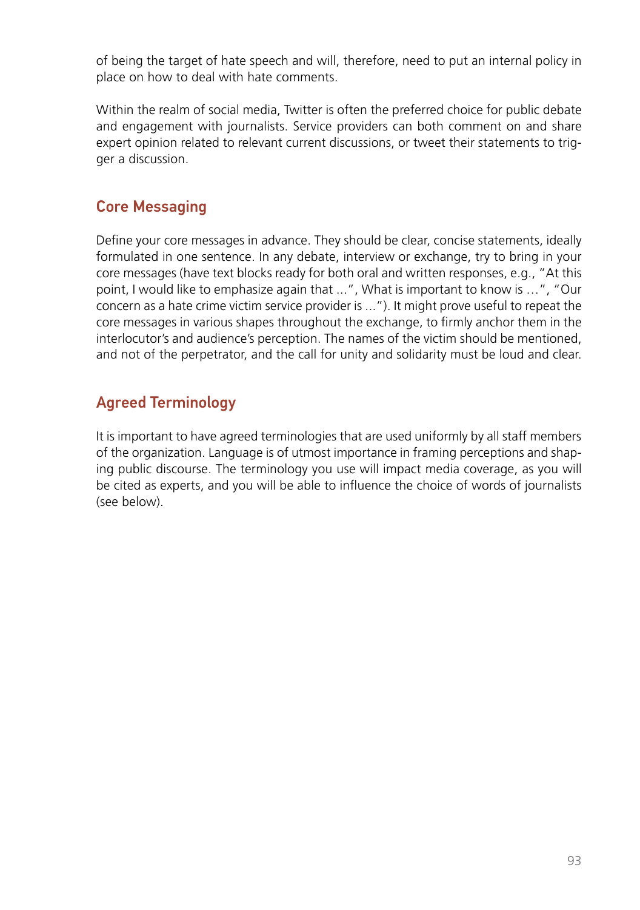of being the target of hate speech and will, therefore, need to put an internal policy in place on how to deal with hate comments.

Within the realm of social media, Twitter is often the preferred choice for public debate and engagement with journalists. Service providers can both comment on and share expert opinion related to relevant current discussions, or tweet their statements to trigger a discussion.

## Core Messaging

Define your core messages in advance. They should be clear, concise statements, ideally formulated in one sentence. In any debate, interview or exchange, try to bring in your core messages (have text blocks ready for both oral and written responses, e.g., "At this point, I would like to emphasize again that ...", What is important to know is …", "Our concern as a hate crime victim service provider is ..."). It might prove useful to repeat the core messages in various shapes throughout the exchange, to firmly anchor them in the interlocutor's and audience's perception. The names of the victim should be mentioned, and not of the perpetrator, and the call for unity and solidarity must be loud and clear.

## Agreed Terminology

It is important to have agreed terminologies that are used uniformly by all staff members of the organization. Language is of utmost importance in framing perceptions and shaping public discourse. The terminology you use will impact media coverage, as you will be cited as experts, and you will be able to influence the choice of words of journalists (see below).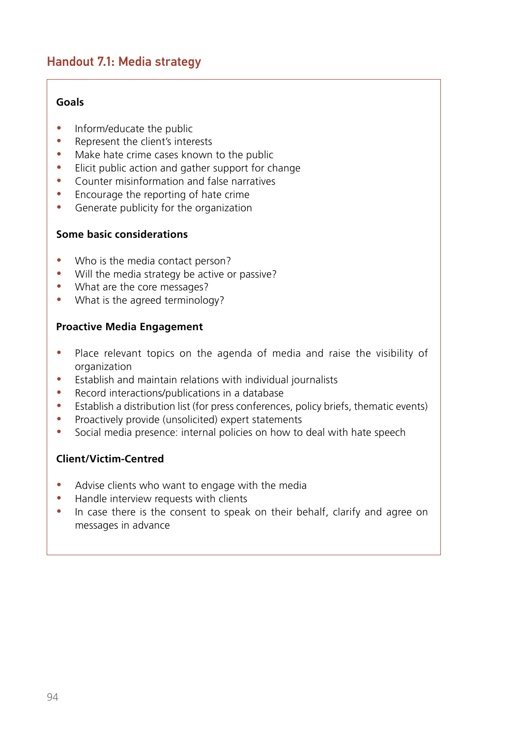## Handout 7.1: Media strategy

**Goals**

- Inform/educate the public
- Represent the client's interests
- Make hate crime cases known to the public
- Elicit public action and gather support for change
- Counter misinformation and false narratives
- Encourage the reporting of hate crime
- Generate publicity for the organization

**Some basic considerations**

- Who is the media contact person?
- Will the media strategy be active or passive?
- What are the core messages?
- What is the agreed terminology?

**Proactive Media Engagement**

- Place relevant topics on the agenda of media and raise the visibility of organization
- Establish and maintain relations with individual journalists
- Record interactions/publications in a database
- Establish a distribution list (for press conferences, policy briefs, thematic events)
- Proactively provide (unsolicited) expert statements
- Social media presence: internal policies on how to deal with hate speech

**Client/Victim-Centred**

- Advise clients who want to engage with the media
- Handle interview requests with clients
- In case there is the consent to speak on their behalf, clarify and agree on messages in advance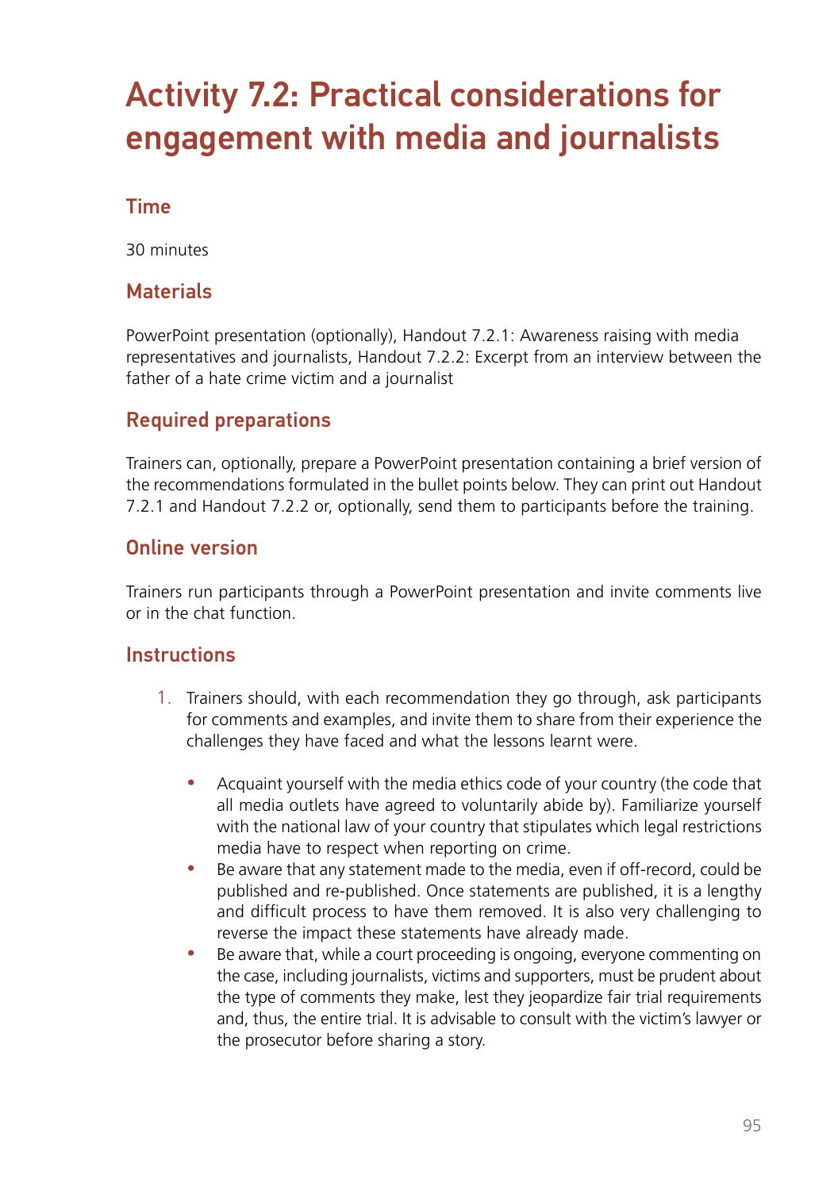# Activity 7.2: Practical considerations for engagement with media and journalists

## Time

30 minutes

## Materials

PowerPoint presentation (optionally), Handout 7.2.1: Awareness raising with media representatives and journalists, Handout 7.2.2: Excerpt from an interview between the father of a hate crime victim and a journalist

## Required preparations

Trainers can, optionally, prepare a PowerPoint presentation containing a brief version of the recommendations formulated in the bullet points below. They can print out Handout 7.2.1 and Handout 7.2.2 or, optionally, send them to participants before the training.

## Online version

Trainers run participants through a PowerPoint presentation and invite comments live or in the chat function.

## Instructions

1. Trainers should, with each recommendation they go through, ask participants for comments and examples, and invite them to share from their experience the challenges they have faced and what the lessons learnt were.

   - Acquaint yourself with the media ethics code of your country (the code that all media outlets have agreed to voluntarily abide by). Familiarize yourself with the national law of your country that stipulates which legal restrictions media have to respect when reporting on crime.
   - Be aware that any statement made to the media, even if off-record, could be published and re-published. Once statements are published, it is a lengthy and difficult process to have them removed. It is also very challenging to reverse the impact these statements have already made.
   - Be aware that, while a court proceeding is ongoing, everyone commenting on the case, including journalists, victims and supporters, must be prudent about the type of comments they make, lest they jeopardize fair trial requirements and, thus, the entire trial. It is advisable to consult with the victim's lawyer or the prosecutor before sharing a story.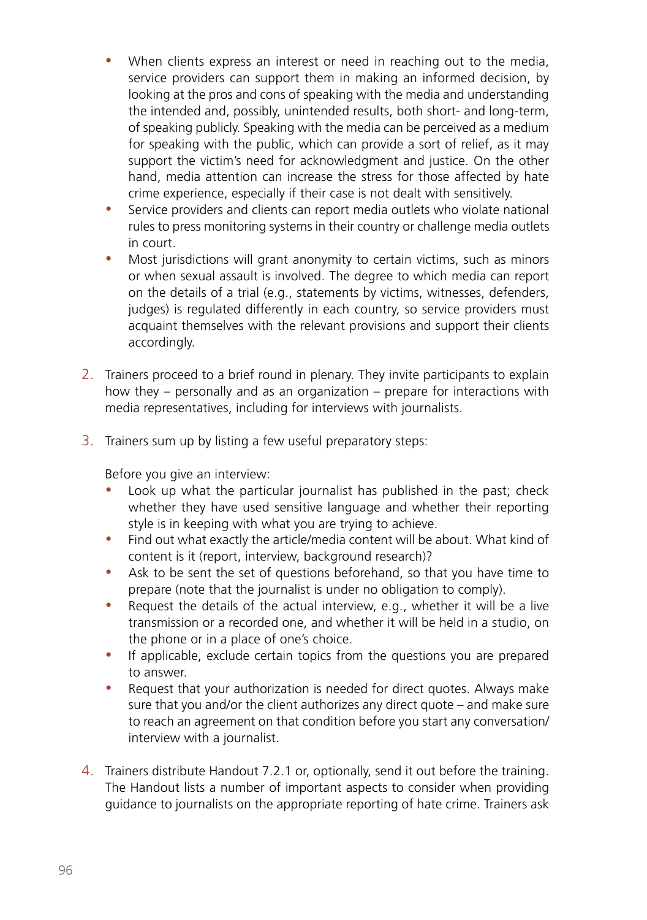- When clients express an interest or need in reaching out to the media, service providers can support them in making an informed decision, by looking at the pros and cons of speaking with the media and understanding the intended and, possibly, unintended results, both short- and long-term, of speaking publicly. Speaking with the media can be perceived as a medium for speaking with the public, which can provide a sort of relief, as it may support the victim's need for acknowledgment and justice. On the other hand, media attention can increase the stress for those affected by hate crime experience, especially if their case is not dealt with sensitively.
- Service providers and clients can report media outlets who violate national rules to press monitoring systems in their country or challenge media outlets in court.
- Most jurisdictions will grant anonymity to certain victims, such as minors or when sexual assault is involved. The degree to which media can report on the details of a trial (e.g., statements by victims, witnesses, defenders, judges) is regulated differently in each country, so service providers must acquaint themselves with the relevant provisions and support their clients accordingly.

2. Trainers proceed to a brief round in plenary. They invite participants to explain how they – personally and as an organization – prepare for interactions with media representatives, including for interviews with journalists.

3. Trainers sum up by listing a few useful preparatory steps:

   Before you give an interview:
   - Look up what the particular journalist has published in the past; check whether they have used sensitive language and whether their reporting style is in keeping with what you are trying to achieve.
   - Find out what exactly the article/media content will be about. What kind of content is it (report, interview, background research)?
   - Ask to be sent the set of questions beforehand, so that you have time to prepare (note that the journalist is under no obligation to comply).
   - Request the details of the actual interview, e.g., whether it will be a live transmission or a recorded one, and whether it will be held in a studio, on the phone or in a place of one's choice.
   - If applicable, exclude certain topics from the questions you are prepared to answer.
   - Request that your authorization is needed for direct quotes. Always make sure that you and/or the client authorizes any direct quote – and make sure to reach an agreement on that condition before you start any conversation/ interview with a journalist.

4. Trainers distribute Handout 7.2.1 or, optionally, send it out before the training. The Handout lists a number of important aspects to consider when providing guidance to journalists on the appropriate reporting of hate crime. Trainers ask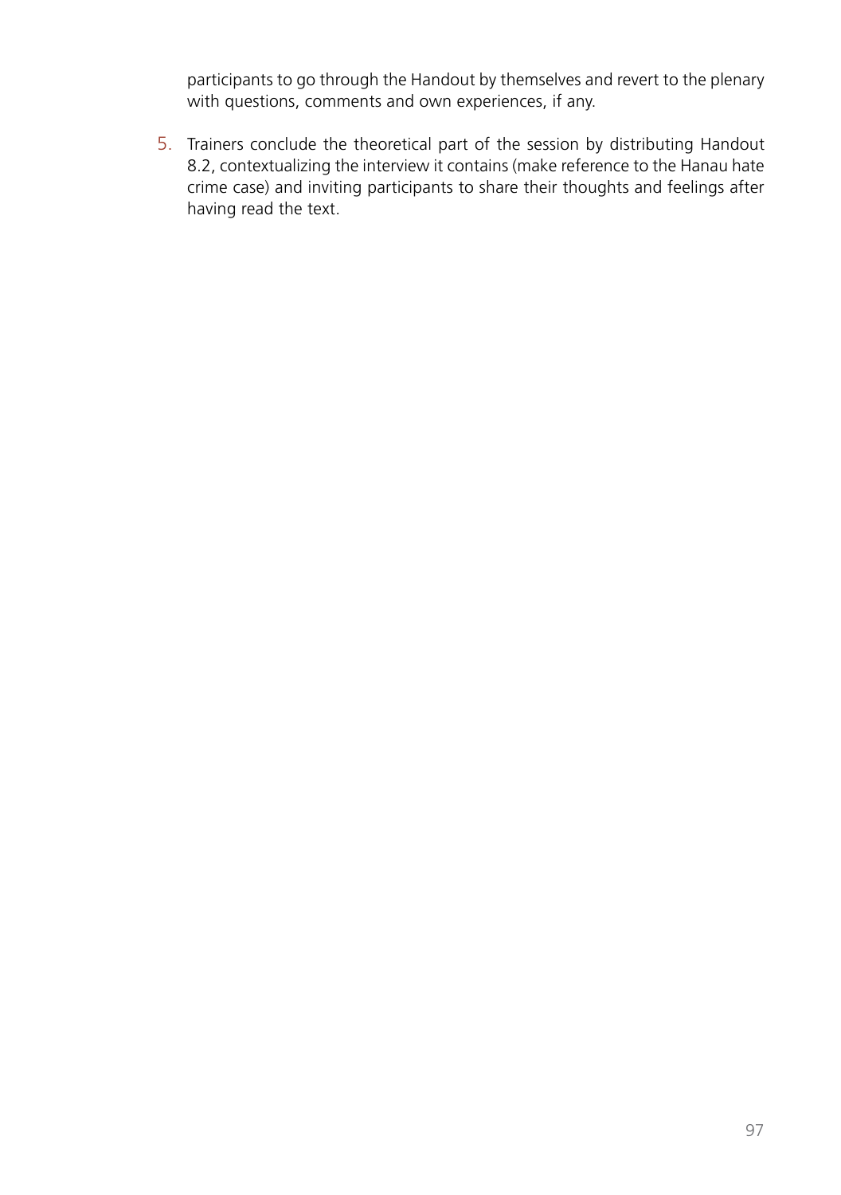participants to go through the Handout by themselves and revert to the plenary with questions, comments and own experiences, if any.

5. Trainers conclude the theoretical part of the session by distributing Handout 8.2, contextualizing the interview it contains (make reference to the Hanau hate crime case) and inviting participants to share their thoughts and feelings after having read the text.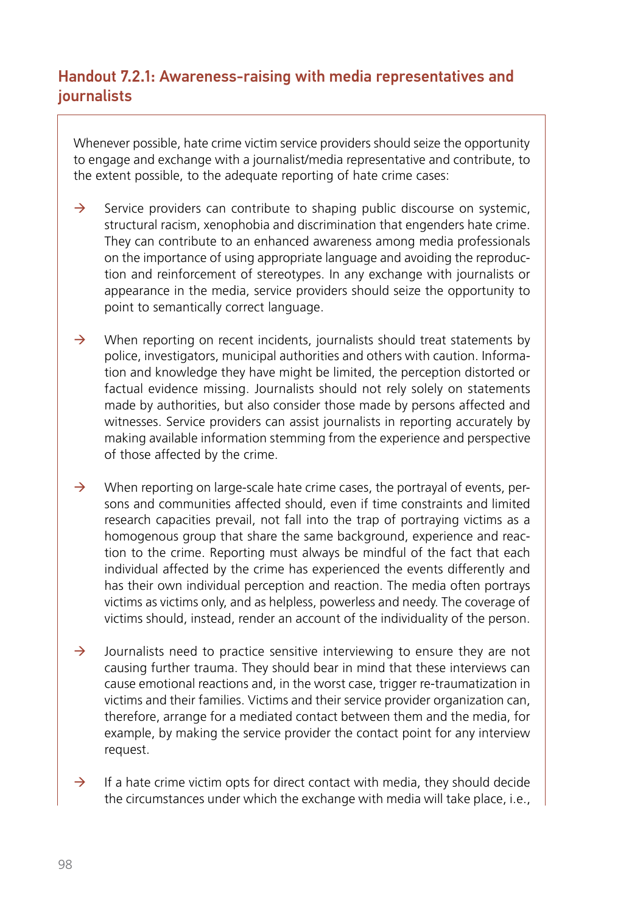## Handout 7.2.1: Awareness-raising with media representatives and journalists

Whenever possible, hate crime victim service providers should seize the opportunity to engage and exchange with a journalist/media representative and contribute, to the extent possible, to the adequate reporting of hate crime cases:

→ Service providers can contribute to shaping public discourse on systemic, structural racism, xenophobia and discrimination that engenders hate crime. They can contribute to an enhanced awareness among media professionals on the importance of using appropriate language and avoiding the reproduction and reinforcement of stereotypes. In any exchange with journalists or appearance in the media, service providers should seize the opportunity to point to semantically correct language.

→ When reporting on recent incidents, journalists should treat statements by police, investigators, municipal authorities and others with caution. Information and knowledge they have might be limited, the perception distorted or factual evidence missing. Journalists should not rely solely on statements made by authorities, but also consider those made by persons affected and witnesses. Service providers can assist journalists in reporting accurately by making available information stemming from the experience and perspective of those affected by the crime.

→ When reporting on large-scale hate crime cases, the portrayal of events, persons and communities affected should, even if time constraints and limited research capacities prevail, not fall into the trap of portraying victims as a homogenous group that share the same background, experience and reaction to the crime. Reporting must always be mindful of the fact that each individual affected by the crime has experienced the events differently and has their own individual perception and reaction. The media often portrays victims as victims only, and as helpless, powerless and needy. The coverage of victims should, instead, render an account of the individuality of the person.

→ Journalists need to practice sensitive interviewing to ensure they are not causing further trauma. They should bear in mind that these interviews can cause emotional reactions and, in the worst case, trigger re-traumatization in victims and their families. Victims and their service provider organization can, therefore, arrange for a mediated contact between them and the media, for example, by making the service provider the contact point for any interview request.

→ If a hate crime victim opts for direct contact with media, they should decide the circumstances under which the exchange with media will take place, i.e.,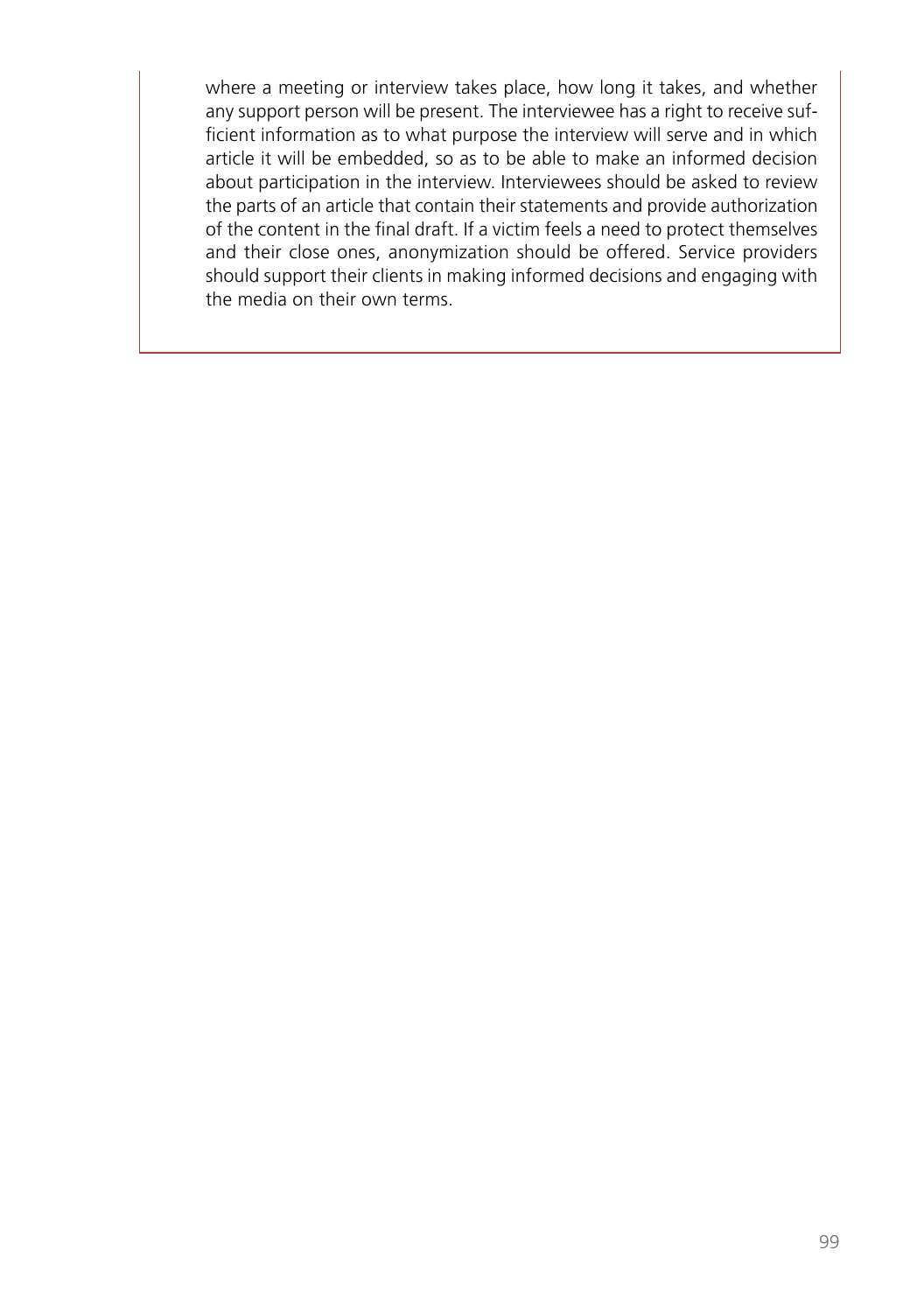where a meeting or interview takes place, how long it takes, and whether any support person will be present. The interviewee has a right to receive sufficient information as to what purpose the interview will serve and in which article it will be embedded, so as to be able to make an informed decision about participation in the interview. Interviewees should be asked to review the parts of an article that contain their statements and provide authorization of the content in the final draft. If a victim feels a need to protect themselves and their close ones, anonymization should be offered. Service providers should support their clients in making informed decisions and engaging with the media on their own terms.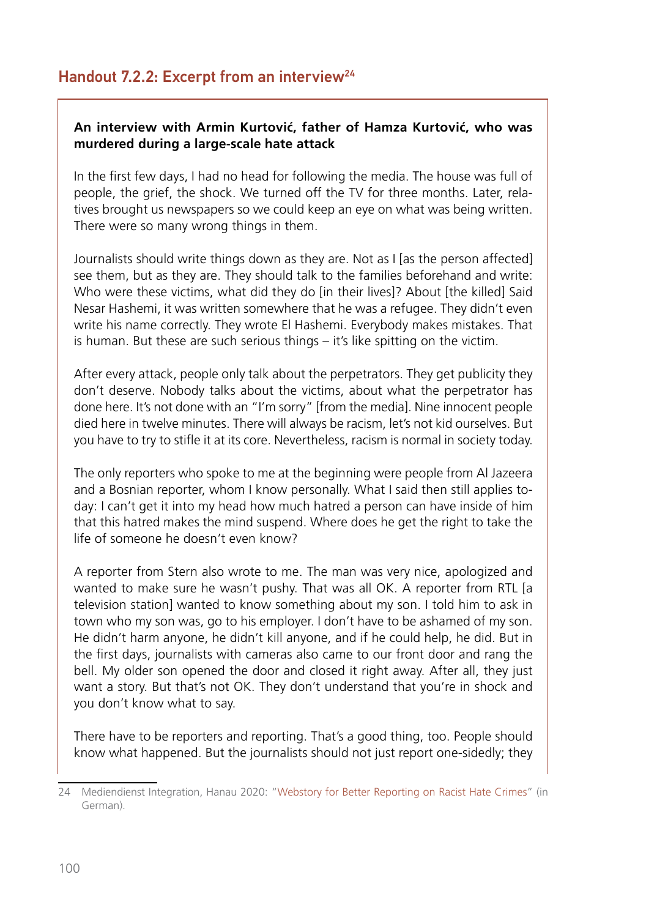## Handout 7.2.2: Excerpt from an interview[24]

**An interview with Armin Kurtović, father of Hamza Kurtović, who was murdered during a large-scale hate attack**

In the first few days, I had no head for following the media. The house was full of people, the grief, the shock. We turned off the TV for three months. Later, relatives brought us newspapers so we could keep an eye on what was being written. There were so many wrong things in them.

Journalists should write things down as they are. Not as I [as the person affected] see them, but as they are. They should talk to the families beforehand and write: Who were these victims, what did they do [in their lives]? About [the killed] Said Nesar Hashemi, it was written somewhere that he was a refugee. They didn't even write his name correctly. They wrote El Hashemi. Everybody makes mistakes. That is human. But these are such serious things – it's like spitting on the victim.

After every attack, people only talk about the perpetrators. They get publicity they don't deserve. Nobody talks about the victims, about what the perpetrator has done here. It's not done with an "I'm sorry" [from the media]. Nine innocent people died here in twelve minutes. There will always be racism, let's not kid ourselves. But you have to try to stifle it at its core. Nevertheless, racism is normal in society today.

The only reporters who spoke to me at the beginning were people from Al Jazeera and a Bosnian reporter, whom I know personally. What I said then still applies today: I can't get it into my head how much hatred a person can have inside of him that this hatred makes the mind suspend. Where does he get the right to take the life of someone he doesn't even know?

A reporter from Stern also wrote to me. The man was very nice, apologized and wanted to make sure he wasn't pushy. That was all OK. A reporter from RTL [a television station] wanted to know something about my son. I told him to ask in town who my son was, go to his employer. I don't have to be ashamed of my son. He didn't harm anyone, he didn't kill anyone, and if he could help, he did. But in the first days, journalists with cameras also came to our front door and rang the bell. My older son opened the door and closed it right away. After all, they just want a story. But that's not OK. They don't understand that you're in shock and you don't know what to say.

There have to be reporters and reporting. That's a good thing, too. People should know what happened. But the journalists should not just report one-sidedly; they

---

24 Mediendienst Integration, Hanau 2020: "Webstory for Better Reporting on Racist Hate Crimes" (in German).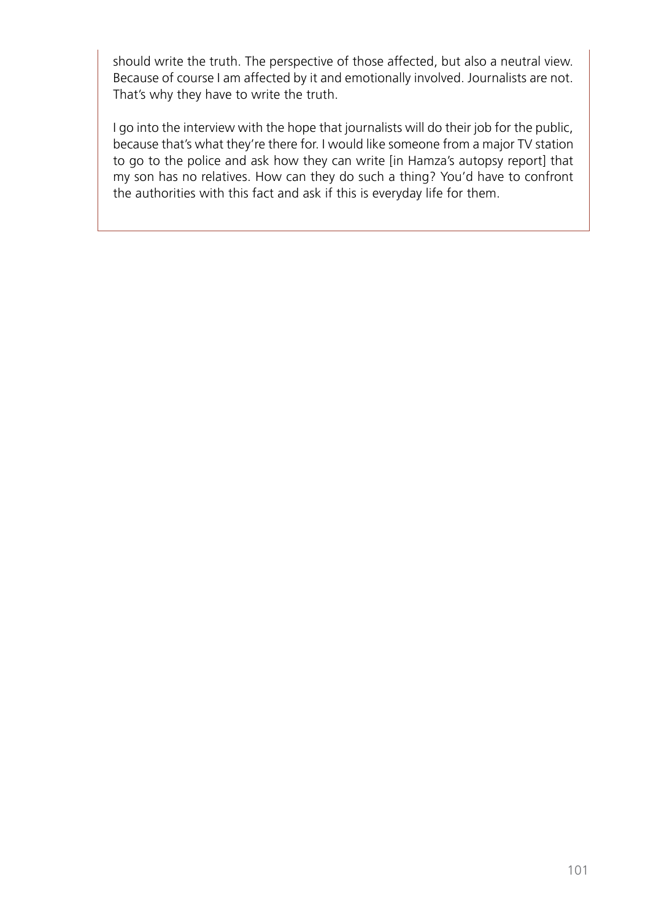should write the truth. The perspective of those affected, but also a neutral view. Because of course I am affected by it and emotionally involved. Journalists are not. That's why they have to write the truth.

I go into the interview with the hope that journalists will do their job for the public, because that's what they're there for. I would like someone from a major TV station to go to the police and ask how they can write [in Hamza's autopsy report] that my son has no relatives. How can they do such a thing? You'd have to confront the authorities with this fact and ask if this is everyday life for them.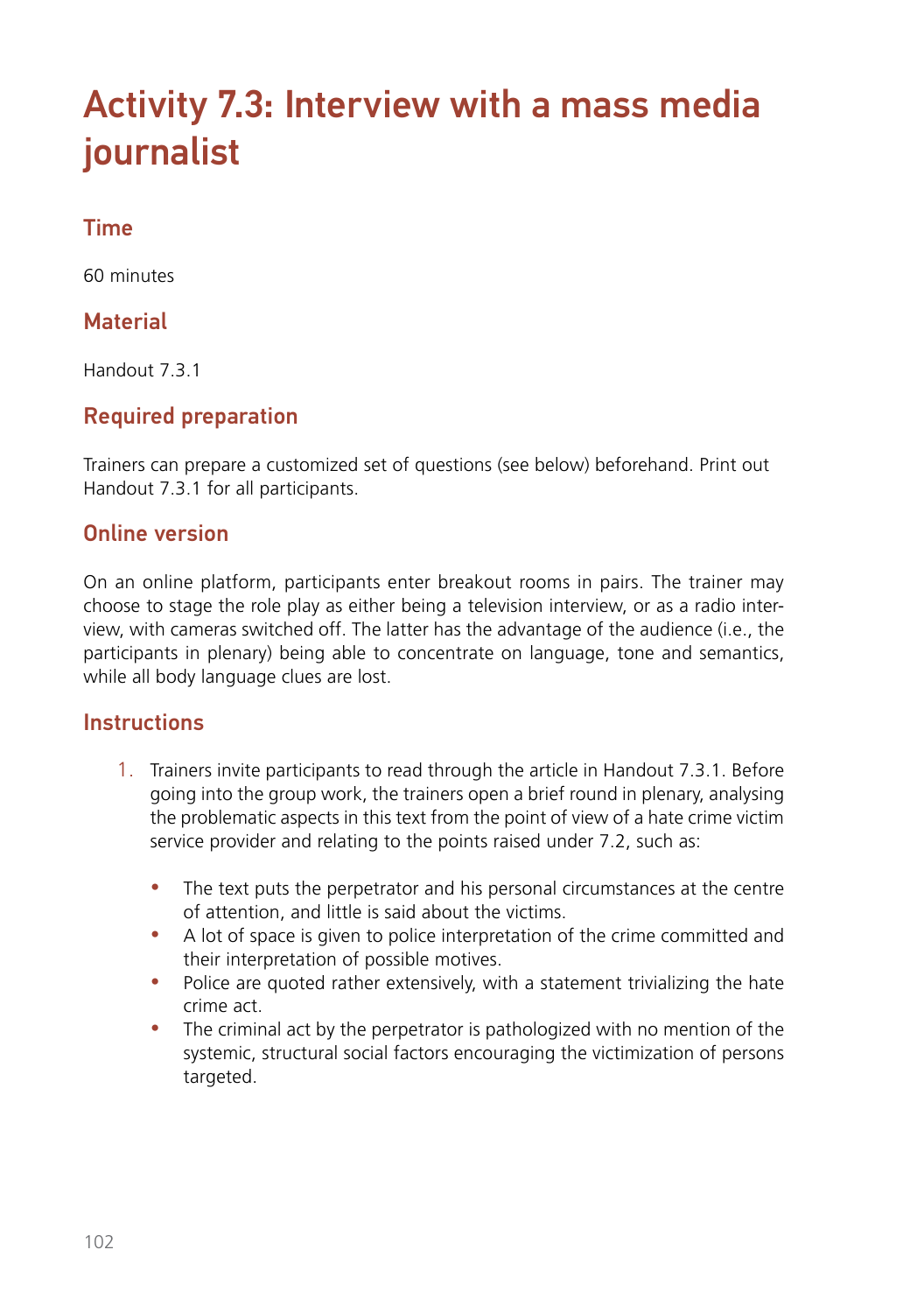# Activity 7.3: Interview with a mass media journalist

## Time

60 minutes

## Material

Handout 7.3.1

## Required preparation

Trainers can prepare a customized set of questions (see below) beforehand. Print out Handout 7.3.1 for all participants.

## Online version

On an online platform, participants enter breakout rooms in pairs. The trainer may choose to stage the role play as either being a television interview, or as a radio interview, with cameras switched off. The latter has the advantage of the audience (i.e., the participants in plenary) being able to concentrate on language, tone and semantics, while all body language clues are lost.

## Instructions

1. Trainers invite participants to read through the article in Handout 7.3.1. Before going into the group work, the trainers open a brief round in plenary, analysing the problematic aspects in this text from the point of view of a hate crime victim service provider and relating to the points raised under 7.2, such as:

    - The text puts the perpetrator and his personal circumstances at the centre of attention, and little is said about the victims.
    - A lot of space is given to police interpretation of the crime committed and their interpretation of possible motives.
    - Police are quoted rather extensively, with a statement trivializing the hate crime act.
    - The criminal act by the perpetrator is pathologized with no mention of the systemic, structural social factors encouraging the victimization of persons targeted.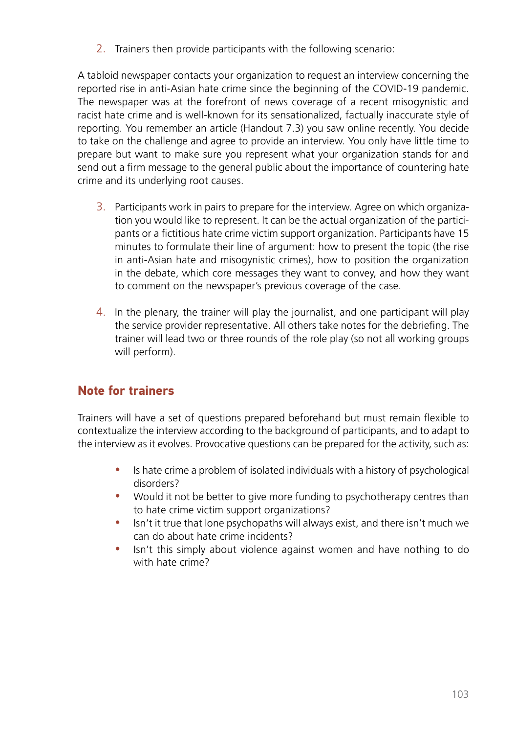2. Trainers then provide participants with the following scenario:

A tabloid newspaper contacts your organization to request an interview concerning the reported rise in anti-Asian hate crime since the beginning of the COVID-19 pandemic. The newspaper was at the forefront of news coverage of a recent misogynistic and racist hate crime and is well-known for its sensationalized, factually inaccurate style of reporting. You remember an article (Handout 7.3) you saw online recently. You decide to take on the challenge and agree to provide an interview. You only have little time to prepare but want to make sure you represent what your organization stands for and send out a firm message to the general public about the importance of countering hate crime and its underlying root causes.

3. Participants work in pairs to prepare for the interview. Agree on which organization you would like to represent. It can be the actual organization of the participants or a fictitious hate crime victim support organization. Participants have 15 minutes to formulate their line of argument: how to present the topic (the rise in anti-Asian hate and misogynistic crimes), how to position the organization in the debate, which core messages they want to convey, and how they want to comment on the newspaper's previous coverage of the case.

4. In the plenary, the trainer will play the journalist, and one participant will play the service provider representative. All others take notes for the debriefing. The trainer will lead two or three rounds of the role play (so not all working groups will perform).

## Note for trainers

Trainers will have a set of questions prepared beforehand but must remain flexible to contextualize the interview according to the background of participants, and to adapt to the interview as it evolves. Provocative questions can be prepared for the activity, such as:

- Is hate crime a problem of isolated individuals with a history of psychological disorders?
- Would it not be better to give more funding to psychotherapy centres than to hate crime victim support organizations?
- Isn't it true that lone psychopaths will always exist, and there isn't much we can do about hate crime incidents?
- Isn't this simply about violence against women and have nothing to do with hate crime?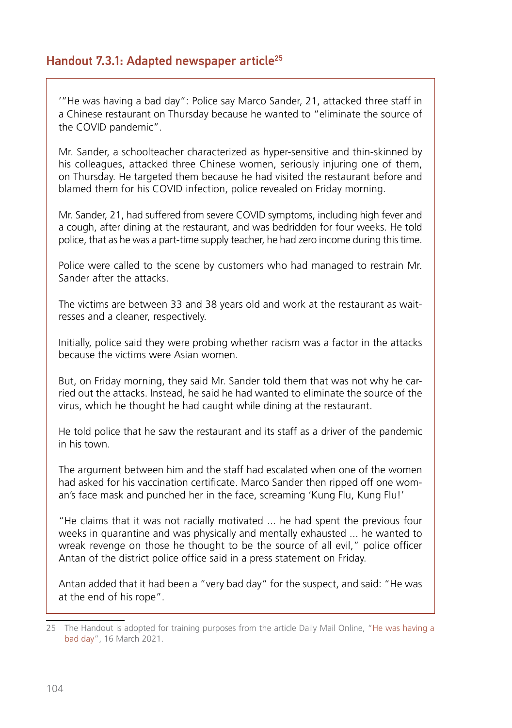## Handout 7.3.1: Adapted newspaper article[25]

'"He was having a bad day": Police say Marco Sander, 21, attacked three staff in a Chinese restaurant on Thursday because he wanted to "eliminate the source of the COVID pandemic".

Mr. Sander, a schoolteacher characterized as hyper-sensitive and thin-skinned by his colleagues, attacked three Chinese women, seriously injuring one of them, on Thursday. He targeted them because he had visited the restaurant before and blamed them for his COVID infection, police revealed on Friday morning.

Mr. Sander, 21, had suffered from severe COVID symptoms, including high fever and a cough, after dining at the restaurant, and was bedridden for four weeks. He told police, that as he was a part-time supply teacher, he had zero income during this time.

Police were called to the scene by customers who had managed to restrain Mr. Sander after the attacks.

The victims are between 33 and 38 years old and work at the restaurant as waitresses and a cleaner, respectively.

Initially, police said they were probing whether racism was a factor in the attacks because the victims were Asian women.

But, on Friday morning, they said Mr. Sander told them that was not why he carried out the attacks. Instead, he said he had wanted to eliminate the source of the virus, which he thought he had caught while dining at the restaurant.

He told police that he saw the restaurant and its staff as a driver of the pandemic in his town.

The argument between him and the staff had escalated when one of the women had asked for his vaccination certificate. Marco Sander then ripped off one woman's face mask and punched her in the face, screaming 'Kung Flu, Kung Flu!'

"He claims that it was not racially motivated ... he had spent the previous four weeks in quarantine and was physically and mentally exhausted ... he wanted to wreak revenge on those he thought to be the source of all evil," police officer Antan of the district police office said in a press statement on Friday.

Antan added that it had been a "very bad day" for the suspect, and said: "He was at the end of his rope".

---

25 The Handout is adopted for training purposes from the article Daily Mail Online, "He was having a bad day", 16 March 2021.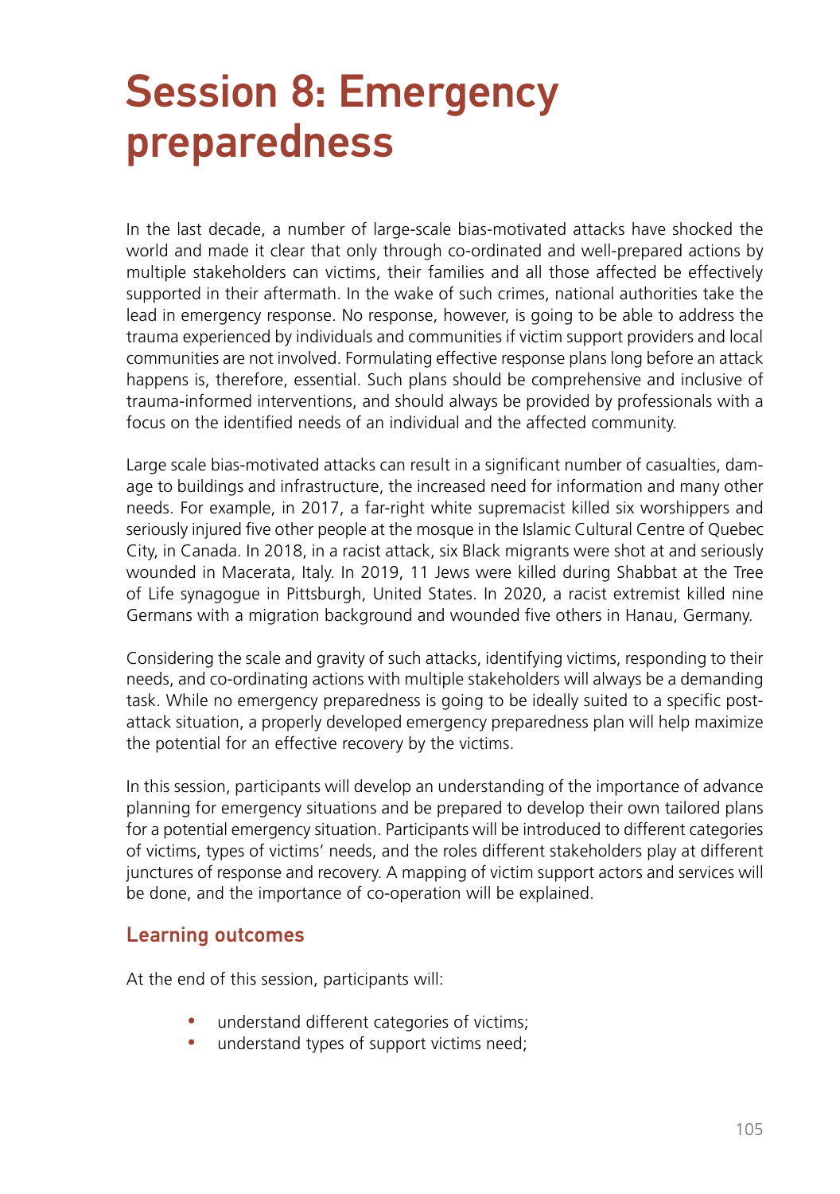# Session 8: Emergency preparedness

In the last decade, a number of large-scale bias-motivated attacks have shocked the world and made it clear that only through co-ordinated and well-prepared actions by multiple stakeholders can victims, their families and all those affected be effectively supported in their aftermath. In the wake of such crimes, national authorities take the lead in emergency response. No response, however, is going to be able to address the trauma experienced by individuals and communities if victim support providers and local communities are not involved. Formulating effective response plans long before an attack happens is, therefore, essential. Such plans should be comprehensive and inclusive of trauma-informed interventions, and should always be provided by professionals with a focus on the identified needs of an individual and the affected community.

Large scale bias-motivated attacks can result in a significant number of casualties, damage to buildings and infrastructure, the increased need for information and many other needs. For example, in 2017, a far-right white supremacist killed six worshippers and seriously injured five other people at the mosque in the Islamic Cultural Centre of Quebec City, in Canada. In 2018, in a racist attack, six Black migrants were shot at and seriously wounded in Macerata, Italy. In 2019, 11 Jews were killed during Shabbat at the Tree of Life synagogue in Pittsburgh, United States. In 2020, a racist extremist killed nine Germans with a migration background and wounded five others in Hanau, Germany.

Considering the scale and gravity of such attacks, identifying victims, responding to their needs, and co-ordinating actions with multiple stakeholders will always be a demanding task. While no emergency preparedness is going to be ideally suited to a specific post-attack situation, a properly developed emergency preparedness plan will help maximize the potential for an effective recovery by the victims.

In this session, participants will develop an understanding of the importance of advance planning for emergency situations and be prepared to develop their own tailored plans for a potential emergency situation. Participants will be introduced to different categories of victims, types of victims' needs, and the roles different stakeholders play at different junctures of response and recovery. A mapping of victim support actors and services will be done, and the importance of co-operation will be explained.

## Learning outcomes

At the end of this session, participants will:

- understand different categories of victims;
- understand types of support victims need;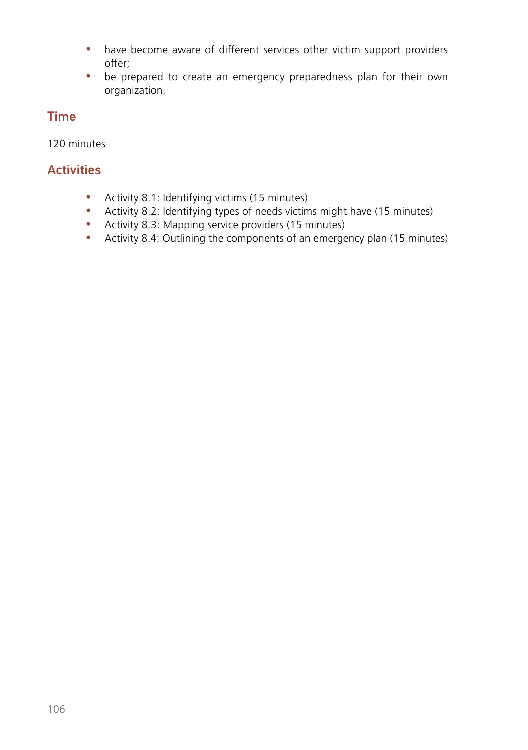- have become aware of different services other victim support providers offer;
- be prepared to create an emergency preparedness plan for their own organization.

## Time

120 minutes

## Activities

- Activity 8.1: Identifying victims (15 minutes)
- Activity 8.2: Identifying types of needs victims might have (15 minutes)
- Activity 8.3: Mapping service providers (15 minutes)
- Activity 8.4: Outlining the components of an emergency plan (15 minutes)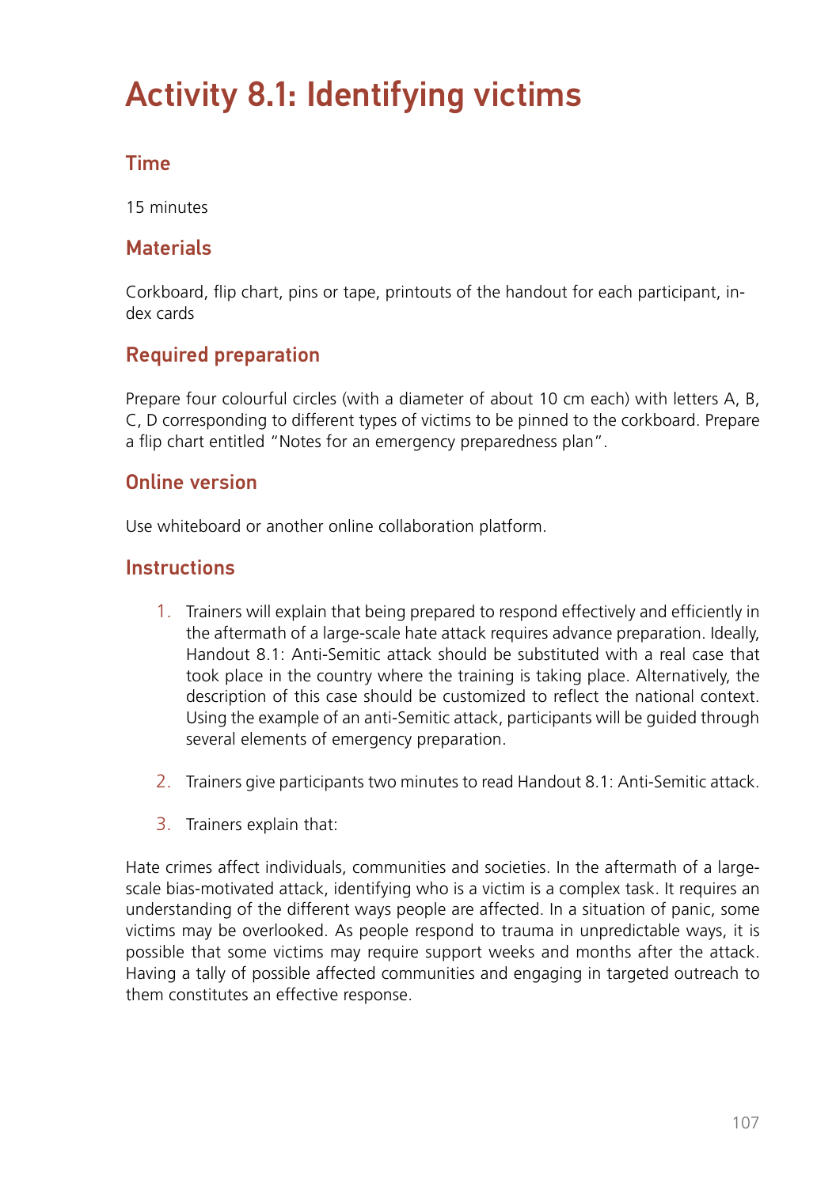# Activity 8.1: Identifying victims

## Time

15 minutes

## Materials

Corkboard, flip chart, pins or tape, printouts of the handout for each participant, index cards

## Required preparation

Prepare four colourful circles (with a diameter of about 10 cm each) with letters A, B, C, D corresponding to different types of victims to be pinned to the corkboard. Prepare a flip chart entitled "Notes for an emergency preparedness plan".

## Online version

Use whiteboard or another online collaboration platform.

## Instructions

1. Trainers will explain that being prepared to respond effectively and efficiently in the aftermath of a large-scale hate attack requires advance preparation. Ideally, Handout 8.1: Anti-Semitic attack should be substituted with a real case that took place in the country where the training is taking place. Alternatively, the description of this case should be customized to reflect the national context. Using the example of an anti-Semitic attack, participants will be guided through several elements of emergency preparation.

2. Trainers give participants two minutes to read Handout 8.1: Anti-Semitic attack.

3. Trainers explain that:

Hate crimes affect individuals, communities and societies. In the aftermath of a large-scale bias-motivated attack, identifying who is a victim is a complex task. It requires an understanding of the different ways people are affected. In a situation of panic, some victims may be overlooked. As people respond to trauma in unpredictable ways, it is possible that some victims may require support weeks and months after the attack. Having a tally of possible affected communities and engaging in targeted outreach to them constitutes an effective response.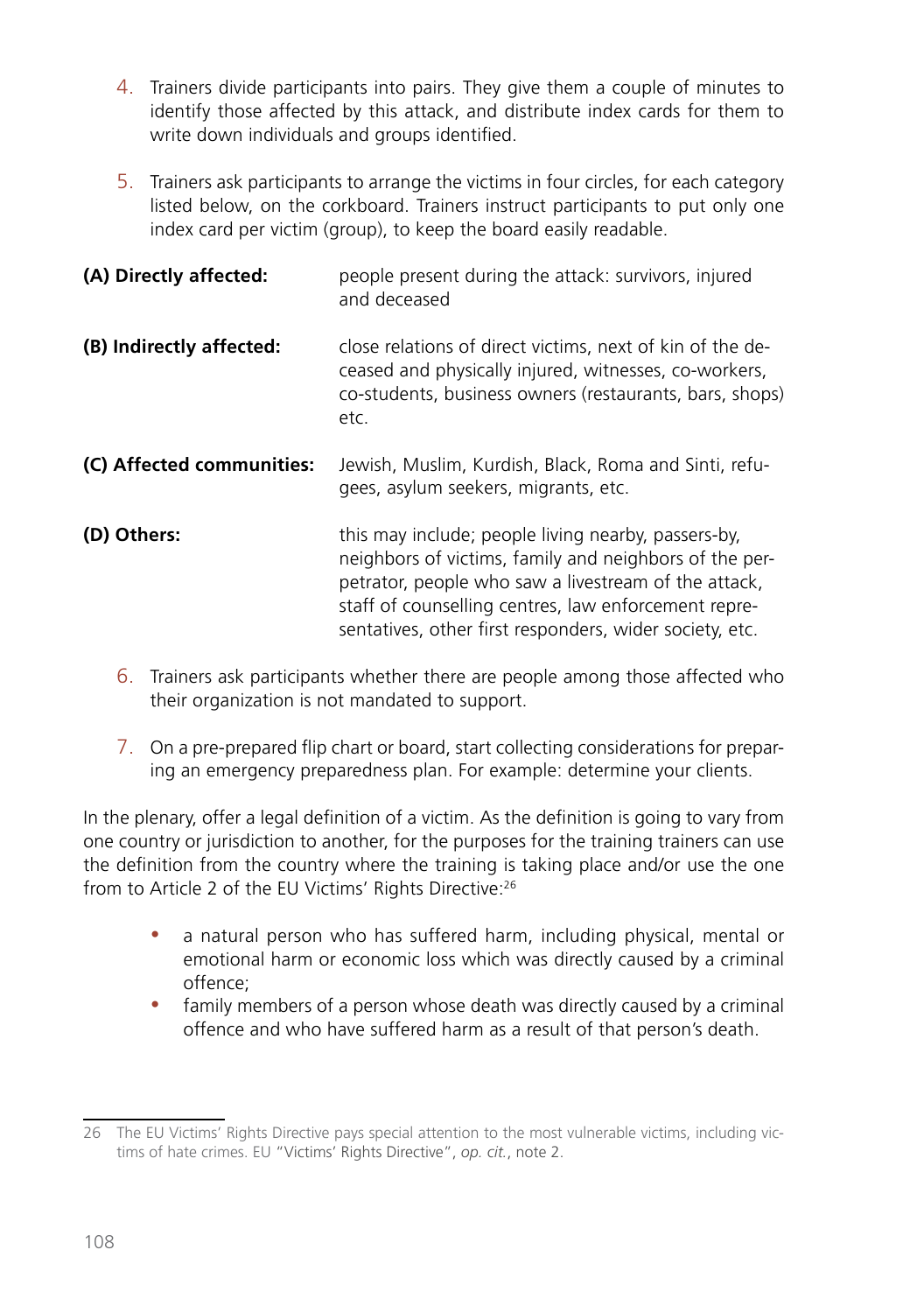4. Trainers divide participants into pairs. They give them a couple of minutes to identify those affected by this attack, and distribute index cards for them to write down individuals and groups identified.

5. Trainers ask participants to arrange the victims in four circles, for each category listed below, on the corkboard. Trainers instruct participants to put only one index card per victim (group), to keep the board easily readable.

**(A) Directly affected:** people present during the attack: survivors, injured and deceased

**(B) Indirectly affected:** close relations of direct victims, next of kin of the deceased and physically injured, witnesses, co-workers, co-students, business owners (restaurants, bars, shops) etc.

**(C) Affected communities:** Jewish, Muslim, Kurdish, Black, Roma and Sinti, refugees, asylum seekers, migrants, etc.

**(D) Others:** this may include; people living nearby, passers-by, neighbors of victims, family and neighbors of the perpetrator, people who saw a livestream of the attack, staff of counselling centres, law enforcement representatives, other first responders, wider society, etc.

6. Trainers ask participants whether there are people among those affected who their organization is not mandated to support.

7. On a pre-prepared flip chart or board, start collecting considerations for preparing an emergency preparedness plan. For example: determine your clients.

In the plenary, offer a legal definition of a victim. As the definition is going to vary from one country or jurisdiction to another, for the purposes for the training trainers can use the definition from the country where the training is taking place and/or use the one from to Article 2 of the EU Victims' Rights Directive:[26]

- a natural person who has suffered harm, including physical, mental or emotional harm or economic loss which was directly caused by a criminal offence;
- family members of a person whose death was directly caused by a criminal offence and who have suffered harm as a result of that person's death.

---

26 The EU Victims' Rights Directive pays special attention to the most vulnerable victims, including victims of hate crimes. EU "Victims' Rights Directive", *op. cit.*, note 2.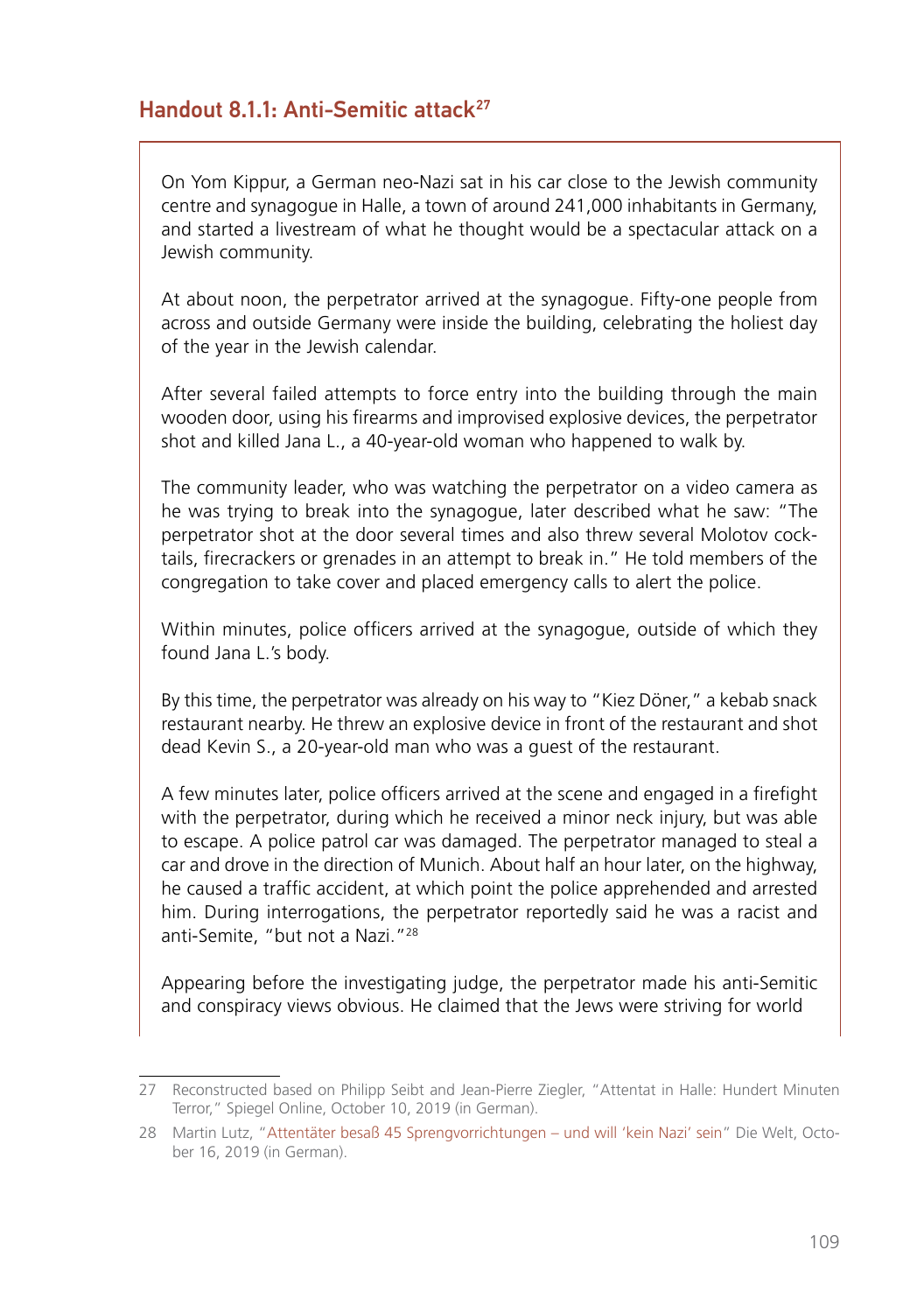## Handout 8.1.1: Anti-Semitic attack[27]

On Yom Kippur, a German neo-Nazi sat in his car close to the Jewish community centre and synagogue in Halle, a town of around 241,000 inhabitants in Germany, and started a livestream of what he thought would be a spectacular attack on a Jewish community.

At about noon, the perpetrator arrived at the synagogue. Fifty-one people from across and outside Germany were inside the building, celebrating the holiest day of the year in the Jewish calendar.

After several failed attempts to force entry into the building through the main wooden door, using his firearms and improvised explosive devices, the perpetrator shot and killed Jana L., a 40-year-old woman who happened to walk by.

The community leader, who was watching the perpetrator on a video camera as he was trying to break into the synagogue, later described what he saw: "The perpetrator shot at the door several times and also threw several Molotov cocktails, firecrackers or grenades in an attempt to break in." He told members of the congregation to take cover and placed emergency calls to alert the police.

Within minutes, police officers arrived at the synagogue, outside of which they found Jana L.'s body.

By this time, the perpetrator was already on his way to "Kiez Döner," a kebab snack restaurant nearby. He threw an explosive device in front of the restaurant and shot dead Kevin S., a 20-year-old man who was a guest of the restaurant.

A few minutes later, police officers arrived at the scene and engaged in a firefight with the perpetrator, during which he received a minor neck injury, but was able to escape. A police patrol car was damaged. The perpetrator managed to steal a car and drove in the direction of Munich. About half an hour later, on the highway, he caused a traffic accident, at which point the police apprehended and arrested him. During interrogations, the perpetrator reportedly said he was a racist and anti-Semite, "but not a Nazi."[28]

Appearing before the investigating judge, the perpetrator made his anti-Semitic and conspiracy views obvious. He claimed that the Jews were striving for world

---

27 Reconstructed based on Philipp Seibt and Jean-Pierre Ziegler, "Attentat in Halle: Hundert Minuten Terror," Spiegel Online, October 10, 2019 (in German).

28 Martin Lutz, "Attentäter besaß 45 Sprengvorrichtungen – und will 'kein Nazi' sein" Die Welt, October 16, 2019 (in German).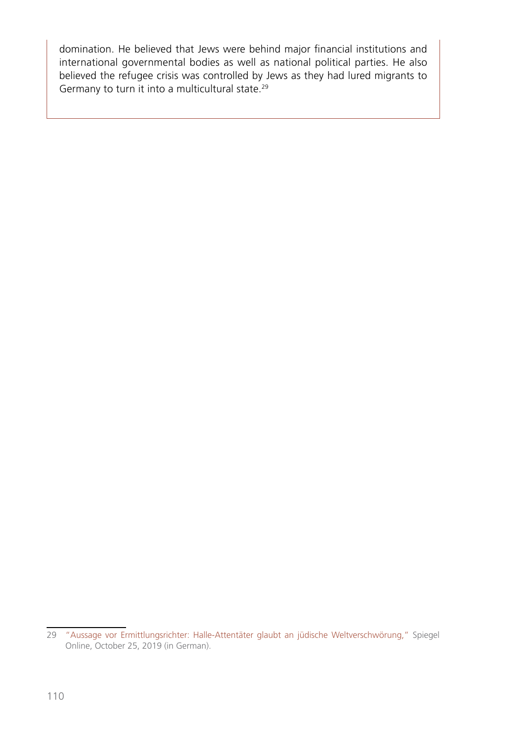domination. He believed that Jews were behind major financial institutions and international governmental bodies as well as national political parties. He also believed the refugee crisis was controlled by Jews as they had lured migrants to Germany to turn it into a multicultural state.[29]

---

29 "Aussage vor Ermittlungsrichter: Halle-Attentäter glaubt an jüdische Weltverschwörung," Spiegel Online, October 25, 2019 (in German).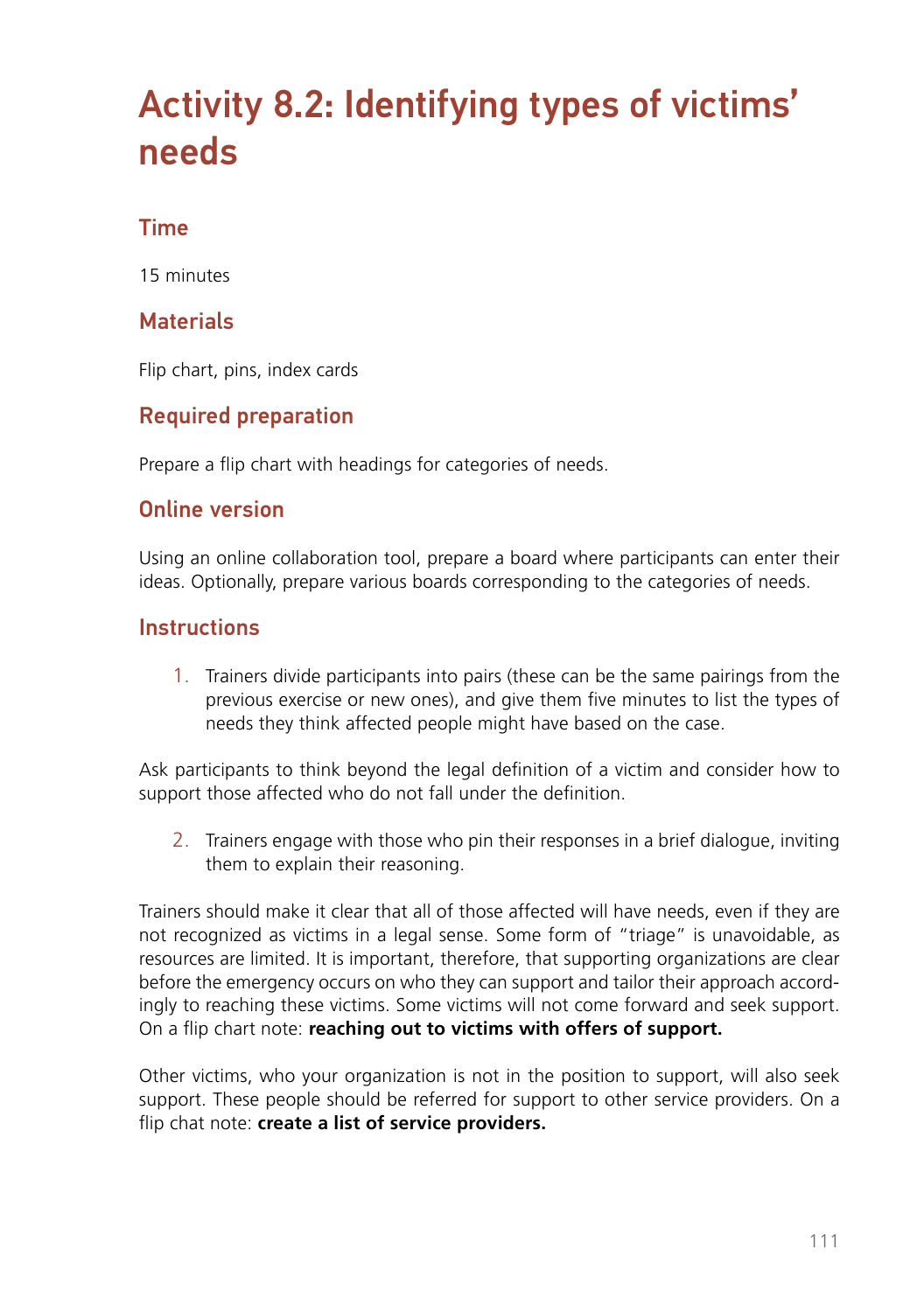# Activity 8.2: Identifying types of victims' needs

## Time

15 minutes

## Materials

Flip chart, pins, index cards

## Required preparation

Prepare a flip chart with headings for categories of needs.

## Online version

Using an online collaboration tool, prepare a board where participants can enter their ideas. Optionally, prepare various boards corresponding to the categories of needs.

## Instructions

1. Trainers divide participants into pairs (these can be the same pairings from the previous exercise or new ones), and give them five minutes to list the types of needs they think affected people might have based on the case.

Ask participants to think beyond the legal definition of a victim and consider how to support those affected who do not fall under the definition.

2. Trainers engage with those who pin their responses in a brief dialogue, inviting them to explain their reasoning.

Trainers should make it clear that all of those affected will have needs, even if they are not recognized as victims in a legal sense. Some form of "triage" is unavoidable, as resources are limited. It is important, therefore, that supporting organizations are clear before the emergency occurs on who they can support and tailor their approach accordingly to reaching these victims. Some victims will not come forward and seek support. On a flip chart note: **reaching out to victims with offers of support.**

Other victims, who your organization is not in the position to support, will also seek support. These people should be referred for support to other service providers. On a flip chat note: **create a list of service providers.**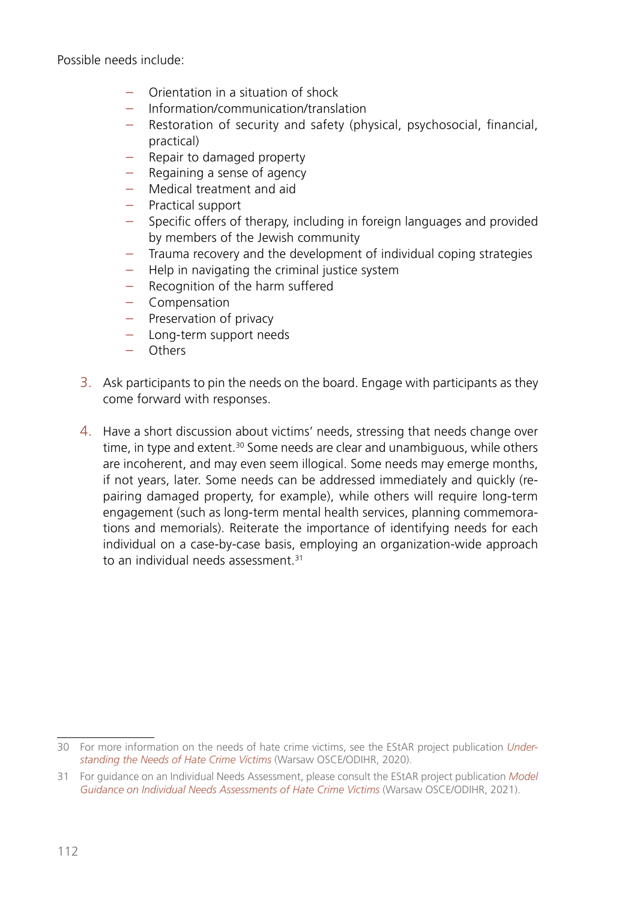Possible needs include:

- Orientation in a situation of shock
- Information/communication/translation
- Restoration of security and safety (physical, psychosocial, financial, practical)
- Repair to damaged property
- Regaining a sense of agency
- Medical treatment and aid
- Practical support
- Specific offers of therapy, including in foreign languages and provided by members of the Jewish community
- Trauma recovery and the development of individual coping strategies
- Help in navigating the criminal justice system
- Recognition of the harm suffered
- Compensation
- Preservation of privacy
- Long-term support needs
- Others

3. Ask participants to pin the needs on the board. Engage with participants as they come forward with responses.

4. Have a short discussion about victims' needs, stressing that needs change over time, in type and extent.[30] Some needs are clear and unambiguous, while others are incoherent, and may even seem illogical. Some needs may emerge months, if not years, later. Some needs can be addressed immediately and quickly (repairing damaged property, for example), while others will require long-term engagement (such as long-term mental health services, planning commemorations and memorials). Reiterate the importance of identifying needs for each individual on a case-by-case basis, employing an organization-wide approach to an individual needs assessment.[31]

---

30 For more information on the needs of hate crime victims, see the EStAR project publication *Understanding the Needs of Hate Crime Victims* (Warsaw OSCE/ODIHR, 2020).

31 For guidance on an Individual Needs Assessment, please consult the EStAR project publication *Model Guidance on Individual Needs Assessments of Hate Crime Victims* (Warsaw OSCE/ODIHR, 2021).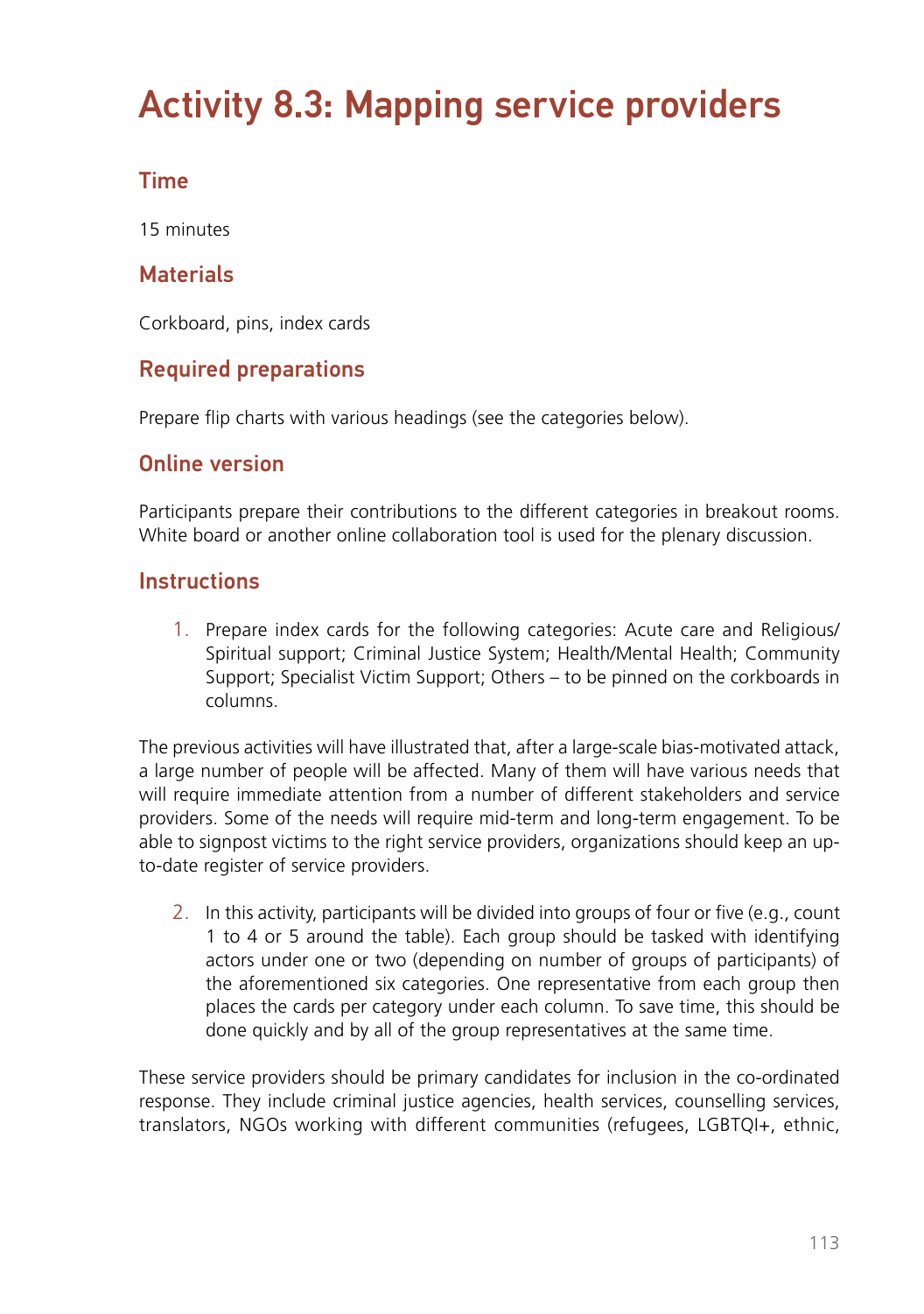# Activity 8.3: Mapping service providers

## Time

15 minutes

## Materials

Corkboard, pins, index cards

## Required preparations

Prepare flip charts with various headings (see the categories below).

## Online version

Participants prepare their contributions to the different categories in breakout rooms. White board or another online collaboration tool is used for the plenary discussion.

## Instructions

1. Prepare index cards for the following categories: Acute care and Religious/Spiritual support; Criminal Justice System; Health/Mental Health; Community Support; Specialist Victim Support; Others – to be pinned on the corkboards in columns.

The previous activities will have illustrated that, after a large-scale bias-motivated attack, a large number of people will be affected. Many of them will have various needs that will require immediate attention from a number of different stakeholders and service providers. Some of the needs will require mid-term and long-term engagement. To be able to signpost victims to the right service providers, organizations should keep an up-to-date register of service providers.

2. In this activity, participants will be divided into groups of four or five (e.g., count 1 to 4 or 5 around the table). Each group should be tasked with identifying actors under one or two (depending on number of groups of participants) of the aforementioned six categories. One representative from each group then places the cards per category under each column. To save time, this should be done quickly and by all of the group representatives at the same time.

These service providers should be primary candidates for inclusion in the co-ordinated response. They include criminal justice agencies, health services, counselling services, translators, NGOs working with different communities (refugees, LGBTQI+, ethnic,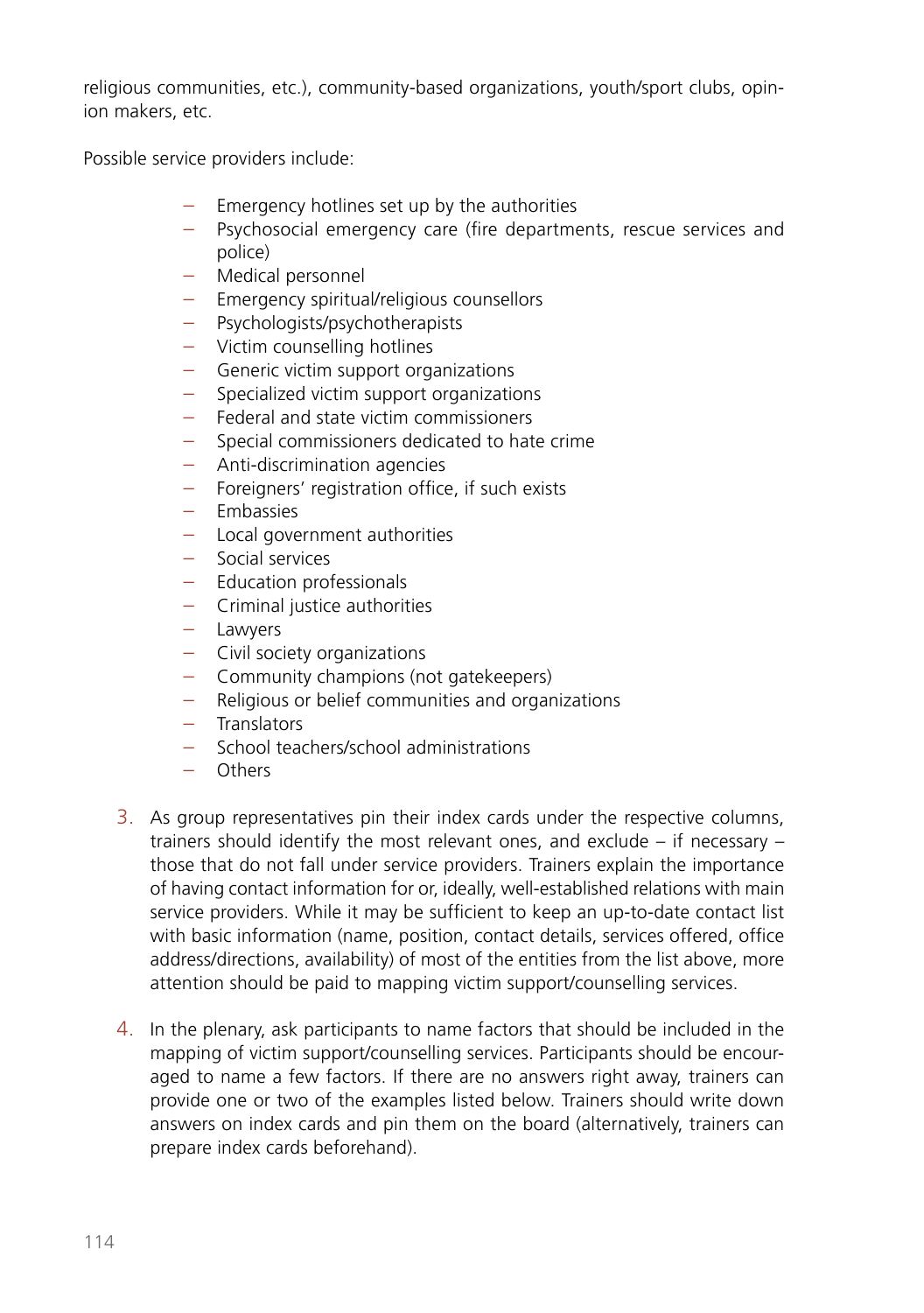religious communities, etc.), community-based organizations, youth/sport clubs, opinion makers, etc.

Possible service providers include:

- Emergency hotlines set up by the authorities
- Psychosocial emergency care (fire departments, rescue services and police)
- Medical personnel
- Emergency spiritual/religious counsellors
- Psychologists/psychotherapists
- Victim counselling hotlines
- Generic victim support organizations
- Specialized victim support organizations
- Federal and state victim commissioners
- Special commissioners dedicated to hate crime
- Anti-discrimination agencies
- Foreigners' registration office, if such exists
- Embassies
- Local government authorities
- Social services
- Education professionals
- Criminal justice authorities
- Lawyers
- Civil society organizations
- Community champions (not gatekeepers)
- Religious or belief communities and organizations
- Translators
- School teachers/school administrations
- Others

3. As group representatives pin their index cards under the respective columns, trainers should identify the most relevant ones, and exclude – if necessary – those that do not fall under service providers. Trainers explain the importance of having contact information for or, ideally, well-established relations with main service providers. While it may be sufficient to keep an up-to-date contact list with basic information (name, position, contact details, services offered, office address/directions, availability) of most of the entities from the list above, more attention should be paid to mapping victim support/counselling services.

4. In the plenary, ask participants to name factors that should be included in the mapping of victim support/counselling services. Participants should be encouraged to name a few factors. If there are no answers right away, trainers can provide one or two of the examples listed below. Trainers should write down answers on index cards and pin them on the board (alternatively, trainers can prepare index cards beforehand).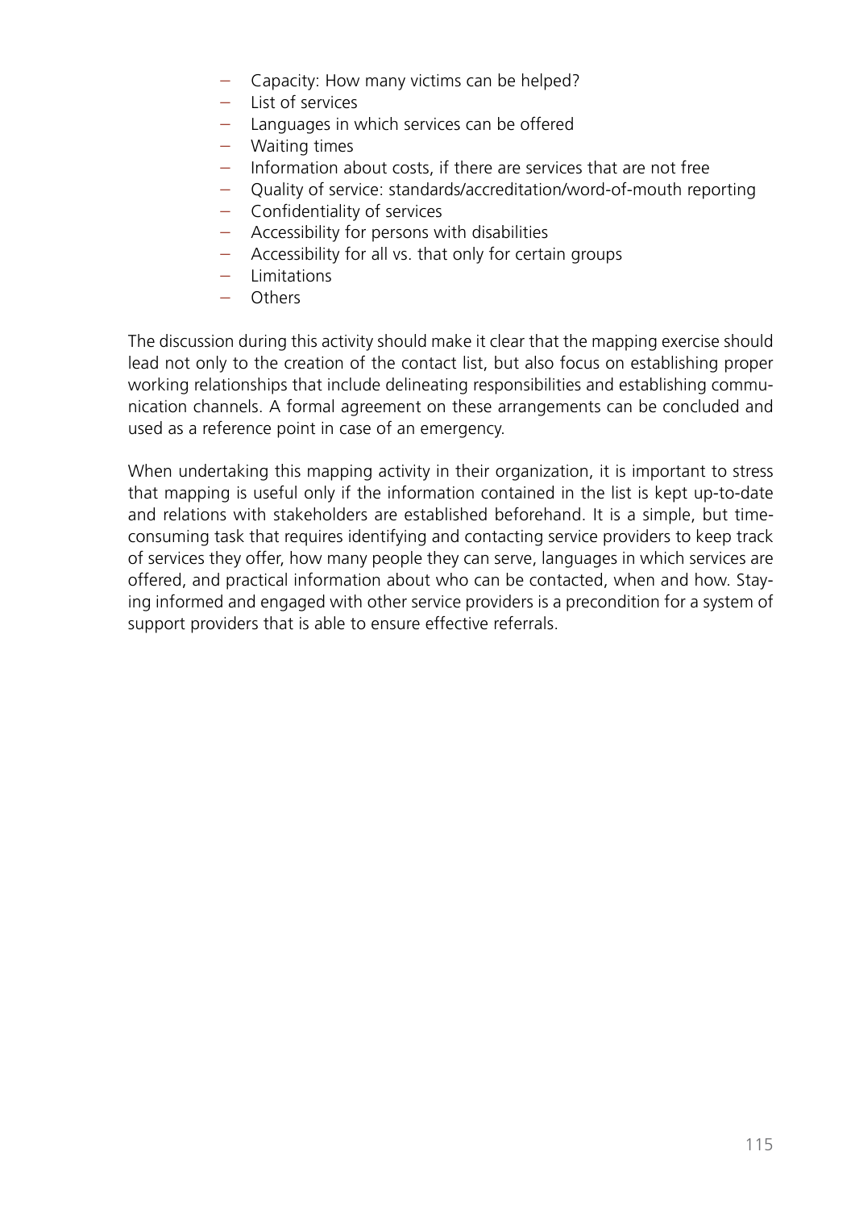- Capacity: How many victims can be helped?
- List of services
- Languages in which services can be offered
- Waiting times
- Information about costs, if there are services that are not free
- Quality of service: standards/accreditation/word-of-mouth reporting
- Confidentiality of services
- Accessibility for persons with disabilities
- Accessibility for all vs. that only for certain groups
- Limitations
- Others

The discussion during this activity should make it clear that the mapping exercise should lead not only to the creation of the contact list, but also focus on establishing proper working relationships that include delineating responsibilities and establishing communication channels. A formal agreement on these arrangements can be concluded and used as a reference point in case of an emergency.

When undertaking this mapping activity in their organization, it is important to stress that mapping is useful only if the information contained in the list is kept up-to-date and relations with stakeholders are established beforehand. It is a simple, but time-consuming task that requires identifying and contacting service providers to keep track of services they offer, how many people they can serve, languages in which services are offered, and practical information about who can be contacted, when and how. Staying informed and engaged with other service providers is a precondition for a system of support providers that is able to ensure effective referrals.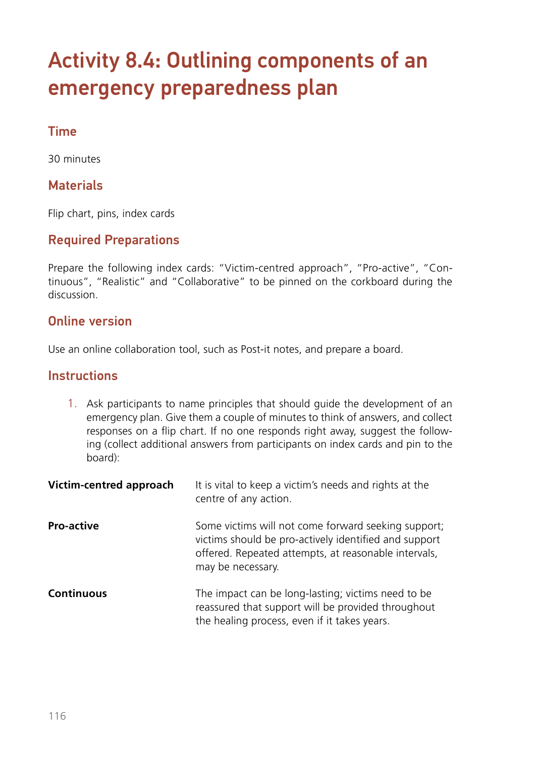# Activity 8.4: Outlining components of an emergency preparedness plan

## Time

30 minutes

## Materials

Flip chart, pins, index cards

## Required Preparations

Prepare the following index cards: "Victim-centred approach", "Pro-active", "Continuous", "Realistic" and "Collaborative" to be pinned on the corkboard during the discussion.

## Online version

Use an online collaboration tool, such as Post-it notes, and prepare a board.

## Instructions

1. Ask participants to name principles that should guide the development of an emergency plan. Give them a couple of minutes to think of answers, and collect responses on a flip chart. If no one responds right away, suggest the following (collect additional answers from participants on index cards and pin to the board):

| | |
|---|---|
| **Victim-centred approach** | It is vital to keep a victim's needs and rights at the centre of any action. |
| **Pro-active** | Some victims will not come forward seeking support; victims should be pro-actively identified and support offered. Repeated attempts, at reasonable intervals, may be necessary. |
| **Continuous** | The impact can be long-lasting; victims need to be reassured that support will be provided throughout the healing process, even if it takes years. |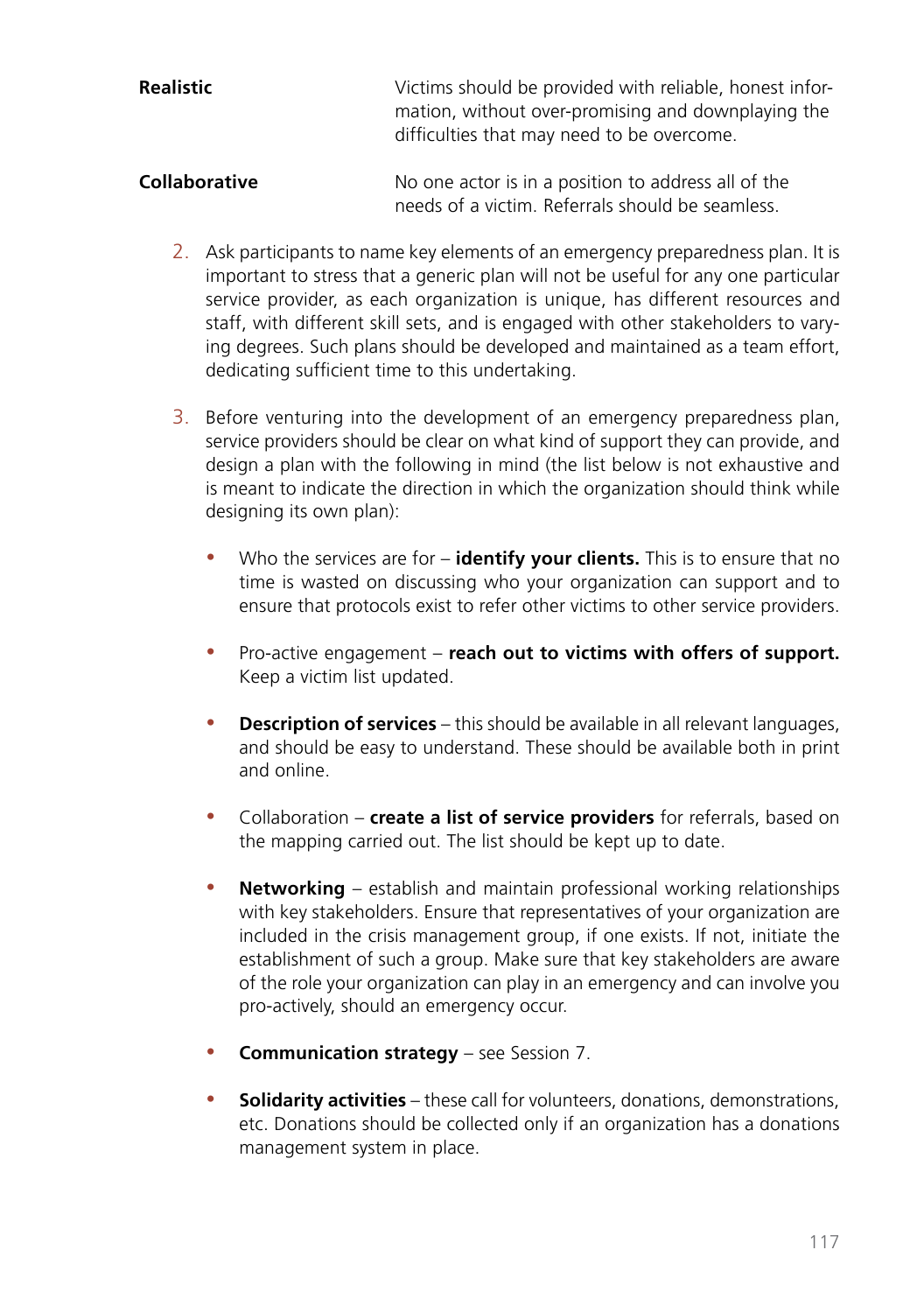**Realistic** Victims should be provided with reliable, honest information, without over-promising and downplaying the difficulties that may need to be overcome.

**Collaborative** No one actor is in a position to address all of the needs of a victim. Referrals should be seamless.

2. Ask participants to name key elements of an emergency preparedness plan. It is important to stress that a generic plan will not be useful for any one particular service provider, as each organization is unique, has different resources and staff, with different skill sets, and is engaged with other stakeholders to varying degrees. Such plans should be developed and maintained as a team effort, dedicating sufficient time to this undertaking.

3. Before venturing into the development of an emergency preparedness plan, service providers should be clear on what kind of support they can provide, and design a plan with the following in mind (the list below is not exhaustive and is meant to indicate the direction in which the organization should think while designing its own plan):

   - Who the services are for – **identify your clients.** This is to ensure that no time is wasted on discussing who your organization can support and to ensure that protocols exist to refer other victims to other service providers.

   - Pro-active engagement – **reach out to victims with offers of support.** Keep a victim list updated.

   - **Description of services** – this should be available in all relevant languages, and should be easy to understand. These should be available both in print and online.

   - Collaboration – **create a list of service providers** for referrals, based on the mapping carried out. The list should be kept up to date.

   - **Networking** – establish and maintain professional working relationships with key stakeholders. Ensure that representatives of your organization are included in the crisis management group, if one exists. If not, initiate the establishment of such a group. Make sure that key stakeholders are aware of the role your organization can play in an emergency and can involve you pro-actively, should an emergency occur.

   - **Communication strategy** – see Session 7.

   - **Solidarity activities** – these call for volunteers, donations, demonstrations, etc. Donations should be collected only if an organization has a donations management system in place.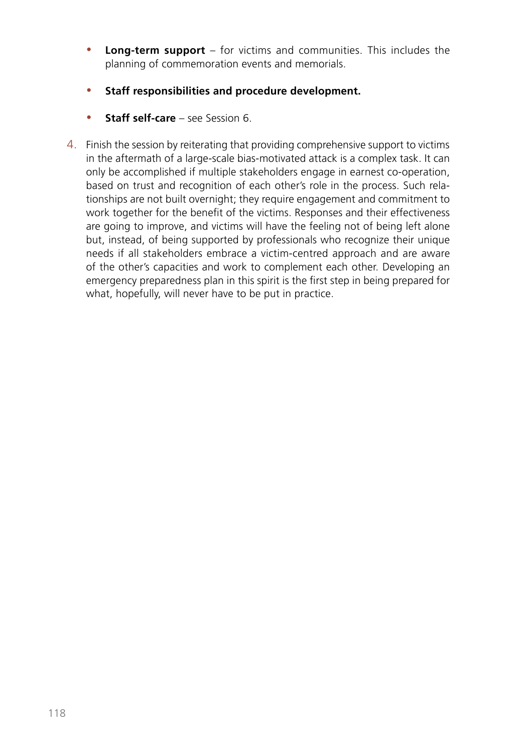- **Long-term support** – for victims and communities. This includes the planning of commemoration events and memorials.

- **Staff responsibilities and procedure development.**

- **Staff self-care** – see Session 6.

4. Finish the session by reiterating that providing comprehensive support to victims in the aftermath of a large-scale bias-motivated attack is a complex task. It can only be accomplished if multiple stakeholders engage in earnest co-operation, based on trust and recognition of each other's role in the process. Such relationships are not built overnight; they require engagement and commitment to work together for the benefit of the victims. Responses and their effectiveness are going to improve, and victims will have the feeling not of being left alone but, instead, of being supported by professionals who recognize their unique needs if all stakeholders embrace a victim-centred approach and are aware of the other's capacities and work to complement each other. Developing an emergency preparedness plan in this spirit is the first step in being prepared for what, hopefully, will never have to be put in practice.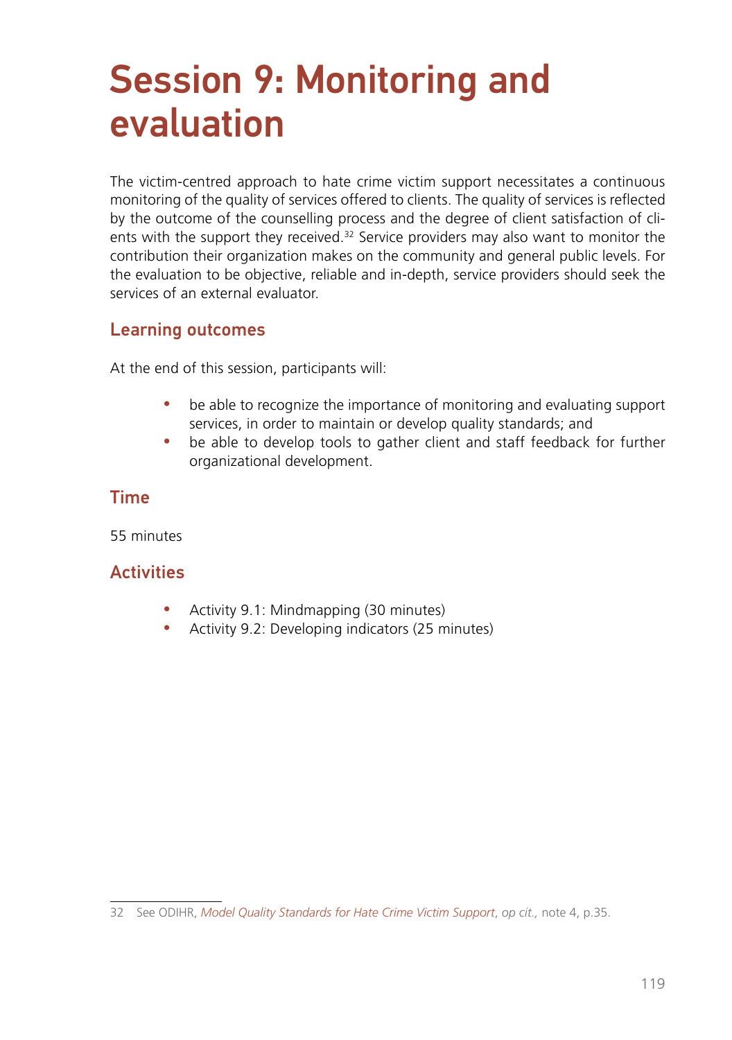# Session 9: Monitoring and evaluation

The victim-centred approach to hate crime victim support necessitates a continuous monitoring of the quality of services offered to clients. The quality of services is reflected by the outcome of the counselling process and the degree of client satisfaction of clients with the support they received.[32] Service providers may also want to monitor the contribution their organization makes on the community and general public levels. For the evaluation to be objective, reliable and in-depth, service providers should seek the services of an external evaluator.

## Learning outcomes

At the end of this session, participants will:

- be able to recognize the importance of monitoring and evaluating support services, in order to maintain or develop quality standards; and
- be able to develop tools to gather client and staff feedback for further organizational development.

## Time

55 minutes

## Activities

- Activity 9.1: Mindmapping (30 minutes)
- Activity 9.2: Developing indicators (25 minutes)

---

32 See ODIHR, *Model Quality Standards for Hate Crime Victim Support*, *op cit.,* note 4, p.35.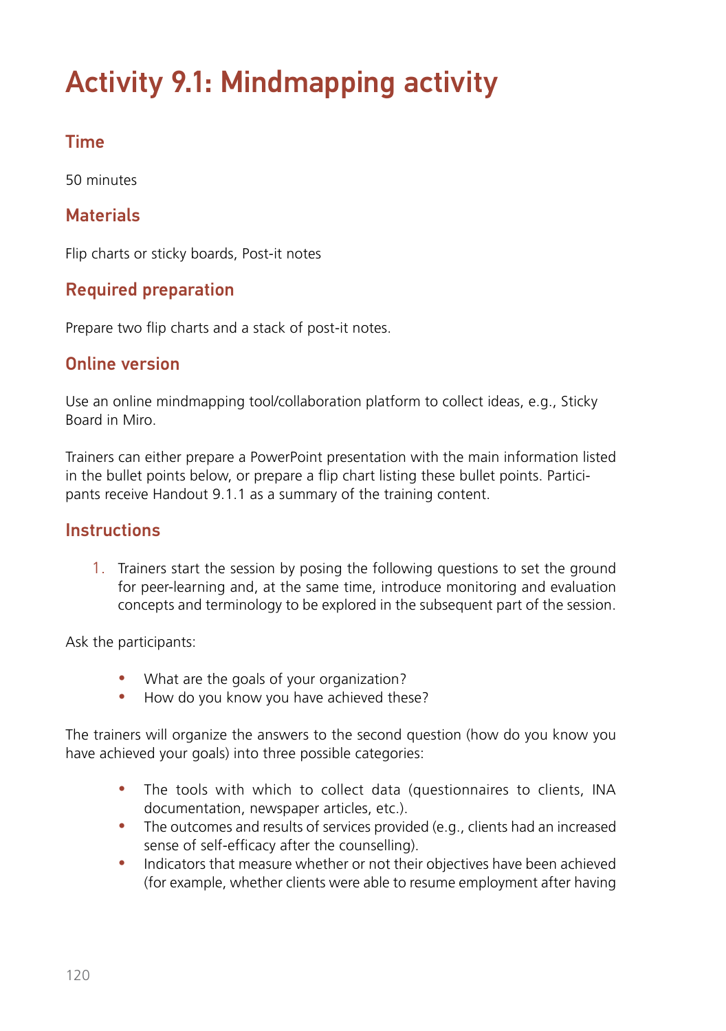# Activity 9.1: Mindmapping activity

## Time

50 minutes

## Materials

Flip charts or sticky boards, Post-it notes

## Required preparation

Prepare two flip charts and a stack of post-it notes.

## Online version

Use an online mindmapping tool/collaboration platform to collect ideas, e.g., Sticky Board in Miro.

Trainers can either prepare a PowerPoint presentation with the main information listed in the bullet points below, or prepare a flip chart listing these bullet points. Participants receive Handout 9.1.1 as a summary of the training content.

## Instructions

1. Trainers start the session by posing the following questions to set the ground for peer-learning and, at the same time, introduce monitoring and evaluation concepts and terminology to be explored in the subsequent part of the session.

Ask the participants:

- What are the goals of your organization?
- How do you know you have achieved these?

The trainers will organize the answers to the second question (how do you know you have achieved your goals) into three possible categories:

- The tools with which to collect data (questionnaires to clients, INA documentation, newspaper articles, etc.).
- The outcomes and results of services provided (e.g., clients had an increased sense of self-efficacy after the counselling).
- Indicators that measure whether or not their objectives have been achieved (for example, whether clients were able to resume employment after having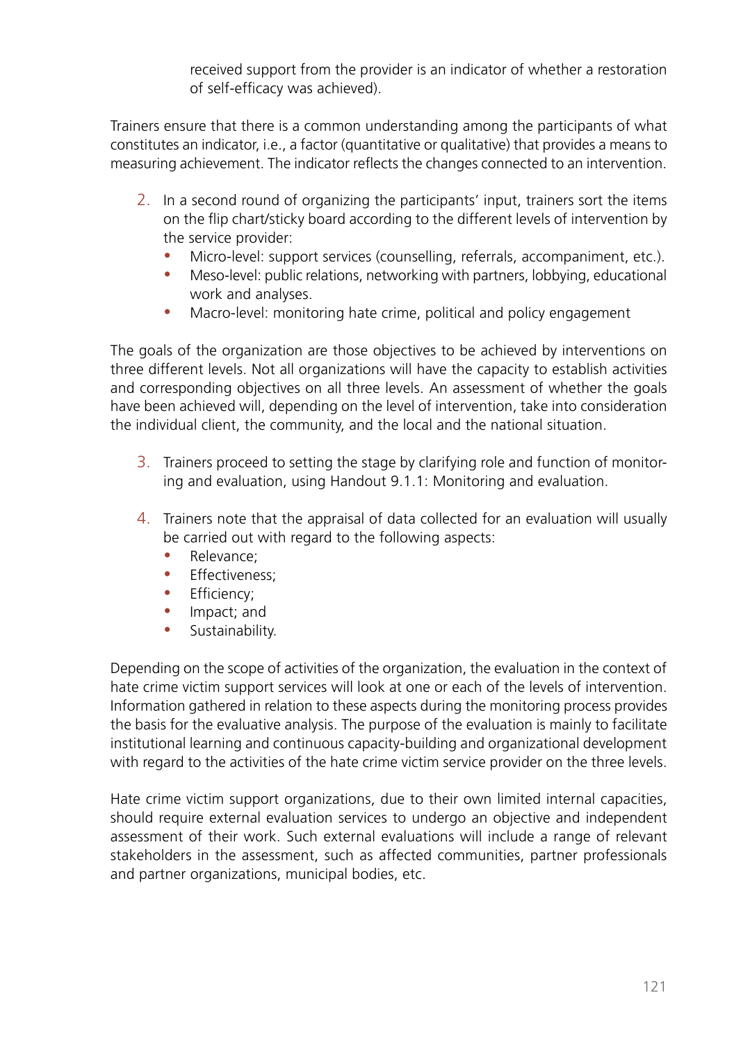received support from the provider is an indicator of whether a restoration of self-efficacy was achieved).

Trainers ensure that there is a common understanding among the participants of what constitutes an indicator, i.e., a factor (quantitative or qualitative) that provides a means to measuring achievement. The indicator reflects the changes connected to an intervention.

2. In a second round of organizing the participants' input, trainers sort the items on the flip chart/sticky board according to the different levels of intervention by the service provider:
   - Micro-level: support services (counselling, referrals, accompaniment, etc.).
   - Meso-level: public relations, networking with partners, lobbying, educational work and analyses.
   - Macro-level: monitoring hate crime, political and policy engagement

The goals of the organization are those objectives to be achieved by interventions on three different levels. Not all organizations will have the capacity to establish activities and corresponding objectives on all three levels. An assessment of whether the goals have been achieved will, depending on the level of intervention, take into consideration the individual client, the community, and the local and the national situation.

3. Trainers proceed to setting the stage by clarifying role and function of monitoring and evaluation, using Handout 9.1.1: Monitoring and evaluation.

4. Trainers note that the appraisal of data collected for an evaluation will usually be carried out with regard to the following aspects:
   - Relevance;
   - Effectiveness;
   - Efficiency;
   - Impact; and
   - Sustainability.

Depending on the scope of activities of the organization, the evaluation in the context of hate crime victim support services will look at one or each of the levels of intervention. Information gathered in relation to these aspects during the monitoring process provides the basis for the evaluative analysis. The purpose of the evaluation is mainly to facilitate institutional learning and continuous capacity-building and organizational development with regard to the activities of the hate crime victim service provider on the three levels.

Hate crime victim support organizations, due to their own limited internal capacities, should require external evaluation services to undergo an objective and independent assessment of their work. Such external evaluations will include a range of relevant stakeholders in the assessment, such as affected communities, partner professionals and partner organizations, municipal bodies, etc.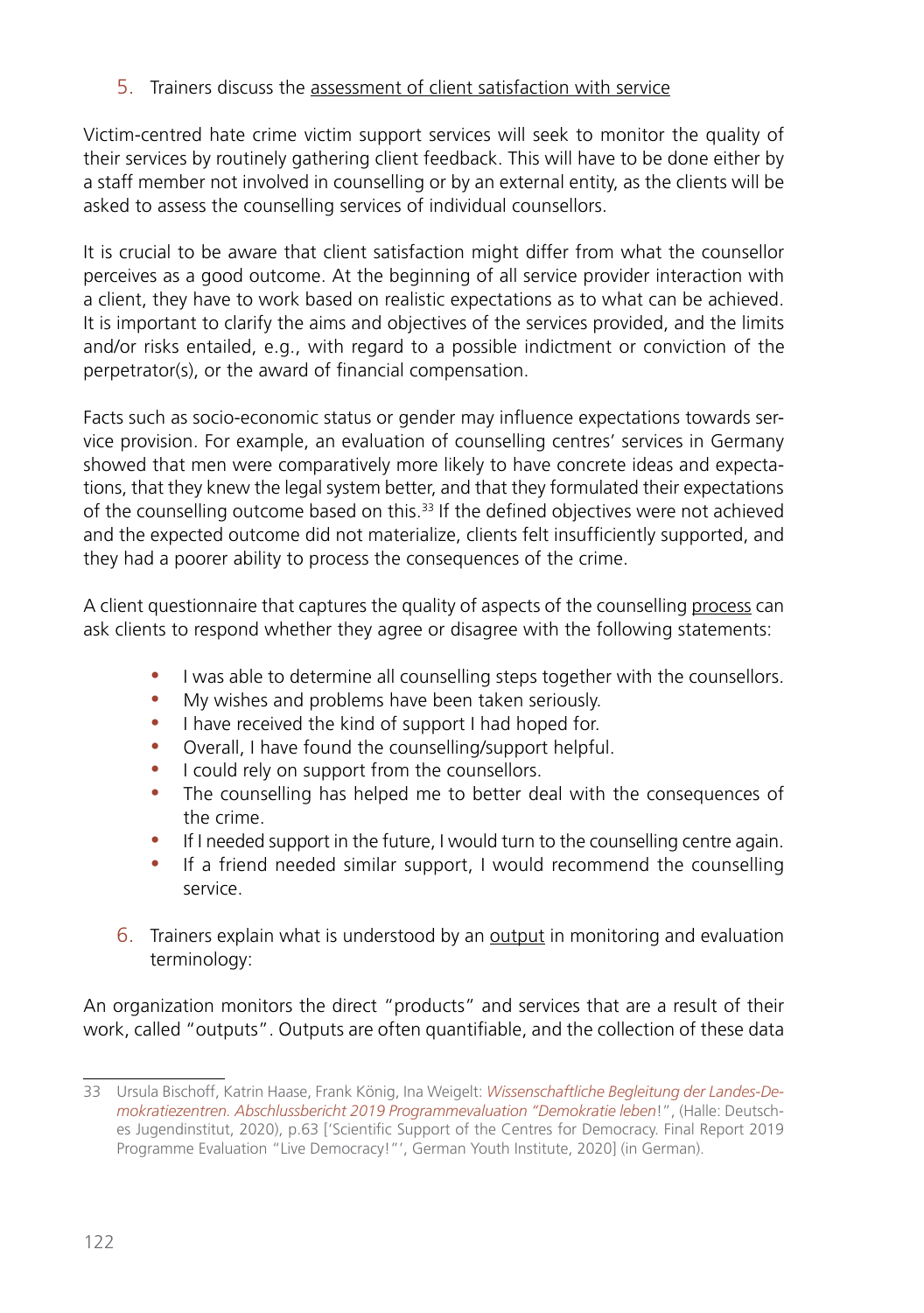5. Trainers discuss the <u>assessment of client satisfaction with service</u>

Victim-centred hate crime victim support services will seek to monitor the quality of their services by routinely gathering client feedback. This will have to be done either by a staff member not involved in counselling or by an external entity, as the clients will be asked to assess the counselling services of individual counsellors.

It is crucial to be aware that client satisfaction might differ from what the counsellor perceives as a good outcome. At the beginning of all service provider interaction with a client, they have to work based on realistic expectations as to what can be achieved. It is important to clarify the aims and objectives of the services provided, and the limits and/or risks entailed, e.g., with regard to a possible indictment or conviction of the perpetrator(s), or the award of financial compensation.

Facts such as socio-economic status or gender may influence expectations towards service provision. For example, an evaluation of counselling centres' services in Germany showed that men were comparatively more likely to have concrete ideas and expectations, that they knew the legal system better, and that they formulated their expectations of the counselling outcome based on this.[33] If the defined objectives were not achieved and the expected outcome did not materialize, clients felt insufficiently supported, and they had a poorer ability to process the consequences of the crime.

A client questionnaire that captures the quality of aspects of the counselling <u>process</u> can ask clients to respond whether they agree or disagree with the following statements:

- I was able to determine all counselling steps together with the counsellors.
- My wishes and problems have been taken seriously.
- I have received the kind of support I had hoped for.
- Overall, I have found the counselling/support helpful.
- I could rely on support from the counsellors.
- The counselling has helped me to better deal with the consequences of the crime.
- If I needed support in the future, I would turn to the counselling centre again.
- If a friend needed similar support, I would recommend the counselling service.

6. Trainers explain what is understood by an <u>output</u> in monitoring and evaluation terminology:

An organization monitors the direct "products" and services that are a result of their work, called "outputs". Outputs are often quantifiable, and the collection of these data

---

33 Ursula Bischoff, Katrin Haase, Frank König, Ina Weigelt: *Wissenschaftliche Begleitung der Landes-Demokratiezentren. Abschlussbericht 2019 Programmevaluation "Demokratie leben*!", (Halle: Deutsches Jugendinstitut, 2020), p.63 ['Scientific Support of the Centres for Democracy. Final Report 2019 Programme Evaluation "Live Democracy!"', German Youth Institute, 2020] (in German).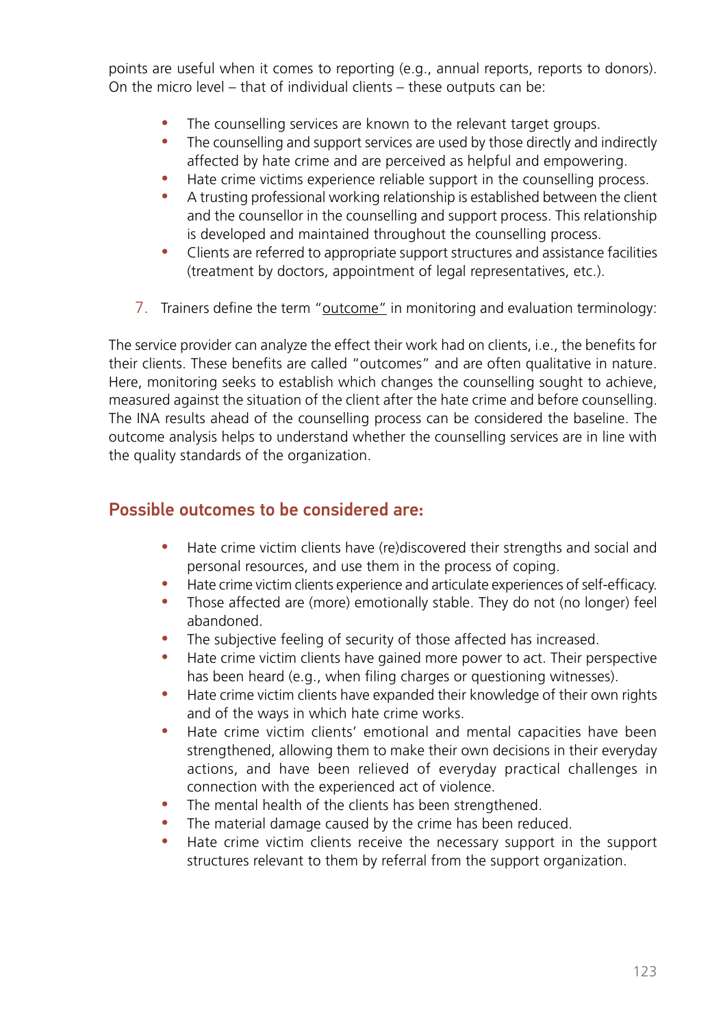points are useful when it comes to reporting (e.g., annual reports, reports to donors). On the micro level – that of individual clients – these outputs can be:

- The counselling services are known to the relevant target groups.
- The counselling and support services are used by those directly and indirectly affected by hate crime and are perceived as helpful and empowering.
- Hate crime victims experience reliable support in the counselling process.
- A trusting professional working relationship is established between the client and the counsellor in the counselling and support process. This relationship is developed and maintained throughout the counselling process.
- Clients are referred to appropriate support structures and assistance facilities (treatment by doctors, appointment of legal representatives, etc.).

7. Trainers define the term "<u>outcome</u>" in monitoring and evaluation terminology:

The service provider can analyze the effect their work had on clients, i.e., the benefits for their clients. These benefits are called "outcomes" and are often qualitative in nature. Here, monitoring seeks to establish which changes the counselling sought to achieve, measured against the situation of the client after the hate crime and before counselling. The INA results ahead of the counselling process can be considered the baseline. The outcome analysis helps to understand whether the counselling services are in line with the quality standards of the organization.

## Possible outcomes to be considered are:

- Hate crime victim clients have (re)discovered their strengths and social and personal resources, and use them in the process of coping.
- Hate crime victim clients experience and articulate experiences of self-efficacy.
- Those affected are (more) emotionally stable. They do not (no longer) feel abandoned.
- The subjective feeling of security of those affected has increased.
- Hate crime victim clients have gained more power to act. Their perspective has been heard (e.g., when filing charges or questioning witnesses).
- Hate crime victim clients have expanded their knowledge of their own rights and of the ways in which hate crime works.
- Hate crime victim clients' emotional and mental capacities have been strengthened, allowing them to make their own decisions in their everyday actions, and have been relieved of everyday practical challenges in connection with the experienced act of violence.
- The mental health of the clients has been strengthened.
- The material damage caused by the crime has been reduced.
- Hate crime victim clients receive the necessary support in the support structures relevant to them by referral from the support organization.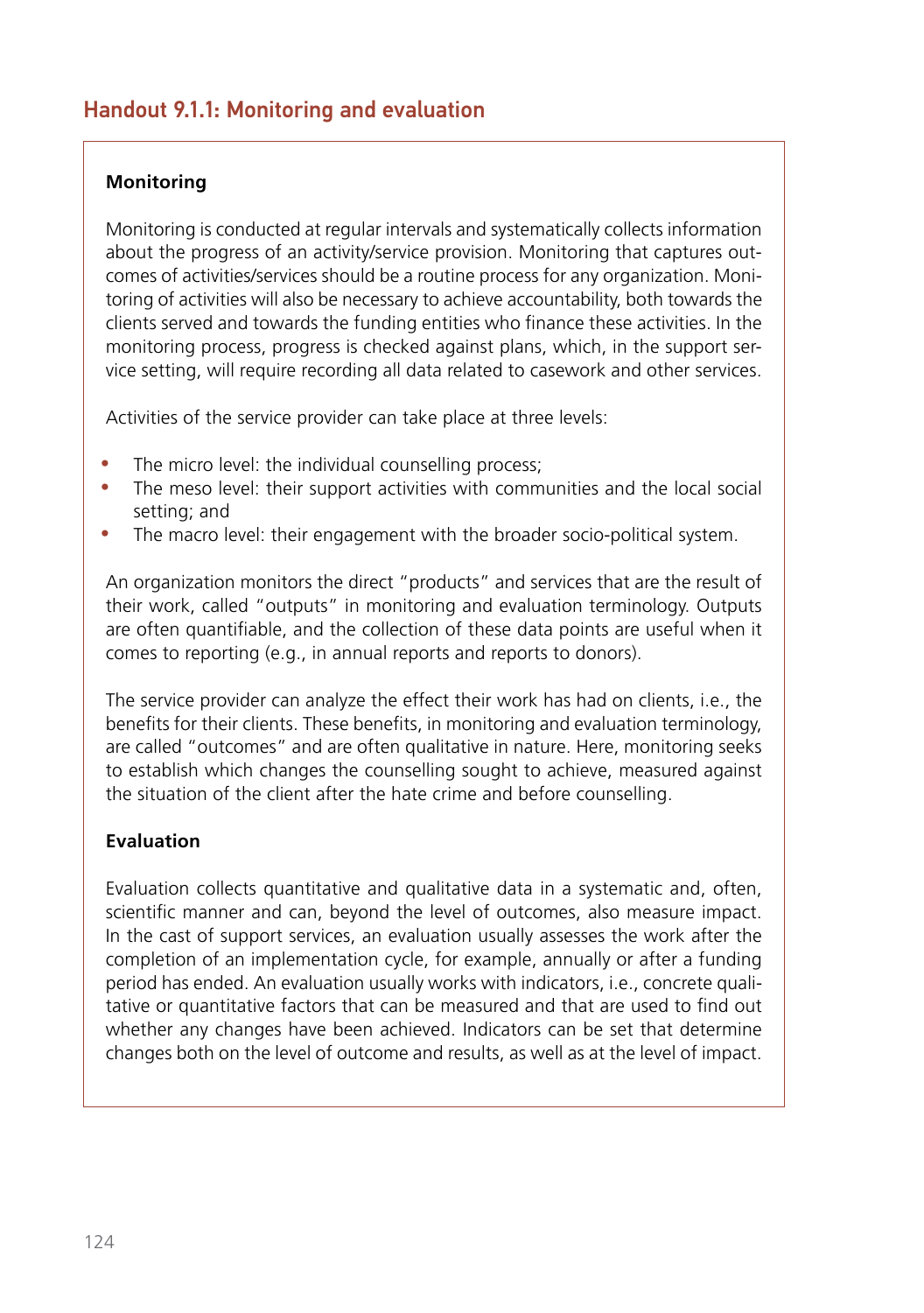## Handout 9.1.1: Monitoring and evaluation

**Monitoring**

Monitoring is conducted at regular intervals and systematically collects information about the progress of an activity/service provision. Monitoring that captures outcomes of activities/services should be a routine process for any organization. Monitoring of activities will also be necessary to achieve accountability, both towards the clients served and towards the funding entities who finance these activities. In the monitoring process, progress is checked against plans, which, in the support service setting, will require recording all data related to casework and other services.

Activities of the service provider can take place at three levels:

- The micro level: the individual counselling process;
- The meso level: their support activities with communities and the local social setting; and
- The macro level: their engagement with the broader socio-political system.

An organization monitors the direct "products" and services that are the result of their work, called "outputs" in monitoring and evaluation terminology. Outputs are often quantifiable, and the collection of these data points are useful when it comes to reporting (e.g., in annual reports and reports to donors).

The service provider can analyze the effect their work has had on clients, i.e., the benefits for their clients. These benefits, in monitoring and evaluation terminology, are called "outcomes" and are often qualitative in nature. Here, monitoring seeks to establish which changes the counselling sought to achieve, measured against the situation of the client after the hate crime and before counselling.

**Evaluation**

Evaluation collects quantitative and qualitative data in a systematic and, often, scientific manner and can, beyond the level of outcomes, also measure impact. In the cast of support services, an evaluation usually assesses the work after the completion of an implementation cycle, for example, annually or after a funding period has ended. An evaluation usually works with indicators, i.e., concrete qualitative or quantitative factors that can be measured and that are used to find out whether any changes have been achieved. Indicators can be set that determine changes both on the level of outcome and results, as well as at the level of impact.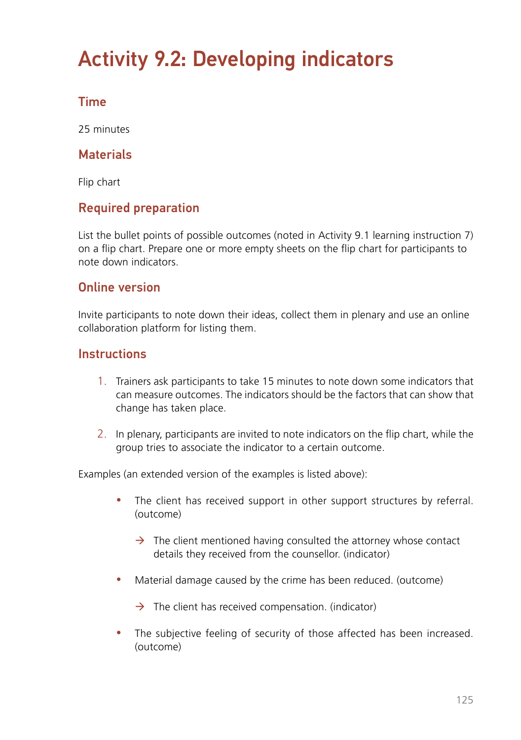# Activity 9.2: Developing indicators

## Time

25 minutes

## Materials

Flip chart

## Required preparation

List the bullet points of possible outcomes (noted in Activity 9.1 learning instruction 7) on a flip chart. Prepare one or more empty sheets on the flip chart for participants to note down indicators.

## Online version

Invite participants to note down their ideas, collect them in plenary and use an online collaboration platform for listing them.

## Instructions

1. Trainers ask participants to take 15 minutes to note down some indicators that can measure outcomes. The indicators should be the factors that can show that change has taken place.
2. In plenary, participants are invited to note indicators on the flip chart, while the group tries to associate the indicator to a certain outcome.

Examples (an extended version of the examples is listed above):

- The client has received support in other support structures by referral. (outcome)
  - → The client mentioned having consulted the attorney whose contact details they received from the counsellor. (indicator)
- Material damage caused by the crime has been reduced. (outcome)
  - → The client has received compensation. (indicator)
- The subjective feeling of security of those affected has been increased. (outcome)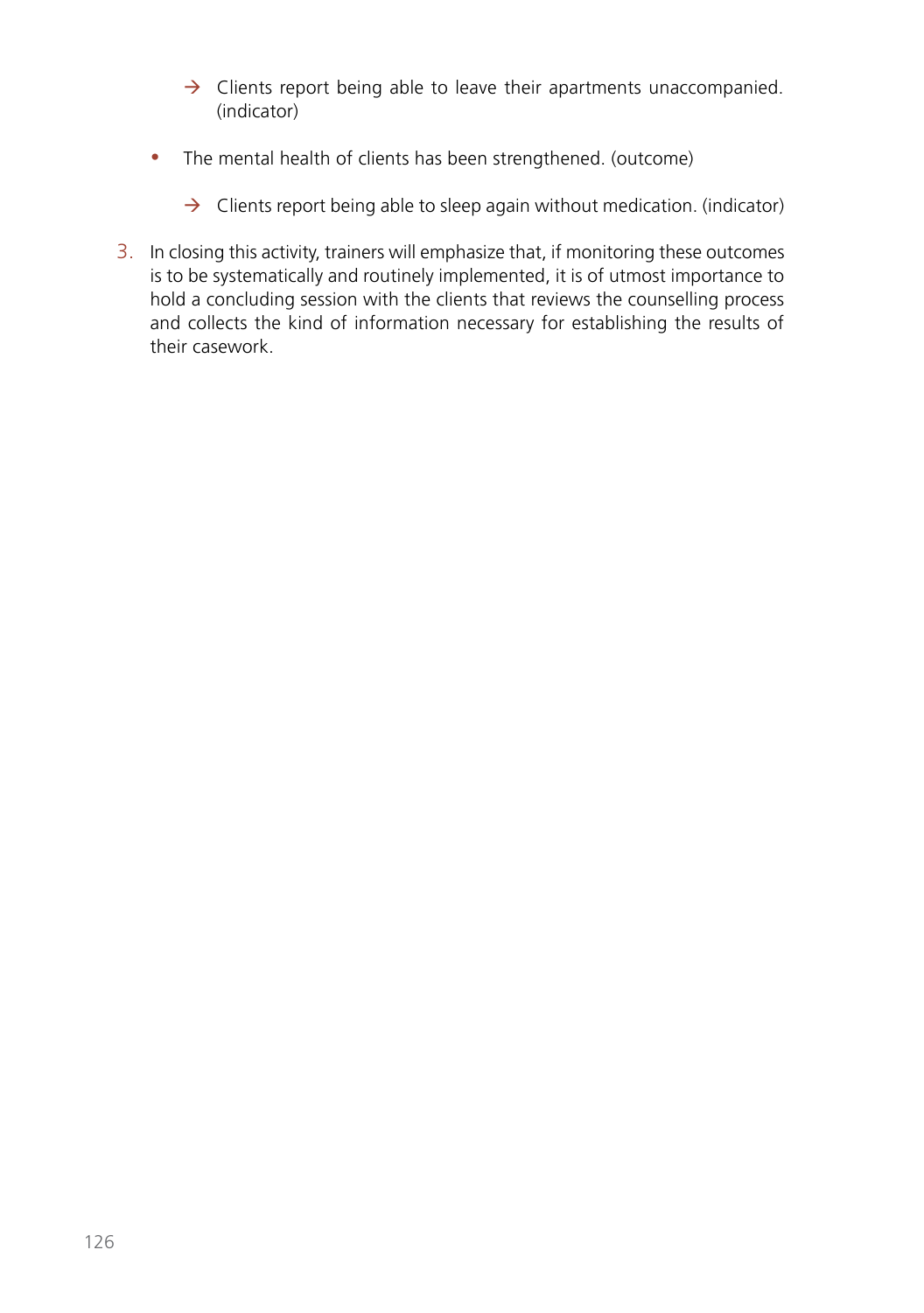- → Clients report being able to leave their apartments unaccompanied. (indicator)

- The mental health of clients has been strengthened. (outcome)

    - → Clients report being able to sleep again without medication. (indicator)

3. In closing this activity, trainers will emphasize that, if monitoring these outcomes is to be systematically and routinely implemented, it is of utmost importance to hold a concluding session with the clients that reviews the counselling process and collects the kind of information necessary for establishing the results of their casework.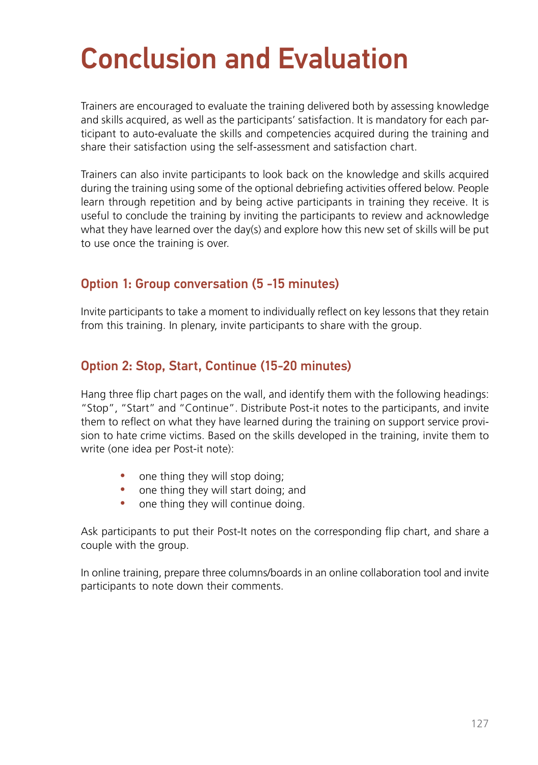# Conclusion and Evaluation

Trainers are encouraged to evaluate the training delivered both by assessing knowledge and skills acquired, as well as the participants' satisfaction. It is mandatory for each participant to auto-evaluate the skills and competencies acquired during the training and share their satisfaction using the self-assessment and satisfaction chart.

Trainers can also invite participants to look back on the knowledge and skills acquired during the training using some of the optional debriefing activities offered below. People learn through repetition and by being active participants in training they receive. It is useful to conclude the training by inviting the participants to review and acknowledge what they have learned over the day(s) and explore how this new set of skills will be put to use once the training is over.

## Option 1: Group conversation (5 -15 minutes)

Invite participants to take a moment to individually reflect on key lessons that they retain from this training. In plenary, invite participants to share with the group.

## Option 2: Stop, Start, Continue (15-20 minutes)

Hang three flip chart pages on the wall, and identify them with the following headings: "Stop", "Start" and "Continue". Distribute Post-it notes to the participants, and invite them to reflect on what they have learned during the training on support service provision to hate crime victims. Based on the skills developed in the training, invite them to write (one idea per Post-it note):

- one thing they will stop doing;
- one thing they will start doing; and
- one thing they will continue doing.

Ask participants to put their Post-It notes on the corresponding flip chart, and share a couple with the group.

In online training, prepare three columns/boards in an online collaboration tool and invite participants to note down their comments.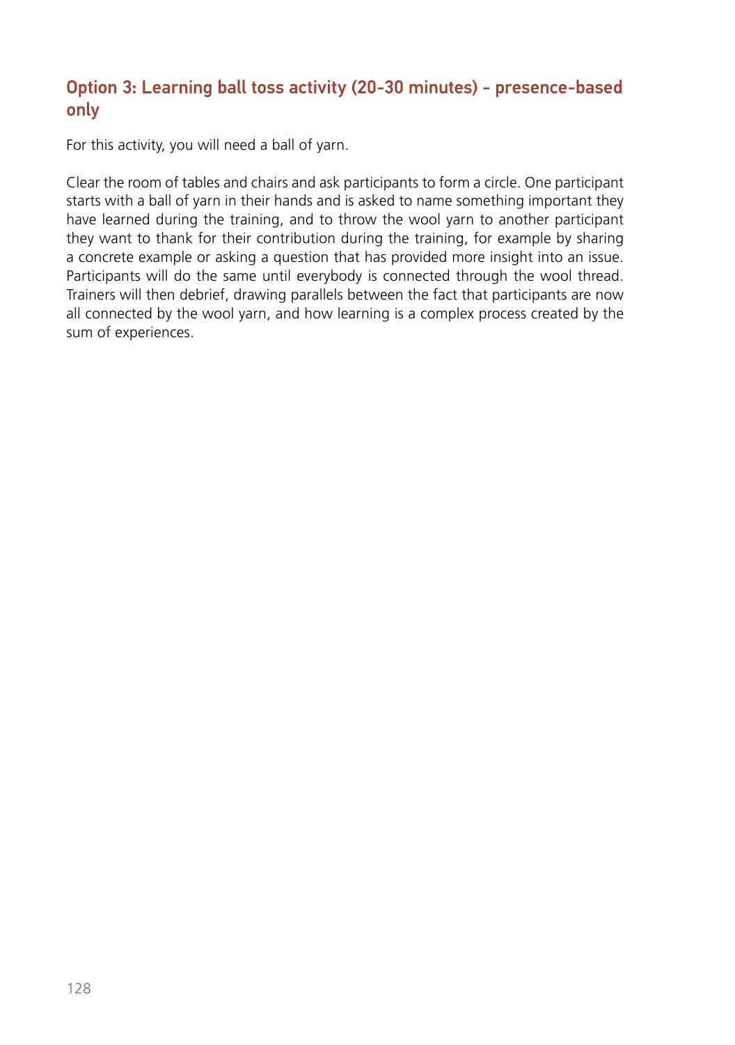### Option 3: Learning ball toss activity (20-30 minutes) - presence-based only

For this activity, you will need a ball of yarn.

Clear the room of tables and chairs and ask participants to form a circle. One participant starts with a ball of yarn in their hands and is asked to name something important they have learned during the training, and to throw the wool yarn to another participant they want to thank for their contribution during the training, for example by sharing a concrete example or asking a question that has provided more insight into an issue. Participants will do the same until everybody is connected through the wool thread. Trainers will then debrief, drawing parallels between the fact that participants are now all connected by the wool yarn, and how learning is a complex process created by the sum of experiences.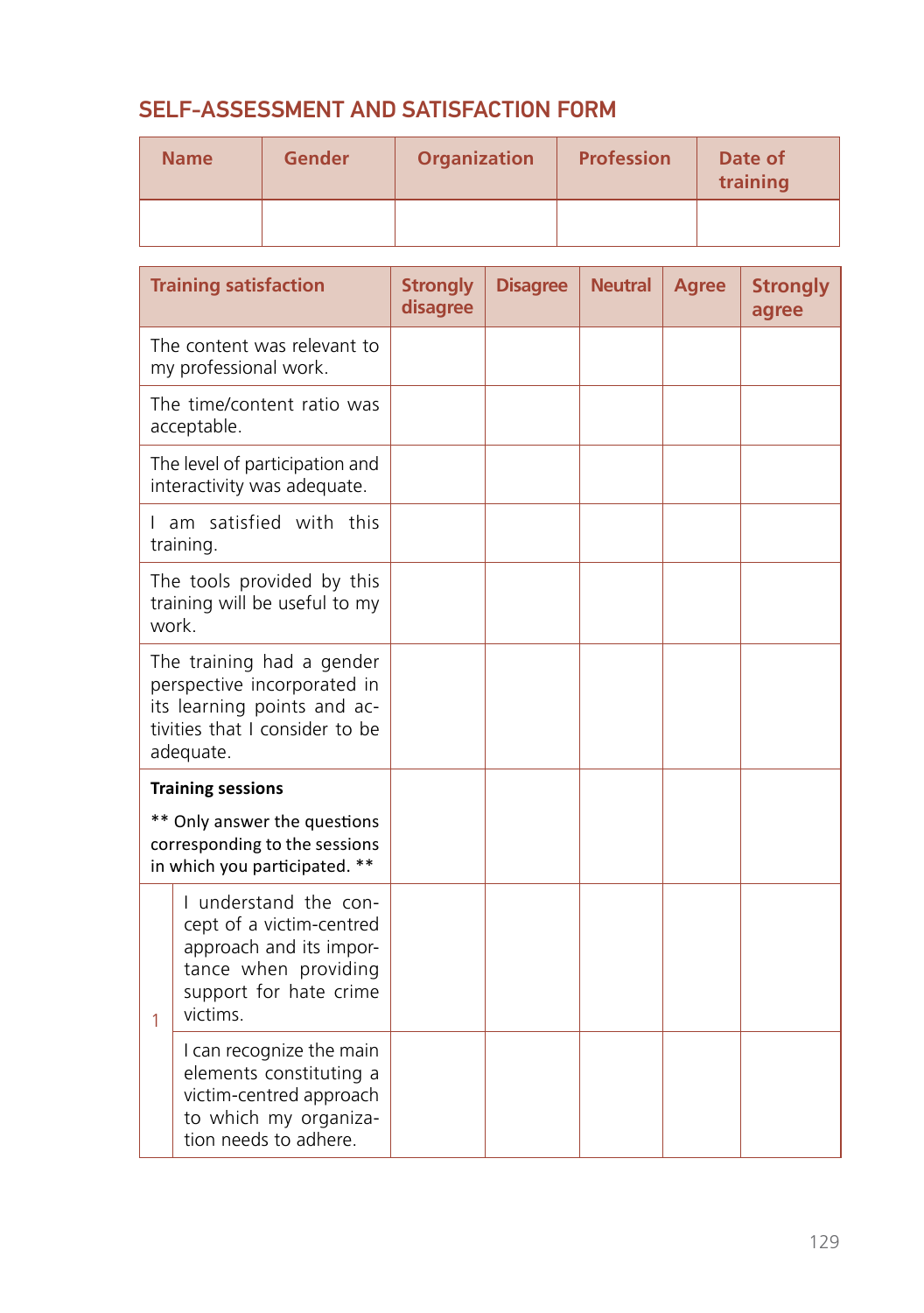## SELF-ASSESSMENT AND SATISFACTION FORM

| Name | Gender | Organization | Profession | Date of training |
|---|---|---|---|---|
| | | | | |

| Training satisfaction | | Strongly disagree | Disagree | Neutral | Agree | Strongly agree |
|---|---|---|---|---|---|---|
| The content was relevant to my professional work. | | | | | | |
| The time/content ratio was acceptable. | | | | | | |
| The level of participation and interactivity was adequate. | | | | | | |
| I am satisfied with this training. | | | | | | |
| The tools provided by this training will be useful to my work. | | | | | | |
| The training had a gender perspective incorporated in its learning points and activities that I consider to be adequate. | | | | | | |
| **Training sessions** ** Only answer the questions corresponding to the sessions in which you participated. ** | | | | | | |
| 1 | I understand the concept of a victim-centred approach and its importance when providing support for hate crime victims. | | | | | |
| | I can recognize the main elements constituting a victim-centred approach to which my organization needs to adhere. | | | | | |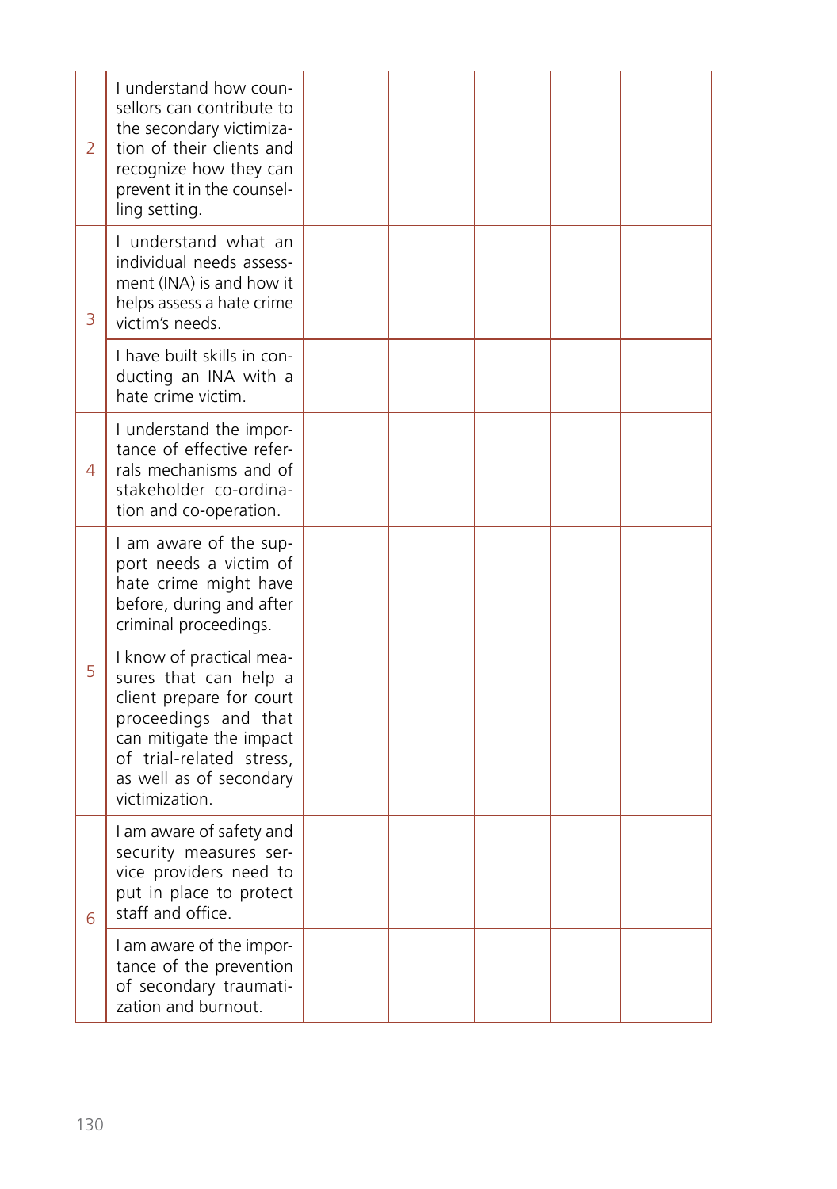| | | | | | | |
|---|---|---|---|---|---|---|
| 2 | I understand how counsellors can contribute to the secondary victimization of their clients and recognize how they can prevent it in the counselling setting. | | | | | |
| 3 | I understand what an individual needs assessment (INA) is and how it helps assess a hate crime victim's needs. | | | | | |
| | I have built skills in conducting an INA with a hate crime victim. | | | | | |
| 4 | I understand the importance of effective referrals mechanisms and of stakeholder co-ordination and co-operation. | | | | | |
| 5 | I am aware of the support needs a victim of hate crime might have before, during and after criminal proceedings. | | | | | |
| | I know of practical measures that can help a client prepare for court proceedings and that can mitigate the impact of trial-related stress, as well as of secondary victimization. | | | | | |
| 6 | I am aware of safety and security measures service providers need to put in place to protect staff and office. | | | | | |
| | I am aware of the importance of the prevention of secondary traumatization and burnout. | | | | | |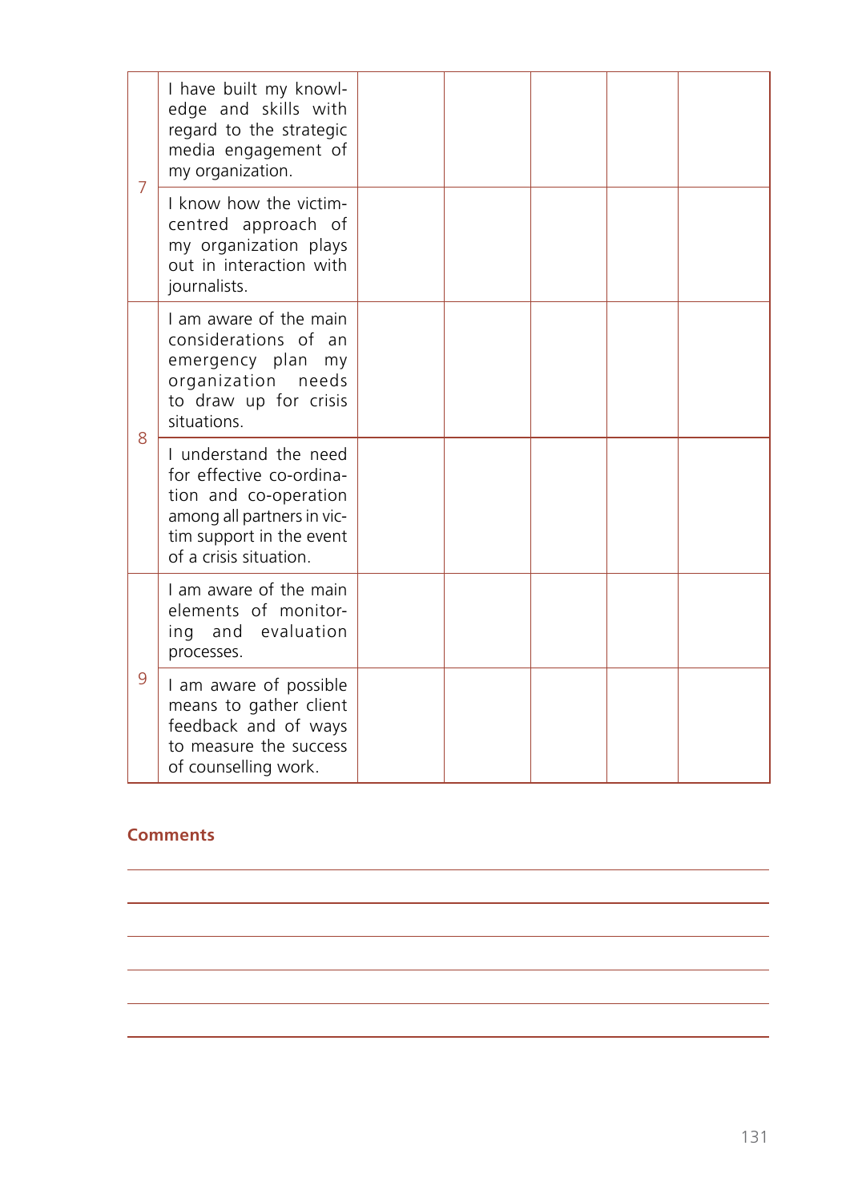| | | | | | | |
|---|---|---|---|---|---|---|
| 7 | I have built my knowledge and skills with regard to the strategic media engagement of my organization. | | | | | |
| | I know how the victim-centred approach of my organization plays out in interaction with journalists. | | | | | |
| 8 | I am aware of the main considerations of an emergency plan my organization needs to draw up for crisis situations. | | | | | |
| | I understand the need for effective co-ordination and co-operation among all partners in victim support in the event of a crisis situation. | | | | | |
| 9 | I am aware of the main elements of monitoring and evaluation processes. | | | | | |
| | I am aware of possible means to gather client feedback and of ways to measure the success of counselling work. | | | | | |

**Comments**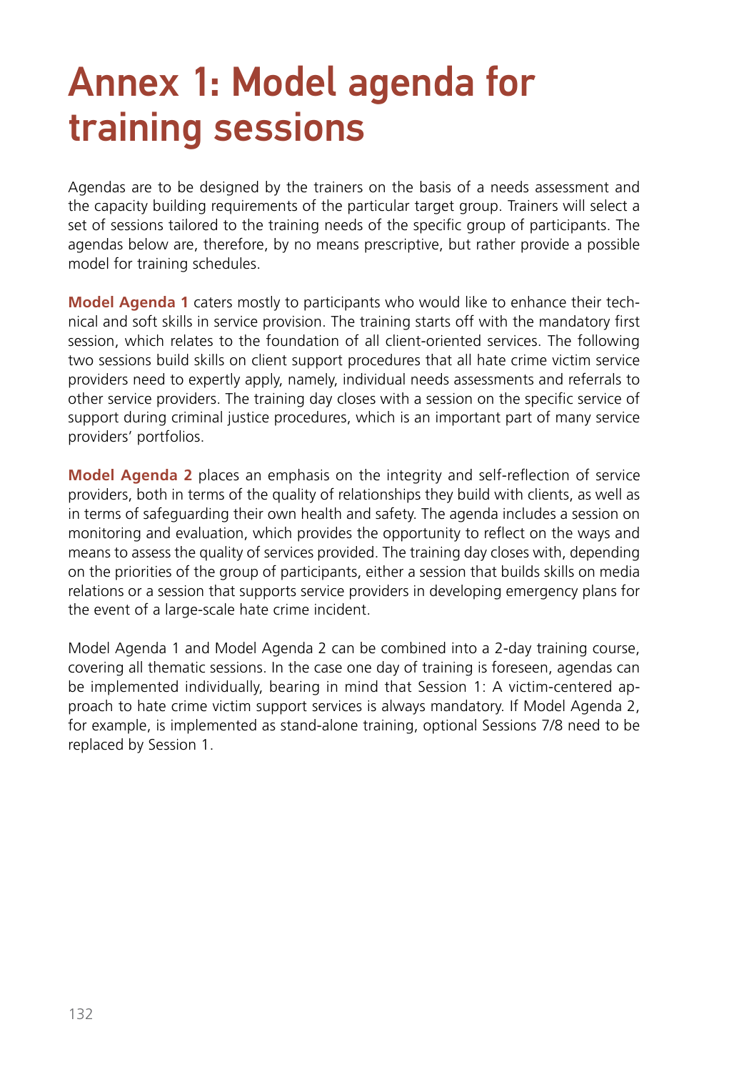# Annex 1: Model agenda for training sessions

Agendas are to be designed by the trainers on the basis of a needs assessment and the capacity building requirements of the particular target group. Trainers will select a set of sessions tailored to the training needs of the specific group of participants. The agendas below are, therefore, by no means prescriptive, but rather provide a possible model for training schedules.

**Model Agenda 1** caters mostly to participants who would like to enhance their technical and soft skills in service provision. The training starts off with the mandatory first session, which relates to the foundation of all client-oriented services. The following two sessions build skills on client support procedures that all hate crime victim service providers need to expertly apply, namely, individual needs assessments and referrals to other service providers. The training day closes with a session on the specific service of support during criminal justice procedures, which is an important part of many service providers' portfolios.

**Model Agenda 2** places an emphasis on the integrity and self-reflection of service providers, both in terms of the quality of relationships they build with clients, as well as in terms of safeguarding their own health and safety. The agenda includes a session on monitoring and evaluation, which provides the opportunity to reflect on the ways and means to assess the quality of services provided. The training day closes with, depending on the priorities of the group of participants, either a session that builds skills on media relations or a session that supports service providers in developing emergency plans for the event of a large-scale hate crime incident.

Model Agenda 1 and Model Agenda 2 can be combined into a 2-day training course, covering all thematic sessions. In the case one day of training is foreseen, agendas can be implemented individually, bearing in mind that Session 1: A victim-centered approach to hate crime victim support services is always mandatory. If Model Agenda 2, for example, is implemented as stand-alone training, optional Sessions 7/8 need to be replaced by Session 1.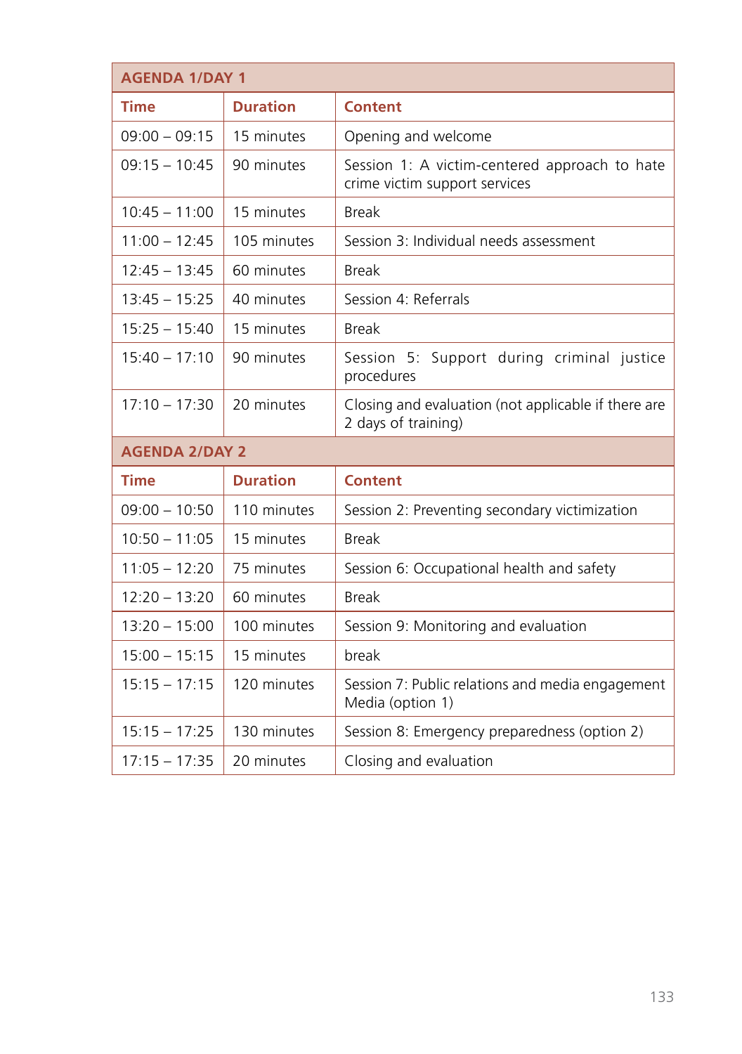| AGENDA 1/DAY 1 | | |
|---|---|---|
| **Time** | **Duration** | **Content** |
| 09:00 – 09:15 | 15 minutes | Opening and welcome |
| 09:15 – 10:45 | 90 minutes | Session 1: A victim-centered approach to hate crime victim support services |
| 10:45 – 11:00 | 15 minutes | Break |
| 11:00 – 12:45 | 105 minutes | Session 3: Individual needs assessment |
| 12:45 – 13:45 | 60 minutes | Break |
| 13:45 – 15:25 | 40 minutes | Session 4: Referrals |
| 15:25 – 15:40 | 15 minutes | Break |
| 15:40 – 17:10 | 90 minutes | Session 5: Support during criminal justice procedures |
| 17:10 – 17:30 | 20 minutes | Closing and evaluation (not applicable if there are 2 days of training) |

| AGENDA 2/DAY 2 | | |
|---|---|---|
| **Time** | **Duration** | **Content** |
| 09:00 – 10:50 | 110 minutes | Session 2: Preventing secondary victimization |
| 10:50 – 11:05 | 15 minutes | Break |
| 11:05 – 12:20 | 75 minutes | Session 6: Occupational health and safety |
| 12:20 – 13:20 | 60 minutes | Break |
| 13:20 – 15:00 | 100 minutes | Session 9: Monitoring and evaluation |
| 15:00 – 15:15 | 15 minutes | break |
| 15:15 – 17:15 | 120 minutes | Session 7: Public relations and media engagement Media (option 1) |
| 15:15 – 17:25 | 130 minutes | Session 8: Emergency preparedness (option 2) |
| 17:15 – 17:35 | 20 minutes | Closing and evaluation |